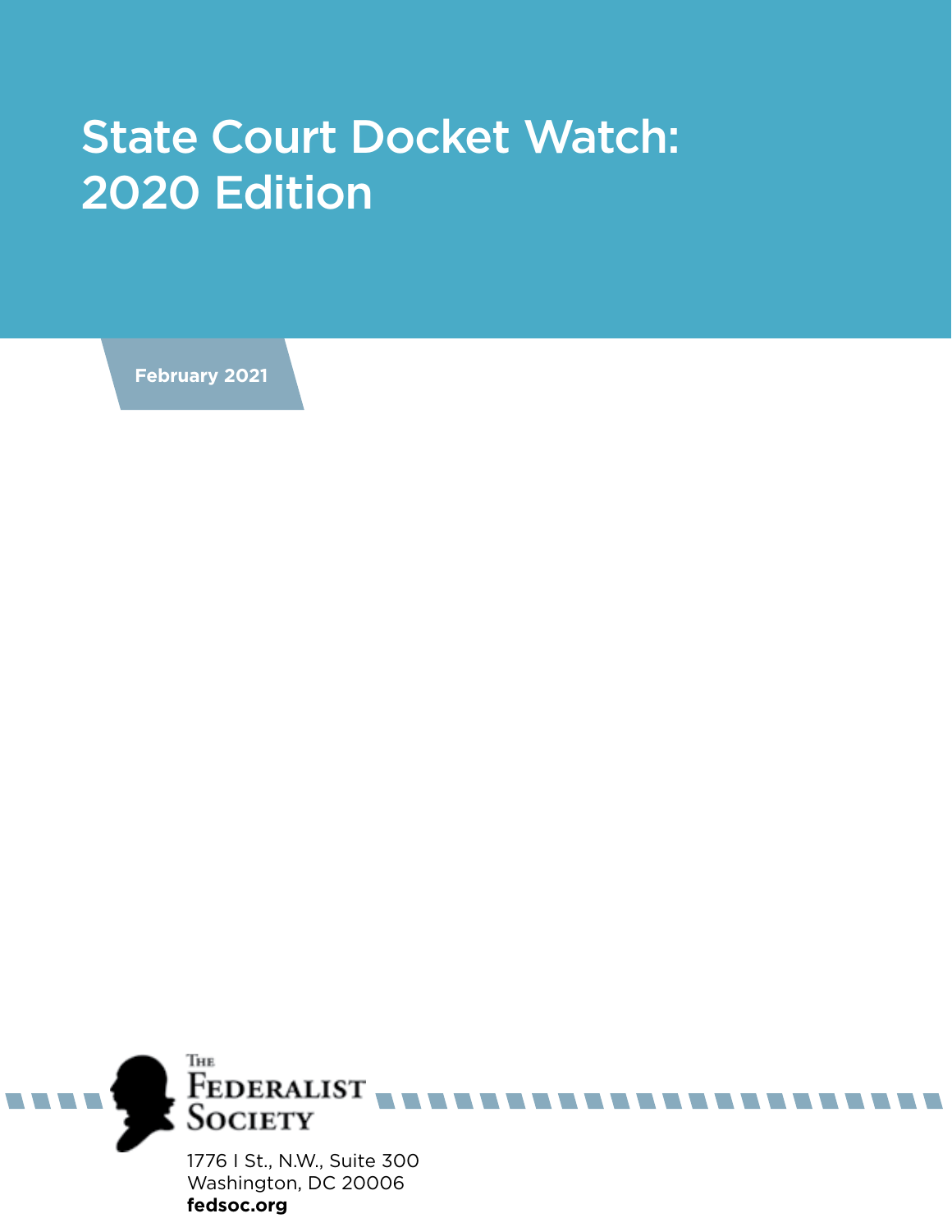# State Court Docket Watch: 2020 Edition

February 2021

The Federalist Society

1776 I St., N.W., Suite 300
Washington, DC 20006
**fedsoc.org**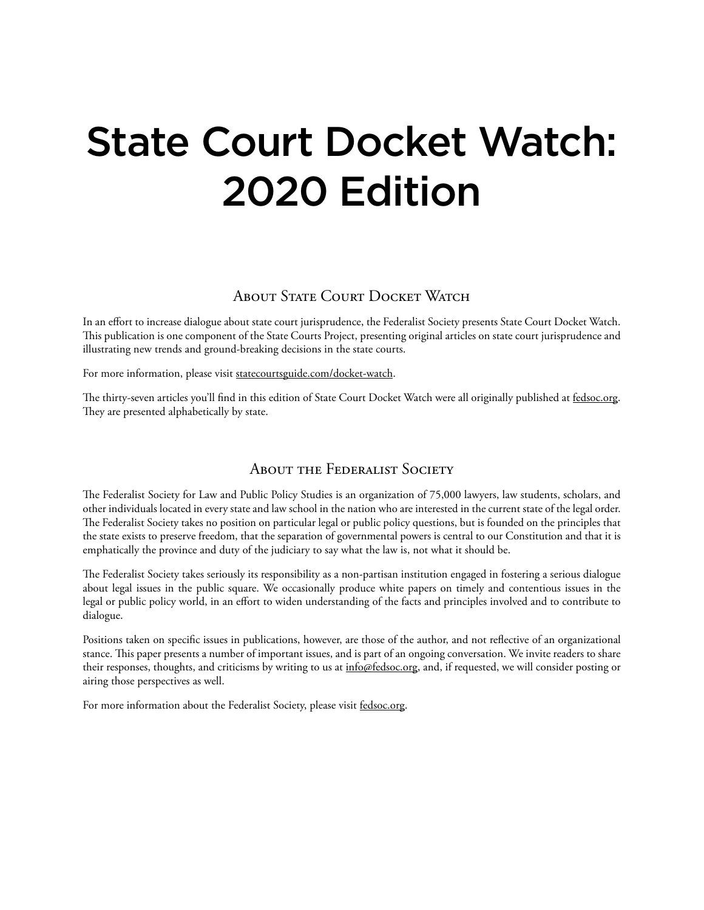# State Court Docket Watch: 2020 Edition

## About State Court Docket Watch

In an effort to increase dialogue about state court jurisprudence, the Federalist Society presents State Court Docket Watch. This publication is one component of the State Courts Project, presenting original articles on state court jurisprudence and illustrating new trends and ground-breaking decisions in the state courts.

For more information, please visit statecourtsguide.com/docket-watch.

The thirty-seven articles you'll find in this edition of State Court Docket Watch were all originally published at fedsoc.org. They are presented alphabetically by state.

## About the Federalist Society

The Federalist Society for Law and Public Policy Studies is an organization of 75,000 lawyers, law students, scholars, and other individuals located in every state and law school in the nation who are interested in the current state of the legal order. The Federalist Society takes no position on particular legal or public policy questions, but is founded on the principles that the state exists to preserve freedom, that the separation of governmental powers is central to our Constitution and that it is emphatically the province and duty of the judiciary to say what the law is, not what it should be.

The Federalist Society takes seriously its responsibility as a non-partisan institution engaged in fostering a serious dialogue about legal issues in the public square. We occasionally produce white papers on timely and contentious issues in the legal or public policy world, in an effort to widen understanding of the facts and principles involved and to contribute to dialogue.

Positions taken on specific issues in publications, however, are those of the author, and not reflective of an organizational stance. This paper presents a number of important issues, and is part of an ongoing conversation. We invite readers to share their responses, thoughts, and criticisms by writing to us at info@fedsoc.org, and, if requested, we will consider posting or airing those perspectives as well.

For more information about the Federalist Society, please visit fedsoc.org.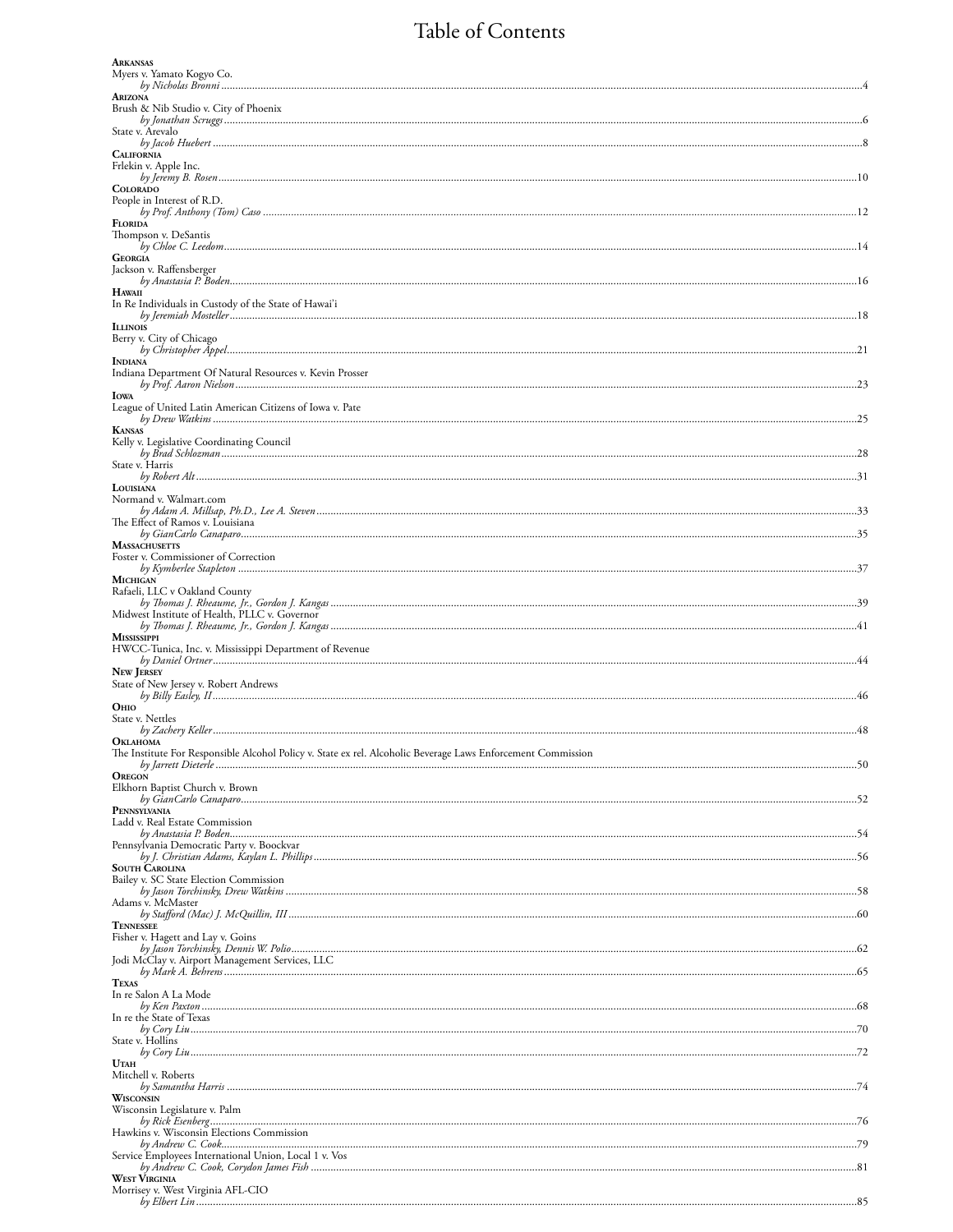# Table of Contents

**Arkansas**
Myers v. Yamato Kogyo Co.
*by Nicholas Bronni* ........ 4

**Arizona**
Brush & Nib Studio v. City of Phoenix
*by Jonathan Scruggs* ........ 6
State v. Arevalo
*by Jacob Huebert* ........ 8

**California**
Frlekin v. Apple Inc.
*by Jeremy B. Rosen* ........ 10

**Colorado**
People in Interest of R.D.
*by Prof. Anthony (Tom) Caso* ........ 12

**Florida**
Thompson v. DeSantis
*by Chloe C. Leedom* ........ 14

**Georgia**
Jackson v. Raffensberger
*by Anastasia P. Boden* ........ 16

**Hawaii**
In Re Individuals in Custody of the State of Hawai'i
*by Jeremiah Mosteller* ........ 18

**Illinois**
Berry v. City of Chicago
*by Christopher Appel* ........ 21

**Indiana**
Indiana Department Of Natural Resources v. Kevin Prosser
*by Prof. Aaron Nielson* ........ 23

**Iowa**
League of United Latin American Citizens of Iowa v. Pate
*by Drew Watkins* ........ 25

**Kansas**
Kelly v. Legislative Coordinating Council
*by Brad Schlozman* ........ 28
State v. Harris
*by Robert Alt* ........ 31

**Louisiana**
Normand v. Walmart.com
*by Adam A. Millsap, Ph.D., Lee A. Steven* ........ 33
The Effect of Ramos v. Louisiana
*by GianCarlo Canaparo* ........ 35

**Massachusetts**
Foster v. Commissioner of Correction
*by Kymberlee Stapleton* ........ 37

**Michigan**
Rafaeli, LLC v Oakland County
*by Thomas J. Rheaume, Jr., Gordon J. Kangas* ........ 39
Midwest Institute of Health, PLLC v. Governor
*by Thomas J. Rheaume, Jr., Gordon J. Kangas* ........ 41

**Mississippi**
HWCC-Tunica, Inc. v. Mississippi Department of Revenue
*by Daniel Ortner* ........ 44

**New Jersey**
State of New Jersey v. Robert Andrews
*by Billy Easley, II* ........ 46

**Ohio**
State v. Nettles
*by Zachery Keller* ........ 48

**Oklahoma**
The Institute For Responsible Alcohol Policy v. State ex rel. Alcoholic Beverage Laws Enforcement Commission
*by Jarrett Dieterle* ........ 50

**Oregon**
Elkhorn Baptist Church v. Brown
*by GianCarlo Canaparo* ........ 52

**Pennsylvania**
Ladd v. Real Estate Commission
*by Anastasia P. Boden* ........ 54
Pennsylvania Democratic Party v. Boockvar
*by J. Christian Adams, Kaylan L. Phillips* ........ 56

**South Carolina**
Bailey v. SC State Election Commission
*by Jason Torchinsky, Drew Watkins* ........ 58
Adams v. McMaster
*by Stafford (Mac) J. McQuillin, III* ........ 60

**Tennessee**
Fisher v. Hagett and Lay v. Goins
*by Jason Torchinsky, Dennis W. Polio* ........ 62
Jodi McClay v. Airport Management Services, LLC
*by Mark A. Behrens* ........ 65

**Texas**
In re Salon A La Mode
*by Ken Paxton* ........ 68
In re the State of Texas
*by Cory Liu* ........ 70
State v. Hollins
*by Cory Liu* ........ 72

**Utah**
Mitchell v. Roberts
*by Samantha Harris* ........ 74

**Wisconsin**
Wisconsin Legislature v. Palm
*by Rick Esenberg* ........ 76
Hawkins v. Wisconsin Elections Commission
*by Andrew C. Cook* ........ 79
Service Employees International Union, Local 1 v. Vos
*by Andrew C. Cook, Corydon James Fish* ........ 81

**West Virginia**
Morrisey v. West Virginia AFL-CIO
*by Elbert Lin* ........ 85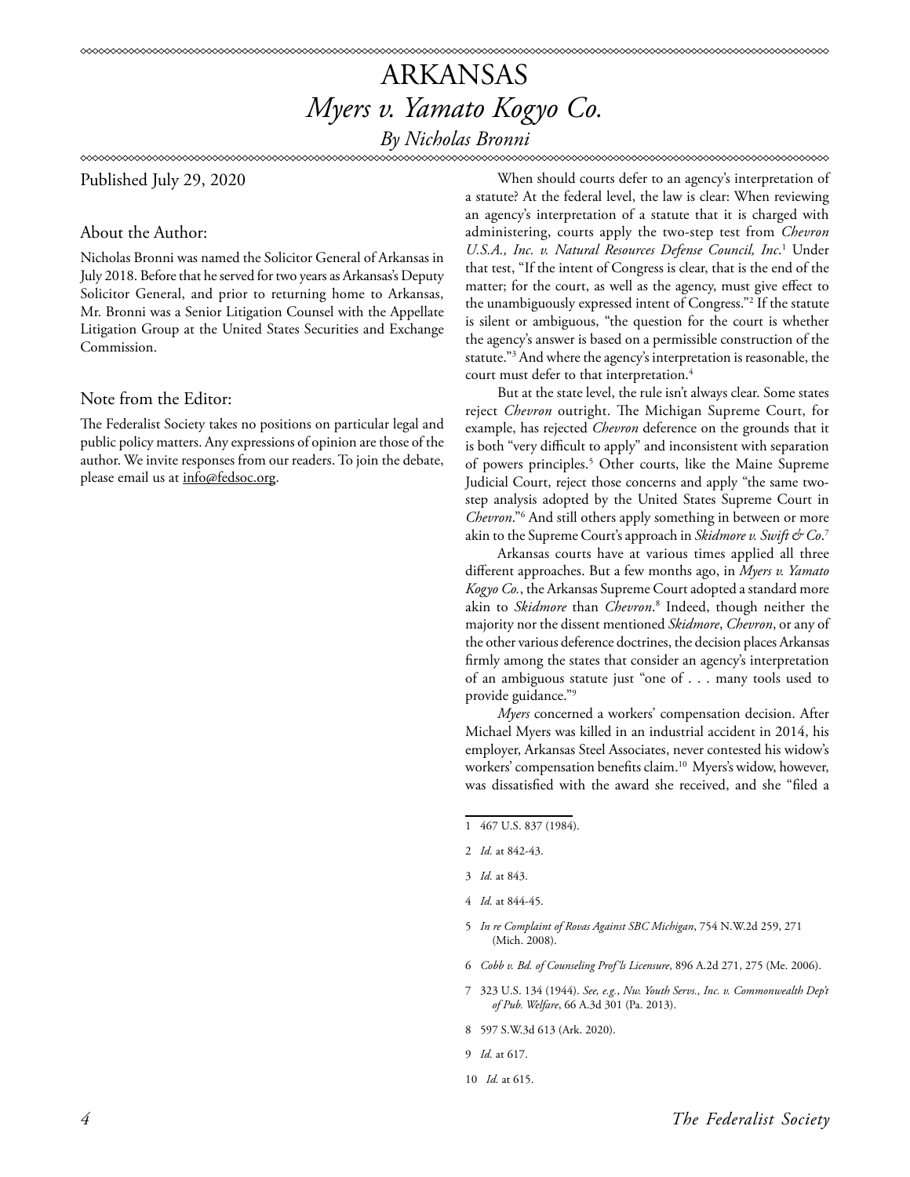# ARKANSAS

## *Myers v. Yamato Kogyo Co.*

*By Nicholas Bronni*

Published July 29, 2020

### About the Author:

Nicholas Bronni was named the Solicitor General of Arkansas in July 2018. Before that he served for two years as Arkansas's Deputy Solicitor General, and prior to returning home to Arkansas, Mr. Bronni was a Senior Litigation Counsel with the Appellate Litigation Group at the United States Securities and Exchange Commission.

### Note from the Editor:

The Federalist Society takes no positions on particular legal and public policy matters. Any expressions of opinion are those of the author. We invite responses from our readers. To join the debate, please email us at info@fedsoc.org.

When should courts defer to an agency's interpretation of a statute? At the federal level, the law is clear: When reviewing an agency's interpretation of a statute that it is charged with administering, courts apply the two-step test from *Chevron U.S.A., Inc. v. Natural Resources Defense Council, Inc.*[1] Under that test, "If the intent of Congress is clear, that is the end of the matter; for the court, as well as the agency, must give effect to the unambiguously expressed intent of Congress."[2] If the statute is silent or ambiguous, "the question for the court is whether the agency's answer is based on a permissible construction of the statute."[3] And where the agency's interpretation is reasonable, the court must defer to that interpretation.[4]

But at the state level, the rule isn't always clear. Some states reject *Chevron* outright. The Michigan Supreme Court, for example, has rejected *Chevron* deference on the grounds that it is both "very difficult to apply" and inconsistent with separation of powers principles.[5] Other courts, like the Maine Supreme Judicial Court, reject those concerns and apply "the same two-step analysis adopted by the United States Supreme Court in *Chevron*."[6] And still others apply something in between or more akin to the Supreme Court's approach in *Skidmore v. Swift & Co*.[7]

Arkansas courts have at various times applied all three different approaches. But a few months ago, in *Myers v. Yamato Kogyo Co.*, the Arkansas Supreme Court adopted a standard more akin to *Skidmore* than *Chevron*.[8] Indeed, though neither the majority nor the dissent mentioned *Skidmore*, *Chevron*, or any of the other various deference doctrines, the decision places Arkansas firmly among the states that consider an agency's interpretation of an ambiguous statute just "one of . . . many tools used to provide guidance."[9]

*Myers* concerned a workers' compensation decision. After Michael Myers was killed in an industrial accident in 2014, his employer, Arkansas Steel Associates, never contested his widow's workers' compensation benefits claim.[10] Myers's widow, however, was dissatisfied with the award she received, and she "filed a

---

1 467 U.S. 837 (1984).

2 *Id.* at 842-43.

3 *Id.* at 843.

4 *Id.* at 844-45.

5 *In re Complaint of Rovas Against SBC Michigan*, 754 N.W.2d 259, 271 (Mich. 2008).

6 *Cobb v. Bd. of Counseling Prof'ls Licensure*, 896 A.2d 271, 275 (Me. 2006).

7 323 U.S. 134 (1944). *See, e.g.*, *Nw. Youth Servs., Inc. v. Commonwealth Dep't of Pub. Welfare*, 66 A.3d 301 (Pa. 2013).

8 597 S.W.3d 613 (Ark. 2020).

9 *Id.* at 617.

10 *Id.* at 615.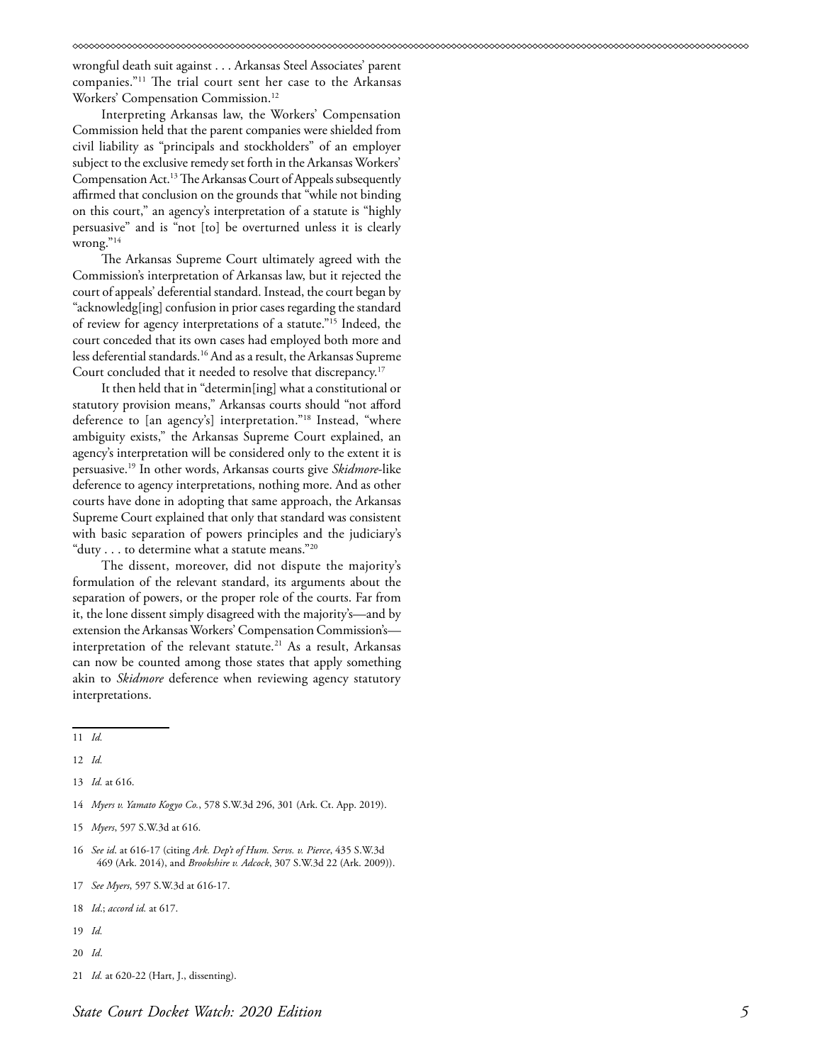wrongful death suit against . . . Arkansas Steel Associates' parent companies."[11] The trial court sent her case to the Arkansas Workers' Compensation Commission.[12]

Interpreting Arkansas law, the Workers' Compensation Commission held that the parent companies were shielded from civil liability as "principals and stockholders" of an employer subject to the exclusive remedy set forth in the Arkansas Workers' Compensation Act.[13] The Arkansas Court of Appeals subsequently affirmed that conclusion on the grounds that "while not binding on this court," an agency's interpretation of a statute is "highly persuasive" and is "not [to] be overturned unless it is clearly wrong."[14]

The Arkansas Supreme Court ultimately agreed with the Commission's interpretation of Arkansas law, but it rejected the court of appeals' deferential standard. Instead, the court began by "acknowledg[ing] confusion in prior cases regarding the standard of review for agency interpretations of a statute."[15] Indeed, the court conceded that its own cases had employed both more and less deferential standards.[16] And as a result, the Arkansas Supreme Court concluded that it needed to resolve that discrepancy.[17]

It then held that in "determin[ing] what a constitutional or statutory provision means," Arkansas courts should "not afford deference to [an agency's] interpretation."[18] Instead, "where ambiguity exists," the Arkansas Supreme Court explained, an agency's interpretation will be considered only to the extent it is persuasive.[19] In other words, Arkansas courts give *Skidmore*-like deference to agency interpretations, nothing more. And as other courts have done in adopting that same approach, the Arkansas Supreme Court explained that only that standard was consistent with basic separation of powers principles and the judiciary's "duty . . . to determine what a statute means."[20]

The dissent, moreover, did not dispute the majority's formulation of the relevant standard, its arguments about the separation of powers, or the proper role of the courts. Far from it, the lone dissent simply disagreed with the majority's—and by extension the Arkansas Workers' Compensation Commission's—interpretation of the relevant statute.[21] As a result, Arkansas can now be counted among those states that apply something akin to *Skidmore* deference when reviewing agency statutory interpretations.

---

11 *Id.*

12 *Id.*

13 *Id.* at 616.

14 *Myers v. Yamato Kogyo Co.*, 578 S.W.3d 296, 301 (Ark. Ct. App. 2019).

15 *Myers*, 597 S.W.3d at 616.

16 *See id*. at 616-17 (citing *Ark. Dep't of Hum. Servs. v. Pierce*, 435 S.W.3d 469 (Ark. 2014), and *Brookshire v. Adcock*, 307 S.W.3d 22 (Ark. 2009)).

17 *See Myers*, 597 S.W.3d at 616-17.

18 *Id.*; *accord id.* at 617.

19 *Id.*

20 *Id*.

21 *Id.* at 620-22 (Hart, J., dissenting).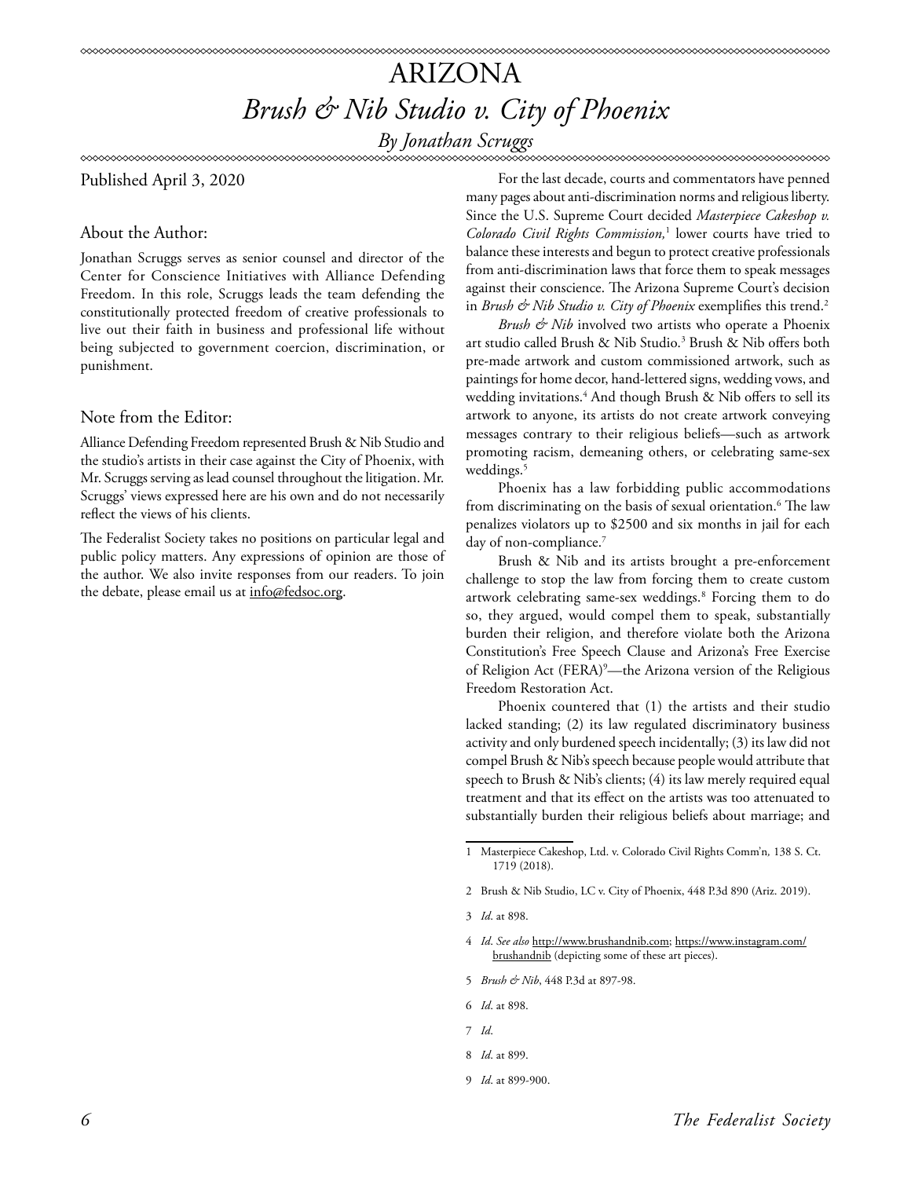# ARIZONA

## *Brush & Nib Studio v. City of Phoenix*

*By Jonathan Scruggs*

Published April 3, 2020

### About the Author:

Jonathan Scruggs serves as senior counsel and director of the Center for Conscience Initiatives with Alliance Defending Freedom. In this role, Scruggs leads the team defending the constitutionally protected freedom of creative professionals to live out their faith in business and professional life without being subjected to government coercion, discrimination, or punishment.

### Note from the Editor:

Alliance Defending Freedom represented Brush & Nib Studio and the studio's artists in their case against the City of Phoenix, with Mr. Scruggs serving as lead counsel throughout the litigation. Mr. Scruggs' views expressed here are his own and do not necessarily reflect the views of his clients.

The Federalist Society takes no positions on particular legal and public policy matters. Any expressions of opinion are those of the author. We also invite responses from our readers. To join the debate, please email us at info@fedsoc.org.

For the last decade, courts and commentators have penned many pages about anti-discrimination norms and religious liberty. Since the U.S. Supreme Court decided *Masterpiece Cakeshop v. Colorado Civil Rights Commission,*[1] lower courts have tried to balance these interests and begun to protect creative professionals from anti-discrimination laws that force them to speak messages against their conscience. The Arizona Supreme Court's decision in *Brush & Nib Studio v. City of Phoenix* exemplifies this trend.[2]

*Brush & Nib* involved two artists who operate a Phoenix art studio called Brush & Nib Studio.[3] Brush & Nib offers both pre-made artwork and custom commissioned artwork, such as paintings for home decor, hand-lettered signs, wedding vows, and wedding invitations.[4] And though Brush & Nib offers to sell its artwork to anyone, its artists do not create artwork conveying messages contrary to their religious beliefs—such as artwork promoting racism, demeaning others, or celebrating same-sex weddings.[5]

Phoenix has a law forbidding public accommodations from discriminating on the basis of sexual orientation.[6] The law penalizes violators up to $2500 and six months in jail for each day of non-compliance.[7]

Brush & Nib and its artists brought a pre-enforcement challenge to stop the law from forcing them to create custom artwork celebrating same-sex weddings.[8] Forcing them to do so, they argued, would compel them to speak, substantially burden their religion, and therefore violate both the Arizona Constitution's Free Speech Clause and Arizona's Free Exercise of Religion Act (FERA)[9]—the Arizona version of the Religious Freedom Restoration Act.

Phoenix countered that (1) the artists and their studio lacked standing; (2) its law regulated discriminatory business activity and only burdened speech incidentally; (3) its law did not compel Brush & Nib's speech because people would attribute that speech to Brush & Nib's clients; (4) its law merely required equal treatment and that its effect on the artists was too attenuated to substantially burden their religious beliefs about marriage; and

---

1 Masterpiece Cakeshop, Ltd. v. Colorado Civil Rights Comm'n, 138 S. Ct. 1719 (2018).

2 Brush & Nib Studio, LC v. City of Phoenix, 448 P.3d 890 (Ariz. 2019).

3 *Id*. at 898.

4 *Id*. *See also* http://www.brushandnib.com; https://www.instagram.com/brushandnib (depicting some of these art pieces).

5 *Brush & Nib*, 448 P.3d at 897-98.

6 *Id*. at 898.

7 *Id*.

8 *Id*. at 899.

9 *Id*. at 899-900.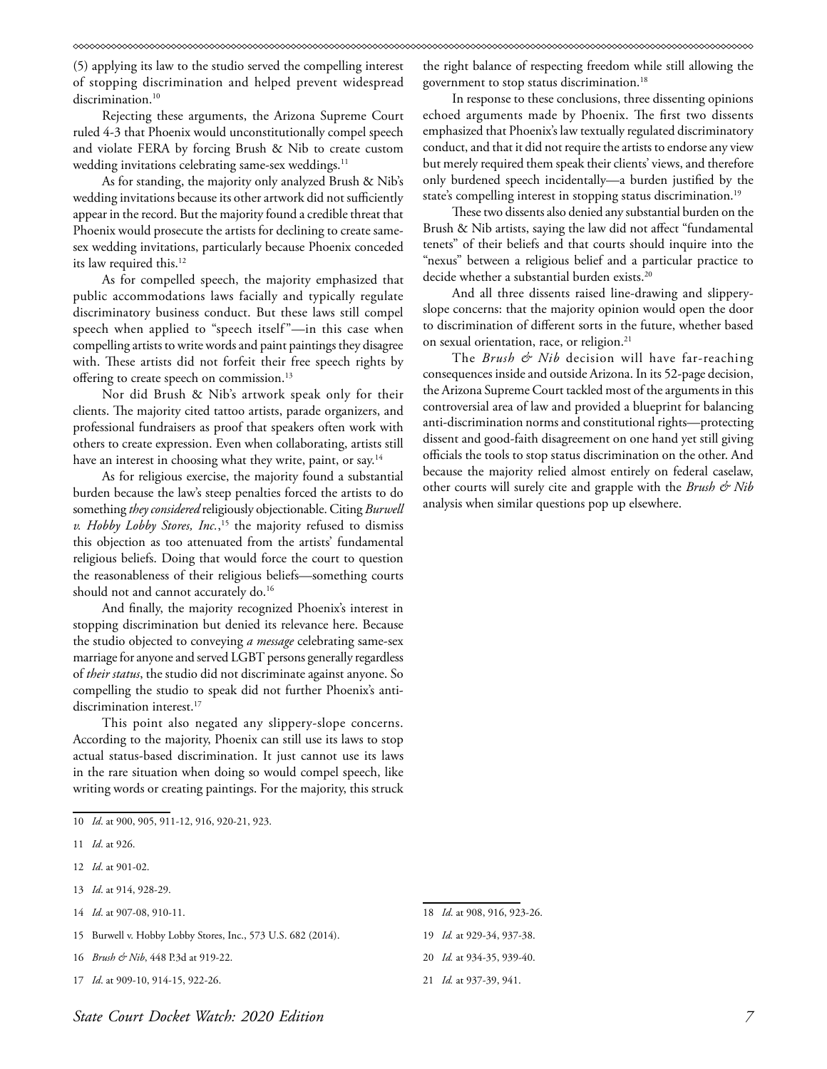(5) applying its law to the studio served the compelling interest of stopping discrimination and helped prevent widespread discrimination.[10]

Rejecting these arguments, the Arizona Supreme Court ruled 4-3 that Phoenix would unconstitutionally compel speech and violate FERA by forcing Brush & Nib to create custom wedding invitations celebrating same-sex weddings.[11]

As for standing, the majority only analyzed Brush & Nib's wedding invitations because its other artwork did not sufficiently appear in the record. But the majority found a credible threat that Phoenix would prosecute the artists for declining to create same-sex wedding invitations, particularly because Phoenix conceded its law required this.[12]

As for compelled speech, the majority emphasized that public accommodations laws facially and typically regulate discriminatory business conduct. But these laws still compel speech when applied to "speech itself"—in this case when compelling artists to write words and paint paintings they disagree with. These artists did not forfeit their free speech rights by offering to create speech on commission.[13]

Nor did Brush & Nib's artwork speak only for their clients. The majority cited tattoo artists, parade organizers, and professional fundraisers as proof that speakers often work with others to create expression. Even when collaborating, artists still have an interest in choosing what they write, paint, or say.[14]

As for religious exercise, the majority found a substantial burden because the law's steep penalties forced the artists to do something *they considered* religiously objectionable. Citing *Burwell v. Hobby Lobby Stores, Inc.*,[15] the majority refused to dismiss this objection as too attenuated from the artists' fundamental religious beliefs. Doing that would force the court to question the reasonableness of their religious beliefs—something courts should not and cannot accurately do.[16]

And finally, the majority recognized Phoenix's interest in stopping discrimination but denied its relevance here. Because the studio objected to conveying *a message* celebrating same-sex marriage for anyone and served LGBT persons generally regardless of *their status*, the studio did not discriminate against anyone. So compelling the studio to speak did not further Phoenix's anti-discrimination interest.[17]

This point also negated any slippery-slope concerns. According to the majority, Phoenix can still use its laws to stop actual status-based discrimination. It just cannot use its laws in the rare situation when doing so would compel speech, like writing words or creating paintings. For the majority, this struck the right balance of respecting freedom while still allowing the government to stop status discrimination.[18]

In response to these conclusions, three dissenting opinions echoed arguments made by Phoenix. The first two dissents emphasized that Phoenix's law textually regulated discriminatory conduct, and that it did not require the artists to endorse any view but merely required them speak their clients' views, and therefore only burdened speech incidentally—a burden justified by the state's compelling interest in stopping status discrimination.[19]

These two dissents also denied any substantial burden on the Brush & Nib artists, saying the law did not affect "fundamental tenets" of their beliefs and that courts should inquire into the "nexus" between a religious belief and a particular practice to decide whether a substantial burden exists.[20]

And all three dissents raised line-drawing and slippery-slope concerns: that the majority opinion would open the door to discrimination of different sorts in the future, whether based on sexual orientation, race, or religion.[21]

The *Brush & Nib* decision will have far-reaching consequences inside and outside Arizona. In its 52-page decision, the Arizona Supreme Court tackled most of the arguments in this controversial area of law and provided a blueprint for balancing anti-discrimination norms and constitutional rights—protecting dissent and good-faith disagreement on one hand yet still giving officials the tools to stop status discrimination on the other. And because the majority relied almost entirely on federal caselaw, other courts will surely cite and grapple with the *Brush & Nib* analysis when similar questions pop up elsewhere.

---

10 *Id*. at 900, 905, 911-12, 916, 920-21, 923.

11 *Id*. at 926.

12 *Id*. at 901-02.

13 *Id*. at 914, 928-29.

14 *Id*. at 907-08, 910-11.

15 Burwell v. Hobby Lobby Stores, Inc., 573 U.S. 682 (2014).

16 *Brush & Nib*, 448 P.3d at 919-22.

17 *Id*. at 909-10, 914-15, 922-26.

18 *Id*. at 908, 916, 923-26.

19 *Id.* at 929-34, 937-38.

20 *Id.* at 934-35, 939-40.

21 *Id.* at 937-39, 941.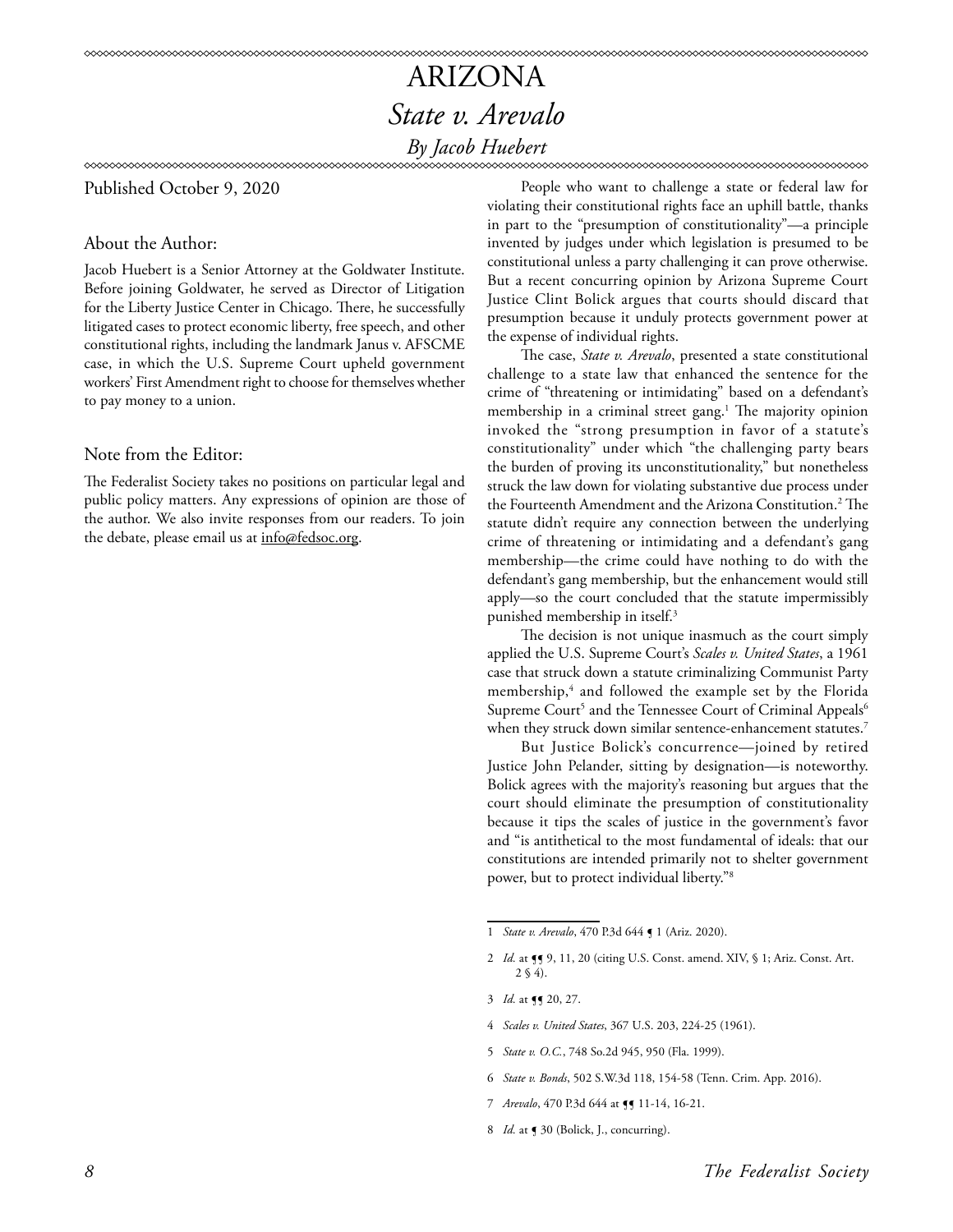# ARIZONA

## *State v. Arevalo*

*By Jacob Huebert*

Published October 9, 2020

### About the Author:

Jacob Huebert is a Senior Attorney at the Goldwater Institute. Before joining Goldwater, he served as Director of Litigation for the Liberty Justice Center in Chicago. There, he successfully litigated cases to protect economic liberty, free speech, and other constitutional rights, including the landmark Janus v. AFSCME case, in which the U.S. Supreme Court upheld government workers' First Amendment right to choose for themselves whether to pay money to a union.

### Note from the Editor:

The Federalist Society takes no positions on particular legal and public policy matters. Any expressions of opinion are those of the author. We also invite responses from our readers. To join the debate, please email us at info@fedsoc.org.

People who want to challenge a state or federal law for violating their constitutional rights face an uphill battle, thanks in part to the "presumption of constitutionality"—a principle invented by judges under which legislation is presumed to be constitutional unless a party challenging it can prove otherwise. But a recent concurring opinion by Arizona Supreme Court Justice Clint Bolick argues that courts should discard that presumption because it unduly protects government power at the expense of individual rights.

The case, *State v. Arevalo*, presented a state constitutional challenge to a state law that enhanced the sentence for the crime of "threatening or intimidating" based on a defendant's membership in a criminal street gang.[1] The majority opinion invoked the "strong presumption in favor of a statute's constitutionality" under which "the challenging party bears the burden of proving its unconstitutionality," but nonetheless struck the law down for violating substantive due process under the Fourteenth Amendment and the Arizona Constitution.[2] The statute didn't require any connection between the underlying crime of threatening or intimidating and a defendant's gang membership—the crime could have nothing to do with the defendant's gang membership, but the enhancement would still apply—so the court concluded that the statute impermissibly punished membership in itself.[3]

The decision is not unique inasmuch as the court simply applied the U.S. Supreme Court's *Scales v. United States*, a 1961 case that struck down a statute criminalizing Communist Party membership,[4] and followed the example set by the Florida Supreme Court[5] and the Tennessee Court of Criminal Appeals[6] when they struck down similar sentence-enhancement statutes.[7]

But Justice Bolick's concurrence—joined by retired Justice John Pelander, sitting by designation—is noteworthy. Bolick agrees with the majority's reasoning but argues that the court should eliminate the presumption of constitutionality because it tips the scales of justice in the government's favor and "is antithetical to the most fundamental of ideals: that our constitutions are intended primarily not to shelter government power, but to protect individual liberty."[8]

---

1 *State v. Arevalo*, 470 P.3d 644 ¶ 1 (Ariz. 2020).

2 *Id.* at ¶¶ 9, 11, 20 (citing U.S. Const. amend. XIV, § 1; Ariz. Const. Art. 2 § 4).

3 *Id.* at ¶¶ 20, 27.

4 *Scales v. United States*, 367 U.S. 203, 224-25 (1961).

5 *State v. O.C.*, 748 So.2d 945, 950 (Fla. 1999).

6 *State v. Bonds*, 502 S.W.3d 118, 154-58 (Tenn. Crim. App. 2016).

7 *Arevalo*, 470 P.3d 644 at ¶¶ 11-14, 16-21.

8 *Id.* at ¶ 30 (Bolick, J., concurring).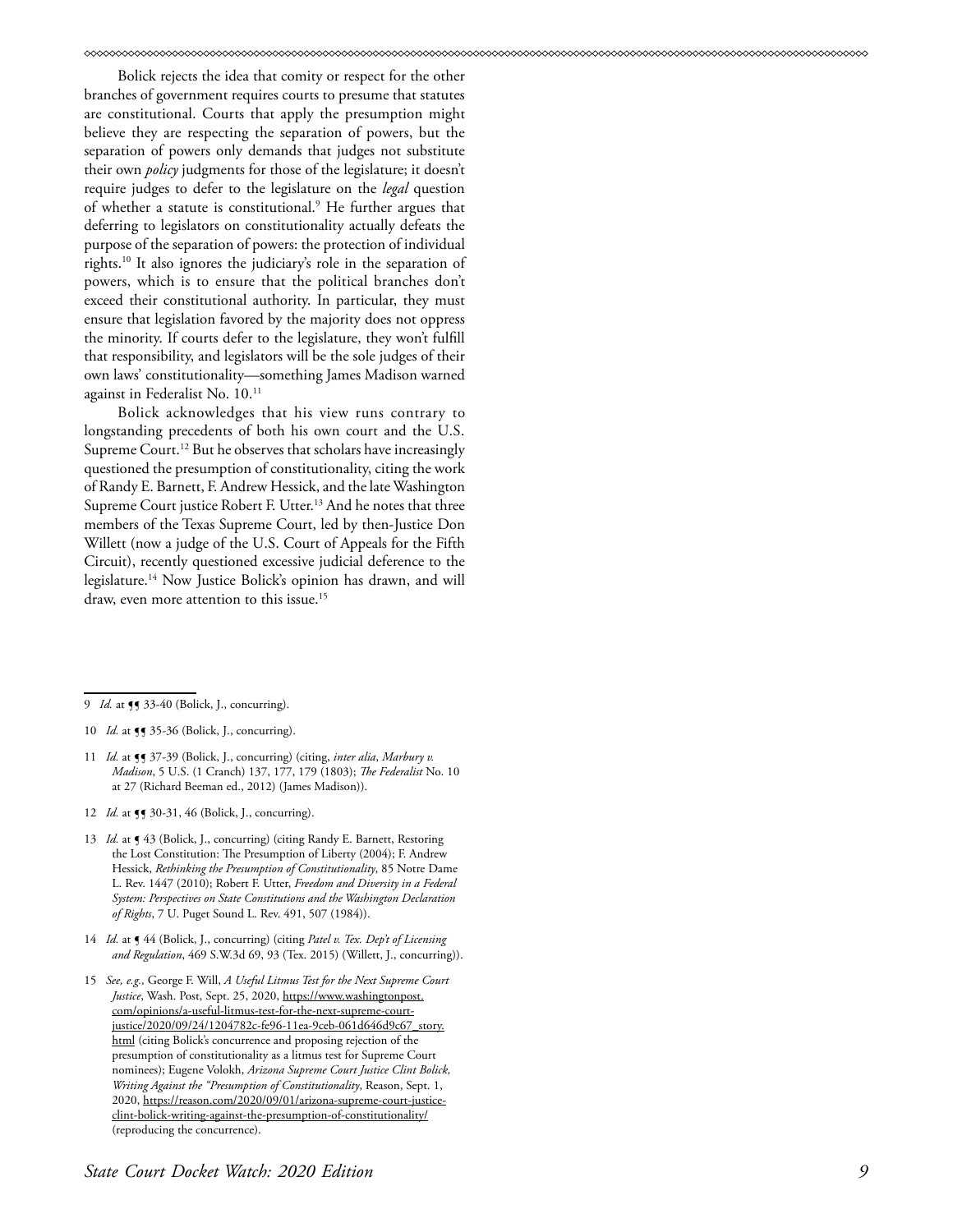Bolick rejects the idea that comity or respect for the other branches of government requires courts to presume that statutes are constitutional. Courts that apply the presumption might believe they are respecting the separation of powers, but the separation of powers only demands that judges not substitute their own *policy* judgments for those of the legislature; it doesn't require judges to defer to the legislature on the *legal* question of whether a statute is constitutional.[9] He further argues that deferring to legislators on constitutionality actually defeats the purpose of the separation of powers: the protection of individual rights.[10] It also ignores the judiciary's role in the separation of powers, which is to ensure that the political branches don't exceed their constitutional authority. In particular, they must ensure that legislation favored by the majority does not oppress the minority. If courts defer to the legislature, they won't fulfill that responsibility, and legislators will be the sole judges of their own laws' constitutionality—something James Madison warned against in Federalist No. 10.[11]

Bolick acknowledges that his view runs contrary to longstanding precedents of both his own court and the U.S. Supreme Court.[12] But he observes that scholars have increasingly questioned the presumption of constitutionality, citing the work of Randy E. Barnett, F. Andrew Hessick, and the late Washington Supreme Court justice Robert F. Utter.[13] And he notes that three members of the Texas Supreme Court, led by then-Justice Don Willett (now a judge of the U.S. Court of Appeals for the Fifth Circuit), recently questioned excessive judicial deference to the legislature.[14] Now Justice Bolick's opinion has drawn, and will draw, even more attention to this issue.[15]

---

9 *Id.* at ¶¶ 33-40 (Bolick, J., concurring).

10 *Id.* at ¶¶ 35-36 (Bolick, J., concurring).

11 *Id.* at ¶¶ 37-39 (Bolick, J., concurring) (citing, *inter alia*, *Marbury v. Madison*, 5 U.S. (1 Cranch) 137, 177, 179 (1803); *The Federalist* No. 10 at 27 (Richard Beeman ed., 2012) (James Madison)).

12 *Id.* at ¶¶ 30-31, 46 (Bolick, J., concurring).

13 *Id.* at ¶ 43 (Bolick, J., concurring) (citing Randy E. Barnett, Restoring the Lost Constitution: The Presumption of Liberty (2004); F. Andrew Hessick, *Rethinking the Presumption of Constitutionality*, 85 Notre Dame L. Rev. 1447 (2010); Robert F. Utter, *Freedom and Diversity in a Federal System: Perspectives on State Constitutions and the Washington Declaration of Rights*, 7 U. Puget Sound L. Rev. 491, 507 (1984)).

14 *Id.* at ¶ 44 (Bolick, J., concurring) (citing *Patel v. Tex. Dep't of Licensing and Regulation*, 469 S.W.3d 69, 93 (Tex. 2015) (Willett, J., concurring)).

15 *See, e.g.,* George F. Will, *A Useful Litmus Test for the Next Supreme Court Justice*, Wash. Post, Sept. 25, 2020, https://www.washingtonpost.com/opinions/a-useful-litmus-test-for-the-next-supreme-court-justice/2020/09/24/1204782c-fe96-11ea-9ceb-061d646d9c67_story.html (citing Bolick's concurrence and proposing rejection of the presumption of constitutionality as a litmus test for Supreme Court nominees); Eugene Volokh, *Arizona Supreme Court Justice Clint Bolick, Writing Against the "Presumption of Constitutionality*, Reason, Sept. 1, 2020, https://reason.com/2020/09/01/arizona-supreme-court-justice-clint-bolick-writing-against-the-presumption-of-constitutionality/ (reproducing the concurrence).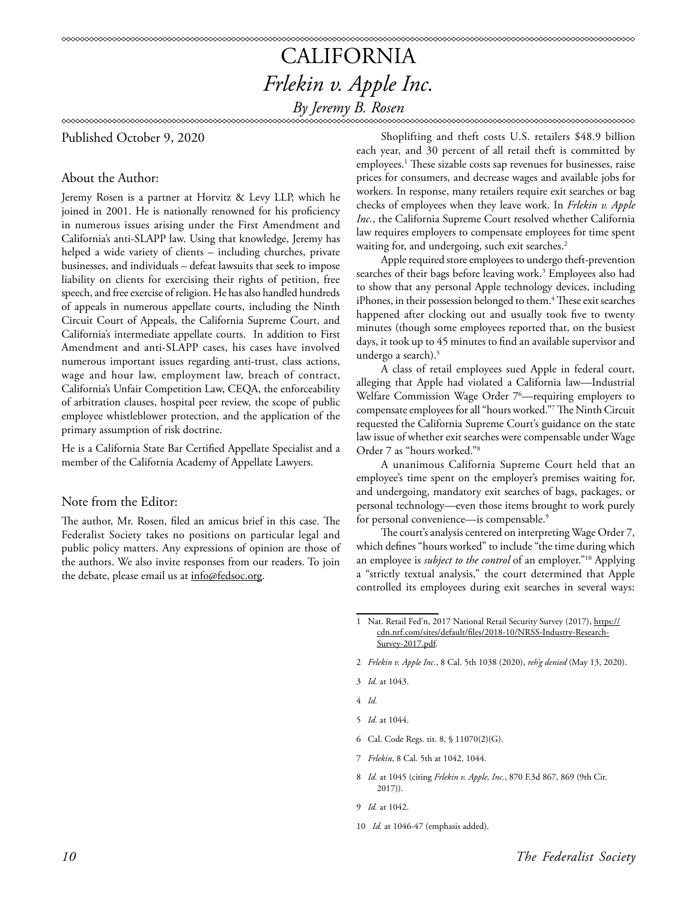# CALIFORNIA

## *Frlekin v. Apple Inc.*

### *By Jeremy B. Rosen*

Published October 9, 2020

### About the Author:

Jeremy Rosen is a partner at Horvitz & Levy LLP, which he joined in 2001. He is nationally renowned for his proficiency in numerous issues arising under the First Amendment and California's anti-SLAPP law. Using that knowledge, Jeremy has helped a wide variety of clients – including churches, private businesses, and individuals – defeat lawsuits that seek to impose liability on clients for exercising their rights of petition, free speech, and free exercise of religion. He has also handled hundreds of appeals in numerous appellate courts, including the Ninth Circuit Court of Appeals, the California Supreme Court, and California's intermediate appellate courts. In addition to First Amendment and anti-SLAPP cases, his cases have involved numerous important issues regarding anti-trust, class actions, wage and hour law, employment law, breach of contract, California's Unfair Competition Law, CEQA, the enforceability of arbitration clauses, hospital peer review, the scope of public employee whistleblower protection, and the application of the primary assumption of risk doctrine.

He is a California State Bar Certified Appellate Specialist and a member of the California Academy of Appellate Lawyers.

### Note from the Editor:

The author, Mr. Rosen, filed an amicus brief in this case. The Federalist Society takes no positions on particular legal and public policy matters. Any expressions of opinion are those of the authors. We also invite responses from our readers. To join the debate, please email us at info@fedsoc.org.

Shoplifting and theft costs U.S. retailers $48.9 billion each year, and 30 percent of all retail theft is committed by employees.[1] These sizable costs sap revenues for businesses, raise prices for consumers, and decrease wages and available jobs for workers. In response, many retailers require exit searches or bag checks of employees when they leave work. In *Frlekin v. Apple Inc.*, the California Supreme Court resolved whether California law requires employers to compensate employees for time spent waiting for, and undergoing, such exit searches.[2]

Apple required store employees to undergo theft-prevention searches of their bags before leaving work.[3] Employees also had to show that any personal Apple technology devices, including iPhones, in their possession belonged to them.[4] These exit searches happened after clocking out and usually took five to twenty minutes (though some employees reported that, on the busiest days, it took up to 45 minutes to find an available supervisor and undergo a search).[5]

A class of retail employees sued Apple in federal court, alleging that Apple had violated a California law—Industrial Welfare Commission Wage Order 7[6]—requiring employers to compensate employees for all "hours worked."[7] The Ninth Circuit requested the California Supreme Court's guidance on the state law issue of whether exit searches were compensable under Wage Order 7 as "hours worked."[8]

A unanimous California Supreme Court held that an employee's time spent on the employer's premises waiting for, and undergoing, mandatory exit searches of bags, packages, or personal technology—even those items brought to work purely for personal convenience—is compensable.[9]

The court's analysis centered on interpreting Wage Order 7, which defines "hours worked" to include "the time during which an employee is *subject to the control* of an employer."[10] Applying a "strictly textual analysis," the court determined that Apple controlled its employees during exit searches in several ways:

---

1 Nat. Retail Fed'n, 2017 National Retail Security Survey (2017), https://cdn.nrf.com/sites/default/files/2018-10/NRSS-Industry-Research-Survey-2017.pdf.

2 *Frlekin v. Apple Inc.*, 8 Cal. 5th 1038 (2020), *reh'g denied* (May 13, 2020).

3 *Id.* at 1043.

4 *Id.*

5 *Id.* at 1044.

6 Cal. Code Regs. tit. 8, § 11070(2)(G).

7 *Frlekin*, 8 Cal. 5th at 1042, 1044.

8 *Id.* at 1045 (citing *Frlekin v. Apple, Inc.*, 870 F.3d 867, 869 (9th Cir. 2017)).

9 *Id.* at 1042.

10 *Id.* at 1046-47 (emphasis added).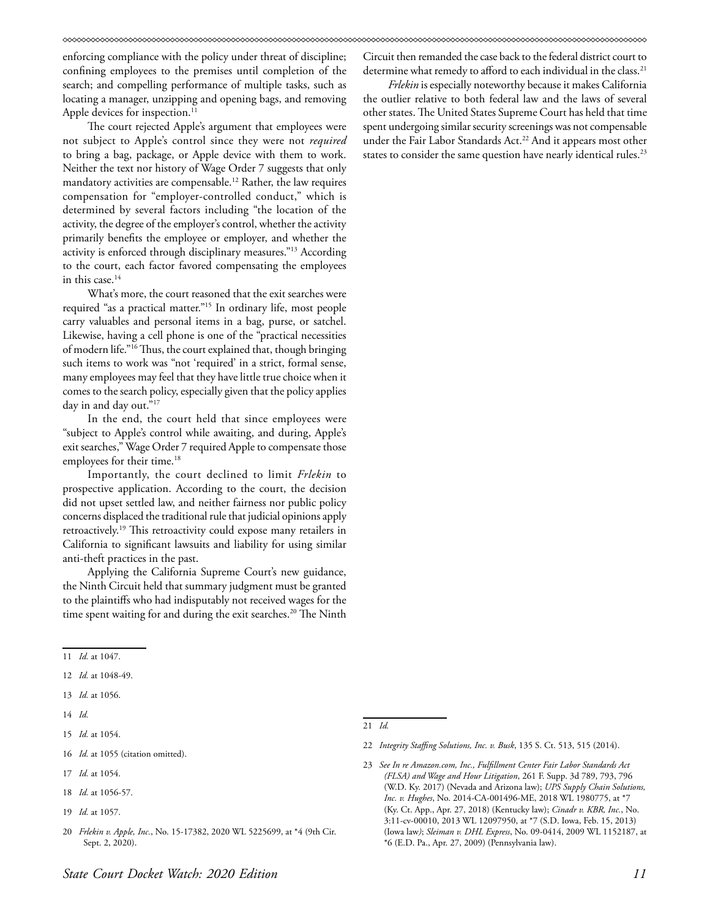enforcing compliance with the policy under threat of discipline; confining employees to the premises until completion of the search; and compelling performance of multiple tasks, such as locating a manager, unzipping and opening bags, and removing Apple devices for inspection.[11]

The court rejected Apple's argument that employees were not subject to Apple's control since they were not *required* to bring a bag, package, or Apple device with them to work. Neither the text nor history of Wage Order 7 suggests that only mandatory activities are compensable.[12] Rather, the law requires compensation for "employer-controlled conduct," which is determined by several factors including "the location of the activity, the degree of the employer's control, whether the activity primarily benefits the employee or employer, and whether the activity is enforced through disciplinary measures."[13] According to the court, each factor favored compensating the employees in this case.[14]

What's more, the court reasoned that the exit searches were required "as a practical matter."[15] In ordinary life, most people carry valuables and personal items in a bag, purse, or satchel. Likewise, having a cell phone is one of the "practical necessities of modern life."[16] Thus, the court explained that, though bringing such items to work was "not 'required' in a strict, formal sense, many employees may feel that they have little true choice when it comes to the search policy, especially given that the policy applies day in and day out."[17]

In the end, the court held that since employees were "subject to Apple's control while awaiting, and during, Apple's exit searches," Wage Order 7 required Apple to compensate those employees for their time.[18]

Importantly, the court declined to limit *Frlekin* to prospective application. According to the court, the decision did not upset settled law, and neither fairness nor public policy concerns displaced the traditional rule that judicial opinions apply retroactively.[19] This retroactivity could expose many retailers in California to significant lawsuits and liability for using similar anti-theft practices in the past.

Applying the California Supreme Court's new guidance, the Ninth Circuit held that summary judgment must be granted to the plaintiffs who had indisputably not received wages for the time spent waiting for and during the exit searches.[20] The Ninth Circuit then remanded the case back to the federal district court to determine what remedy to afford to each individual in the class.[21]

*Frlekin* is especially noteworthy because it makes California the outlier relative to both federal law and the laws of several other states. The United States Supreme Court has held that time spent undergoing similar security screenings was not compensable under the Fair Labor Standards Act.[22] And it appears most other states to consider the same question have nearly identical rules.[23]

---

11 *Id.* at 1047.

12 *Id.* at 1048-49.

13 *Id.* at 1056.

14 *Id.*

15 *Id.* at 1054.

16 *Id.* at 1055 (citation omitted).

17 *Id.* at 1054.

18 *Id.* at 1056-57.

19 *Id.* at 1057.

20 *Frlekin v. Apple, Inc.*, No. 15-17382, 2020 WL 5225699, at *4 (9th Cir. Sept. 2, 2020).

21 *Id.*

22 *Integrity Staffing Solutions, Inc. v. Busk*, 135 S. Ct. 513, 515 (2014).

23 *See In re Amazon.com, Inc., Fulfillment Center Fair Labor Standards Act (FLSA) and Wage and Hour Litigation*, 261 F. Supp. 3d 789, 793, 796 (W.D. Ky. 2017) (Nevada and Arizona law); *UPS Supply Chain Solutions, Inc. v. Hughes*, No. 2014-CA-001496-ME, 2018 WL 1980775, at *7 (Ky. Ct. App., Apr. 27, 2018) (Kentucky law); *Cinadr v. KBR, Inc.*, No. 3:11-cv-00010, 2013 WL 12097950, at *7 (S.D. Iowa, Feb. 15, 2013) (Iowa law); *Sleiman v. DHL Express*, No. 09-0414, 2009 WL 1152187, at *6 (E.D. Pa., Apr. 27, 2009) (Pennsylvania law).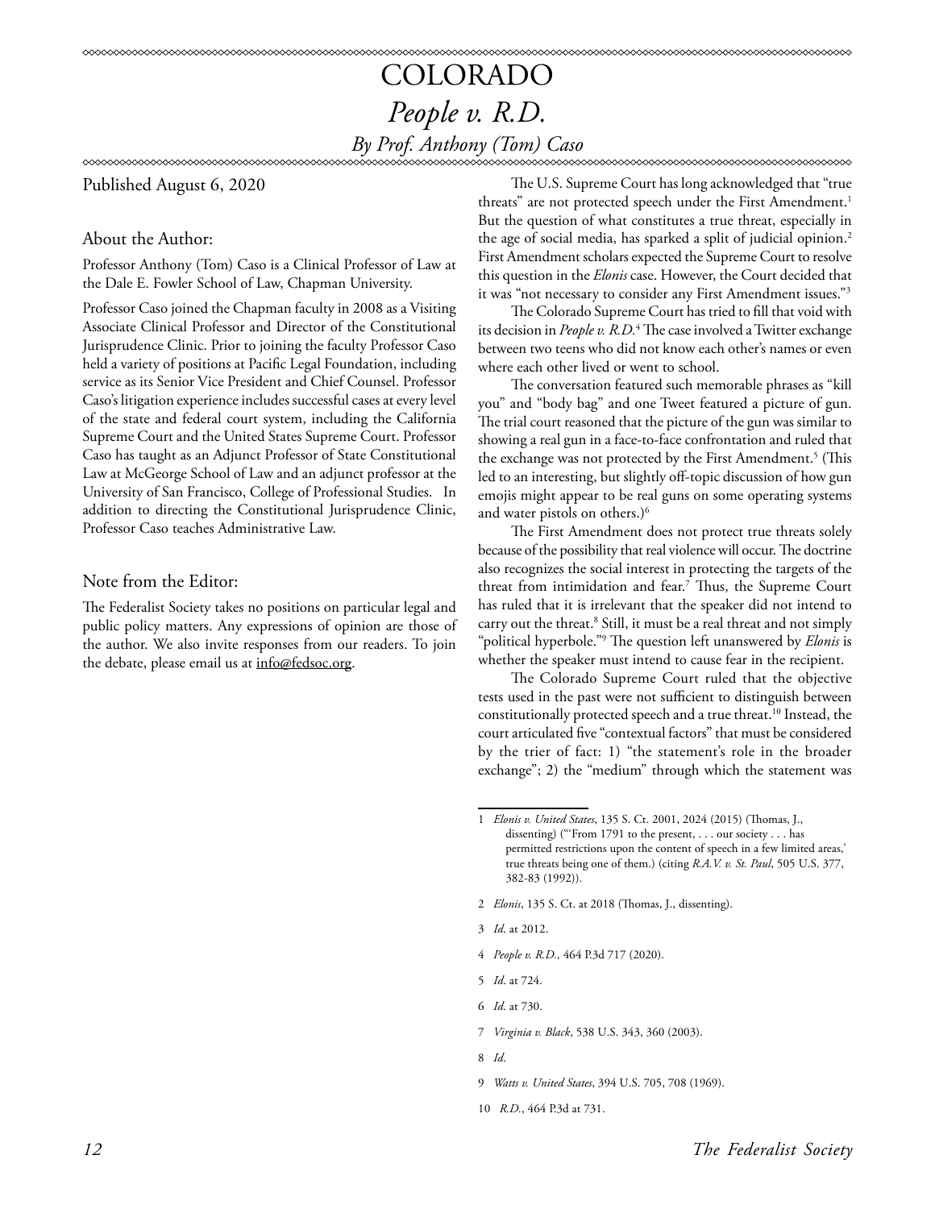# COLORADO

## *People v. R.D.*

### *By Prof. Anthony (Tom) Caso*

Published August 6, 2020

### About the Author:

Professor Anthony (Tom) Caso is a Clinical Professor of Law at the Dale E. Fowler School of Law, Chapman University.

Professor Caso joined the Chapman faculty in 2008 as a Visiting Associate Clinical Professor and Director of the Constitutional Jurisprudence Clinic. Prior to joining the faculty Professor Caso held a variety of positions at Pacific Legal Foundation, including service as its Senior Vice President and Chief Counsel. Professor Caso's litigation experience includes successful cases at every level of the state and federal court system, including the California Supreme Court and the United States Supreme Court. Professor Caso has taught as an Adjunct Professor of State Constitutional Law at McGeorge School of Law and an adjunct professor at the University of San Francisco, College of Professional Studies. In addition to directing the Constitutional Jurisprudence Clinic, Professor Caso teaches Administrative Law.

### Note from the Editor:

The Federalist Society takes no positions on particular legal and public policy matters. Any expressions of opinion are those of the author. We also invite responses from our readers. To join the debate, please email us at info@fedsoc.org.

The U.S. Supreme Court has long acknowledged that "true threats" are not protected speech under the First Amendment.[1] But the question of what constitutes a true threat, especially in the age of social media, has sparked a split of judicial opinion.[2] First Amendment scholars expected the Supreme Court to resolve this question in the *Elonis* case. However, the Court decided that it was "not necessary to consider any First Amendment issues."[3]

The Colorado Supreme Court has tried to fill that void with its decision in *People v. R.D.*[4] The case involved a Twitter exchange between two teens who did not know each other's names or even where each other lived or went to school.

The conversation featured such memorable phrases as "kill you" and "body bag" and one Tweet featured a picture of gun. The trial court reasoned that the picture of the gun was similar to showing a real gun in a face-to-face confrontation and ruled that the exchange was not protected by the First Amendment.[5] (This led to an interesting, but slightly off-topic discussion of how gun emojis might appear to be real guns on some operating systems and water pistols on others.)[6]

The First Amendment does not protect true threats solely because of the possibility that real violence will occur. The doctrine also recognizes the social interest in protecting the targets of the threat from intimidation and fear.[7] Thus, the Supreme Court has ruled that it is irrelevant that the speaker did not intend to carry out the threat.[8] Still, it must be a real threat and not simply "political hyperbole."[9] The question left unanswered by *Elonis* is whether the speaker must intend to cause fear in the recipient.

The Colorado Supreme Court ruled that the objective tests used in the past were not sufficient to distinguish between constitutionally protected speech and a true threat.[10] Instead, the court articulated five "contextual factors" that must be considered by the trier of fact: 1) "the statement's role in the broader exchange"; 2) the "medium" through which the statement was

---

1 *Elonis v. United States*, 135 S. Ct. 2001, 2024 (2015) (Thomas, J., dissenting) ("'From 1791 to the present, . . . our society . . . has permitted restrictions upon the content of speech in a few limited areas,' true threats being one of them.) (citing *R.A.V. v. St. Paul*, 505 U.S. 377, 382-83 (1992)).

2 *Elonis*, 135 S. Ct. at 2018 (Thomas, J., dissenting).

3 *Id*. at 2012.

4 *People v. R.D.,* 464 P.3d 717 (2020).

5 *Id*. at 724.

6 *Id*. at 730.

7 *Virginia v. Black*, 538 U.S. 343, 360 (2003).

8 *Id*.

9 *Watts v. United States*, 394 U.S. 705, 708 (1969).

10 *R.D.*, 464 P.3d at 731.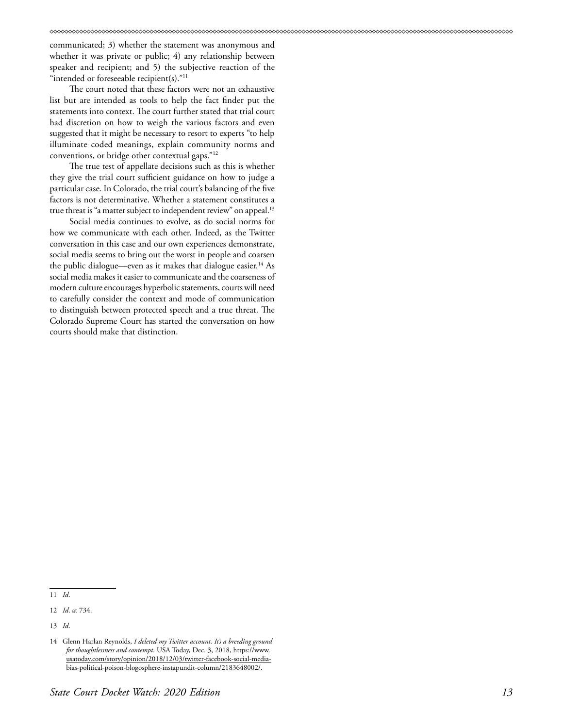communicated; 3) whether the statement was anonymous and whether it was private or public; 4) any relationship between speaker and recipient; and 5) the subjective reaction of the "intended or foreseeable recipient(s)."[11]

The court noted that these factors were not an exhaustive list but are intended as tools to help the fact finder put the statements into context. The court further stated that trial court had discretion on how to weigh the various factors and even suggested that it might be necessary to resort to experts "to help illuminate coded meanings, explain community norms and conventions, or bridge other contextual gaps."[12]

The true test of appellate decisions such as this is whether they give the trial court sufficient guidance on how to judge a particular case. In Colorado, the trial court's balancing of the five factors is not determinative. Whether a statement constitutes a true threat is "a matter subject to independent review" on appeal.[13]

Social media continues to evolve, as do social norms for how we communicate with each other. Indeed, as the Twitter conversation in this case and our own experiences demonstrate, social media seems to bring out the worst in people and coarsen the public dialogue—even as it makes that dialogue easier.[14] As social media makes it easier to communicate and the coarseness of modern culture encourages hyperbolic statements, courts will need to carefully consider the context and mode of communication to distinguish between protected speech and a true threat. The Colorado Supreme Court has started the conversation on how courts should make that distinction.

---

11 *Id*.

12 *Id*. at 734.

13 *Id*.

14 Glenn Harlan Reynolds, *I deleted my Twitter account. It's a breeding ground for thoughtlessness and contempt.* USA Today, Dec. 3, 2018, https://www.usatoday.com/story/opinion/2018/12/03/twitter-facebook-social-media-bias-political-poison-blogosphere-instapundit-column/2183648002/.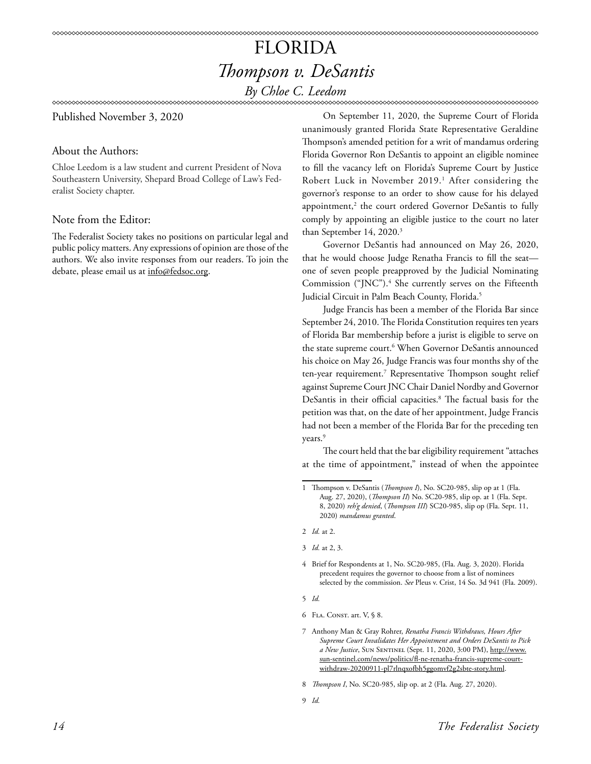# FLORIDA

## *Thompson v. DeSantis*

*By Chloe C. Leedom*

Published November 3, 2020

### About the Authors:

Chloe Leedom is a law student and current President of Nova Southeastern University, Shepard Broad College of Law's Federalist Society chapter.

### Note from the Editor:

The Federalist Society takes no positions on particular legal and public policy matters. Any expressions of opinion are those of the authors. We also invite responses from our readers. To join the debate, please email us at info@fedsoc.org.

On September 11, 2020, the Supreme Court of Florida unanimously granted Florida State Representative Geraldine Thompson's amended petition for a writ of mandamus ordering Florida Governor Ron DeSantis to appoint an eligible nominee to fill the vacancy left on Florida's Supreme Court by Justice Robert Luck in November 2019.[1] After considering the governor's response to an order to show cause for his delayed appointment,[2] the court ordered Governor DeSantis to fully comply by appointing an eligible justice to the court no later than September 14, 2020.[3]

Governor DeSantis had announced on May 26, 2020, that he would choose Judge Renatha Francis to fill the seat—one of seven people preapproved by the Judicial Nominating Commission ("JNC").[4] She currently serves on the Fifteenth Judicial Circuit in Palm Beach County, Florida.[5]

Judge Francis has been a member of the Florida Bar since September 24, 2010. The Florida Constitution requires ten years of Florida Bar membership before a jurist is eligible to serve on the state supreme court.[6] When Governor DeSantis announced his choice on May 26, Judge Francis was four months shy of the ten-year requirement.[7] Representative Thompson sought relief against Supreme Court JNC Chair Daniel Nordby and Governor DeSantis in their official capacities.[8] The factual basis for the petition was that, on the date of her appointment, Judge Francis had not been a member of the Florida Bar for the preceding ten years.[9]

The court held that the bar eligibility requirement "attaches at the time of appointment," instead of when the appointee

---

1 Thompson v. DeSantis (*Thompson I*), No. SC20-985, slip op at 1 (Fla. Aug. 27, 2020), (*Thompson II*) No. SC20-985, slip op. at 1 (Fla. Sept. 8, 2020) *reh'g denied*, (*Thompson III*) SC20-985, slip op (Fla. Sept. 11, 2020) *mandamus granted*.

2 *Id.* at 2.

3 *Id.* at 2, 3.

4 Brief for Respondents at 1, No. SC20-985, (Fla. Aug. 3, 2020). Florida precedent requires the governor to choose from a list of nominees selected by the commission. *See* Pleus v. Crist, 14 So. 3d 941 (Fla. 2009).

5 *Id.*

6 Fla. Const. art. V, § 8.

7 Anthony Man & Gray Rohrer, *Renatha Francis Withdraws, Hours After Supreme Court Invalidates Her Appointment and Orders DeSantis to Pick a New Justice*, Sun Sentinel (Sept. 11, 2020, 3:00 PM), http://www.sun-sentinel.com/news/politics/fl-ne-renatha-francis-supreme-court-withdraw-20200911-pl7rlnqxofbh5ggomvf2g2sbte-story.html.

8 *Thompson I*, No. SC20-985, slip op. at 2 (Fla. Aug. 27, 2020).

9 *Id.*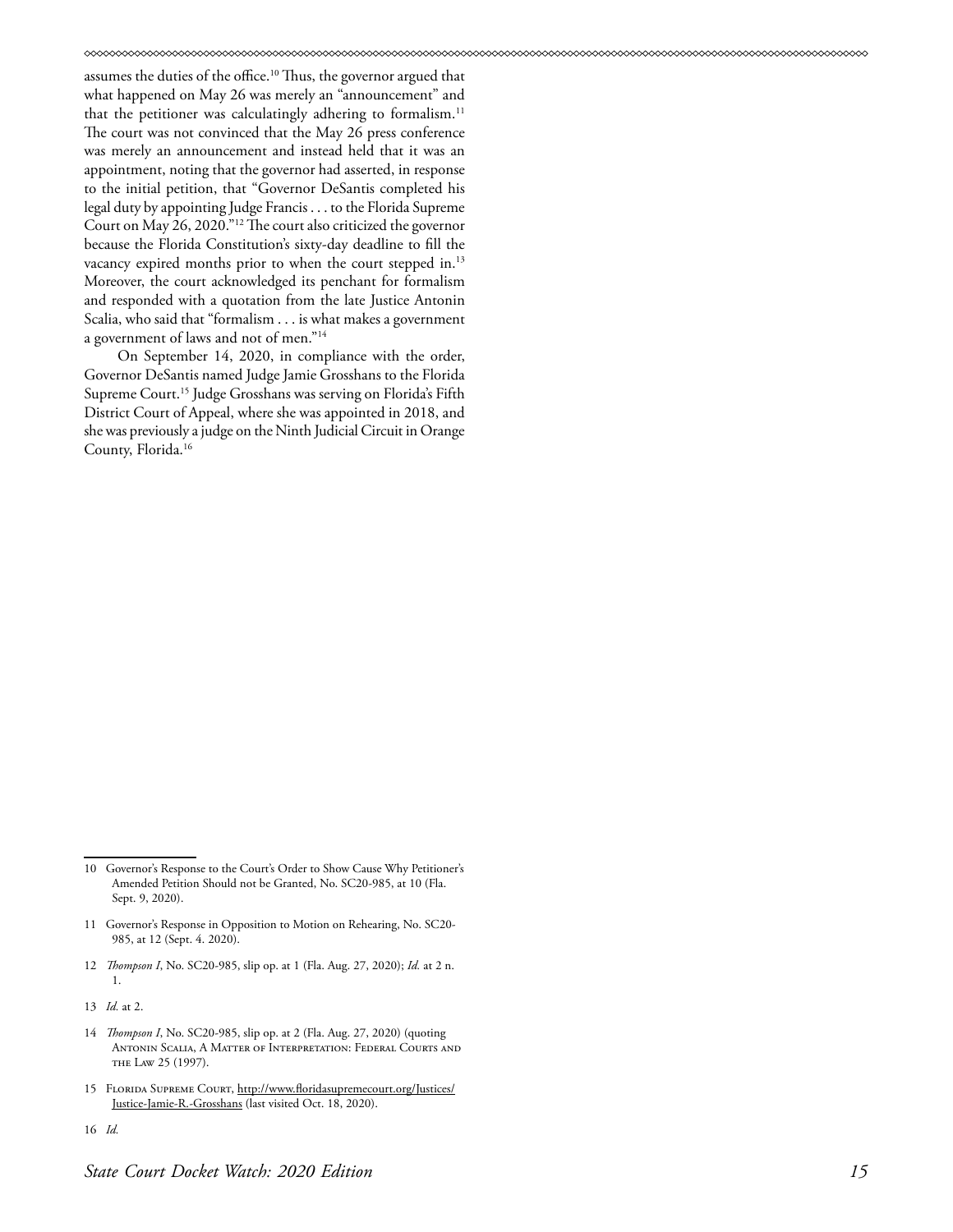assumes the duties of the office.[10] Thus, the governor argued that what happened on May 26 was merely an "announcement" and that the petitioner was calculatingly adhering to formalism.[11] The court was not convinced that the May 26 press conference was merely an announcement and instead held that it was an appointment, noting that the governor had asserted, in response to the initial petition, that "Governor DeSantis completed his legal duty by appointing Judge Francis . . . to the Florida Supreme Court on May 26, 2020."[12] The court also criticized the governor because the Florida Constitution's sixty-day deadline to fill the vacancy expired months prior to when the court stepped in.[13] Moreover, the court acknowledged its penchant for formalism and responded with a quotation from the late Justice Antonin Scalia, who said that "formalism . . . is what makes a government a government of laws and not of men."[14]

On September 14, 2020, in compliance with the order, Governor DeSantis named Judge Jamie Grosshans to the Florida Supreme Court.[15] Judge Grosshans was serving on Florida's Fifth District Court of Appeal, where she was appointed in 2018, and she was previously a judge on the Ninth Judicial Circuit in Orange County, Florida.[16]

---

10 Governor's Response to the Court's Order to Show Cause Why Petitioner's Amended Petition Should not be Granted, No. SC20-985, at 10 (Fla. Sept. 9, 2020).

11 Governor's Response in Opposition to Motion on Rehearing, No. SC20-985, at 12 (Sept. 4. 2020).

12 *Thompson I*, No. SC20-985, slip op. at 1 (Fla. Aug. 27, 2020); *Id.* at 2 n. 1.

13 *Id.* at 2.

14 *Thompson I*, No. SC20-985, slip op. at 2 (Fla. Aug. 27, 2020) (quoting Antonin Scalia, A Matter of Interpretation: Federal Courts and the Law 25 (1997).

15 Florida Supreme Court, http://www.floridasupremecourt.org/Justices/Justice-Jamie-R.-Grosshans (last visited Oct. 18, 2020).

16 *Id.*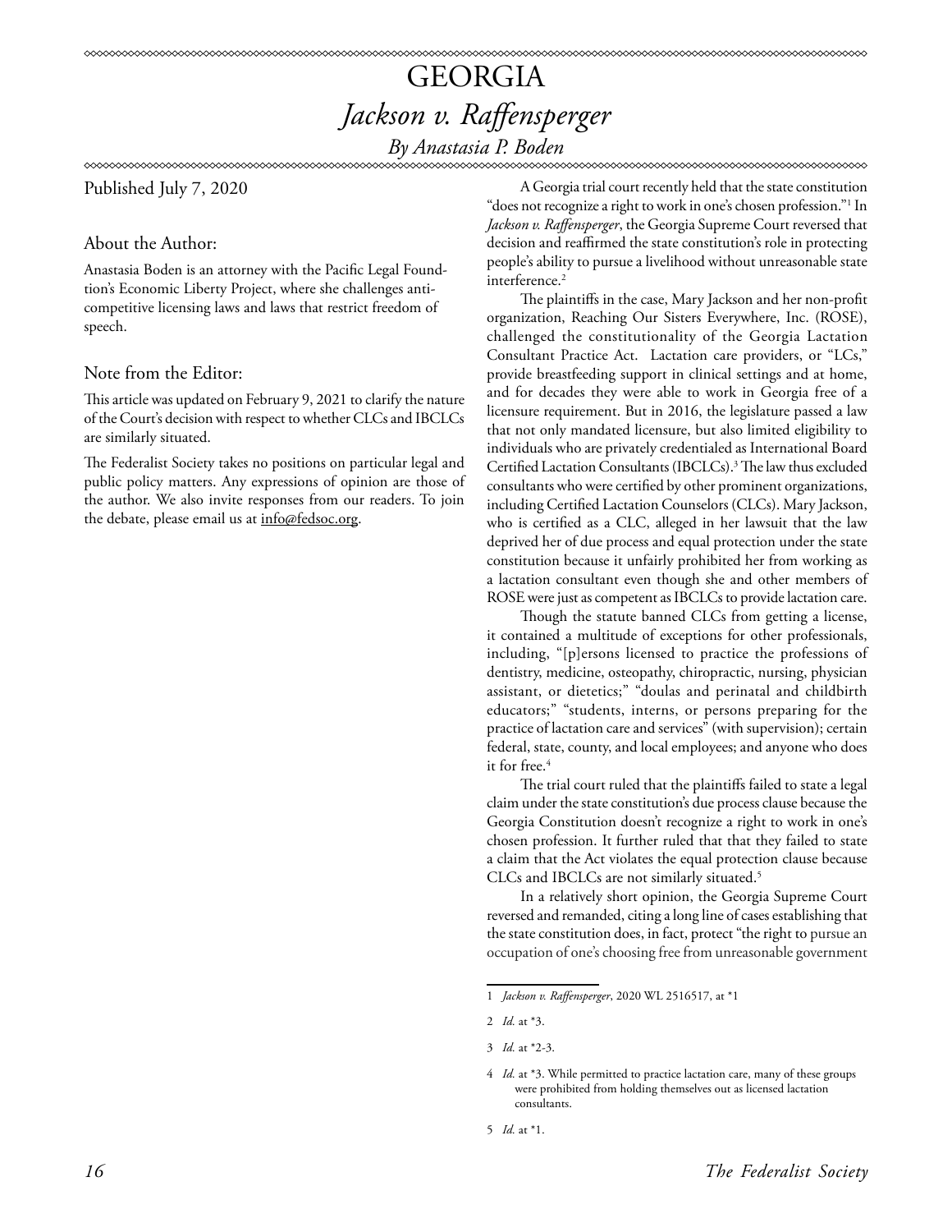# GEORGIA

## *Jackson v. Raffensperger*

*By Anastasia P. Boden*

Published July 7, 2020

### About the Author:

Anastasia Boden is an attorney with the Pacific Legal Foundation's Economic Liberty Project, where she challenges anti-competitive licensing laws and laws that restrict freedom of speech.

### Note from the Editor:

This article was updated on February 9, 2021 to clarify the nature of the Court's decision with respect to whether CLCs and IBCLCs are similarly situated.

The Federalist Society takes no positions on particular legal and public policy matters. Any expressions of opinion are those of the author. We also invite responses from our readers. To join the debate, please email us at info@fedsoc.org.

A Georgia trial court recently held that the state constitution "does not recognize a right to work in one's chosen profession."[1] In *Jackson v. Raffensperger*, the Georgia Supreme Court reversed that decision and reaffirmed the state constitution's role in protecting people's ability to pursue a livelihood without unreasonable state interference.[2]

The plaintiffs in the case, Mary Jackson and her non-profit organization, Reaching Our Sisters Everywhere, Inc. (ROSE), challenged the constitutionality of the Georgia Lactation Consultant Practice Act. Lactation care providers, or "LCs," provide breastfeeding support in clinical settings and at home, and for decades they were able to work in Georgia free of a licensure requirement. But in 2016, the legislature passed a law that not only mandated licensure, but also limited eligibility to individuals who are privately credentialed as International Board Certified Lactation Consultants (IBCLCs).[3] The law thus excluded consultants who were certified by other prominent organizations, including Certified Lactation Counselors (CLCs). Mary Jackson, who is certified as a CLC, alleged in her lawsuit that the law deprived her of due process and equal protection under the state constitution because it unfairly prohibited her from working as a lactation consultant even though she and other members of ROSE were just as competent as IBCLCs to provide lactation care.

Though the statute banned CLCs from getting a license, it contained a multitude of exceptions for other professionals, including, "[p]ersons licensed to practice the professions of dentistry, medicine, osteopathy, chiropractic, nursing, physician assistant, or dietetics;" "doulas and perinatal and childbirth educators;" "students, interns, or persons preparing for the practice of lactation care and services" (with supervision); certain federal, state, county, and local employees; and anyone who does it for free.[4]

The trial court ruled that the plaintiffs failed to state a legal claim under the state constitution's due process clause because the Georgia Constitution doesn't recognize a right to work in one's chosen profession. It further ruled that that they failed to state a claim that the Act violates the equal protection clause because CLCs and IBCLCs are not similarly situated.[5]

In a relatively short opinion, the Georgia Supreme Court reversed and remanded, citing a long line of cases establishing that the state constitution does, in fact, protect "the right to pursue an occupation of one's choosing free from unreasonable government

---

1 *Jackson v. Raffensperger*, 2020 WL 2516517, at *1

2 *Id.* at *3.

3 *Id.* at *2-3.

4 *Id.* at *3. While permitted to practice lactation care, many of these groups were prohibited from holding themselves out as licensed lactation consultants.

5 *Id.* at *1.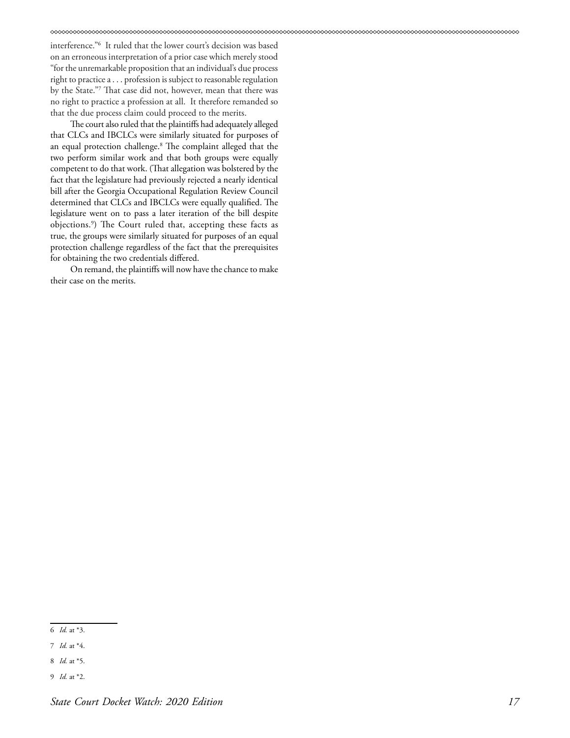interference."[6] It ruled that the lower court's decision was based on an erroneous interpretation of a prior case which merely stood "for the unremarkable proposition that an individual's due process right to practice a . . . profession is subject to reasonable regulation by the State."[7] That case did not, however, mean that there was no right to practice a profession at all. It therefore remanded so that the due process claim could proceed to the merits.

The court also ruled that the plaintiffs had adequately alleged that CLCs and IBCLCs were similarly situated for purposes of an equal protection challenge.[8] The complaint alleged that the two perform similar work and that both groups were equally competent to do that work. (That allegation was bolstered by the fact that the legislature had previously rejected a nearly identical bill after the Georgia Occupational Regulation Review Council determined that CLCs and IBCLCs were equally qualified. The legislature went on to pass a later iteration of the bill despite objections.[9]) The Court ruled that, accepting these facts as true, the groups were similarly situated for purposes of an equal protection challenge regardless of the fact that the prerequisites for obtaining the two credentials differed.

On remand, the plaintiffs will now have the chance to make their case on the merits.

---

6 *Id.* at *3.

7 *Id.* at *4.

8 *Id.* at *5.

9 *Id.* at *2.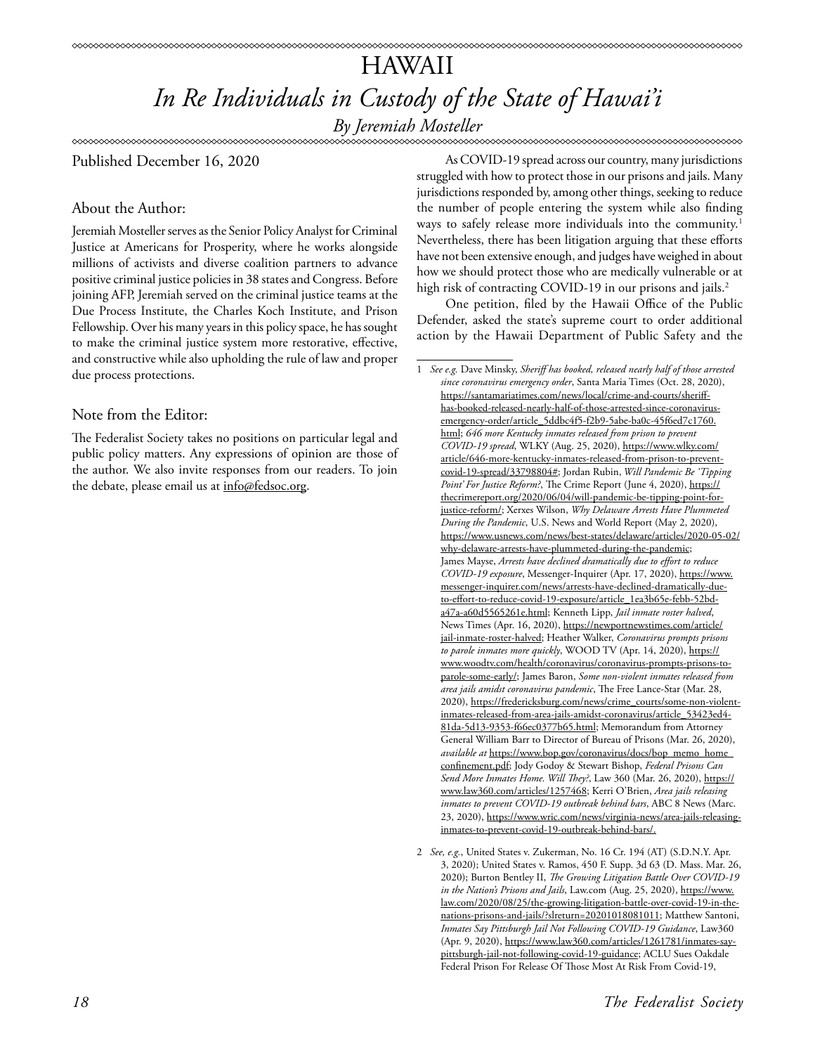# HAWAII

## *In Re Individuals in Custody of the State of Hawai'i*

*By Jeremiah Mosteller*

Published December 16, 2020

### About the Author:

Jeremiah Mosteller serves as the Senior Policy Analyst for Criminal Justice at Americans for Prosperity, where he works alongside millions of activists and diverse coalition partners to advance positive criminal justice policies in 38 states and Congress. Before joining AFP, Jeremiah served on the criminal justice teams at the Due Process Institute, the Charles Koch Institute, and Prison Fellowship. Over his many years in this policy space, he has sought to make the criminal justice system more restorative, effective, and constructive while also upholding the rule of law and proper due process protections.

### Note from the Editor:

The Federalist Society takes no positions on particular legal and public policy matters. Any expressions of opinion are those of the author. We also invite responses from our readers. To join the debate, please email us at info@fedsoc.org.

As COVID-19 spread across our country, many jurisdictions struggled with how to protect those in our prisons and jails. Many jurisdictions responded by, among other things, seeking to reduce the number of people entering the system while also finding ways to safely release more individuals into the community.[1] Nevertheless, there has been litigation arguing that these efforts have not been extensive enough, and judges have weighed in about how we should protect those who are medically vulnerable or at high risk of contracting COVID-19 in our prisons and jails.[2]

One petition, filed by the Hawaii Office of the Public Defender, asked the state's supreme court to order additional action by the Hawaii Department of Public Safety and the

---

1 *See e.g.* Dave Minsky, *Sheriff has booked, released nearly half of those arrested since coronavirus emergency order*, Santa Maria Times (Oct. 28, 2020), https://santamariatimes.com/news/local/crime-and-courts/sheriff-has-booked-released-nearly-half-of-those-arrested-since-coronavirus-emergency-order/article_5ddbc4f5-f2b9-5abe-ba0c-45f6ed7c1760.html; *646 more Kentucky inmates released from prison to prevent COVID-19 spread*, WLKY (Aug. 25, 2020), https://www.wlky.com/article/646-more-kentucky-inmates-released-from-prison-to-prevent-covid-19-spread/33798804#; Jordan Rubin, *Will Pandemic Be 'Tipping Point' For Justice Reform?*, The Crime Report (June 4, 2020), https://thecrimereport.org/2020/06/04/will-pandemic-be-tipping-point-for-justice-reform/; Xerxes Wilson, *Why Delaware Arrests Have Plummeted During the Pandemic*, U.S. News and World Report (May 2, 2020), https://www.usnews.com/news/best-states/delaware/articles/2020-05-02/why-delaware-arrests-have-plummeted-during-the-pandemic; James Mayse, *Arrests have declined dramatically due to effort to reduce COVID-19 exposure*, Messenger-Inquirer (Apr. 17, 2020), https://www.messenger-inquirer.com/news/arrests-have-declined-dramatically-due-to-effort-to-reduce-covid-19-exposure/article_1ea3b65e-febb-52bd-a47a-a60d5565261e.html; Kenneth Lipp, *Jail inmate roster halved*, News Times (Apr. 16, 2020), https://newportnewstimes.com/article/jail-inmate-roster-halved; Heather Walker, *Coronavirus prompts prisons to parole inmates more quickly*, WOOD TV (Apr. 14, 2020), https://www.woodtv.com/health/coronavirus/coronavirus-prompts-prisons-to-parole-some-early/; James Baron, *Some non-violent inmates released from area jails amidst coronavirus pandemic*, The Free Lance-Star (Mar. 28, 2020), https://fredericksburg.com/news/crime_courts/some-non-violent-inmates-released-from-area-jails-amidst-coronavirus/article_53423ed4-81da-5d13-9353-f66ec0377b65.html; Memorandum from Attorney General William Barr to Director of Bureau of Prisons (Mar. 26, 2020), *available at* https://www.bop.gov/coronavirus/docs/bop_memo_home_confinement.pdf; Jody Godoy & Stewart Bishop, *Federal Prisons Can Send More Inmates Home. Will They?*, Law 360 (Mar. 26, 2020), https://www.law360.com/articles/1257468; Kerri O'Brien, *Area jails releasing inmates to prevent COVID-19 outbreak behind bars*, ABC 8 News (Marc. 23, 2020), https://www.wric.com/news/virginia-news/area-jails-releasing-inmates-to-prevent-covid-19-outbreak-behind-bars/.

2 *See, e.g.*, United States v. Zukerman, No. 16 Cr. 194 (AT) (S.D.N.Y. Apr. 3, 2020); United States v. Ramos, 450 F. Supp. 3d 63 (D. Mass. Mar. 26, 2020); Burton Bentley II, *The Growing Litigation Battle Over COVID-19 in the Nation's Prisons and Jails*, Law.com (Aug. 25, 2020), https://www.law.com/2020/08/25/the-growing-litigation-battle-over-covid-19-in-the-nations-prisons-and-jails/?slreturn=20201018081011; Matthew Santoni, *Inmates Say Pittsburgh Jail Not Following COVID-19 Guidance*, Law360 (Apr. 9, 2020), https://www.law360.com/articles/1261781/inmates-say-pittsburgh-jail-not-following-covid-19-guidance; ACLU Sues Oakdale Federal Prison For Release Of Those Most At Risk From Covid-19,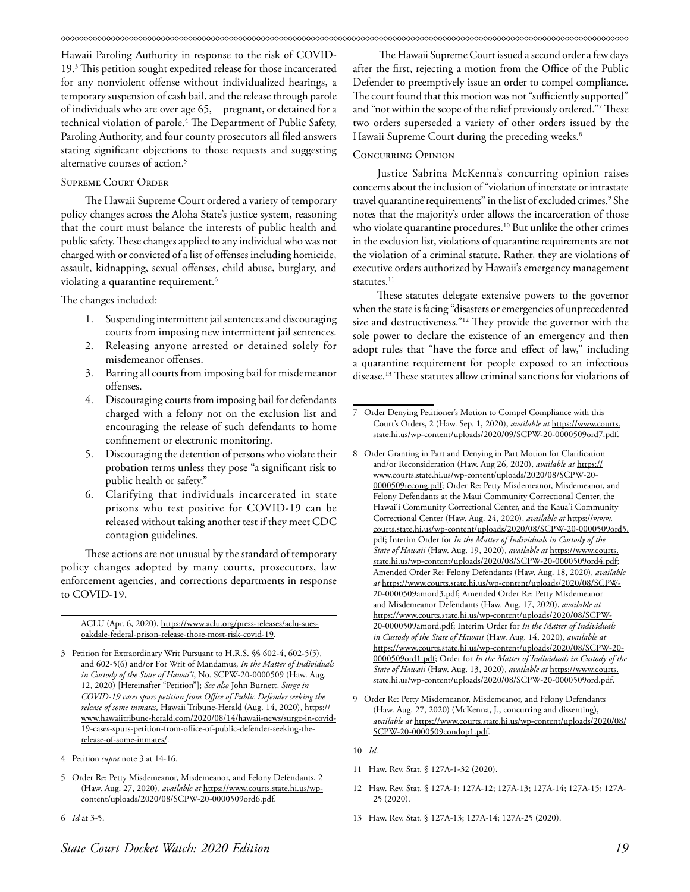Hawaii Paroling Authority in response to the risk of COVID-19.[3] This petition sought expedited release for those incarcerated for any nonviolent offense without individualized hearings, a temporary suspension of cash bail, and the release through parole of individuals who are over age 65, pregnant, or detained for a technical violation of parole.[4] The Department of Public Safety, Paroling Authority, and four county prosecutors all filed answers stating significant objections to those requests and suggesting alternative courses of action.[5]

### Supreme Court Order

The Hawaii Supreme Court ordered a variety of temporary policy changes across the Aloha State's justice system, reasoning that the court must balance the interests of public health and public safety. These changes applied to any individual who was not charged with or convicted of a list of offenses including homicide, assault, kidnapping, sexual offenses, child abuse, burglary, and violating a quarantine requirement.[6]

The changes included:

1. Suspending intermittent jail sentences and discouraging courts from imposing new intermittent jail sentences.
2. Releasing anyone arrested or detained solely for misdemeanor offenses.
3. Barring all courts from imposing bail for misdemeanor offenses.
4. Discouraging courts from imposing bail for defendants charged with a felony not on the exclusion list and encouraging the release of such defendants to home confinement or electronic monitoring.
5. Discouraging the detention of persons who violate their probation terms unless they pose "a significant risk to public health or safety."
6. Clarifying that individuals incarcerated in state prisons who test positive for COVID-19 can be released without taking another test if they meet CDC contagion guidelines.

These actions are not unusual by the standard of temporary policy changes adopted by many courts, prosecutors, law enforcement agencies, and corrections departments in response to COVID-19.

The Hawaii Supreme Court issued a second order a few days after the first, rejecting a motion from the Office of the Public Defender to preemptively issue an order to compel compliance. The court found that this motion was not "sufficiently supported" and "not within the scope of the relief previously ordered."[7] These two orders superseded a variety of other orders issued by the Hawaii Supreme Court during the preceding weeks.[8]

### Concurring Opinion

Justice Sabrina McKenna's concurring opinion raises concerns about the inclusion of "violation of interstate or intrastate travel quarantine requirements" in the list of excluded crimes.[9] She notes that the majority's order allows the incarceration of those who violate quarantine procedures.[10] But unlike the other crimes in the exclusion list, violations of quarantine requirements are not the violation of a criminal statute. Rather, they are violations of executive orders authorized by Hawaii's emergency management statutes.[11]

These statutes delegate extensive powers to the governor when the state is facing "disasters or emergencies of unprecedented size and destructiveness."[12] They provide the governor with the sole power to declare the existence of an emergency and then adopt rules that "have the force and effect of law," including a quarantine requirement for people exposed to an infectious disease.[13] These statutes allow criminal sanctions for violations of

---

ACLU (Apr. 6, 2020), https://www.aclu.org/press-releases/aclu-sues-oakdale-federal-prison-release-those-most-risk-covid-19.

3 Petition for Extraordinary Writ Pursuant to H.R.S. §§ 602-4, 602-5(5), and 602-5(6) and/or For Writ of Mandamus, *In the Matter of Individuals in Custody of the State of Hawai'i*, No. SCPW-20-0000509 (Haw. Aug. 12, 2020) [Hereinafter "Petition"]; *See also* John Burnett, *Surge in COVID-19 cases spurs petition from Office of Public Defender seeking the release of some inmates,* Hawaii Tribune-Herald (Aug. 14, 2020), https://www.hawaiitribune-herald.com/2020/08/14/hawaii-news/surge-in-covid-19-cases-spurs-petition-from-office-of-public-defender-seeking-the-release-of-some-inmates/.

4 Petition *supra* note 3 at 14-16.

5 Order Re: Petty Misdemeanor, Misdemeanor, and Felony Defendants, 2 (Haw. Aug. 27, 2020), *available at* https://www.courts.state.hi.us/wp-content/uploads/2020/08/SCPW-20-0000509ord6.pdf.

6 *Id* at 3-5.

7 Order Denying Petitioner's Motion to Compel Compliance with this Court's Orders, 2 (Haw. Sep. 1, 2020), *available at* https://www.courts.state.hi.us/wp-content/uploads/2020/09/SCPW-20-0000509ord7.pdf.

8 Order Granting in Part and Denying in Part Motion for Clarification and/or Reconsideration (Haw. Aug 26, 2020), *available at* https://www.courts.state.hi.us/wp-content/uploads/2020/08/SCPW-20-0000509recong.pdf; Order Re: Petty Misdemeanor, Misdemeanor, and Felony Defendants at the Maui Community Correctional Center, the Hawai'i Community Correctional Center, and the Kaua'i Community Correctional Center (Haw. Aug. 24, 2020), *available at* https://www.courts.state.hi.us/wp-content/uploads/2020/08/SCPW-20-0000509ord5.pdf; Interim Order for *In the Matter of Individuals in Custody of the State of Hawaii* (Haw. Aug. 19, 2020), *available at* https://www.courts.state.hi.us/wp-content/uploads/2020/08/SCPW-20-0000509ord4.pdf; Amended Order Re: Felony Defendants (Haw. Aug. 18, 2020), *available at* https://www.courts.state.hi.us/wp-content/uploads/2020/08/SCPW-20-0000509amord3.pdf; Amended Order Re: Petty Misdemeanor and Misdemeanor Defendants (Haw. Aug. 17, 2020), *available at* https://www.courts.state.hi.us/wp-content/uploads/2020/08/SCPW-20-0000509amord.pdf; Interim Order for *In the Matter of Individuals in Custody of the State of Hawaii* (Haw. Aug. 14, 2020), *available at* https://www.courts.state.hi.us/wp-content/uploads/2020/08/SCPW-20-0000509ord1.pdf; Order for *In the Matter of Individuals in Custody of the State of Hawaii* (Haw. Aug. 13, 2020), *available at* https://www.courts.state.hi.us/wp-content/uploads/2020/08/SCPW-20-0000509ord.pdf.

9 Order Re: Petty Misdemeanor, Misdemeanor, and Felony Defendants (Haw. Aug. 27, 2020) (McKenna, J., concurring and dissenting), *available at* https://www.courts.state.hi.us/wp-content/uploads/2020/08/SCPW-20-0000509condop1.pdf.

10 *Id*.

11 Haw. Rev. Stat. § 127A-1-32 (2020).

12 Haw. Rev. Stat. § 127A-1; 127A-12; 127A-13; 127A-14; 127A-15; 127A-25 (2020).

13 Haw. Rev. Stat. § 127A-13; 127A-14; 127A-25 (2020).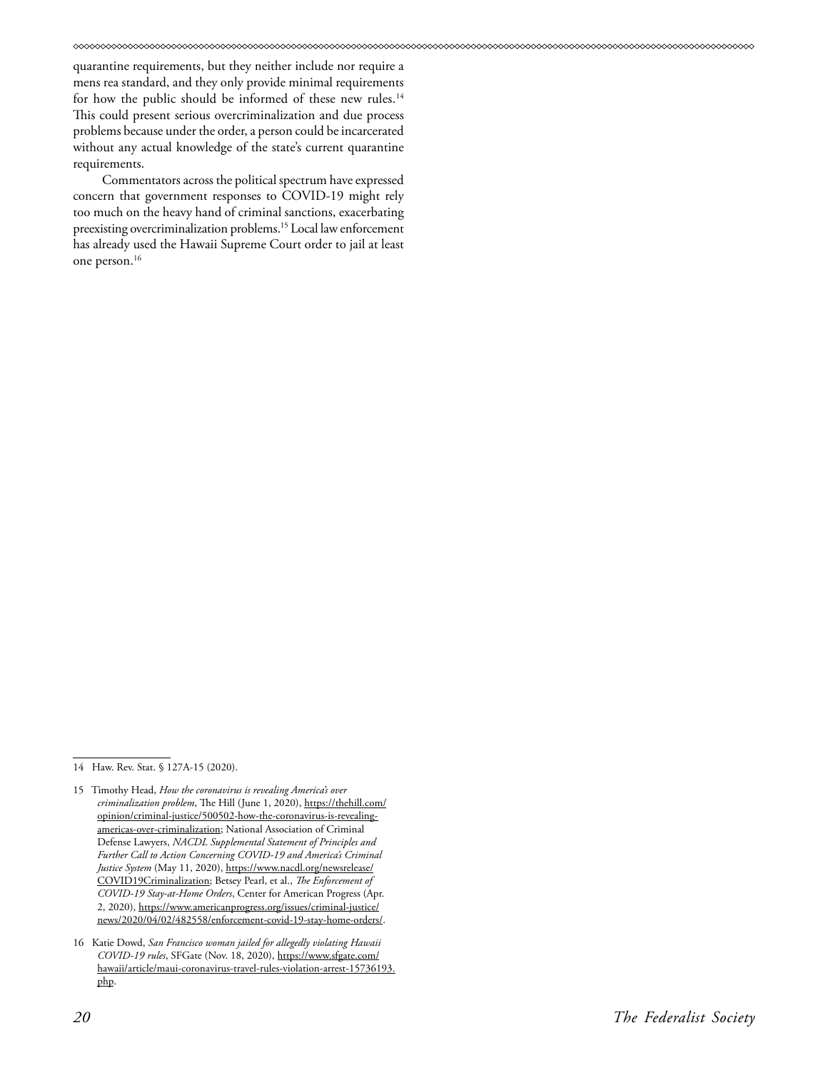quarantine requirements, but they neither include nor require a mens rea standard, and they only provide minimal requirements for how the public should be informed of these new rules.[14] This could present serious overcriminalization and due process problems because under the order, a person could be incarcerated without any actual knowledge of the state's current quarantine requirements.

Commentators across the political spectrum have expressed concern that government responses to COVID-19 might rely too much on the heavy hand of criminal sanctions, exacerbating preexisting overcriminalization problems.[15] Local law enforcement has already used the Hawaii Supreme Court order to jail at least one person.[16]

---

14 Haw. Rev. Stat. § 127A-15 (2020).

15 Timothy Head, *How the coronavirus is revealing America's over criminalization problem*, The Hill (June 1, 2020), https://thehill.com/opinion/criminal-justice/500502-how-the-coronavirus-is-revealing-americas-over-criminalization; National Association of Criminal Defense Lawyers, *NACDL Supplemental Statement of Principles and Further Call to Action Concerning COVID-19 and America's Criminal Justice System* (May 11, 2020), https://www.nacdl.org/newsrelease/COVID19Criminalization; Betsey Pearl, et al., *The Enforcement of COVID-19 Stay-at-Home Orders*, Center for American Progress (Apr. 2, 2020), https://www.americanprogress.org/issues/criminal-justice/news/2020/04/02/482558/enforcement-covid-19-stay-home-orders/.

16 Katie Dowd, *San Francisco woman jailed for allegedly violating Hawaii COVID-19 rules*, SFGate (Nov. 18, 2020), https://www.sfgate.com/hawaii/article/maui-coronavirus-travel-rules-violation-arrest-15736193.php.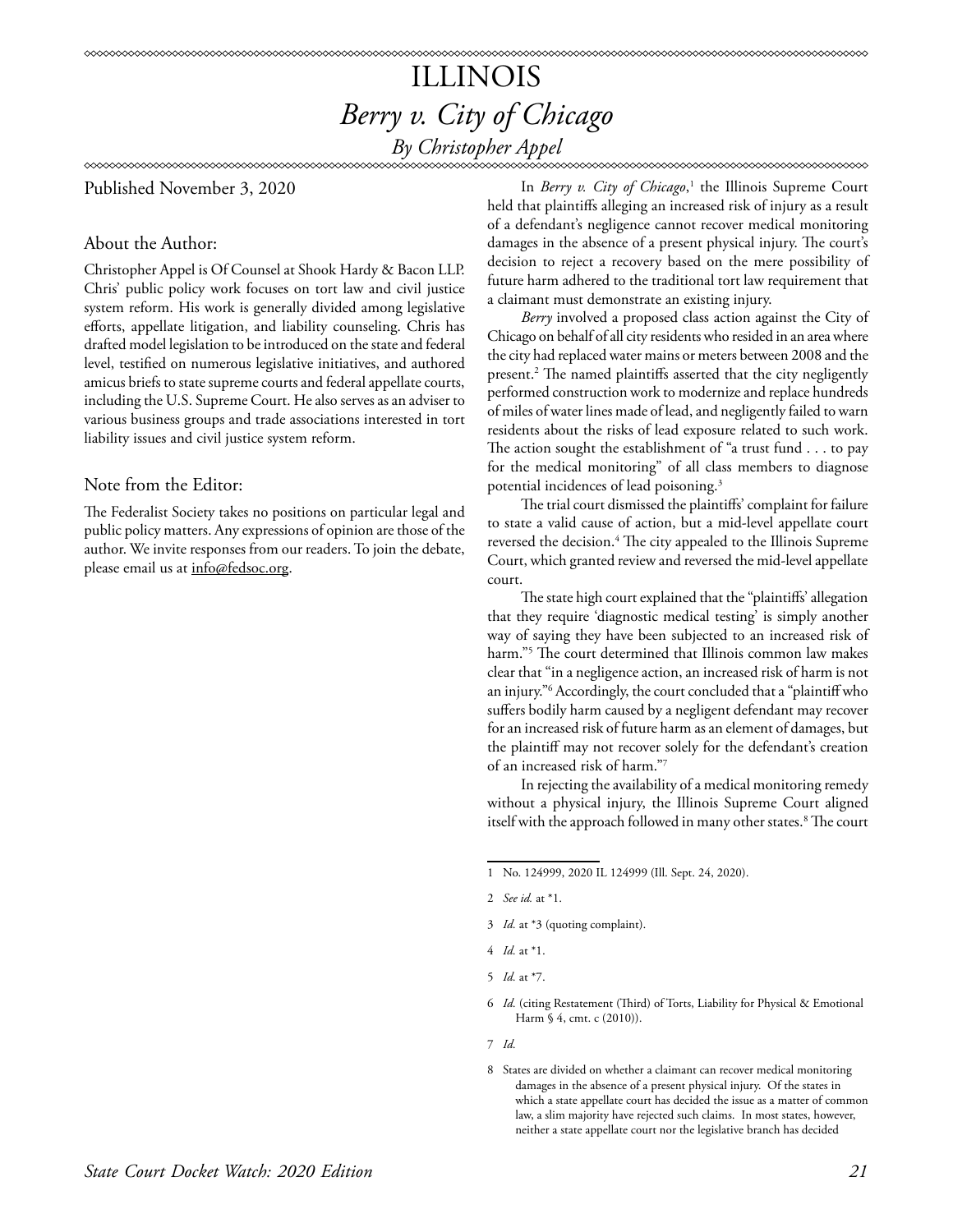# ILLINOIS

## *Berry v. City of Chicago*

*By Christopher Appel*

Published November 3, 2020

### About the Author:

Christopher Appel is Of Counsel at Shook Hardy & Bacon LLP. Chris' public policy work focuses on tort law and civil justice system reform. His work is generally divided among legislative efforts, appellate litigation, and liability counseling. Chris has drafted model legislation to be introduced on the state and federal level, testified on numerous legislative initiatives, and authored amicus briefs to state supreme courts and federal appellate courts, including the U.S. Supreme Court. He also serves as an adviser to various business groups and trade associations interested in tort liability issues and civil justice system reform.

### Note from the Editor:

The Federalist Society takes no positions on particular legal and public policy matters. Any expressions of opinion are those of the author. We invite responses from our readers. To join the debate, please email us at info@fedsoc.org.

In *Berry v. City of Chicago*,[1] the Illinois Supreme Court held that plaintiffs alleging an increased risk of injury as a result of a defendant's negligence cannot recover medical monitoring damages in the absence of a present physical injury. The court's decision to reject a recovery based on the mere possibility of future harm adhered to the traditional tort law requirement that a claimant must demonstrate an existing injury.

*Berry* involved a proposed class action against the City of Chicago on behalf of all city residents who resided in an area where the city had replaced water mains or meters between 2008 and the present.[2] The named plaintiffs asserted that the city negligently performed construction work to modernize and replace hundreds of miles of water lines made of lead, and negligently failed to warn residents about the risks of lead exposure related to such work. The action sought the establishment of "a trust fund . . . to pay for the medical monitoring" of all class members to diagnose potential incidences of lead poisoning.[3]

The trial court dismissed the plaintiffs' complaint for failure to state a valid cause of action, but a mid-level appellate court reversed the decision.[4] The city appealed to the Illinois Supreme Court, which granted review and reversed the mid-level appellate court.

The state high court explained that the "plaintiffs' allegation that they require 'diagnostic medical testing' is simply another way of saying they have been subjected to an increased risk of harm."[5] The court determined that Illinois common law makes clear that "in a negligence action, an increased risk of harm is not an injury."[6] Accordingly, the court concluded that a "plaintiff who suffers bodily harm caused by a negligent defendant may recover for an increased risk of future harm as an element of damages, but the plaintiff may not recover solely for the defendant's creation of an increased risk of harm."[7]

In rejecting the availability of a medical monitoring remedy without a physical injury, the Illinois Supreme Court aligned itself with the approach followed in many other states.[8] The court

---

1 No. 124999, 2020 IL 124999 (Ill. Sept. 24, 2020).

2 *See id.* at *1.

3 *Id.* at *3 (quoting complaint).

4 *Id.* at *1.

5 *Id.* at *7.

6 *Id.* (citing Restatement (Third) of Torts, Liability for Physical & Emotional Harm § 4, cmt. c (2010)).

7 *Id.*

8 States are divided on whether a claimant can recover medical monitoring damages in the absence of a present physical injury. Of the states in which a state appellate court has decided the issue as a matter of common law, a slim majority have rejected such claims. In most states, however, neither a state appellate court nor the legislative branch has decided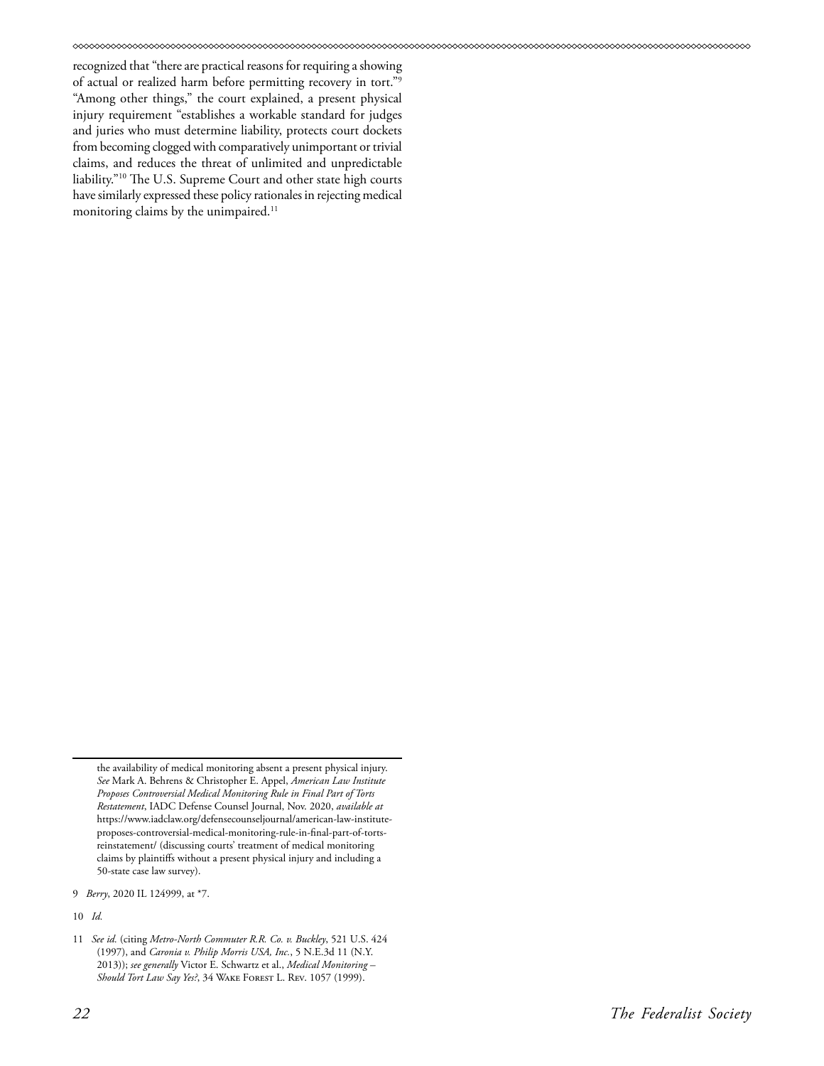recognized that "there are practical reasons for requiring a showing of actual or realized harm before permitting recovery in tort."[9] "Among other things," the court explained, a present physical injury requirement "establishes a workable standard for judges and juries who must determine liability, protects court dockets from becoming clogged with comparatively unimportant or trivial claims, and reduces the threat of unlimited and unpredictable liability."[10] The U.S. Supreme Court and other state high courts have similarly expressed these policy rationales in rejecting medical monitoring claims by the unimpaired.[11]

---

the availability of medical monitoring absent a present physical injury. *See* Mark A. Behrens & Christopher E. Appel, *American Law Institute Proposes Controversial Medical Monitoring Rule in Final Part of Torts Restatement*, IADC Defense Counsel Journal, Nov. 2020, *available at* https://www.iadclaw.org/defensecounseljournal/american-law-institute-proposes-controversial-medical-monitoring-rule-in-final-part-of-torts-reinstatement/ (discussing courts' treatment of medical monitoring claims by plaintiffs without a present physical injury and including a 50-state case law survey).

9 *Berry*, 2020 IL 124999, at *7.

10 *Id.*

11 *See id.* (citing *Metro-North Commuter R.R. Co. v. Buckley*, 521 U.S. 424 (1997), and *Caronia v. Philip Morris USA, Inc.*, 5 N.E.3d 11 (N.Y. 2013)); *see generally* Victor E. Schwartz et al., *Medical Monitoring – Should Tort Law Say Yes?*, 34 Wake Forest L. Rev. 1057 (1999).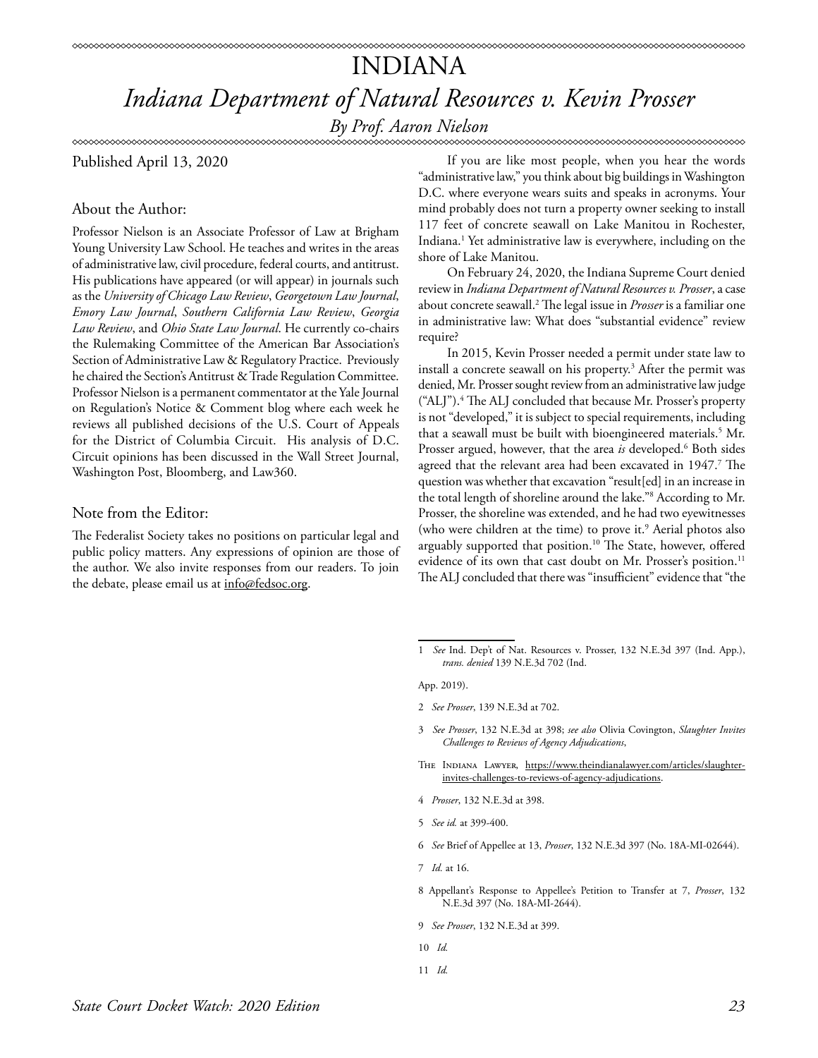# INDIANA

## *Indiana Department of Natural Resources v. Kevin Prosser*

*By Prof. Aaron Nielson*

Published April 13, 2020

### About the Author:

Professor Nielson is an Associate Professor of Law at Brigham Young University Law School. He teaches and writes in the areas of administrative law, civil procedure, federal courts, and antitrust. His publications have appeared (or will appear) in journals such as the *University of Chicago Law Review*, *Georgetown Law Journal*, *Emory Law Journal*, *Southern California Law Review*, *Georgia Law Review*, and *Ohio State Law Journal*. He currently co-chairs the Rulemaking Committee of the American Bar Association's Section of Administrative Law & Regulatory Practice. Previously he chaired the Section's Antitrust & Trade Regulation Committee. Professor Nielson is a permanent commentator at the Yale Journal on Regulation's Notice & Comment blog where each week he reviews all published decisions of the U.S. Court of Appeals for the District of Columbia Circuit. His analysis of D.C. Circuit opinions has been discussed in the Wall Street Journal, Washington Post, Bloomberg, and Law360.

### Note from the Editor:

The Federalist Society takes no positions on particular legal and public policy matters. Any expressions of opinion are those of the author. We also invite responses from our readers. To join the debate, please email us at info@fedsoc.org.

If you are like most people, when you hear the words "administrative law," you think about big buildings in Washington D.C. where everyone wears suits and speaks in acronyms. Your mind probably does not turn a property owner seeking to install 117 feet of concrete seawall on Lake Manitou in Rochester, Indiana.[1] Yet administrative law is everywhere, including on the shore of Lake Manitou.

On February 24, 2020, the Indiana Supreme Court denied review in *Indiana Department of Natural Resources v. Prosser*, a case about concrete seawall.[2] The legal issue in *Prosser* is a familiar one in administrative law: What does "substantial evidence" review require?

In 2015, Kevin Prosser needed a permit under state law to install a concrete seawall on his property.[3] After the permit was denied, Mr. Prosser sought review from an administrative law judge ("ALJ").[4] The ALJ concluded that because Mr. Prosser's property is not "developed," it is subject to special requirements, including that a seawall must be built with bioengineered materials.[5] Mr. Prosser argued, however, that the area *is* developed.[6] Both sides agreed that the relevant area had been excavated in 1947.[7] The question was whether that excavation "result[ed] in an increase in the total length of shoreline around the lake."[8] According to Mr. Prosser, the shoreline was extended, and he had two eyewitnesses (who were children at the time) to prove it.[9] Aerial photos also arguably supported that position.[10] The State, however, offered evidence of its own that cast doubt on Mr. Prosser's position.[11] The ALJ concluded that there was "insufficient" evidence that "the

---

1 *See* Ind. Dep't of Nat. Resources v. Prosser, 132 N.E.3d 397 (Ind. App.), *trans. denied* 139 N.E.3d 702 (Ind. App. 2019).

2 *See Prosser*, 139 N.E.3d at 702.

3 *See Prosser*, 132 N.E.3d at 398; *see also* Olivia Covington, *Slaughter Invites Challenges to Reviews of Agency Adjudications*, The Indiana Lawyer, https://www.theindianalawyer.com/articles/slaughter-invites-challenges-to-reviews-of-agency-adjudications.

4 *Prosser*, 132 N.E.3d at 398.

5 *See id.* at 399-400.

6 *See* Brief of Appellee at 13, *Prosser*, 132 N.E.3d 397 (No. 18A-MI-02644).

7 *Id.* at 16.

8 Appellant's Response to Appellee's Petition to Transfer at 7, *Prosser*, 132 N.E.3d 397 (No. 18A-MI-2644).

9 *See Prosser*, 132 N.E.3d at 399.

10 *Id.*

11 *Id.*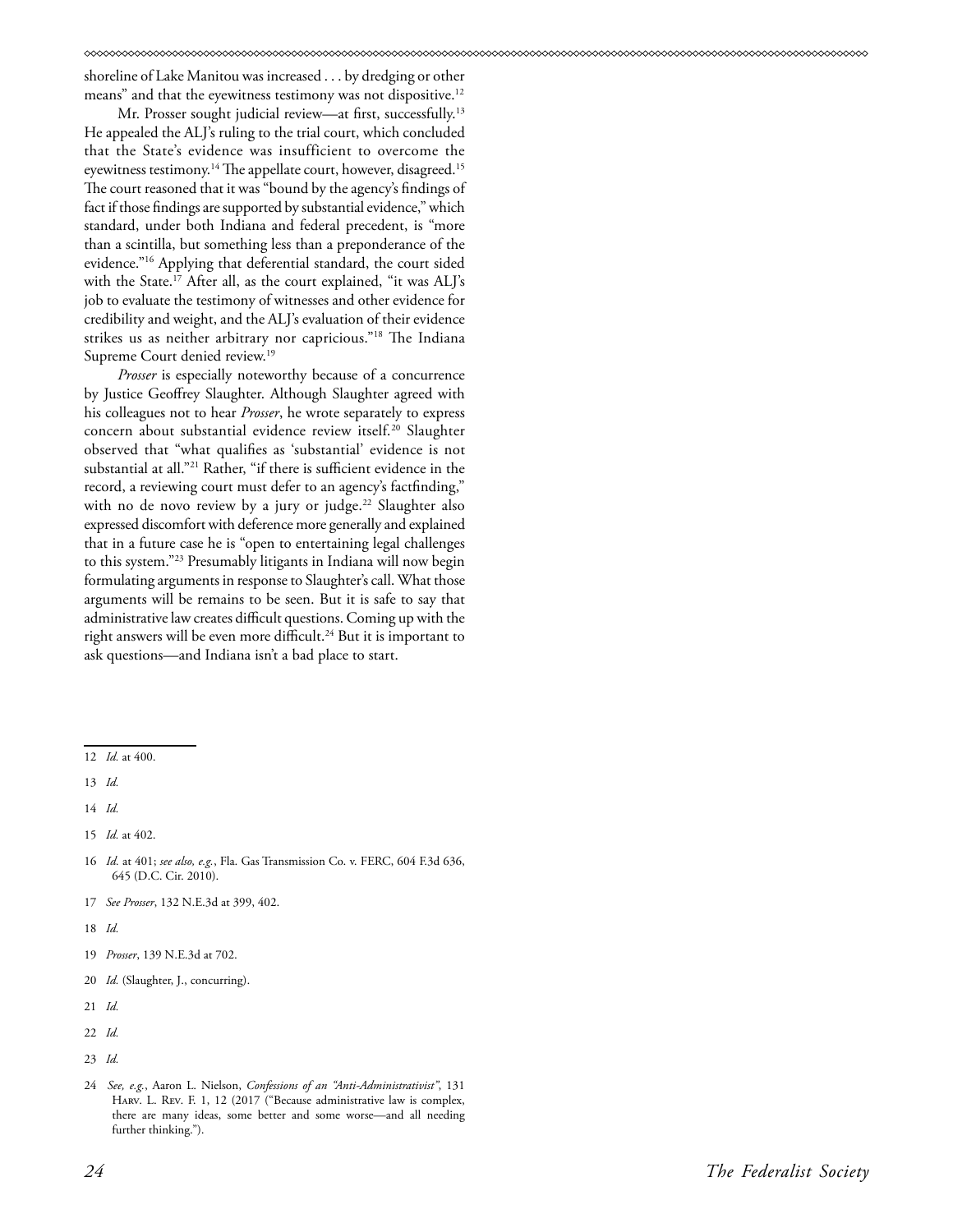shoreline of Lake Manitou was increased . . . by dredging or other means" and that the eyewitness testimony was not dispositive.[12]

Mr. Prosser sought judicial review—at first, successfully.[13] He appealed the ALJ's ruling to the trial court, which concluded that the State's evidence was insufficient to overcome the eyewitness testimony.[14] The appellate court, however, disagreed.[15] The court reasoned that it was "bound by the agency's findings of fact if those findings are supported by substantial evidence," which standard, under both Indiana and federal precedent, is "more than a scintilla, but something less than a preponderance of the evidence."[16] Applying that deferential standard, the court sided with the State.[17] After all, as the court explained, "it was ALJ's job to evaluate the testimony of witnesses and other evidence for credibility and weight, and the ALJ's evaluation of their evidence strikes us as neither arbitrary nor capricious."[18] The Indiana Supreme Court denied review.[19]

*Prosser* is especially noteworthy because of a concurrence by Justice Geoffrey Slaughter. Although Slaughter agreed with his colleagues not to hear *Prosser*, he wrote separately to express concern about substantial evidence review itself.[20] Slaughter observed that "what qualifies as 'substantial' evidence is not substantial at all."[21] Rather, "if there is sufficient evidence in the record, a reviewing court must defer to an agency's factfinding," with no de novo review by a jury or judge.[22] Slaughter also expressed discomfort with deference more generally and explained that in a future case he is "open to entertaining legal challenges to this system."[23] Presumably litigants in Indiana will now begin formulating arguments in response to Slaughter's call. What those arguments will be remains to be seen. But it is safe to say that administrative law creates difficult questions. Coming up with the right answers will be even more difficult.[24] But it is important to ask questions—and Indiana isn't a bad place to start.

---

12 *Id.* at 400.

13 *Id.*

14 *Id.*

15 *Id.* at 402.

16 *Id.* at 401; *see also, e.g.*, Fla. Gas Transmission Co. v. FERC, 604 F.3d 636, 645 (D.C. Cir. 2010).

17 *See Prosser*, 132 N.E.3d at 399, 402.

18 *Id.*

19 *Prosser*, 139 N.E.3d at 702.

20 *Id.* (Slaughter, J., concurring).

21 *Id.*

22 *Id.*

23 *Id.*

24 *See, e.g.*, Aaron L. Nielson, *Confessions of an "Anti-Administrativist"*, 131 Harv. L. Rev. F. 1, 12 (2017 ("Because administrative law is complex, there are many ideas, some better and some worse—and all needing further thinking.").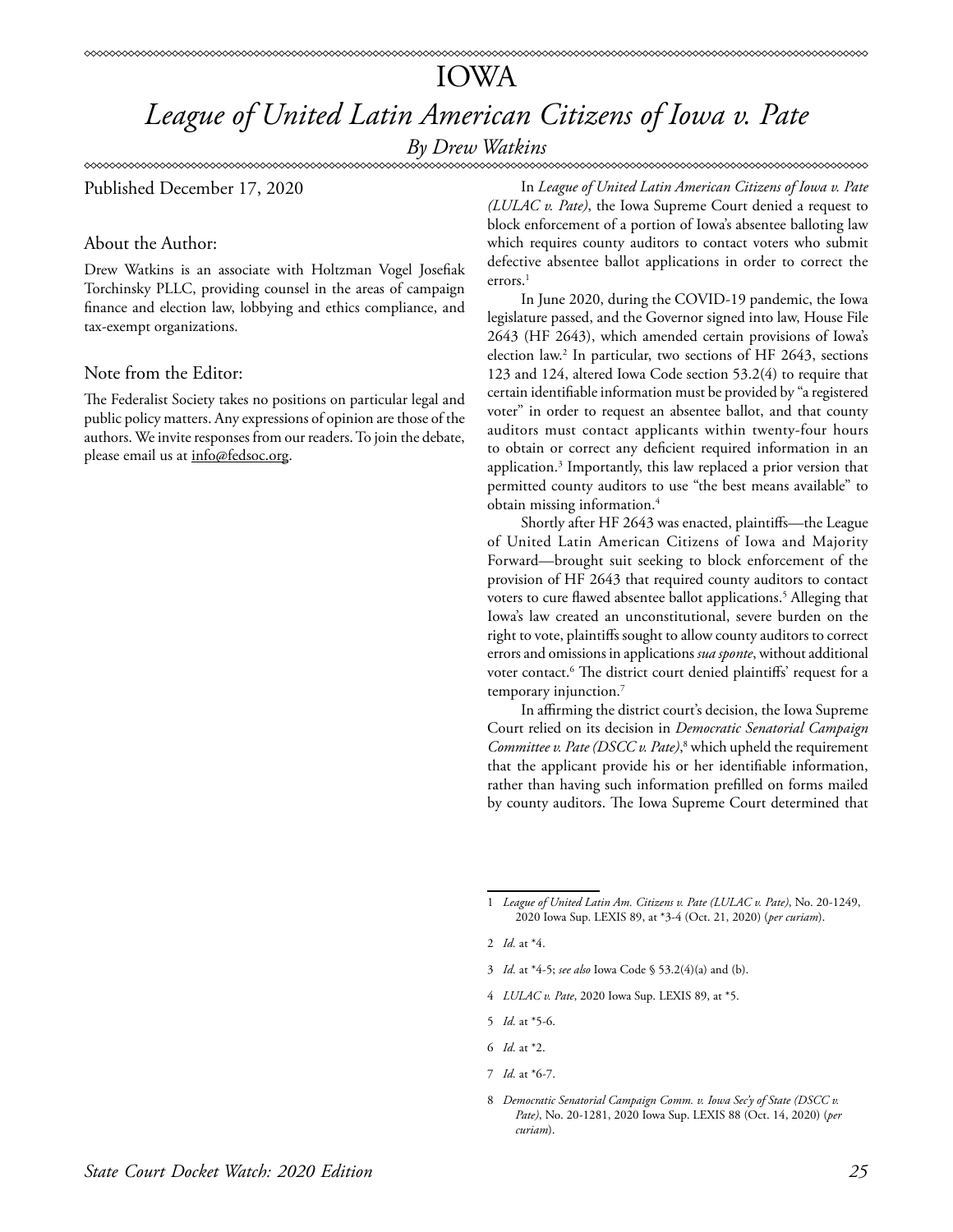# IOWA

## *League of United Latin American Citizens of Iowa v. Pate*

*By Drew Watkins*

Published December 17, 2020

### About the Author:

Drew Watkins is an associate with Holtzman Vogel Josefiak Torchinsky PLLC, providing counsel in the areas of campaign finance and election law, lobbying and ethics compliance, and tax-exempt organizations.

### Note from the Editor:

The Federalist Society takes no positions on particular legal and public policy matters. Any expressions of opinion are those of the authors. We invite responses from our readers. To join the debate, please email us at info@fedsoc.org.

In *League of United Latin American Citizens of Iowa v. Pate (LULAC v. Pate)*, the Iowa Supreme Court denied a request to block enforcement of a portion of Iowa's absentee balloting law which requires county auditors to contact voters who submit defective absentee ballot applications in order to correct the errors.[1]

In June 2020, during the COVID-19 pandemic, the Iowa legislature passed, and the Governor signed into law, House File 2643 (HF 2643), which amended certain provisions of Iowa's election law.[2] In particular, two sections of HF 2643, sections 123 and 124, altered Iowa Code section 53.2(4) to require that certain identifiable information must be provided by "a registered voter" in order to request an absentee ballot, and that county auditors must contact applicants within twenty-four hours to obtain or correct any deficient required information in an application.[3] Importantly, this law replaced a prior version that permitted county auditors to use "the best means available" to obtain missing information.[4]

Shortly after HF 2643 was enacted, plaintiffs—the League of United Latin American Citizens of Iowa and Majority Forward—brought suit seeking to block enforcement of the provision of HF 2643 that required county auditors to contact voters to cure flawed absentee ballot applications.[5] Alleging that Iowa's law created an unconstitutional, severe burden on the right to vote, plaintiffs sought to allow county auditors to correct errors and omissions in applications *sua sponte*, without additional voter contact.[6] The district court denied plaintiffs' request for a temporary injunction.[7]

In affirming the district court's decision, the Iowa Supreme Court relied on its decision in *Democratic Senatorial Campaign Committee v. Pate (DSCC v. Pate)*,[8] which upheld the requirement that the applicant provide his or her identifiable information, rather than having such information prefilled on forms mailed by county auditors. The Iowa Supreme Court determined that

---

1 *League of United Latin Am. Citizens v. Pate (LULAC v. Pate)*, No. 20-1249, 2020 Iowa Sup. LEXIS 89, at *3-4 (Oct. 21, 2020) (*per curiam*).

2 *Id.* at *4.

3 *Id.* at *4-5; *see also* Iowa Code § 53.2(4)(a) and (b).

4 *LULAC v. Pate*, 2020 Iowa Sup. LEXIS 89, at *5.

5 *Id.* at *5-6.

6 *Id.* at *2.

7 *Id.* at *6-7.

8 *Democratic Senatorial Campaign Comm. v. Iowa Sec'y of State (DSCC v. Pate)*, No. 20-1281, 2020 Iowa Sup. LEXIS 88 (Oct. 14, 2020) (*per curiam*).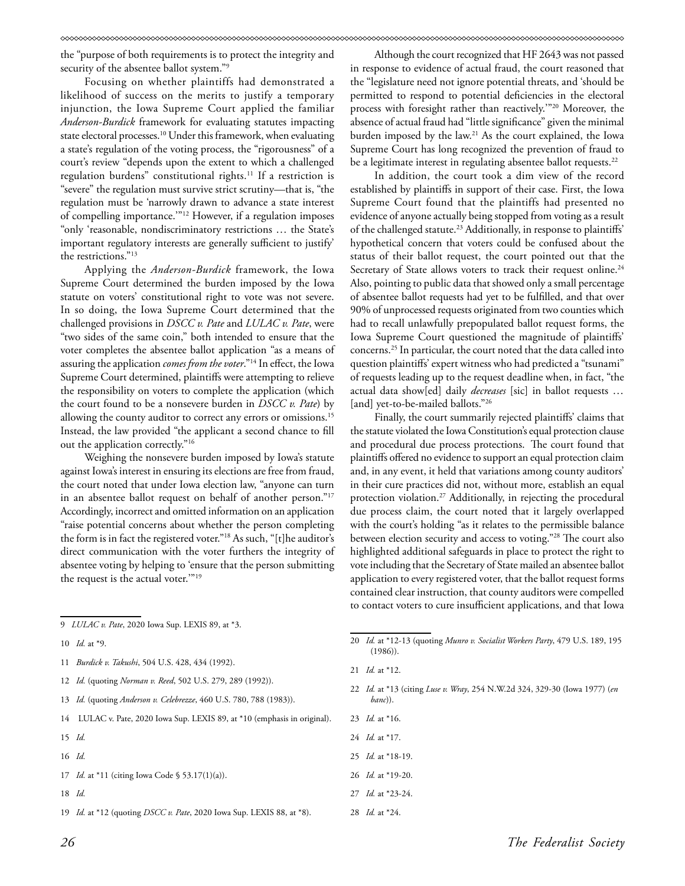the "purpose of both requirements is to protect the integrity and security of the absentee ballot system."[9]

Focusing on whether plaintiffs had demonstrated a likelihood of success on the merits to justify a temporary injunction, the Iowa Supreme Court applied the familiar *Anderson-Burdick* framework for evaluating statutes impacting state electoral processes.[10] Under this framework, when evaluating a state's regulation of the voting process, the "rigorousness" of a court's review "depends upon the extent to which a challenged regulation burdens" constitutional rights.[11] If a restriction is "severe" the regulation must survive strict scrutiny—that is, "the regulation must be 'narrowly drawn to advance a state interest of compelling importance.'"[12] However, if a regulation imposes "only 'reasonable, nondiscriminatory restrictions … the State's important regulatory interests are generally sufficient to justify' the restrictions."[13]

Applying the *Anderson-Burdick* framework, the Iowa Supreme Court determined the burden imposed by the Iowa statute on voters' constitutional right to vote was not severe. In so doing, the Iowa Supreme Court determined that the challenged provisions in *DSCC v. Pate* and *LULAC v. Pate*, were "two sides of the same coin," both intended to ensure that the voter completes the absentee ballot application "as a means of assuring the application *comes from the voter*."[14] In effect, the Iowa Supreme Court determined, plaintiffs were attempting to relieve the responsibility on voters to complete the application (which the court found to be a nonsevere burden in *DSCC v. Pate*) by allowing the county auditor to correct any errors or omissions.[15] Instead, the law provided "the applicant a second chance to fill out the application correctly."[16]

Weighing the nonsevere burden imposed by Iowa's statute against Iowa's interest in ensuring its elections are free from fraud, the court noted that under Iowa election law, "anyone can turn in an absentee ballot request on behalf of another person."[17] Accordingly, incorrect and omitted information on an application "raise potential concerns about whether the person completing the form is in fact the registered voter."[18] As such, "[t]he auditor's direct communication with the voter furthers the integrity of absentee voting by helping to 'ensure that the person submitting the request is the actual voter.'"[19]

Although the court recognized that HF 2643 was not passed in response to evidence of actual fraud, the court reasoned that the "legislature need not ignore potential threats, and 'should be permitted to respond to potential deficiencies in the electoral process with foresight rather than reactively.'"[20] Moreover, the absence of actual fraud had "little significance" given the minimal burden imposed by the law.[21] As the court explained, the Iowa Supreme Court has long recognized the prevention of fraud to be a legitimate interest in regulating absentee ballot requests.[22]

In addition, the court took a dim view of the record established by plaintiffs in support of their case. First, the Iowa Supreme Court found that the plaintiffs had presented no evidence of anyone actually being stopped from voting as a result of the challenged statute.[23] Additionally, in response to plaintiffs' hypothetical concern that voters could be confused about the status of their ballot request, the court pointed out that the Secretary of State allows voters to track their request online.[24] Also, pointing to public data that showed only a small percentage of absentee ballot requests had yet to be fulfilled, and that over 90% of unprocessed requests originated from two counties which had to recall unlawfully prepopulated ballot request forms, the Iowa Supreme Court questioned the magnitude of plaintiffs' concerns.[25] In particular, the court noted that the data called into question plaintiffs' expert witness who had predicted a "tsunami" of requests leading up to the request deadline when, in fact, "the actual data show[ed] daily *decreases* [sic] in ballot requests … [and] yet-to-be-mailed ballots."[26]

Finally, the court summarily rejected plaintiffs' claims that the statute violated the Iowa Constitution's equal protection clause and procedural due process protections. The court found that plaintiffs offered no evidence to support an equal protection claim and, in any event, it held that variations among county auditors' in their cure practices did not, without more, establish an equal protection violation.[27] Additionally, in rejecting the procedural due process claim, the court noted that it largely overlapped with the court's holding "as it relates to the permissible balance between election security and access to voting."[28] The court also highlighted additional safeguards in place to protect the right to vote including that the Secretary of State mailed an absentee ballot application to every registered voter, that the ballot request forms contained clear instruction, that county auditors were compelled to contact voters to cure insufficient applications, and that Iowa

---

9 *LULAC v. Pate*, 2020 Iowa Sup. LEXIS 89, at *3.

10 *Id.* at *9.

11 *Burdick v. Takushi*, 504 U.S. 428, 434 (1992).

12 *Id.* (quoting *Norman v. Reed*, 502 U.S. 279, 289 (1992)).

13 *Id.* (quoting *Anderson v. Celebrezze*, 460 U.S. 780, 788 (1983)).

14 LULAC v. Pate, 2020 Iowa Sup. LEXIS 89, at *10 (emphasis in original).

15 *Id.*

16 *Id.*

17 *Id.* at *11 (citing Iowa Code § 53.17(1)(a)).

18 *Id.*

19 *Id.* at *12 (quoting *DSCC v. Pate*, 2020 Iowa Sup. LEXIS 88, at *8).

20 *Id.* at *12-13 (quoting *Munro v. Socialist Workers Party*, 479 U.S. 189, 195 (1986)).

21 *Id.* at *12.

22 *Id.* at *13 (citing *Luse v. Wray*, 254 N.W.2d 324, 329-30 (Iowa 1977) (*en banc*)).

23 *Id.* at *16.

24 *Id.* at *17.

25 *Id.* at *18-19.

26 *Id.* at *19-20.

27 *Id.* at *23-24.

28 *Id.* at *24.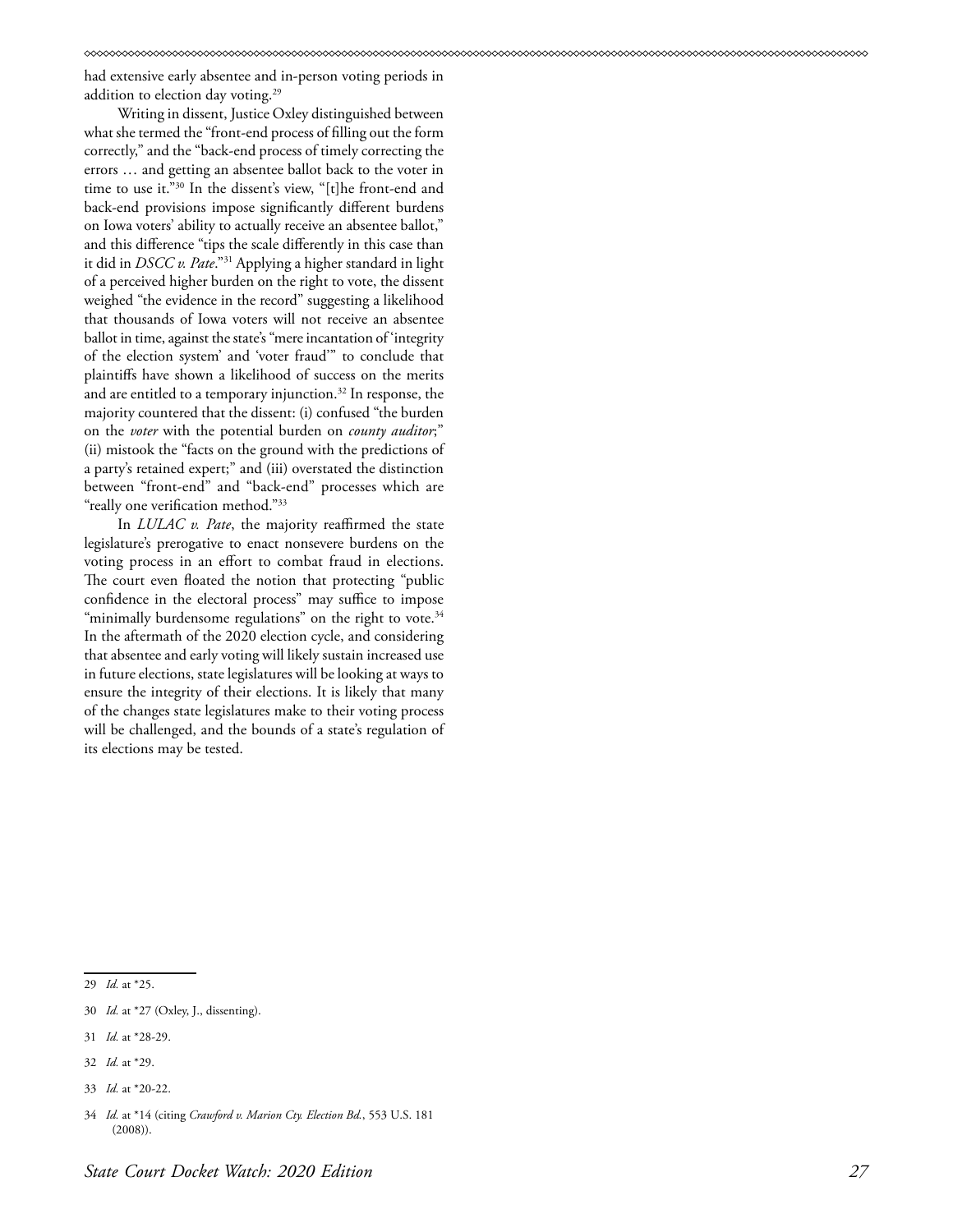had extensive early absentee and in-person voting periods in addition to election day voting.[29]

Writing in dissent, Justice Oxley distinguished between what she termed the "front-end process of filling out the form correctly," and the "back-end process of timely correcting the errors … and getting an absentee ballot back to the voter in time to use it."[30] In the dissent's view, "[t]he front-end and back-end provisions impose significantly different burdens on Iowa voters' ability to actually receive an absentee ballot," and this difference "tips the scale differently in this case than it did in *DSCC v. Pate*."[31] Applying a higher standard in light of a perceived higher burden on the right to vote, the dissent weighed "the evidence in the record" suggesting a likelihood that thousands of Iowa voters will not receive an absentee ballot in time, against the state's "mere incantation of 'integrity of the election system' and 'voter fraud'" to conclude that plaintiffs have shown a likelihood of success on the merits and are entitled to a temporary injunction.[32] In response, the majority countered that the dissent: (i) confused "the burden on the *voter* with the potential burden on *county auditor*;" (ii) mistook the "facts on the ground with the predictions of a party's retained expert;" and (iii) overstated the distinction between "front-end" and "back-end" processes which are "really one verification method."[33]

In *LULAC v. Pate*, the majority reaffirmed the state legislature's prerogative to enact nonsevere burdens on the voting process in an effort to combat fraud in elections. The court even floated the notion that protecting "public confidence in the electoral process" may suffice to impose "minimally burdensome regulations" on the right to vote.[34] In the aftermath of the 2020 election cycle, and considering that absentee and early voting will likely sustain increased use in future elections, state legislatures will be looking at ways to ensure the integrity of their elections. It is likely that many of the changes state legislatures make to their voting process will be challenged, and the bounds of a state's regulation of its elections may be tested.

---

29 *Id.* at *25.

30 *Id.* at *27 (Oxley, J., dissenting).

31 *Id.* at *28-29.

32 *Id.* at *29.

33 *Id.* at *20-22.

34 *Id.* at *14 (citing *Crawford v. Marion Cty. Election Bd.*, 553 U.S. 181 (2008)).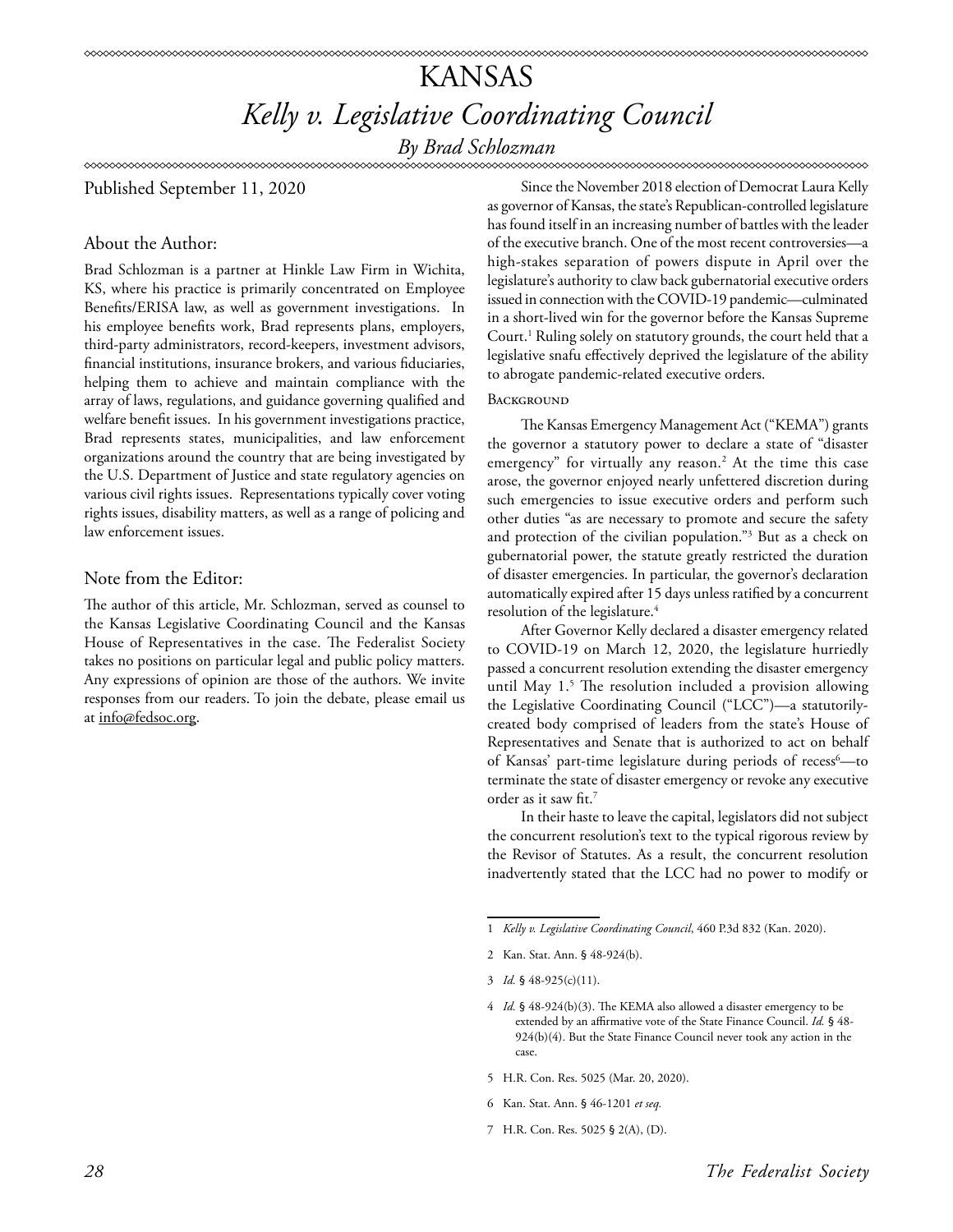# KANSAS

## *Kelly v. Legislative Coordinating Council*

*By Brad Schlozman*

Published September 11, 2020

### About the Author:

Brad Schlozman is a partner at Hinkle Law Firm in Wichita, KS, where his practice is primarily concentrated on Employee Benefits/ERISA law, as well as government investigations. In his employee benefits work, Brad represents plans, employers, third-party administrators, record-keepers, investment advisors, financial institutions, insurance brokers, and various fiduciaries, helping them to achieve and maintain compliance with the array of laws, regulations, and guidance governing qualified and welfare benefit issues. In his government investigations practice, Brad represents states, municipalities, and law enforcement organizations around the country that are being investigated by the U.S. Department of Justice and state regulatory agencies on various civil rights issues. Representations typically cover voting rights issues, disability matters, as well as a range of policing and law enforcement issues.

### Note from the Editor:

The author of this article, Mr. Schlozman, served as counsel to the Kansas Legislative Coordinating Council and the Kansas House of Representatives in the case. The Federalist Society takes no positions on particular legal and public policy matters. Any expressions of opinion are those of the authors. We invite responses from our readers. To join the debate, please email us at info@fedsoc.org.

Since the November 2018 election of Democrat Laura Kelly as governor of Kansas, the state's Republican-controlled legislature has found itself in an increasing number of battles with the leader of the executive branch. One of the most recent controversies—a high-stakes separation of powers dispute in April over the legislature's authority to claw back gubernatorial executive orders issued in connection with the COVID-19 pandemic—culminated in a short-lived win for the governor before the Kansas Supreme Court.[1] Ruling solely on statutory grounds, the court held that a legislative snafu effectively deprived the legislature of the ability to abrogate pandemic-related executive orders.

#### Background

The Kansas Emergency Management Act ("KEMA") grants the governor a statutory power to declare a state of "disaster emergency" for virtually any reason.[2] At the time this case arose, the governor enjoyed nearly unfettered discretion during such emergencies to issue executive orders and perform such other duties "as are necessary to promote and secure the safety and protection of the civilian population."[3] But as a check on gubernatorial power, the statute greatly restricted the duration of disaster emergencies. In particular, the governor's declaration automatically expired after 15 days unless ratified by a concurrent resolution of the legislature.[4]

After Governor Kelly declared a disaster emergency related to COVID-19 on March 12, 2020, the legislature hurriedly passed a concurrent resolution extending the disaster emergency until May 1.[5] The resolution included a provision allowing the Legislative Coordinating Council ("LCC")—a statutorily-created body comprised of leaders from the state's House of Representatives and Senate that is authorized to act on behalf of Kansas' part-time legislature during periods of recess[6]—to terminate the state of disaster emergency or revoke any executive order as it saw fit.[7]

In their haste to leave the capital, legislators did not subject the concurrent resolution's text to the typical rigorous review by the Revisor of Statutes. As a result, the concurrent resolution inadvertently stated that the LCC had no power to modify or

---

1 *Kelly v. Legislative Coordinating Council*, 460 P.3d 832 (Kan. 2020).

2 Kan. Stat. Ann. § 48-924(b).

3 *Id.* § 48-925(c)(11).

4 *Id.* § 48-924(b)(3). The KEMA also allowed a disaster emergency to be extended by an affirmative vote of the State Finance Council. *Id.* § 48-924(b)(4). But the State Finance Council never took any action in the case.

5 H.R. Con. Res. 5025 (Mar. 20, 2020).

6 Kan. Stat. Ann. § 46-1201 *et seq.*

7 H.R. Con. Res. 5025 § 2(A), (D).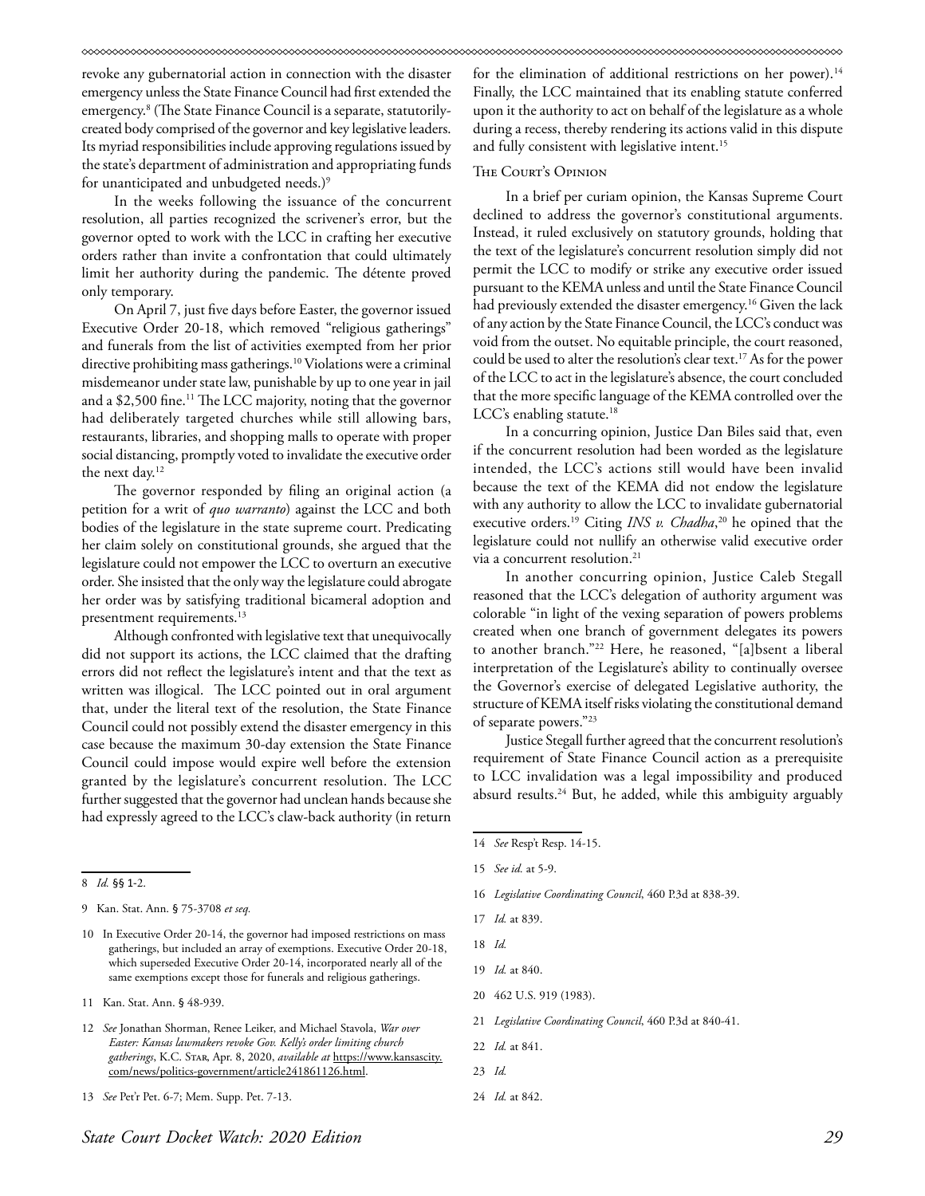revoke any gubernatorial action in connection with the disaster emergency unless the State Finance Council had first extended the emergency.[8] (The State Finance Council is a separate, statutorily-created body comprised of the governor and key legislative leaders. Its myriad responsibilities include approving regulations issued by the state's department of administration and appropriating funds for unanticipated and unbudgeted needs.)[9]

In the weeks following the issuance of the concurrent resolution, all parties recognized the scrivener's error, but the governor opted to work with the LCC in crafting her executive orders rather than invite a confrontation that could ultimately limit her authority during the pandemic. The détente proved only temporary.

On April 7, just five days before Easter, the governor issued Executive Order 20-18, which removed "religious gatherings" and funerals from the list of activities exempted from her prior directive prohibiting mass gatherings.[10] Violations were a criminal misdemeanor under state law, punishable by up to one year in jail and a $2,500 fine.[11] The LCC majority, noting that the governor had deliberately targeted churches while still allowing bars, restaurants, libraries, and shopping malls to operate with proper social distancing, promptly voted to invalidate the executive order the next day.[12]

The governor responded by filing an original action (a petition for a writ of *quo warranto*) against the LCC and both bodies of the legislature in the state supreme court. Predicating her claim solely on constitutional grounds, she argued that the legislature could not empower the LCC to overturn an executive order. She insisted that the only way the legislature could abrogate her order was by satisfying traditional bicameral adoption and presentment requirements.[13]

Although confronted with legislative text that unequivocally did not support its actions, the LCC claimed that the drafting errors did not reflect the legislature's intent and that the text as written was illogical. The LCC pointed out in oral argument that, under the literal text of the resolution, the State Finance Council could not possibly extend the disaster emergency in this case because the maximum 30-day extension the State Finance Council could impose would expire well before the extension granted by the legislature's concurrent resolution. The LCC further suggested that the governor had unclean hands because she had expressly agreed to the LCC's claw-back authority (in return for the elimination of additional restrictions on her power).[14] Finally, the LCC maintained that its enabling statute conferred upon it the authority to act on behalf of the legislature as a whole during a recess, thereby rendering its actions valid in this dispute and fully consistent with legislative intent.[15]

### The Court's Opinion

In a brief per curiam opinion, the Kansas Supreme Court declined to address the governor's constitutional arguments. Instead, it ruled exclusively on statutory grounds, holding that the text of the legislature's concurrent resolution simply did not permit the LCC to modify or strike any executive order issued pursuant to the KEMA unless and until the State Finance Council had previously extended the disaster emergency.[16] Given the lack of any action by the State Finance Council, the LCC's conduct was void from the outset. No equitable principle, the court reasoned, could be used to alter the resolution's clear text.[17] As for the power of the LCC to act in the legislature's absence, the court concluded that the more specific language of the KEMA controlled over the LCC's enabling statute.[18]

In a concurring opinion, Justice Dan Biles said that, even if the concurrent resolution had been worded as the legislature intended, the LCC's actions still would have been invalid because the text of the KEMA did not endow the legislature with any authority to allow the LCC to invalidate gubernatorial executive orders.[19] Citing *INS v. Chadha*,[20] he opined that the legislature could not nullify an otherwise valid executive order via a concurrent resolution.[21]

In another concurring opinion, Justice Caleb Stegall reasoned that the LCC's delegation of authority argument was colorable "in light of the vexing separation of powers problems created when one branch of government delegates its powers to another branch."[22] Here, he reasoned, "[a]bsent a liberal interpretation of the Legislature's ability to continually oversee the Governor's exercise of delegated Legislative authority, the structure of KEMA itself risks violating the constitutional demand of separate powers."[23]

Justice Stegall further agreed that the concurrent resolution's requirement of State Finance Council action as a prerequisite to LCC invalidation was a legal impossibility and produced absurd results.[24] But, he added, while this ambiguity arguably

---

8 *Id.* §§ 1-2.

9 Kan. Stat. Ann. § 75-3708 *et seq.*

10 In Executive Order 20-14, the governor had imposed restrictions on mass gatherings, but included an array of exemptions. Executive Order 20-18, which superseded Executive Order 20-14, incorporated nearly all of the same exemptions except those for funerals and religious gatherings.

11 Kan. Stat. Ann. § 48-939.

12 *See* Jonathan Shorman, Renee Leiker, and Michael Stavola, *War over Easter: Kansas lawmakers revoke Gov. Kelly's order limiting church gatherings*, K.C. Star, Apr. 8, 2020, *available at* https://www.kansascity.com/news/politics-government/article241861126.html.

13 *See* Pet'r Pet. 6-7; Mem. Supp. Pet. 7-13.

14 *See* Resp't Resp. 14-15.

15 *See id.* at 5-9.

16 *Legislative Coordinating Council*, 460 P.3d at 838-39.

17 *Id.* at 839.

18 *Id.*

19 *Id.* at 840.

20 462 U.S. 919 (1983).

21 *Legislative Coordinating Council*, 460 P.3d at 840-41.

22 *Id.* at 841.

23 *Id.*

24 *Id.* at 842.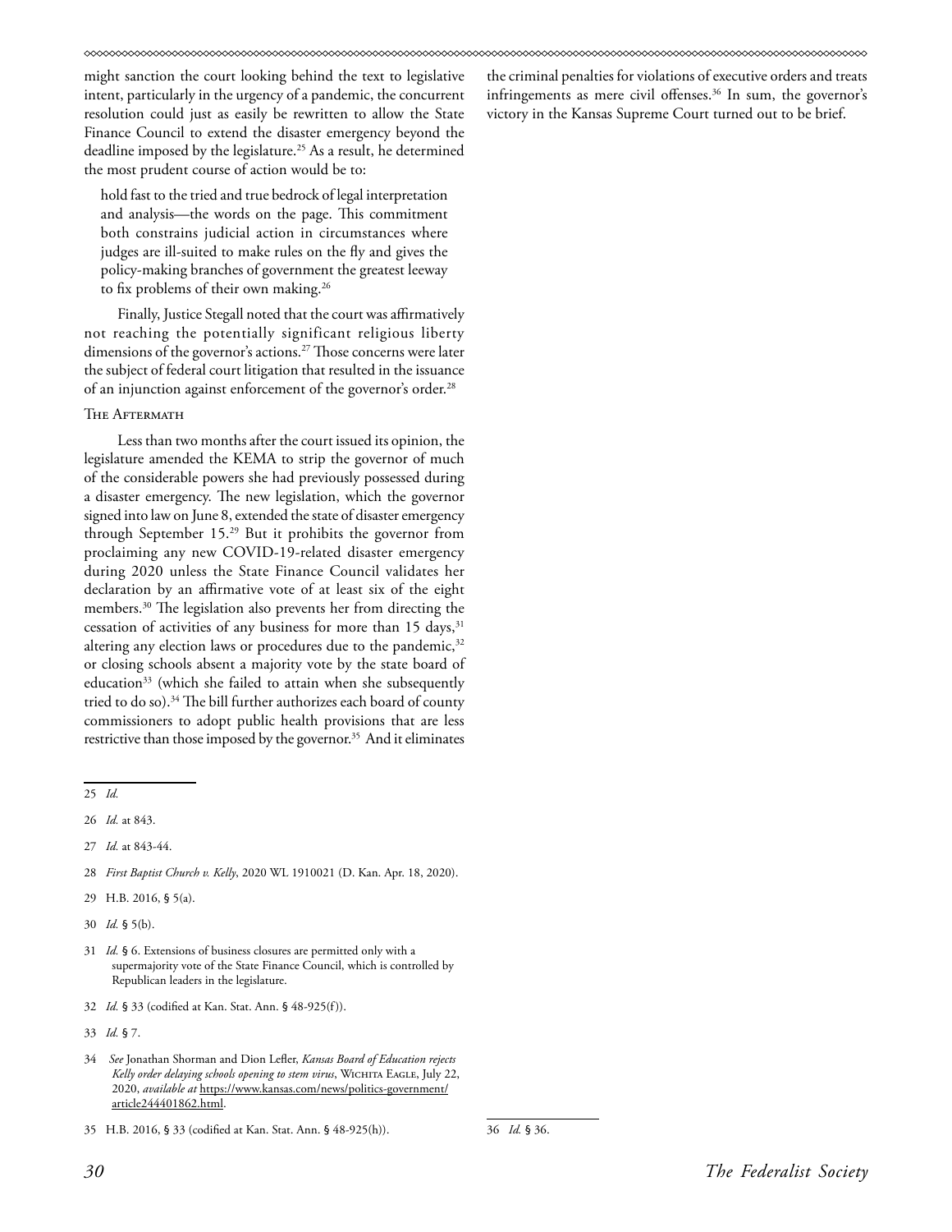might sanction the court looking behind the text to legislative intent, particularly in the urgency of a pandemic, the concurrent resolution could just as easily be rewritten to allow the State Finance Council to extend the disaster emergency beyond the deadline imposed by the legislature.[25] As a result, he determined the most prudent course of action would be to:

> hold fast to the tried and true bedrock of legal interpretation and analysis—the words on the page. This commitment both constrains judicial action in circumstances where judges are ill-suited to make rules on the fly and gives the policy-making branches of government the greatest leeway to fix problems of their own making.[26]

Finally, Justice Stegall noted that the court was affirmatively not reaching the potentially significant religious liberty dimensions of the governor's actions.[27] Those concerns were later the subject of federal court litigation that resulted in the issuance of an injunction against enforcement of the governor's order.[28]

### The Aftermath

Less than two months after the court issued its opinion, the legislature amended the KEMA to strip the governor of much of the considerable powers she had previously possessed during a disaster emergency. The new legislation, which the governor signed into law on June 8, extended the state of disaster emergency through September 15.[29] But it prohibits the governor from proclaiming any new COVID-19-related disaster emergency during 2020 unless the State Finance Council validates her declaration by an affirmative vote of at least six of the eight members.[30] The legislation also prevents her from directing the cessation of activities of any business for more than 15 days,[31] altering any election laws or procedures due to the pandemic,[32] or closing schools absent a majority vote by the state board of education[33] (which she failed to attain when she subsequently tried to do so).[34] The bill further authorizes each board of county commissioners to adopt public health provisions that are less restrictive than those imposed by the governor.[35] And it eliminates the criminal penalties for violations of executive orders and treats infringements as mere civil offenses.[36] In sum, the governor's victory in the Kansas Supreme Court turned out to be brief.

---

25 *Id.*

26 *Id.* at 843.

27 *Id.* at 843-44.

28 *First Baptist Church v. Kelly*, 2020 WL 1910021 (D. Kan. Apr. 18, 2020).

29 H.B. 2016, § 5(a).

30 *Id.* § 5(b).

31 *Id.* § 6. Extensions of business closures are permitted only with a supermajority vote of the State Finance Council, which is controlled by Republican leaders in the legislature.

32 *Id.* § 33 (codified at Kan. Stat. Ann. § 48-925(f)).

33 *Id.* § 7.

34 *See* Jonathan Shorman and Dion Lefler, *Kansas Board of Education rejects Kelly order delaying schools opening to stem virus*, Wichita Eagle, July 22, 2020, *available at* https://www.kansas.com/news/politics-government/article244401862.html.

35 H.B. 2016, § 33 (codified at Kan. Stat. Ann. § 48-925(h)).

36 *Id.* § 36.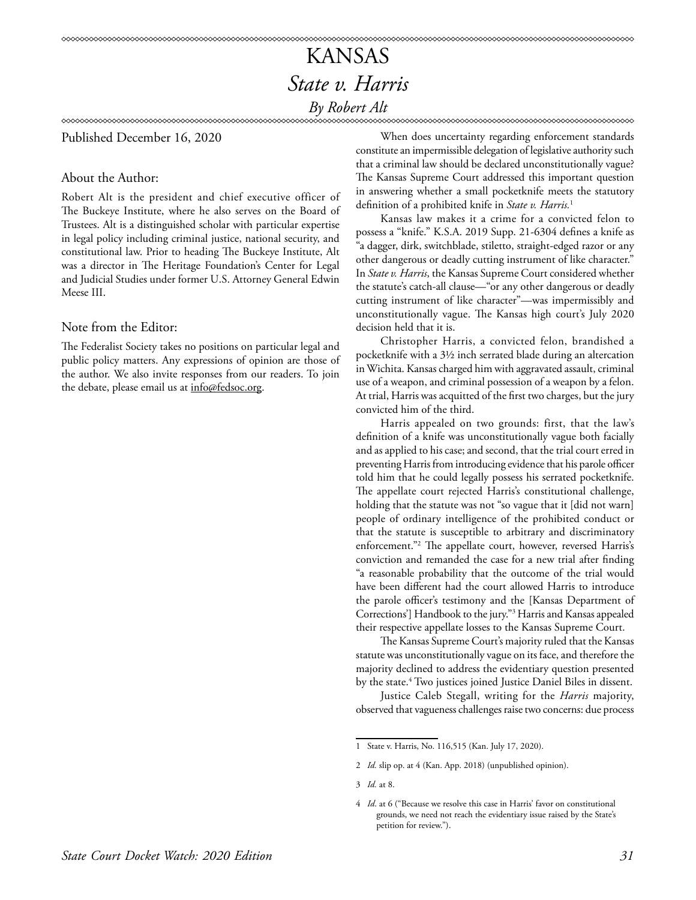# KANSAS

## *State v. Harris*

### *By Robert Alt*

Published December 16, 2020

### About the Author:

Robert Alt is the president and chief executive officer of The Buckeye Institute, where he also serves on the Board of Trustees. Alt is a distinguished scholar with particular expertise in legal policy including criminal justice, national security, and constitutional law. Prior to heading The Buckeye Institute, Alt was a director in The Heritage Foundation's Center for Legal and Judicial Studies under former U.S. Attorney General Edwin Meese III.

### Note from the Editor:

The Federalist Society takes no positions on particular legal and public policy matters. Any expressions of opinion are those of the author. We also invite responses from our readers. To join the debate, please email us at info@fedsoc.org.

When does uncertainty regarding enforcement standards constitute an impermissible delegation of legislative authority such that a criminal law should be declared unconstitutionally vague? The Kansas Supreme Court addressed this important question in answering whether a small pocketknife meets the statutory definition of a prohibited knife in *State v. Harris.*[1]

Kansas law makes it a crime for a convicted felon to possess a "knife." K.S.A. 2019 Supp. 21-6304 defines a knife as "a dagger, dirk, switchblade, stiletto, straight-edged razor or any other dangerous or deadly cutting instrument of like character." In *State v. Harris*, the Kansas Supreme Court considered whether the statute's catch-all clause—"or any other dangerous or deadly cutting instrument of like character"—was impermissibly and unconstitutionally vague. The Kansas high court's July 2020 decision held that it is.

Christopher Harris, a convicted felon, brandished a pocketknife with a 3½ inch serrated blade during an altercation in Wichita. Kansas charged him with aggravated assault, criminal use of a weapon, and criminal possession of a weapon by a felon. At trial, Harris was acquitted of the first two charges, but the jury convicted him of the third.

Harris appealed on two grounds: first, that the law's definition of a knife was unconstitutionally vague both facially and as applied to his case; and second, that the trial court erred in preventing Harris from introducing evidence that his parole officer told him that he could legally possess his serrated pocketknife. The appellate court rejected Harris's constitutional challenge, holding that the statute was not "so vague that it [did not warn] people of ordinary intelligence of the prohibited conduct or that the statute is susceptible to arbitrary and discriminatory enforcement."[2] The appellate court, however, reversed Harris's conviction and remanded the case for a new trial after finding "a reasonable probability that the outcome of the trial would have been different had the court allowed Harris to introduce the parole officer's testimony and the [Kansas Department of Corrections'] Handbook to the jury."[3] Harris and Kansas appealed their respective appellate losses to the Kansas Supreme Court.

The Kansas Supreme Court's majority ruled that the Kansas statute was unconstitutionally vague on its face, and therefore the majority declined to address the evidentiary question presented by the state.[4] Two justices joined Justice Daniel Biles in dissent.

Justice Caleb Stegall, writing for the *Harris* majority, observed that vagueness challenges raise two concerns: due process

---

1 State v. Harris, No. 116,515 (Kan. July 17, 2020).

2 *Id.* slip op. at 4 (Kan. App. 2018) (unpublished opinion).

3 *Id.* at 8.

4 *Id*. at 6 ("Because we resolve this case in Harris' favor on constitutional grounds, we need not reach the evidentiary issue raised by the State's petition for review.").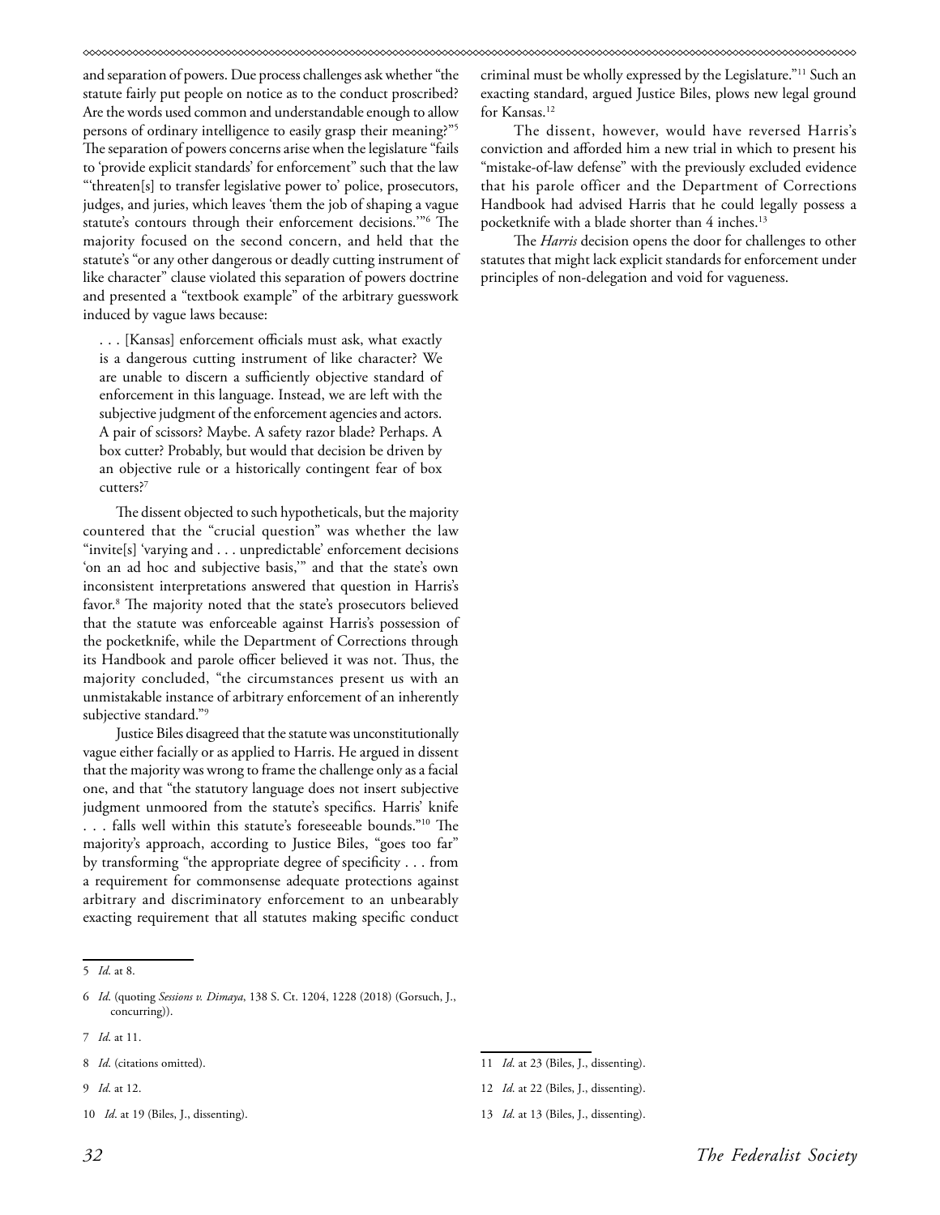and separation of powers. Due process challenges ask whether "the statute fairly put people on notice as to the conduct proscribed? Are the words used common and understandable enough to allow persons of ordinary intelligence to easily grasp their meaning?"[5] The separation of powers concerns arise when the legislature "fails to 'provide explicit standards' for enforcement" such that the law "'threaten[s] to transfer legislative power to' police, prosecutors, judges, and juries, which leaves 'them the job of shaping a vague statute's contours through their enforcement decisions.'"[6] The majority focused on the second concern, and held that the statute's "or any other dangerous or deadly cutting instrument of like character" clause violated this separation of powers doctrine and presented a "textbook example" of the arbitrary guesswork induced by vague laws because:

> . . . [Kansas] enforcement officials must ask, what exactly is a dangerous cutting instrument of like character? We are unable to discern a sufficiently objective standard of enforcement in this language. Instead, we are left with the subjective judgment of the enforcement agencies and actors. A pair of scissors? Maybe. A safety razor blade? Perhaps. A box cutter? Probably, but would that decision be driven by an objective rule or a historically contingent fear of box cutters?[7]

The dissent objected to such hypotheticals, but the majority countered that the "crucial question" was whether the law "invite[s] 'varying and . . . unpredictable' enforcement decisions 'on an ad hoc and subjective basis,'" and that the state's own inconsistent interpretations answered that question in Harris's favor.[8] The majority noted that the state's prosecutors believed that the statute was enforceable against Harris's possession of the pocketknife, while the Department of Corrections through its Handbook and parole officer believed it was not. Thus, the majority concluded, "the circumstances present us with an unmistakable instance of arbitrary enforcement of an inherently subjective standard."[9]

Justice Biles disagreed that the statute was unconstitutionally vague either facially or as applied to Harris. He argued in dissent that the majority was wrong to frame the challenge only as a facial one, and that "the statutory language does not insert subjective judgment unmoored from the statute's specifics. Harris' knife . . . falls well within this statute's foreseeable bounds."[10] The majority's approach, according to Justice Biles, "goes too far" by transforming "the appropriate degree of specificity . . . from a requirement for commonsense adequate protections against arbitrary and discriminatory enforcement to an unbearably exacting requirement that all statutes making specific conduct criminal must be wholly expressed by the Legislature."[11] Such an exacting standard, argued Justice Biles, plows new legal ground for Kansas.[12]

The dissent, however, would have reversed Harris's conviction and afforded him a new trial in which to present his "mistake-of-law defense" with the previously excluded evidence that his parole officer and the Department of Corrections Handbook had advised Harris that he could legally possess a pocketknife with a blade shorter than 4 inches.[13]

The *Harris* decision opens the door for challenges to other statutes that might lack explicit standards for enforcement under principles of non-delegation and void for vagueness.

---

5 *Id*. at 8.

6 *Id*. (quoting *Sessions v. Dimaya*, 138 S. Ct. 1204, 1228 (2018) (Gorsuch, J., concurring)).

7 *Id*. at 11.

8 *Id*. (citations omitted).

9 *Id*. at 12.

10 *Id*. at 19 (Biles, J., dissenting).

11 *Id*. at 23 (Biles, J., dissenting).

12 *Id*. at 22 (Biles, J., dissenting).

13 *Id*. at 13 (Biles, J., dissenting).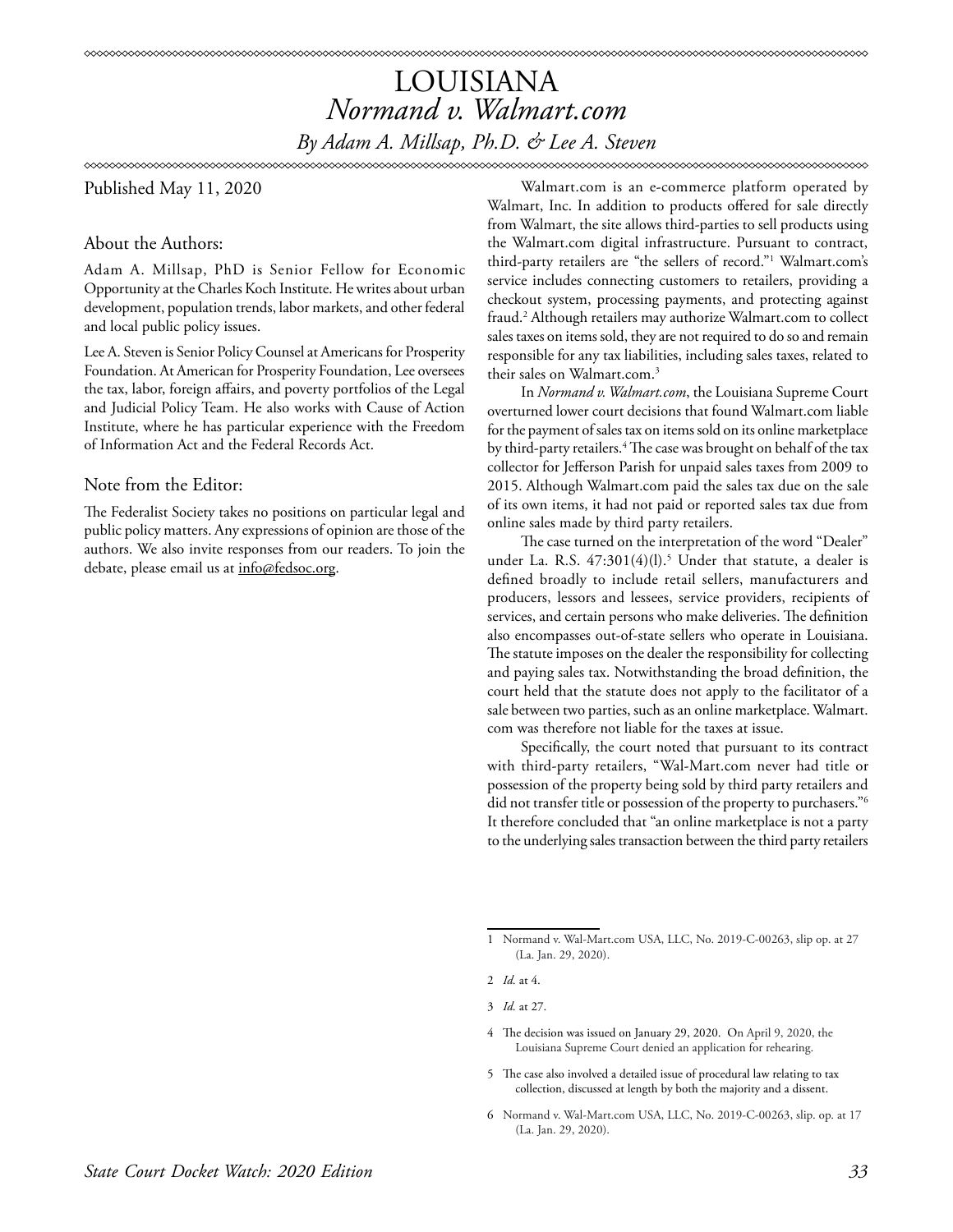# LOUISIANA
## *Normand v. Walmart.com*
### *By Adam A. Millsap, Ph.D. & Lee A. Steven*

Published May 11, 2020

### About the Authors:

Adam A. Millsap, PhD is Senior Fellow for Economic Opportunity at the Charles Koch Institute. He writes about urban development, population trends, labor markets, and other federal and local public policy issues.

Lee A. Steven is Senior Policy Counsel at Americans for Prosperity Foundation. At American for Prosperity Foundation, Lee oversees the tax, labor, foreign affairs, and poverty portfolios of the Legal and Judicial Policy Team. He also works with Cause of Action Institute, where he has particular experience with the Freedom of Information Act and the Federal Records Act.

### Note from the Editor:

The Federalist Society takes no positions on particular legal and public policy matters. Any expressions of opinion are those of the authors. We also invite responses from our readers. To join the debate, please email us at info@fedsoc.org.

Walmart.com is an e-commerce platform operated by Walmart, Inc. In addition to products offered for sale directly from Walmart, the site allows third-parties to sell products using the Walmart.com digital infrastructure. Pursuant to contract, third-party retailers are "the sellers of record."[1] Walmart.com's service includes connecting customers to retailers, providing a checkout system, processing payments, and protecting against fraud.[2] Although retailers may authorize Walmart.com to collect sales taxes on items sold, they are not required to do so and remain responsible for any tax liabilities, including sales taxes, related to their sales on Walmart.com.[3]

In *Normand v. Walmart.com*, the Louisiana Supreme Court overturned lower court decisions that found Walmart.com liable for the payment of sales tax on items sold on its online marketplace by third-party retailers.[4] The case was brought on behalf of the tax collector for Jefferson Parish for unpaid sales taxes from 2009 to 2015. Although Walmart.com paid the sales tax due on the sale of its own items, it had not paid or reported sales tax due from online sales made by third party retailers.

The case turned on the interpretation of the word "Dealer" under La. R.S. 47:301(4)(l).[5] Under that statute, a dealer is defined broadly to include retail sellers, manufacturers and producers, lessors and lessees, service providers, recipients of services, and certain persons who make deliveries. The definition also encompasses out-of-state sellers who operate in Louisiana. The statute imposes on the dealer the responsibility for collecting and paying sales tax. Notwithstanding the broad definition, the court held that the statute does not apply to the facilitator of a sale between two parties, such as an online marketplace. Walmart.com was therefore not liable for the taxes at issue.

Specifically, the court noted that pursuant to its contract with third-party retailers, "Wal-Mart.com never had title or possession of the property being sold by third party retailers and did not transfer title or possession of the property to purchasers."[6] It therefore concluded that "an online marketplace is not a party to the underlying sales transaction between the third party retailers

---

1 Normand v. Wal-Mart.com USA, LLC, No. 2019-C-00263, slip op. at 27 (La. Jan. 29, 2020).

2 *Id.* at 4.

3 *Id.* at 27.

4 The decision was issued on January 29, 2020. On April 9, 2020, the Louisiana Supreme Court denied an application for rehearing.

5 The case also involved a detailed issue of procedural law relating to tax collection, discussed at length by both the majority and a dissent.

6 Normand v. Wal-Mart.com USA, LLC, No. 2019-C-00263, slip. op. at 17 (La. Jan. 29, 2020).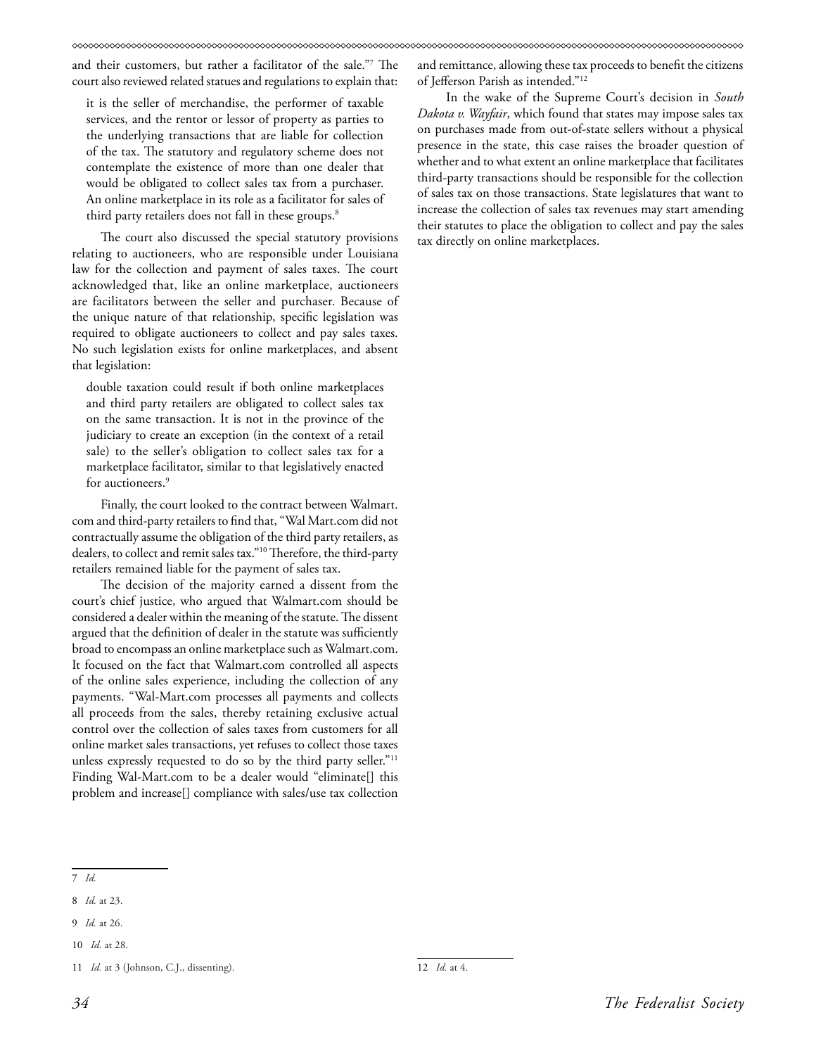and their customers, but rather a facilitator of the sale."[7] The court also reviewed related statues and regulations to explain that:

> it is the seller of merchandise, the performer of taxable services, and the rentor or lessor of property as parties to the underlying transactions that are liable for collection of the tax. The statutory and regulatory scheme does not contemplate the existence of more than one dealer that would be obligated to collect sales tax from a purchaser. An online marketplace in its role as a facilitator for sales of third party retailers does not fall in these groups.[8]

The court also discussed the special statutory provisions relating to auctioneers, who are responsible under Louisiana law for the collection and payment of sales taxes. The court acknowledged that, like an online marketplace, auctioneers are facilitators between the seller and purchaser. Because of the unique nature of that relationship, specific legislation was required to obligate auctioneers to collect and pay sales taxes. No such legislation exists for online marketplaces, and absent that legislation:

> double taxation could result if both online marketplaces and third party retailers are obligated to collect sales tax on the same transaction. It is not in the province of the judiciary to create an exception (in the context of a retail sale) to the seller's obligation to collect sales tax for a marketplace facilitator, similar to that legislatively enacted for auctioneers.[9]

Finally, the court looked to the contract between Walmart.com and third-party retailers to find that, "Wal Mart.com did not contractually assume the obligation of the third party retailers, as dealers, to collect and remit sales tax."[10] Therefore, the third-party retailers remained liable for the payment of sales tax.

The decision of the majority earned a dissent from the court's chief justice, who argued that Walmart.com should be considered a dealer within the meaning of the statute. The dissent argued that the definition of dealer in the statute was sufficiently broad to encompass an online marketplace such as Walmart.com. It focused on the fact that Walmart.com controlled all aspects of the online sales experience, including the collection of any payments. "Wal-Mart.com processes all payments and collects all proceeds from the sales, thereby retaining exclusive actual control over the collection of sales taxes from customers for all online market sales transactions, yet refuses to collect those taxes unless expressly requested to do so by the third party seller."[11] Finding Wal-Mart.com to be a dealer would "eliminate[] this problem and increase[] compliance with sales/use tax collection and remittance, allowing these tax proceeds to benefit the citizens of Jefferson Parish as intended."[12]

In the wake of the Supreme Court's decision in *South Dakota v. Wayfair*, which found that states may impose sales tax on purchases made from out-of-state sellers without a physical presence in the state, this case raises the broader question of whether and to what extent an online marketplace that facilitates third-party transactions should be responsible for the collection of sales tax on those transactions. State legislatures that want to increase the collection of sales tax revenues may start amending their statutes to place the obligation to collect and pay the sales tax directly on online marketplaces.

---

7 *Id.*

8 *Id.* at 23.

9 *Id.* at 26.

10 *Id.* at 28.

11 *Id.* at 3 (Johnson, C.J., dissenting).

12 *Id.* at 4.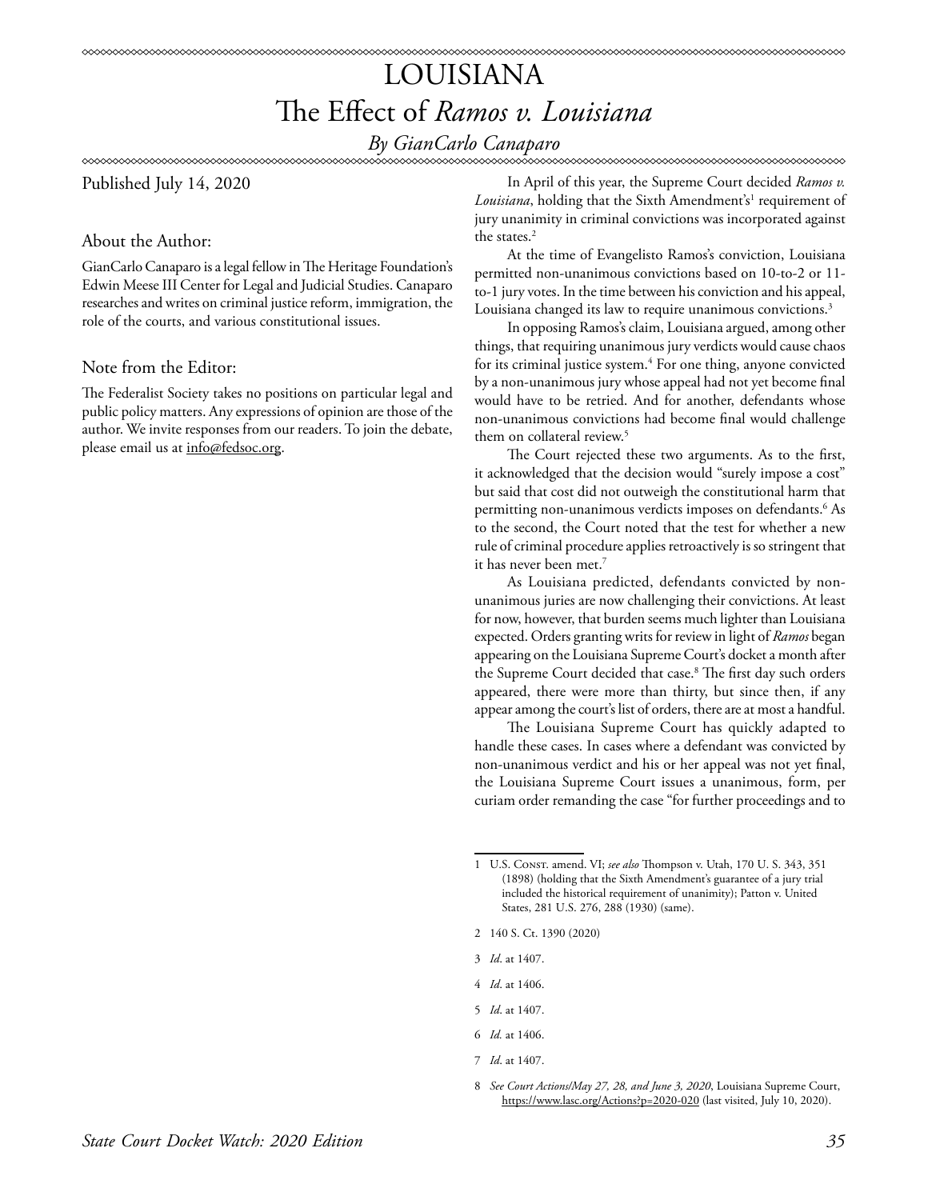# LOUISIANA

## The Effect of *Ramos v. Louisiana*

*By GianCarlo Canaparo*

Published July 14, 2020

### About the Author:

GianCarlo Canaparo is a legal fellow in The Heritage Foundation's Edwin Meese III Center for Legal and Judicial Studies. Canaparo researches and writes on criminal justice reform, immigration, the role of the courts, and various constitutional issues.

### Note from the Editor:

The Federalist Society takes no positions on particular legal and public policy matters. Any expressions of opinion are those of the author. We invite responses from our readers. To join the debate, please email us at info@fedsoc.org.

In April of this year, the Supreme Court decided *Ramos v. Louisiana*, holding that the Sixth Amendment's[1] requirement of jury unanimity in criminal convictions was incorporated against the states.[2]

At the time of Evangelisto Ramos's conviction, Louisiana permitted non-unanimous convictions based on 10-to-2 or 11-to-1 jury votes. In the time between his conviction and his appeal, Louisiana changed its law to require unanimous convictions.[3]

In opposing Ramos's claim, Louisiana argued, among other things, that requiring unanimous jury verdicts would cause chaos for its criminal justice system.[4] For one thing, anyone convicted by a non-unanimous jury whose appeal had not yet become final would have to be retried. And for another, defendants whose non-unanimous convictions had become final would challenge them on collateral review.[5]

The Court rejected these two arguments. As to the first, it acknowledged that the decision would "surely impose a cost" but said that cost did not outweigh the constitutional harm that permitting non-unanimous verdicts imposes on defendants.[6] As to the second, the Court noted that the test for whether a new rule of criminal procedure applies retroactively is so stringent that it has never been met.[7]

As Louisiana predicted, defendants convicted by non-unanimous juries are now challenging their convictions. At least for now, however, that burden seems much lighter than Louisiana expected. Orders granting writs for review in light of *Ramos* began appearing on the Louisiana Supreme Court's docket a month after the Supreme Court decided that case.[8] The first day such orders appeared, there were more than thirty, but since then, if any appear among the court's list of orders, there are at most a handful.

The Louisiana Supreme Court has quickly adapted to handle these cases. In cases where a defendant was convicted by non-unanimous verdict and his or her appeal was not yet final, the Louisiana Supreme Court issues a unanimous, form, per curiam order remanding the case "for further proceedings and to

---

1 U.S. Const. amend. VI; *see also* Thompson v. Utah, 170 U. S. 343, 351 (1898) (holding that the Sixth Amendment's guarantee of a jury trial included the historical requirement of unanimity); Patton v. United States, 281 U.S. 276, 288 (1930) (same).

2 140 S. Ct. 1390 (2020)

3 *Id*. at 1407.

4 *Id*. at 1406.

5 *Id*. at 1407.

6 *Id.* at 1406.

7 *Id*. at 1407.

8 *See Court Actions/May 27, 28, and June 3, 2020*, Louisiana Supreme Court, https://www.lasc.org/Actions?p=2020-020 (last visited, July 10, 2020).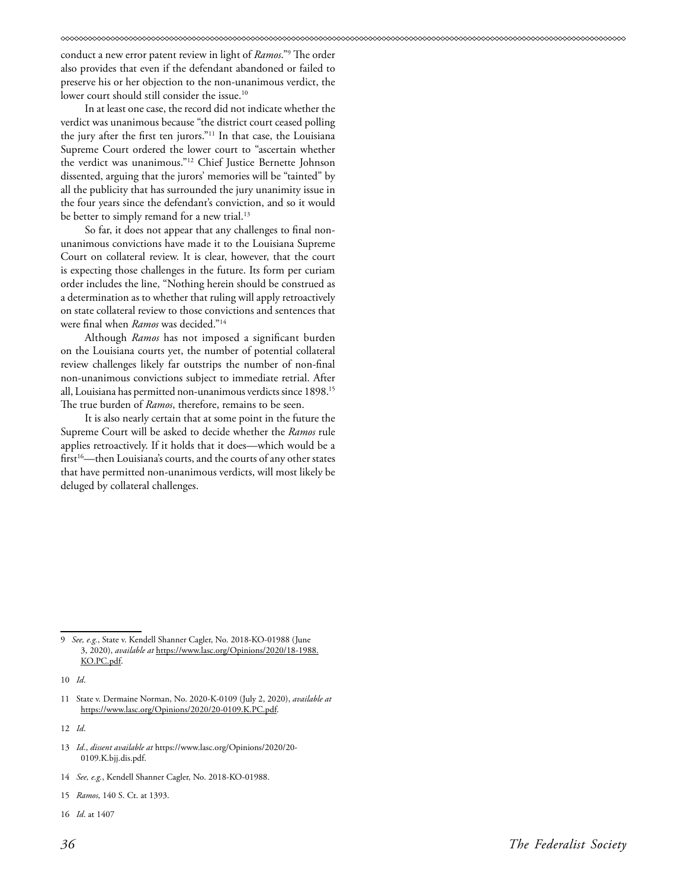conduct a new error patent review in light of *Ramos*."[9] The order also provides that even if the defendant abandoned or failed to preserve his or her objection to the non-unanimous verdict, the lower court should still consider the issue.[10]

In at least one case, the record did not indicate whether the verdict was unanimous because "the district court ceased polling the jury after the first ten jurors."[11] In that case, the Louisiana Supreme Court ordered the lower court to "ascertain whether the verdict was unanimous."[12] Chief Justice Bernette Johnson dissented, arguing that the jurors' memories will be "tainted" by all the publicity that has surrounded the jury unanimity issue in the four years since the defendant's conviction, and so it would be better to simply remand for a new trial.[13]

So far, it does not appear that any challenges to final non-unanimous convictions have made it to the Louisiana Supreme Court on collateral review. It is clear, however, that the court is expecting those challenges in the future. Its form per curiam order includes the line, "Nothing herein should be construed as a determination as to whether that ruling will apply retroactively on state collateral review to those convictions and sentences that were final when *Ramos* was decided."[14]

Although *Ramos* has not imposed a significant burden on the Louisiana courts yet, the number of potential collateral review challenges likely far outstrips the number of non-final non-unanimous convictions subject to immediate retrial. After all, Louisiana has permitted non-unanimous verdicts since 1898.[15] The true burden of *Ramos*, therefore, remains to be seen.

It is also nearly certain that at some point in the future the Supreme Court will be asked to decide whether the *Ramos* rule applies retroactively. If it holds that it does—which would be a first[16]—then Louisiana's courts, and the courts of any other states that have permitted non-unanimous verdicts, will most likely be deluged by collateral challenges.

---

9 *See, e.g.*, State v. Kendell Shanner Cagler, No. 2018-KO-01988 (June 3, 2020), *available at* https://www.lasc.org/Opinions/2020/18-1988.KO.PC.pdf.

10 *Id*.

11 State v. Dermaine Norman, No. 2020-K-0109 (July 2, 2020), *available at* https://www.lasc.org/Opinions/2020/20-0109.K.PC.pdf.

12 *Id*.

13 *Id*., *dissent available at* https://www.lasc.org/Opinions/2020/20-0109.K.bjj.dis.pdf.

14 *See, e.g.*, Kendell Shanner Cagler, No. 2018-KO-01988.

15 *Ramos*, 140 S. Ct. at 1393.

16 *Id*. at 1407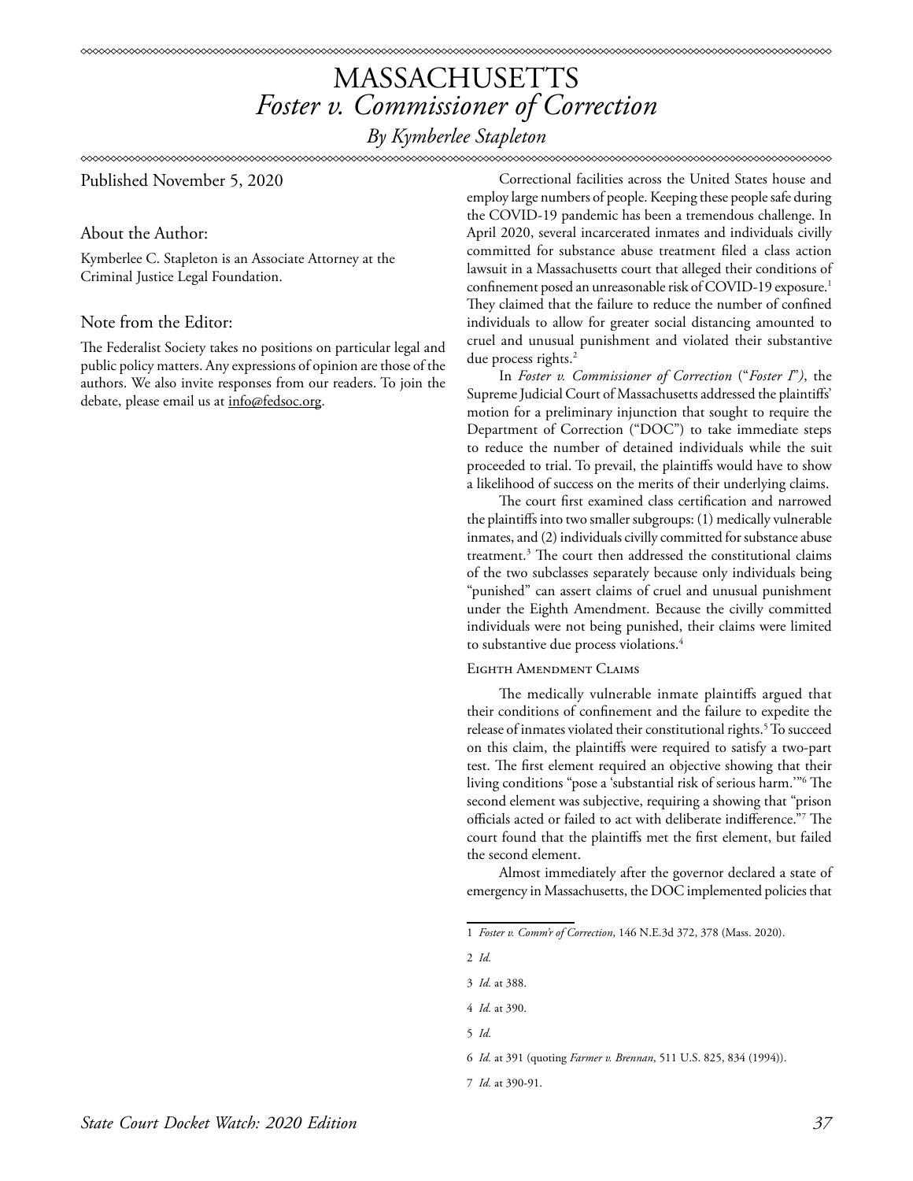# MASSACHUSETTS
## *Foster v. Commissioner of Correction*
*By Kymberlee Stapleton*

Published November 5, 2020

About the Author:

Kymberlee C. Stapleton is an Associate Attorney at the Criminal Justice Legal Foundation.

Note from the Editor:

The Federalist Society takes no positions on particular legal and public policy matters. Any expressions of opinion are those of the authors. We also invite responses from our readers. To join the debate, please email us at info@fedsoc.org.

Correctional facilities across the United States house and employ large numbers of people. Keeping these people safe during the COVID-19 pandemic has been a tremendous challenge. In April 2020, several incarcerated inmates and individuals civilly committed for substance abuse treatment filed a class action lawsuit in a Massachusetts court that alleged their conditions of confinement posed an unreasonable risk of COVID-19 exposure.[1] They claimed that the failure to reduce the number of confined individuals to allow for greater social distancing amounted to cruel and unusual punishment and violated their substantive due process rights.[2]

In *Foster v. Commissioner of Correction* ("*Foster I*"), the Supreme Judicial Court of Massachusetts addressed the plaintiffs' motion for a preliminary injunction that sought to require the Department of Correction ("DOC") to take immediate steps to reduce the number of detained individuals while the suit proceeded to trial. To prevail, the plaintiffs would have to show a likelihood of success on the merits of their underlying claims.

The court first examined class certification and narrowed the plaintiffs into two smaller subgroups: (1) medically vulnerable inmates, and (2) individuals civilly committed for substance abuse treatment.[3] The court then addressed the constitutional claims of the two subclasses separately because only individuals being "punished" can assert claims of cruel and unusual punishment under the Eighth Amendment. Because the civilly committed individuals were not being punished, their claims were limited to substantive due process violations.[4]

### Eighth Amendment Claims

The medically vulnerable inmate plaintiffs argued that their conditions of confinement and the failure to expedite the release of inmates violated their constitutional rights.[5] To succeed on this claim, the plaintiffs were required to satisfy a two-part test. The first element required an objective showing that their living conditions "pose a 'substantial risk of serious harm.'"[6] The second element was subjective, requiring a showing that "prison officials acted or failed to act with deliberate indifference."[7] The court found that the plaintiffs met the first element, but failed the second element.

Almost immediately after the governor declared a state of emergency in Massachusetts, the DOC implemented policies that

---

1 *Foster v. Comm'r of Correction*, 146 N.E.3d 372, 378 (Mass. 2020).

2 *Id.*

3 *Id.* at 388.

4 *Id.* at 390.

5 *Id.*

6 *Id.* at 391 (quoting *Farmer v. Brennan*, 511 U.S. 825, 834 (1994)).

7 *Id.* at 390-91.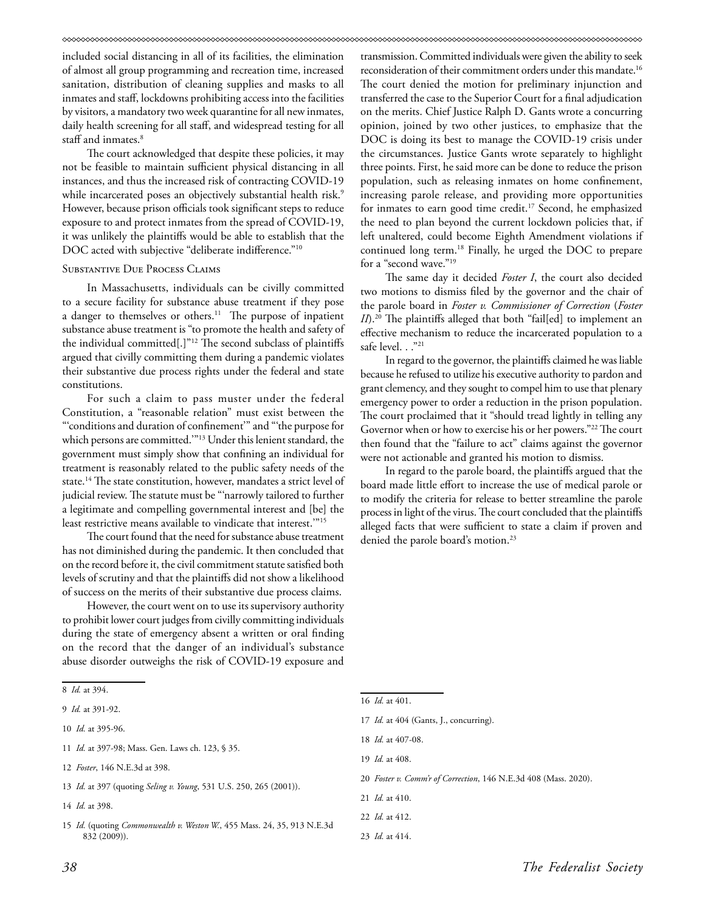included social distancing in all of its facilities, the elimination of almost all group programming and recreation time, increased sanitation, distribution of cleaning supplies and masks to all inmates and staff, lockdowns prohibiting access into the facilities by visitors, a mandatory two week quarantine for all new inmates, daily health screening for all staff, and widespread testing for all staff and inmates.[8]

The court acknowledged that despite these policies, it may not be feasible to maintain sufficient physical distancing in all instances, and thus the increased risk of contracting COVID-19 while incarcerated poses an objectively substantial health risk.[9] However, because prison officials took significant steps to reduce exposure to and protect inmates from the spread of COVID-19, it was unlikely the plaintiffs would be able to establish that the DOC acted with subjective "deliberate indifference."[10]

### Substantive Due Process Claims

In Massachusetts, individuals can be civilly committed to a secure facility for substance abuse treatment if they pose a danger to themselves or others.[11] The purpose of inpatient substance abuse treatment is "to promote the health and safety of the individual committed[.]"[12] The second subclass of plaintiffs argued that civilly committing them during a pandemic violates their substantive due process rights under the federal and state constitutions.

For such a claim to pass muster under the federal Constitution, a "reasonable relation" must exist between the "'conditions and duration of confinement'" and "'the purpose for which persons are committed.'"[13] Under this lenient standard, the government must simply show that confining an individual for treatment is reasonably related to the public safety needs of the state.[14] The state constitution, however, mandates a strict level of judicial review. The statute must be "'narrowly tailored to further a legitimate and compelling governmental interest and [be] the least restrictive means available to vindicate that interest.'"[15]

The court found that the need for substance abuse treatment has not diminished during the pandemic. It then concluded that on the record before it, the civil commitment statute satisfied both levels of scrutiny and that the plaintiffs did not show a likelihood of success on the merits of their substantive due process claims.

However, the court went on to use its supervisory authority to prohibit lower court judges from civilly committing individuals during the state of emergency absent a written or oral finding on the record that the danger of an individual's substance abuse disorder outweighs the risk of COVID-19 exposure and transmission. Committed individuals were given the ability to seek reconsideration of their commitment orders under this mandate.[16] The court denied the motion for preliminary injunction and transferred the case to the Superior Court for a final adjudication on the merits. Chief Justice Ralph D. Gants wrote a concurring opinion, joined by two other justices, to emphasize that the DOC is doing its best to manage the COVID-19 crisis under the circumstances. Justice Gants wrote separately to highlight three points. First, he said more can be done to reduce the prison population, such as releasing inmates on home confinement, increasing parole release, and providing more opportunities for inmates to earn good time credit.[17] Second, he emphasized the need to plan beyond the current lockdown policies that, if left unaltered, could become Eighth Amendment violations if continued long term.[18] Finally, he urged the DOC to prepare for a "second wave."[19]

The same day it decided *Foster I*, the court also decided two motions to dismiss filed by the governor and the chair of the parole board in *Foster v. Commissioner of Correction* (*Foster II*).[20] The plaintiffs alleged that both "fail[ed] to implement an effective mechanism to reduce the incarcerated population to a safe level. . ."[21]

In regard to the governor, the plaintiffs claimed he was liable because he refused to utilize his executive authority to pardon and grant clemency, and they sought to compel him to use that plenary emergency power to order a reduction in the prison population. The court proclaimed that it "should tread lightly in telling any Governor when or how to exercise his or her powers."[22] The court then found that the "failure to act" claims against the governor were not actionable and granted his motion to dismiss.

In regard to the parole board, the plaintiffs argued that the board made little effort to increase the use of medical parole or to modify the criteria for release to better streamline the parole process in light of the virus. The court concluded that the plaintiffs alleged facts that were sufficient to state a claim if proven and denied the parole board's motion.[23]

---

8 *Id.* at 394.

9 *Id.* at 391-92.

10 *Id.* at 395-96.

11 *Id.* at 397-98; Mass. Gen. Laws ch. 123, § 35.

12 *Foster*, 146 N.E.3d at 398.

13 *Id.* at 397 (quoting *Seling v. Young*, 531 U.S. 250, 265 (2001)).

14 *Id.* at 398.

15 *Id.* (quoting *Commonwealth v. Weston W.*, 455 Mass. 24, 35, 913 N.E.3d 832 (2009)).

16 *Id.* at 401.

17 *Id.* at 404 (Gants, J., concurring).

18 *Id.* at 407-08.

19 *Id.* at 408.

20 *Foster v. Comm'r of Correction*, 146 N.E.3d 408 (Mass. 2020).

21 *Id.* at 410.

22 *Id.* at 412.

23 *Id.* at 414.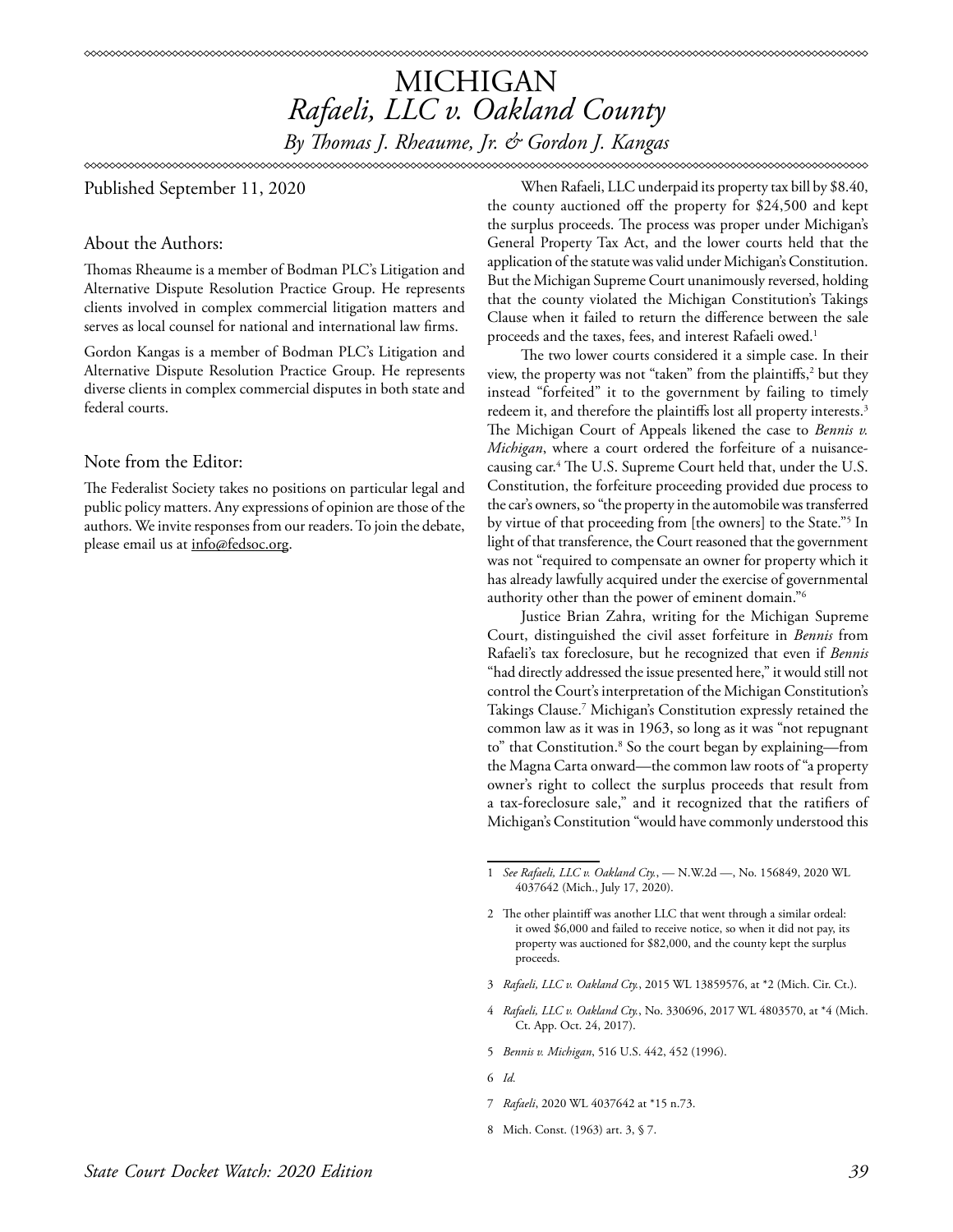# MICHIGAN

## *Rafaeli, LLC v. Oakland County*

*By Thomas J. Rheaume, Jr. & Gordon J. Kangas*

Published September 11, 2020

### About the Authors:

Thomas Rheaume is a member of Bodman PLC's Litigation and Alternative Dispute Resolution Practice Group. He represents clients involved in complex commercial litigation matters and serves as local counsel for national and international law firms.

Gordon Kangas is a member of Bodman PLC's Litigation and Alternative Dispute Resolution Practice Group. He represents diverse clients in complex commercial disputes in both state and federal courts.

### Note from the Editor:

The Federalist Society takes no positions on particular legal and public policy matters. Any expressions of opinion are those of the authors. We invite responses from our readers. To join the debate, please email us at info@fedsoc.org.

When Rafaeli, LLC underpaid its property tax bill by $8.40, the county auctioned off the property for $24,500 and kept the surplus proceeds. The process was proper under Michigan's General Property Tax Act, and the lower courts held that the application of the statute was valid under Michigan's Constitution. But the Michigan Supreme Court unanimously reversed, holding that the county violated the Michigan Constitution's Takings Clause when it failed to return the difference between the sale proceeds and the taxes, fees, and interest Rafaeli owed.[1]

The two lower courts considered it a simple case. In their view, the property was not "taken" from the plaintiffs,[2] but they instead "forfeited" it to the government by failing to timely redeem it, and therefore the plaintiffs lost all property interests.[3] The Michigan Court of Appeals likened the case to *Bennis v. Michigan*, where a court ordered the forfeiture of a nuisance-causing car.[4] The U.S. Supreme Court held that, under the U.S. Constitution, the forfeiture proceeding provided due process to the car's owners, so "the property in the automobile was transferred by virtue of that proceeding from [the owners] to the State."[5] In light of that transference, the Court reasoned that the government was not "required to compensate an owner for property which it has already lawfully acquired under the exercise of governmental authority other than the power of eminent domain."[6]

Justice Brian Zahra, writing for the Michigan Supreme Court, distinguished the civil asset forfeiture in *Bennis* from Rafaeli's tax foreclosure, but he recognized that even if *Bennis* "had directly addressed the issue presented here," it would still not control the Court's interpretation of the Michigan Constitution's Takings Clause.[7] Michigan's Constitution expressly retained the common law as it was in 1963, so long as it was "not repugnant to" that Constitution.[8] So the court began by explaining—from the Magna Carta onward—the common law roots of "a property owner's right to collect the surplus proceeds that result from a tax-foreclosure sale," and it recognized that the ratifiers of Michigan's Constitution "would have commonly understood this

---

1 *See Rafaeli, LLC v. Oakland Cty.*, — N.W.2d —, No. 156849, 2020 WL 4037642 (Mich., July 17, 2020).

2 The other plaintiff was another LLC that went through a similar ordeal: it owed $6,000 and failed to receive notice, so when it did not pay, its property was auctioned for $82,000, and the county kept the surplus proceeds.

3 *Rafaeli, LLC v. Oakland Cty.*, 2015 WL 13859576, at *2 (Mich. Cir. Ct.).

4 *Rafaeli, LLC v. Oakland Cty.*, No. 330696, 2017 WL 4803570, at *4 (Mich. Ct. App. Oct. 24, 2017).

5 *Bennis v. Michigan*, 516 U.S. 442, 452 (1996).

6 *Id.*

7 *Rafaeli*, 2020 WL 4037642 at *15 n.73.

8 Mich. Const. (1963) art. 3, § 7.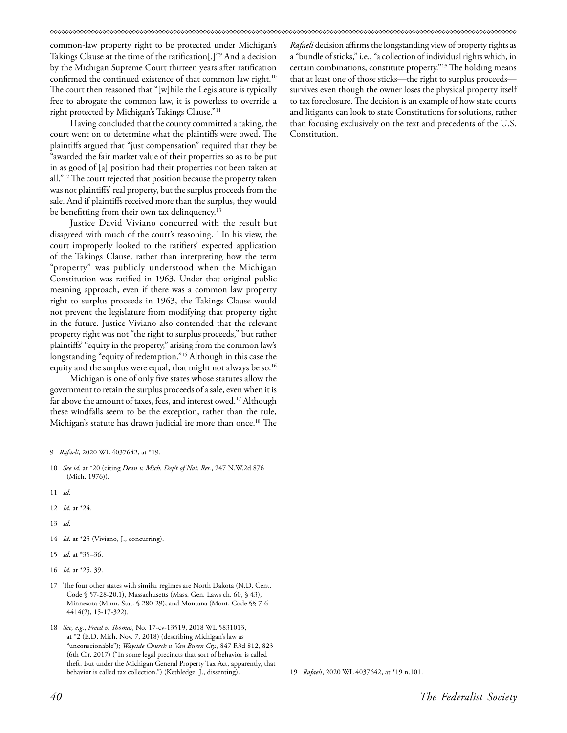common-law property right to be protected under Michigan's Takings Clause at the time of the ratification[.]"[9] And a decision by the Michigan Supreme Court thirteen years after ratification confirmed the continued existence of that common law right.[10] The court then reasoned that "[w]hile the Legislature is typically free to abrogate the common law, it is powerless to override a right protected by Michigan's Takings Clause."[11]

Having concluded that the county committed a taking, the court went on to determine what the plaintiffs were owed. The plaintiffs argued that "just compensation" required that they be "awarded the fair market value of their properties so as to be put in as good of [a] position had their properties not been taken at all."[12] The court rejected that position because the property taken was not plaintiffs' real property, but the surplus proceeds from the sale. And if plaintiffs received more than the surplus, they would be benefitting from their own tax delinquency.[13]

Justice David Viviano concurred with the result but disagreed with much of the court's reasoning.[14] In his view, the court improperly looked to the ratifiers' expected application of the Takings Clause, rather than interpreting how the term "property" was publicly understood when the Michigan Constitution was ratified in 1963. Under that original public meaning approach, even if there was a common law property right to surplus proceeds in 1963, the Takings Clause would not prevent the legislature from modifying that property right in the future. Justice Viviano also contended that the relevant property right was not "the right to surplus proceeds," but rather plaintiffs' "equity in the property," arising from the common law's longstanding "equity of redemption."[15] Although in this case the equity and the surplus were equal, that might not always be so.[16]

Michigan is one of only five states whose statutes allow the government to retain the surplus proceeds of a sale, even when it is far above the amount of taxes, fees, and interest owed.[17] Although these windfalls seem to be the exception, rather than the rule, Michigan's statute has drawn judicial ire more than once.[18] The *Rafaeli* decision affirms the longstanding view of property rights as a "bundle of sticks," i.e., "a collection of individual rights which, in certain combinations, constitute property."[19] The holding means that at least one of those sticks—the right to surplus proceeds—survives even though the owner loses the physical property itself to tax foreclosure. The decision is an example of how state courts and litigants can look to state Constitutions for solutions, rather than focusing exclusively on the text and precedents of the U.S. Constitution.

---

9 *Rafaeli*, 2020 WL 4037642, at *19.

10 *See id.* at *20 (citing *Dean v. Mich. Dep't of Nat. Res.*, 247 N.W.2d 876 (Mich. 1976)).

11 *Id*.

12 *Id.* at *24.

13 *Id.*

14 *Id.* at *25 (Viviano, J., concurring).

15 *Id.* at *35–36.

16 *Id.* at *25, 39.

17 The four other states with similar regimes are North Dakota (N.D. Cent. Code § 57-28-20.1), Massachusetts (Mass. Gen. Laws ch. 60, § 43), Minnesota (Minn. Stat. § 280-29), and Montana (Mont. Code §§ 7-6-4414(2), 15-17-322).

18 *See, e.g.*, *Freed v. Thomas*, No. 17-cv-13519, 2018 WL 5831013, at *2 (E.D. Mich. Nov. 7, 2018) (describing Michigan's law as "unconscionable"); *Wayside Church v. Van Buren Cty.*, 847 F.3d 812, 823 (6th Cir. 2017) ("In some legal precincts that sort of behavior is called theft. But under the Michigan General Property Tax Act, apparently, that behavior is called tax collection.") (Kethledge, J., dissenting).

19 *Rafaeli*, 2020 WL 4037642, at *19 n.101.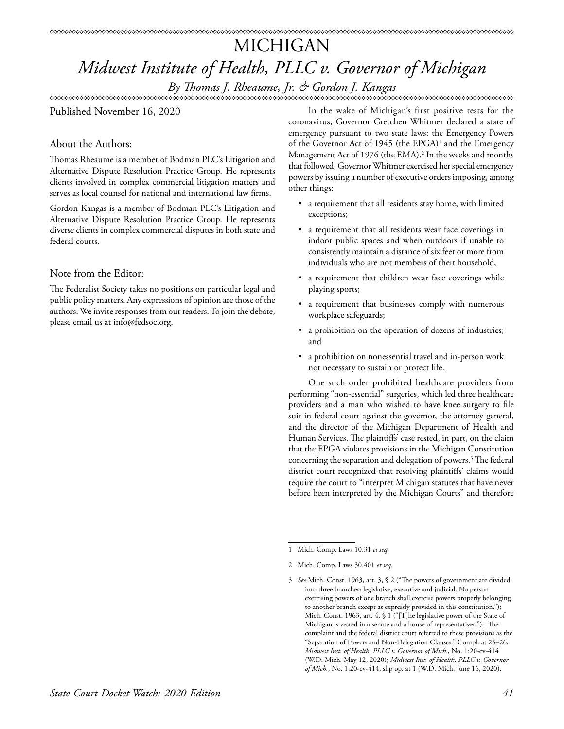# MICHIGAN

## *Midwest Institute of Health, PLLC v. Governor of Michigan*

*By Thomas J. Rheaume, Jr. & Gordon J. Kangas*

Published November 16, 2020

### About the Authors:

Thomas Rheaume is a member of Bodman PLC's Litigation and Alternative Dispute Resolution Practice Group. He represents clients involved in complex commercial litigation matters and serves as local counsel for national and international law firms.

Gordon Kangas is a member of Bodman PLC's Litigation and Alternative Dispute Resolution Practice Group. He represents diverse clients in complex commercial disputes in both state and federal courts.

### Note from the Editor:

The Federalist Society takes no positions on particular legal and public policy matters. Any expressions of opinion are those of the authors. We invite responses from our readers. To join the debate, please email us at info@fedsoc.org.

In the wake of Michigan's first positive tests for the coronavirus, Governor Gretchen Whitmer declared a state of emergency pursuant to two state laws: the Emergency Powers of the Governor Act of 1945 (the EPGA)[1] and the Emergency Management Act of 1976 (the EMA).[2] In the weeks and months that followed, Governor Whitmer exercised her special emergency powers by issuing a number of executive orders imposing, among other things:

- a requirement that all residents stay home, with limited exceptions;
- a requirement that all residents wear face coverings in indoor public spaces and when outdoors if unable to consistently maintain a distance of six feet or more from individuals who are not members of their household,
- a requirement that children wear face coverings while playing sports;
- a requirement that businesses comply with numerous workplace safeguards;
- a prohibition on the operation of dozens of industries; and
- a prohibition on nonessential travel and in-person work not necessary to sustain or protect life.

One such order prohibited healthcare providers from performing "non-essential" surgeries, which led three healthcare providers and a man who wished to have knee surgery to file suit in federal court against the governor, the attorney general, and the director of the Michigan Department of Health and Human Services. The plaintiffs' case rested, in part, on the claim that the EPGA violates provisions in the Michigan Constitution concerning the separation and delegation of powers.[3] The federal district court recognized that resolving plaintiffs' claims would require the court to "interpret Michigan statutes that have never before been interpreted by the Michigan Courts" and therefore

---

1 Mich. Comp. Laws 10.31 *et seq.*

2 Mich. Comp. Laws 30.401 *et seq.*

3 *See* Mich. Const. 1963, art. 3, § 2 ("The powers of government are divided into three branches: legislative, executive and judicial. No person exercising powers of one branch shall exercise powers properly belonging to another branch except as expressly provided in this constitution."); Mich. Const. 1963, art. 4, § 1 ("[T]he legislative power of the State of Michigan is vested in a senate and a house of representatives."). The complaint and the federal district court referred to these provisions as the "Separation of Powers and Non-Delegation Clauses." Compl. at 25–26, *Midwest Inst. of Health, PLLC v. Governor of Mich.*, No. 1:20-cv-414 (W.D. Mich. May 12, 2020); *Midwest Inst. of Health, PLLC v. Governor of Mich.*, No. 1:20-cv-414, slip op. at 1 (W.D. Mich. June 16, 2020).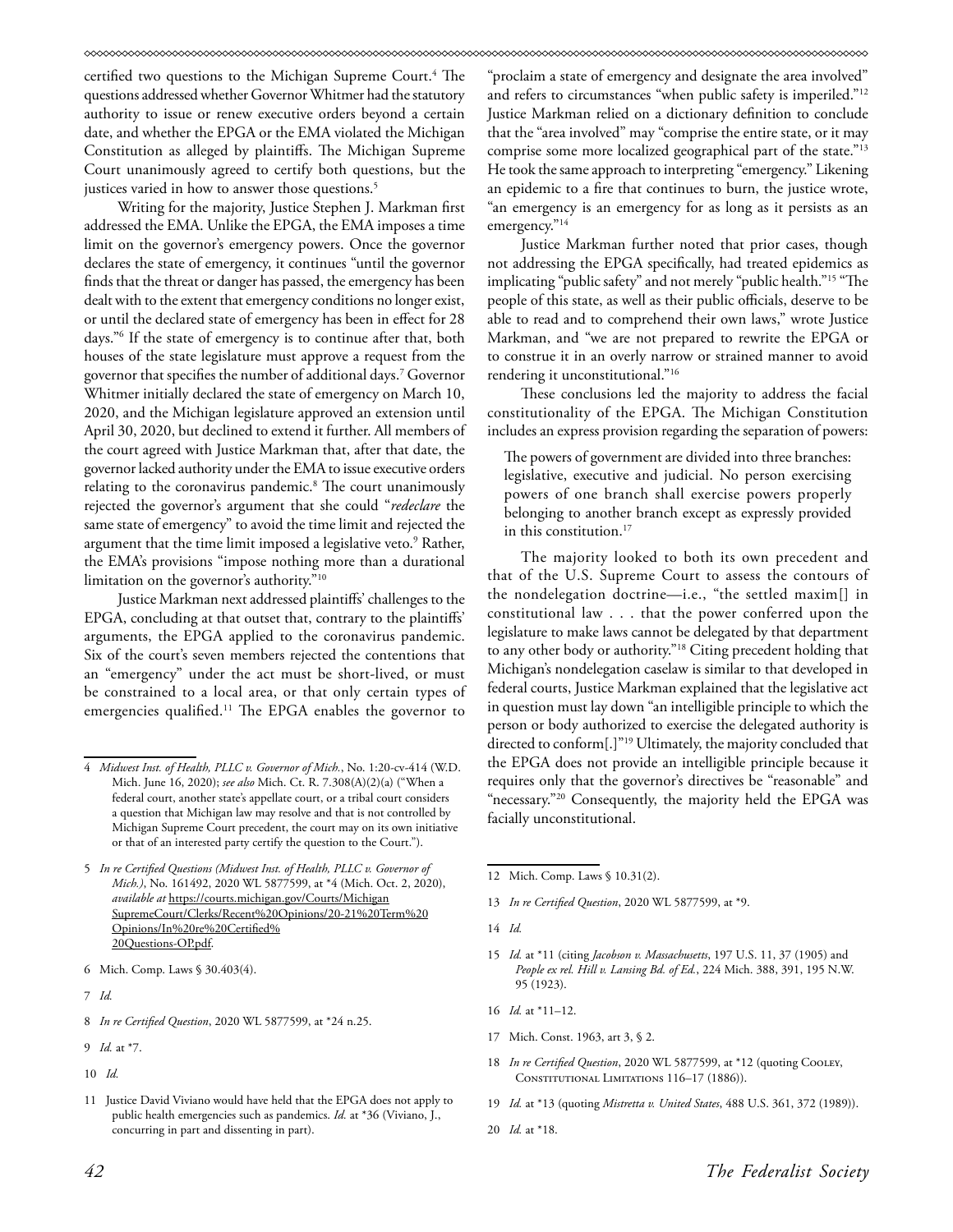certified two questions to the Michigan Supreme Court.[4] The questions addressed whether Governor Whitmer had the statutory authority to issue or renew executive orders beyond a certain date, and whether the EPGA or the EMA violated the Michigan Constitution as alleged by plaintiffs. The Michigan Supreme Court unanimously agreed to certify both questions, but the justices varied in how to answer those questions.[5]

Writing for the majority, Justice Stephen J. Markman first addressed the EMA. Unlike the EPGA, the EMA imposes a time limit on the governor's emergency powers. Once the governor declares the state of emergency, it continues "until the governor finds that the threat or danger has passed, the emergency has been dealt with to the extent that emergency conditions no longer exist, or until the declared state of emergency has been in effect for 28 days."[6] If the state of emergency is to continue after that, both houses of the state legislature must approve a request from the governor that specifies the number of additional days.[7] Governor Whitmer initially declared the state of emergency on March 10, 2020, and the Michigan legislature approved an extension until April 30, 2020, but declined to extend it further. All members of the court agreed with Justice Markman that, after that date, the governor lacked authority under the EMA to issue executive orders relating to the coronavirus pandemic.[8] The court unanimously rejected the governor's argument that she could "*redeclare* the same state of emergency" to avoid the time limit and rejected the argument that the time limit imposed a legislative veto.[9] Rather, the EMA's provisions "impose nothing more than a durational limitation on the governor's authority."[10]

Justice Markman next addressed plaintiffs' challenges to the EPGA, concluding at that outset that, contrary to the plaintiffs' arguments, the EPGA applied to the coronavirus pandemic. Six of the court's seven members rejected the contentions that an "emergency" under the act must be short-lived, or must be constrained to a local area, or that only certain types of emergencies qualified.[11] The EPGA enables the governor to "proclaim a state of emergency and designate the area involved" and refers to circumstances "when public safety is imperiled."[12] Justice Markman relied on a dictionary definition to conclude that the "area involved" may "comprise the entire state, or it may comprise some more localized geographical part of the state."[13] He took the same approach to interpreting "emergency." Likening an epidemic to a fire that continues to burn, the justice wrote, "an emergency is an emergency for as long as it persists as an emergency."[14]

Justice Markman further noted that prior cases, though not addressing the EPGA specifically, had treated epidemics as implicating "public safety" and not merely "public health."[15] "The people of this state, as well as their public officials, deserve to be able to read and to comprehend their own laws," wrote Justice Markman, and "we are not prepared to rewrite the EPGA or to construe it in an overly narrow or strained manner to avoid rendering it unconstitutional."[16]

These conclusions led the majority to address the facial constitutionality of the EPGA. The Michigan Constitution includes an express provision regarding the separation of powers:

> The powers of government are divided into three branches: legislative, executive and judicial. No person exercising powers of one branch shall exercise powers properly belonging to another branch except as expressly provided in this constitution.[17]

The majority looked to both its own precedent and that of the U.S. Supreme Court to assess the contours of the nondelegation doctrine—i.e., "the settled maxim[] in constitutional law . . . that the power conferred upon the legislature to make laws cannot be delegated by that department to any other body or authority."[18] Citing precedent holding that Michigan's nondelegation caselaw is similar to that developed in federal courts, Justice Markman explained that the legislative act in question must lay down "an intelligible principle to which the person or body authorized to exercise the delegated authority is directed to conform[.]"[19] Ultimately, the majority concluded that the EPGA does not provide an intelligible principle because it requires only that the governor's directives be "reasonable" and "necessary."[20] Consequently, the majority held the EPGA was facially unconstitutional.

---

4 *Midwest Inst. of Health, PLLC v. Governor of Mich.*, No. 1:20-cv-414 (W.D. Mich. June 16, 2020); *see also* Mich. Ct. R. 7.308(A)(2)(a) ("When a federal court, another state's appellate court, or a tribal court considers a question that Michigan law may resolve and that is not controlled by Michigan Supreme Court precedent, the court may on its own initiative or that of an interested party certify the question to the Court.").

5 *In re Certified Questions (Midwest Inst. of Health, PLLC v. Governor of Mich.)*, No. 161492, 2020 WL 5877599, at *4 (Mich. Oct. 2, 2020), *available at* https://courts.michigan.gov/Courts/MichiganSupremeCourt/Clerks/Recent%20Opinions/20-21%20Term%20Opinions/In%20re%20Certified%20Questions-OP.pdf.

6 Mich. Comp. Laws § 30.403(4).

7 *Id.*

8 *In re Certified Question*, 2020 WL 5877599, at *24 n.25.

9 *Id.* at *7.

10 *Id.*

11 Justice David Viviano would have held that the EPGA does not apply to public health emergencies such as pandemics. *Id.* at *36 (Viviano, J., concurring in part and dissenting in part).

12 Mich. Comp. Laws § 10.31(2).

13 *In re Certified Question*, 2020 WL 5877599, at *9.

14 *Id.*

15 *Id.* at *11 (citing *Jacobson v. Massachusetts*, 197 U.S. 11, 37 (1905) and *People ex rel. Hill v. Lansing Bd. of Ed.*, 224 Mich. 388, 391, 195 N.W. 95 (1923).

16 *Id.* at *11–12.

17 Mich. Const. 1963, art 3, § 2.

18 *In re Certified Question*, 2020 WL 5877599, at *12 (quoting Cooley, Constitutional Limitations 116–17 (1886)).

19 *Id.* at *13 (quoting *Mistretta v. United States*, 488 U.S. 361, 372 (1989)).

20 *Id.* at *18.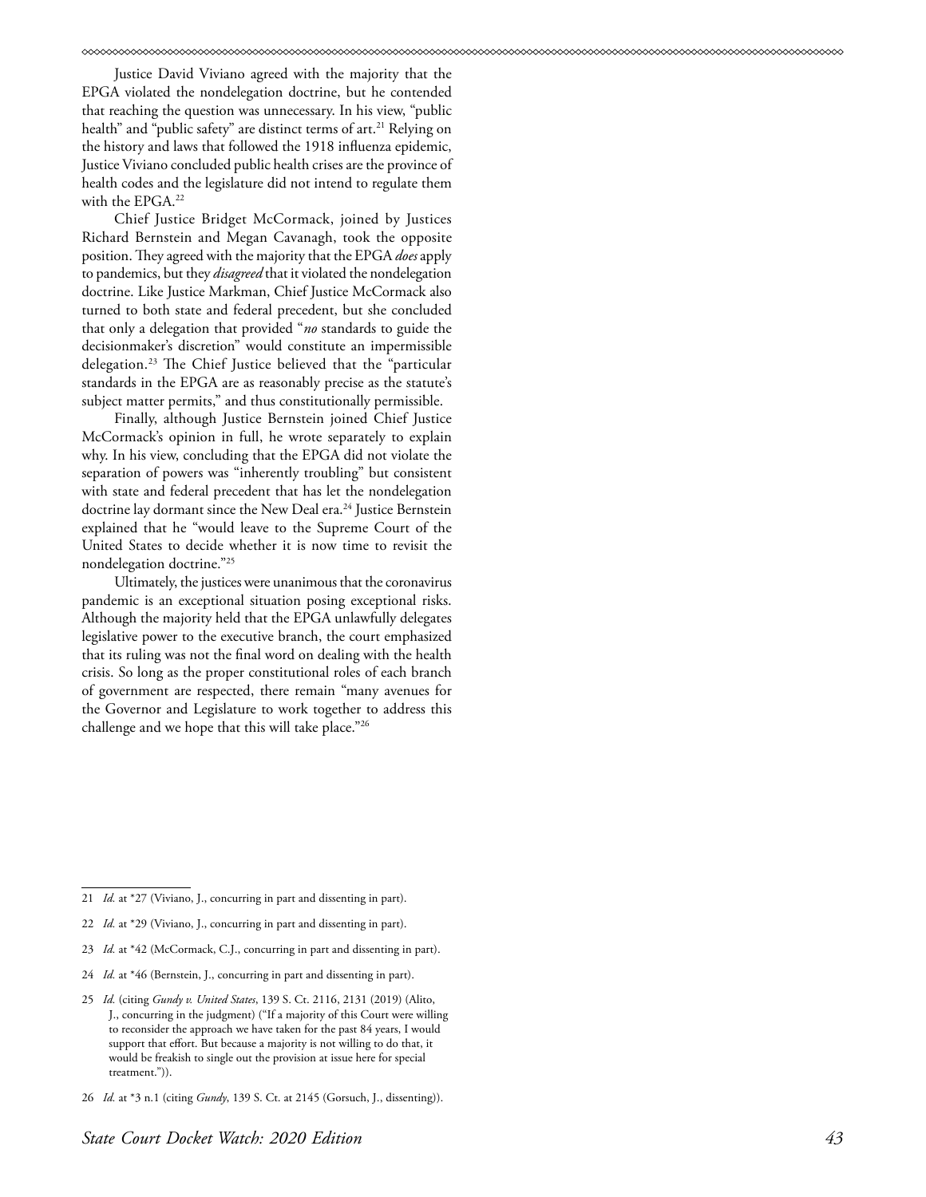Justice David Viviano agreed with the majority that the EPGA violated the nondelegation doctrine, but he contended that reaching the question was unnecessary. In his view, "public health" and "public safety" are distinct terms of art.[21] Relying on the history and laws that followed the 1918 influenza epidemic, Justice Viviano concluded public health crises are the province of health codes and the legislature did not intend to regulate them with the EPGA.[22]

Chief Justice Bridget McCormack, joined by Justices Richard Bernstein and Megan Cavanagh, took the opposite position. They agreed with the majority that the EPGA *does* apply to pandemics, but they *disagreed* that it violated the nondelegation doctrine. Like Justice Markman, Chief Justice McCormack also turned to both state and federal precedent, but she concluded that only a delegation that provided "*no* standards to guide the decisionmaker's discretion" would constitute an impermissible delegation.[23] The Chief Justice believed that the "particular standards in the EPGA are as reasonably precise as the statute's subject matter permits," and thus constitutionally permissible.

Finally, although Justice Bernstein joined Chief Justice McCormack's opinion in full, he wrote separately to explain why. In his view, concluding that the EPGA did not violate the separation of powers was "inherently troubling" but consistent with state and federal precedent that has let the nondelegation doctrine lay dormant since the New Deal era.[24] Justice Bernstein explained that he "would leave to the Supreme Court of the United States to decide whether it is now time to revisit the nondelegation doctrine."[25]

Ultimately, the justices were unanimous that the coronavirus pandemic is an exceptional situation posing exceptional risks. Although the majority held that the EPGA unlawfully delegates legislative power to the executive branch, the court emphasized that its ruling was not the final word on dealing with the health crisis. So long as the proper constitutional roles of each branch of government are respected, there remain "many avenues for the Governor and Legislature to work together to address this challenge and we hope that this will take place."[26]

---

21 *Id.* at *27 (Viviano, J., concurring in part and dissenting in part).

22 *Id.* at *29 (Viviano, J., concurring in part and dissenting in part).

23 *Id.* at *42 (McCormack, C.J., concurring in part and dissenting in part).

24 *Id.* at *46 (Bernstein, J., concurring in part and dissenting in part).

25 *Id.* (citing *Gundy v. United States*, 139 S. Ct. 2116, 2131 (2019) (Alito, J., concurring in the judgment) ("If a majority of this Court were willing to reconsider the approach we have taken for the past 84 years, I would support that effort. But because a majority is not willing to do that, it would be freakish to single out the provision at issue here for special treatment.")).

26 *Id.* at *3 n.1 (citing *Gundy*, 139 S. Ct. at 2145 (Gorsuch, J., dissenting)).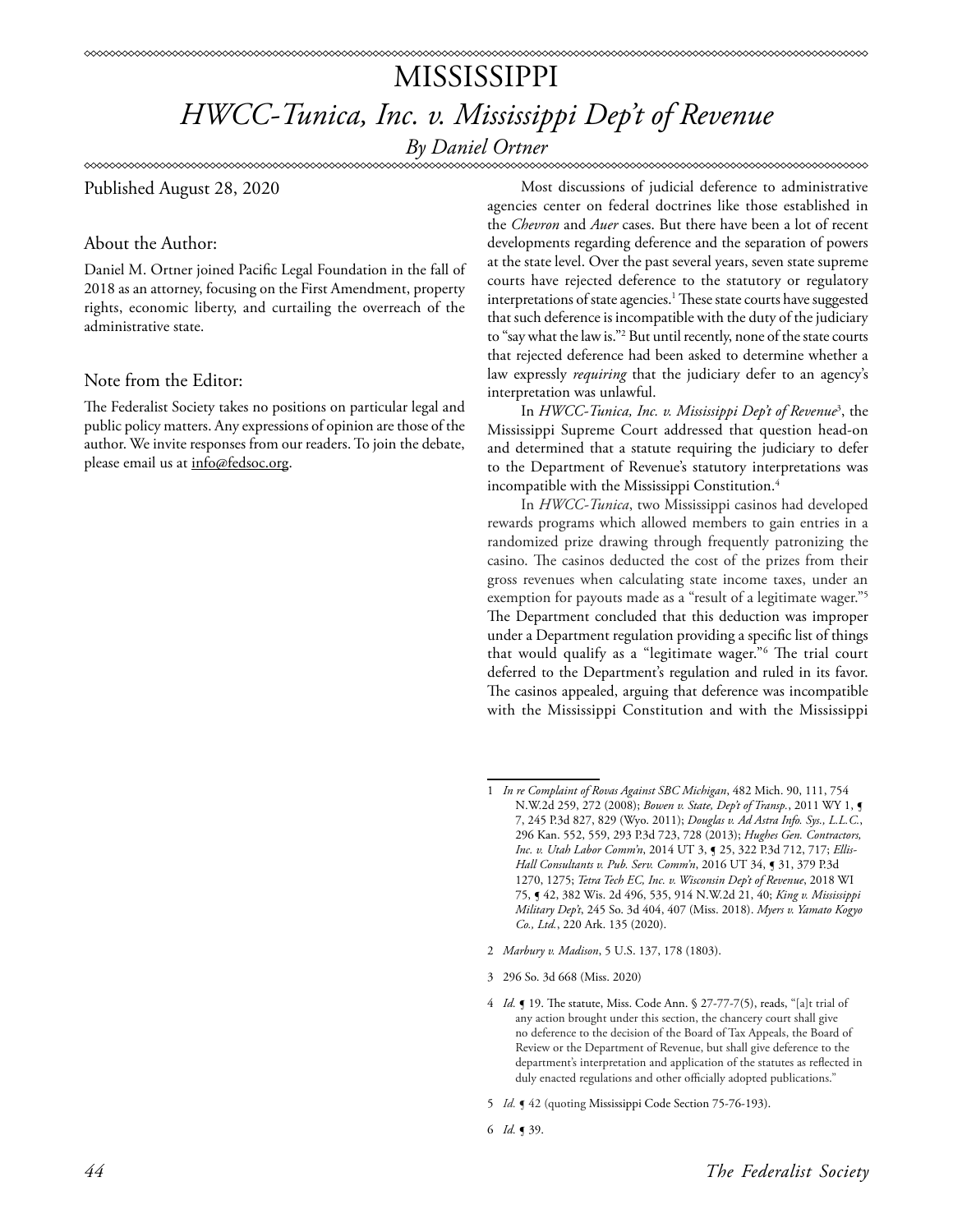# MISSISSIPPI

## *HWCC-Tunica, Inc. v. Mississippi Dep't of Revenue*

*By Daniel Ortner*

Published August 28, 2020

### About the Author:

Daniel M. Ortner joined Pacific Legal Foundation in the fall of 2018 as an attorney, focusing on the First Amendment, property rights, economic liberty, and curtailing the overreach of the administrative state.

### Note from the Editor:

The Federalist Society takes no positions on particular legal and public policy matters. Any expressions of opinion are those of the author. We invite responses from our readers. To join the debate, please email us at info@fedsoc.org.

Most discussions of judicial deference to administrative agencies center on federal doctrines like those established in the *Chevron* and *Auer* cases. But there have been a lot of recent developments regarding deference and the separation of powers at the state level. Over the past several years, seven state supreme courts have rejected deference to the statutory or regulatory interpretations of state agencies.[1] These state courts have suggested that such deference is incompatible with the duty of the judiciary to "say what the law is."[2] But until recently, none of the state courts that rejected deference had been asked to determine whether a law expressly *requiring* that the judiciary defer to an agency's interpretation was unlawful.

In *HWCC-Tunica, Inc. v. Mississippi Dep't of Revenue*[3], the Mississippi Supreme Court addressed that question head-on and determined that a statute requiring the judiciary to defer to the Department of Revenue's statutory interpretations was incompatible with the Mississippi Constitution.[4]

In *HWCC-Tunica*, two Mississippi casinos had developed rewards programs which allowed members to gain entries in a randomized prize drawing through frequently patronizing the casino. The casinos deducted the cost of the prizes from their gross revenues when calculating state income taxes, under an exemption for payouts made as a "result of a legitimate wager."[5] The Department concluded that this deduction was improper under a Department regulation providing a specific list of things that would qualify as a "legitimate wager."[6] The trial court deferred to the Department's regulation and ruled in its favor. The casinos appealed, arguing that deference was incompatible with the Mississippi Constitution and with the Mississippi

---

1 *In re Complaint of Rovas Against SBC Michigan*, 482 Mich. 90, 111, 754 N.W.2d 259, 272 (2008); *Bowen v. State, Dep't of Transp.*, 2011 WY 1, ¶ 7, 245 P.3d 827, 829 (Wyo. 2011); *Douglas v. Ad Astra Info. Sys., L.L.C.*, 296 Kan. 552, 559, 293 P.3d 723, 728 (2013); *Hughes Gen. Contractors, Inc. v. Utah Labor Comm'n*, 2014 UT 3, ¶ 25, 322 P.3d 712, 717; *Ellis-Hall Consultants v. Pub. Serv. Comm'n*, 2016 UT 34, ¶ 31, 379 P.3d 1270, 1275; *Tetra Tech EC, Inc. v. Wisconsin Dep't of Revenue*, 2018 WI 75, ¶ 42, 382 Wis. 2d 496, 535, 914 N.W.2d 21, 40; *King v. Mississippi Military Dep't*, 245 So. 3d 404, 407 (Miss. 2018). *Myers v. Yamato Kogyo Co., Ltd.*, 220 Ark. 135 (2020).

2 *Marbury v. Madison*, 5 U.S. 137, 178 (1803).

3 296 So. 3d 668 (Miss. 2020)

4 *Id.* ¶ 19. The statute, Miss. Code Ann. § 27-77-7(5), reads, "[a]t trial of any action brought under this section, the chancery court shall give no deference to the decision of the Board of Tax Appeals, the Board of Review or the Department of Revenue, but shall give deference to the department's interpretation and application of the statutes as reflected in duly enacted regulations and other officially adopted publications."

5 *Id.* ¶ 42 (quoting Mississippi Code Section 75-76-193).

6 *Id.* ¶ 39.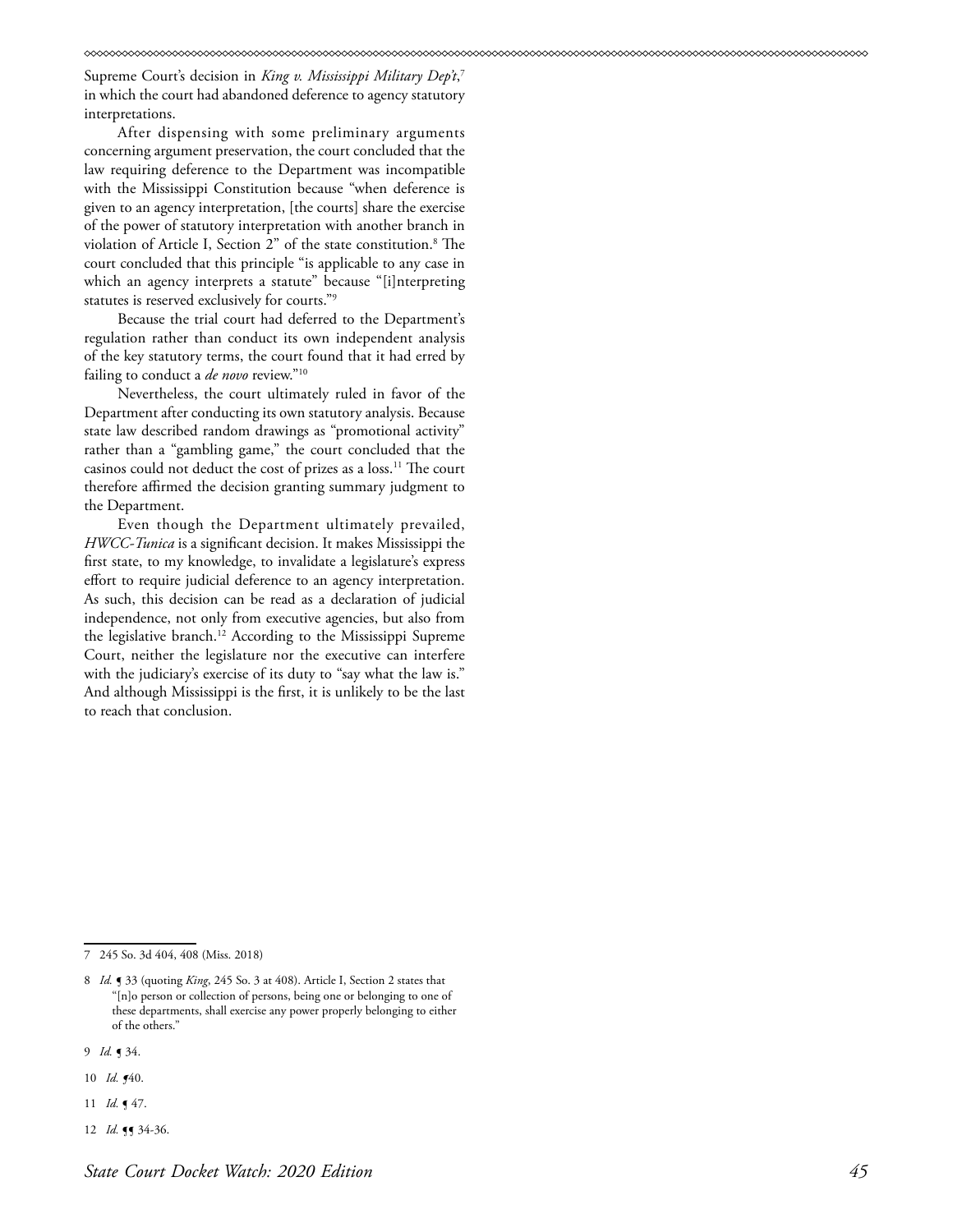Supreme Court's decision in *King v. Mississippi Military Dep't*,[7] in which the court had abandoned deference to agency statutory interpretations.

After dispensing with some preliminary arguments concerning argument preservation, the court concluded that the law requiring deference to the Department was incompatible with the Mississippi Constitution because "when deference is given to an agency interpretation, [the courts] share the exercise of the power of statutory interpretation with another branch in violation of Article I, Section 2" of the state constitution.[8] The court concluded that this principle "is applicable to any case in which an agency interprets a statute" because "[i]nterpreting statutes is reserved exclusively for courts."[9]

Because the trial court had deferred to the Department's regulation rather than conduct its own independent analysis of the key statutory terms, the court found that it had erred by failing to conduct a *de novo* review."[10]

Nevertheless, the court ultimately ruled in favor of the Department after conducting its own statutory analysis. Because state law described random drawings as "promotional activity" rather than a "gambling game," the court concluded that the casinos could not deduct the cost of prizes as a loss.[11] The court therefore affirmed the decision granting summary judgment to the Department.

Even though the Department ultimately prevailed, *HWCC-Tunica* is a significant decision. It makes Mississippi the first state, to my knowledge, to invalidate a legislature's express effort to require judicial deference to an agency interpretation. As such, this decision can be read as a declaration of judicial independence, not only from executive agencies, but also from the legislative branch.[12] According to the Mississippi Supreme Court, neither the legislature nor the executive can interfere with the judiciary's exercise of its duty to "say what the law is." And although Mississippi is the first, it is unlikely to be the last to reach that conclusion.

---

7 245 So. 3d 404, 408 (Miss. 2018)

8 *Id.* ¶ 33 (quoting *King*, 245 So. 3 at 408). Article I, Section 2 states that "[n]o person or collection of persons, being one or belonging to one of these departments, shall exercise any power properly belonging to either of the others."

9 *Id.* ¶ 34.

10 *Id.* ¶40.

11 *Id.* ¶ 47.

12 *Id.* ¶¶ 34-36.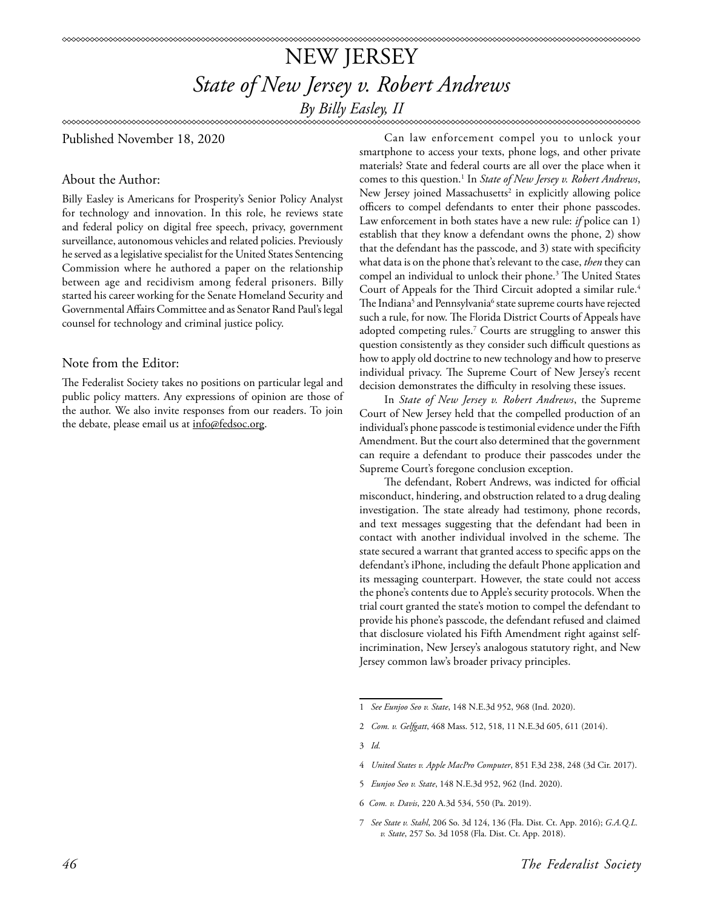# NEW JERSEY

## *State of New Jersey v. Robert Andrews*

*By Billy Easley, II*

Published November 18, 2020

### About the Author:

Billy Easley is Americans for Prosperity's Senior Policy Analyst for technology and innovation. In this role, he reviews state and federal policy on digital free speech, privacy, government surveillance, autonomous vehicles and related policies. Previously he served as a legislative specialist for the United States Sentencing Commission where he authored a paper on the relationship between age and recidivism among federal prisoners. Billy started his career working for the Senate Homeland Security and Governmental Affairs Committee and as Senator Rand Paul's legal counsel for technology and criminal justice policy.

### Note from the Editor:

The Federalist Society takes no positions on particular legal and public policy matters. Any expressions of opinion are those of the author. We also invite responses from our readers. To join the debate, please email us at info@fedsoc.org.

Can law enforcement compel you to unlock your smartphone to access your texts, phone logs, and other private materials? State and federal courts are all over the place when it comes to this question.[1] In *State of New Jersey v. Robert Andrews*, New Jersey joined Massachusetts[2] in explicitly allowing police officers to compel defendants to enter their phone passcodes. Law enforcement in both states have a new rule: *if* police can 1) establish that they know a defendant owns the phone, 2) show that the defendant has the passcode, and 3) state with specificity what data is on the phone that's relevant to the case, *then* they can compel an individual to unlock their phone.[3] The United States Court of Appeals for the Third Circuit adopted a similar rule.[4] The Indiana[5] and Pennsylvania[6] state supreme courts have rejected such a rule, for now. The Florida District Courts of Appeals have adopted competing rules.[7] Courts are struggling to answer this question consistently as they consider such difficult questions as how to apply old doctrine to new technology and how to preserve individual privacy. The Supreme Court of New Jersey's recent decision demonstrates the difficulty in resolving these issues.

In *State of New Jersey v. Robert Andrews*, the Supreme Court of New Jersey held that the compelled production of an individual's phone passcode is testimonial evidence under the Fifth Amendment. But the court also determined that the government can require a defendant to produce their passcodes under the Supreme Court's foregone conclusion exception.

The defendant, Robert Andrews, was indicted for official misconduct, hindering, and obstruction related to a drug dealing investigation. The state already had testimony, phone records, and text messages suggesting that the defendant had been in contact with another individual involved in the scheme. The state secured a warrant that granted access to specific apps on the defendant's iPhone, including the default Phone application and its messaging counterpart. However, the state could not access the phone's contents due to Apple's security protocols. When the trial court granted the state's motion to compel the defendant to provide his phone's passcode, the defendant refused and claimed that disclosure violated his Fifth Amendment right against self-incrimination, New Jersey's analogous statutory right, and New Jersey common law's broader privacy principles.

---

1 *See Eunjoo Seo v. State*, 148 N.E.3d 952, 968 (Ind. 2020).

2 *Com. v. Gelfgatt*, 468 Mass. 512, 518, 11 N.E.3d 605, 611 (2014).

3 *Id.*

4 *United States v. Apple MacPro Computer*, 851 F.3d 238, 248 (3d Cir. 2017).

5 *Eunjoo Seo v. State*, 148 N.E.3d 952, 962 (Ind. 2020).

6 *Com. v. Davis*, 220 A.3d 534, 550 (Pa. 2019).

7 *See State v. Stahl*, 206 So. 3d 124, 136 (Fla. Dist. Ct. App. 2016); *G.A.Q.L. v. State*, 257 So. 3d 1058 (Fla. Dist. Ct. App. 2018).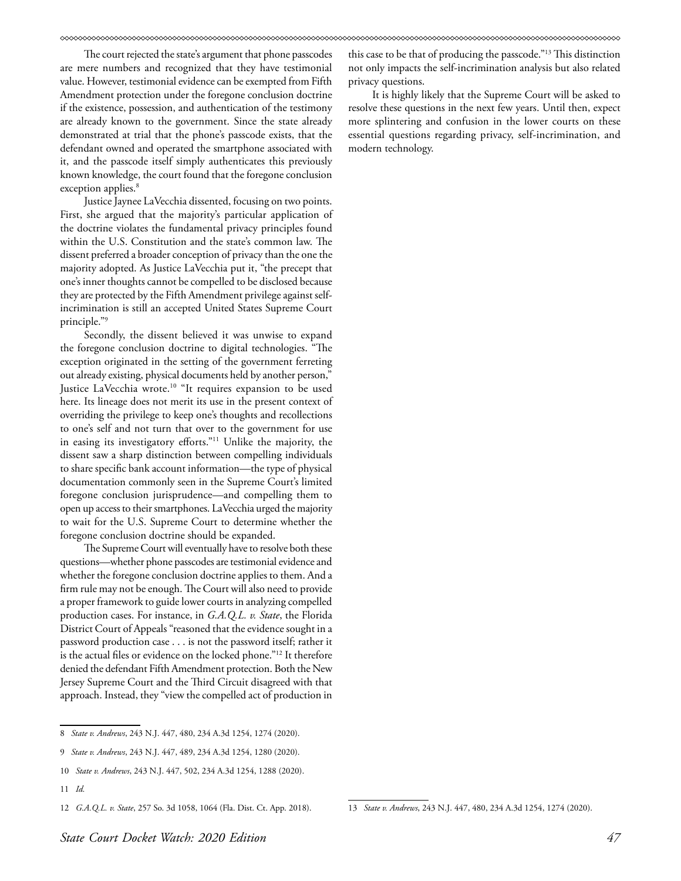The court rejected the state's argument that phone passcodes are mere numbers and recognized that they have testimonial value. However, testimonial evidence can be exempted from Fifth Amendment protection under the foregone conclusion doctrine if the existence, possession, and authentication of the testimony are already known to the government. Since the state already demonstrated at trial that the phone's passcode exists, that the defendant owned and operated the smartphone associated with it, and the passcode itself simply authenticates this previously known knowledge, the court found that the foregone conclusion exception applies.[8]

Justice Jaynee LaVecchia dissented, focusing on two points. First, she argued that the majority's particular application of the doctrine violates the fundamental privacy principles found within the U.S. Constitution and the state's common law. The dissent preferred a broader conception of privacy than the one the majority adopted. As Justice LaVecchia put it, "the precept that one's inner thoughts cannot be compelled to be disclosed because they are protected by the Fifth Amendment privilege against self-incrimination is still an accepted United States Supreme Court principle."[9]

Secondly, the dissent believed it was unwise to expand the foregone conclusion doctrine to digital technologies. "The exception originated in the setting of the government ferreting out already existing, physical documents held by another person," Justice LaVecchia wrote.[10] "It requires expansion to be used here. Its lineage does not merit its use in the present context of overriding the privilege to keep one's thoughts and recollections to one's self and not turn that over to the government for use in easing its investigatory efforts."[11] Unlike the majority, the dissent saw a sharp distinction between compelling individuals to share specific bank account information—the type of physical documentation commonly seen in the Supreme Court's limited foregone conclusion jurisprudence—and compelling them to open up access to their smartphones. LaVecchia urged the majority to wait for the U.S. Supreme Court to determine whether the foregone conclusion doctrine should be expanded.

The Supreme Court will eventually have to resolve both these questions—whether phone passcodes are testimonial evidence and whether the foregone conclusion doctrine applies to them. And a firm rule may not be enough. The Court will also need to provide a proper framework to guide lower courts in analyzing compelled production cases. For instance, in *G.A.Q.L. v. State*, the Florida District Court of Appeals "reasoned that the evidence sought in a password production case . . . is not the password itself; rather it is the actual files or evidence on the locked phone."[12] It therefore denied the defendant Fifth Amendment protection. Both the New Jersey Supreme Court and the Third Circuit disagreed with that approach. Instead, they "view the compelled act of production in this case to be that of producing the passcode."[13] This distinction not only impacts the self-incrimination analysis but also related privacy questions.

It is highly likely that the Supreme Court will be asked to resolve these questions in the next few years. Until then, expect more splintering and confusion in the lower courts on these essential questions regarding privacy, self-incrimination, and modern technology.

---

8 *State v. Andrews*, 243 N.J. 447, 480, 234 A.3d 1254, 1274 (2020).

9 *State v. Andrews*, 243 N.J. 447, 489, 234 A.3d 1254, 1280 (2020).

10 *State v. Andrews*, 243 N.J. 447, 502, 234 A.3d 1254, 1288 (2020).

11 *Id.*

12 *G.A.Q.L. v. State*, 257 So. 3d 1058, 1064 (Fla. Dist. Ct. App. 2018).

13 *State v. Andrews*, 243 N.J. 447, 480, 234 A.3d 1254, 1274 (2020).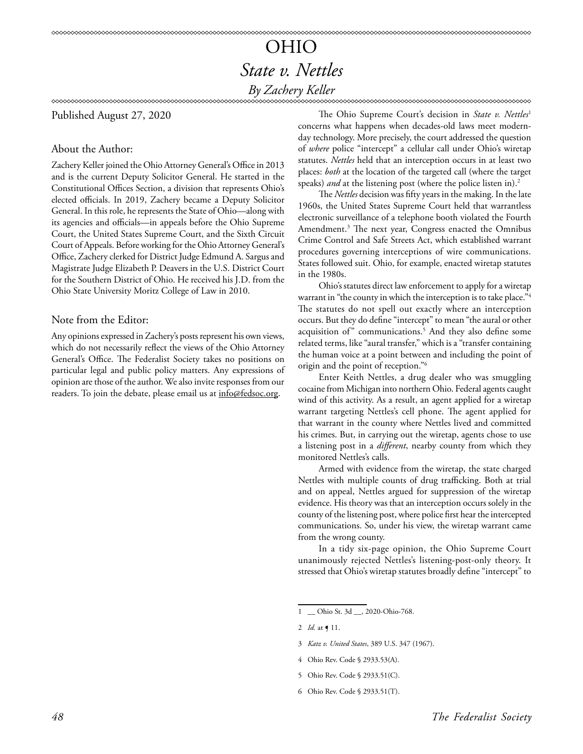# OHIO

## *State v. Nettles*

### *By Zachery Keller*

Published August 27, 2020

### About the Author:

Zachery Keller joined the Ohio Attorney General's Office in 2013 and is the current Deputy Solicitor General. He started in the Constitutional Offices Section, a division that represents Ohio's elected officials. In 2019, Zachery became a Deputy Solicitor General. In this role, he represents the State of Ohio—along with its agencies and officials—in appeals before the Ohio Supreme Court, the United States Supreme Court, and the Sixth Circuit Court of Appeals. Before working for the Ohio Attorney General's Office, Zachery clerked for District Judge Edmund A. Sargus and Magistrate Judge Elizabeth P. Deavers in the U.S. District Court for the Southern District of Ohio. He received his J.D. from the Ohio State University Moritz College of Law in 2010.

### Note from the Editor:

Any opinions expressed in Zachery's posts represent his own views, which do not necessarily reflect the views of the Ohio Attorney General's Office. The Federalist Society takes no positions on particular legal and public policy matters. Any expressions of opinion are those of the author. We also invite responses from our readers. To join the debate, please email us at info@fedsoc.org.

The Ohio Supreme Court's decision in *State v. Nettles*[1] concerns what happens when decades-old laws meet modern-day technology. More precisely, the court addressed the question of *where* police "intercept" a cellular call under Ohio's wiretap statutes. *Nettles* held that an interception occurs in at least two places: *both* at the location of the targeted call (where the target speaks) *and* at the listening post (where the police listen in).[2]

The *Nettles* decision was fifty years in the making. In the late 1960s, the United States Supreme Court held that warrantless electronic surveillance of a telephone booth violated the Fourth Amendment.[3] The next year, Congress enacted the Omnibus Crime Control and Safe Streets Act, which established warrant procedures governing interceptions of wire communications. States followed suit. Ohio, for example, enacted wiretap statutes in the 1980s.

Ohio's statutes direct law enforcement to apply for a wiretap warrant in "the county in which the interception is to take place."[4] The statutes do not spell out exactly where an interception occurs. But they do define "intercept" to mean "the aural or other acquisition of" communications.[5] And they also define some related terms, like "aural transfer," which is a "transfer containing the human voice at a point between and including the point of origin and the point of reception."[6]

Enter Keith Nettles, a drug dealer who was smuggling cocaine from Michigan into northern Ohio. Federal agents caught wind of this activity. As a result, an agent applied for a wiretap warrant targeting Nettles's cell phone. The agent applied for that warrant in the county where Nettles lived and committed his crimes. But, in carrying out the wiretap, agents chose to use a listening post in a *different*, nearby county from which they monitored Nettles's calls.

Armed with evidence from the wiretap, the state charged Nettles with multiple counts of drug trafficking. Both at trial and on appeal, Nettles argued for suppression of the wiretap evidence. His theory was that an interception occurs solely in the county of the listening post, where police first hear the intercepted communications. So, under his view, the wiretap warrant came from the wrong county.

In a tidy six-page opinion, the Ohio Supreme Court unanimously rejected Nettles's listening-post-only theory. It stressed that Ohio's wiretap statutes broadly define "intercept" to

---

1 __ Ohio St. 3d __, 2020-Ohio-768.

2 *Id.* at ¶ 11.

3 *Katz v. United States*, 389 U.S. 347 (1967).

4 Ohio Rev. Code § 2933.53(A).

5 Ohio Rev. Code § 2933.51(C).

6 Ohio Rev. Code § 2933.51(T).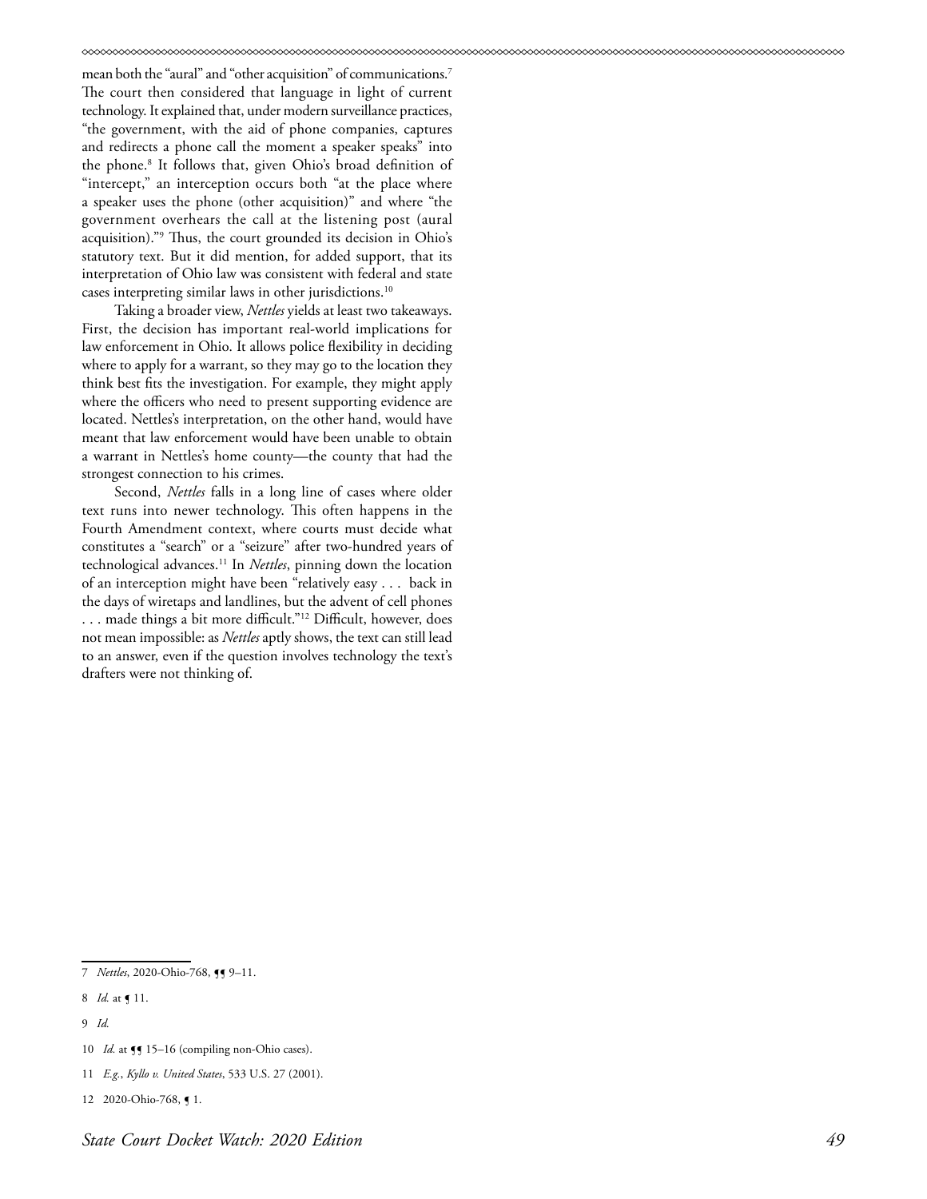mean both the "aural" and "other acquisition" of communications.[7] The court then considered that language in light of current technology. It explained that, under modern surveillance practices, "the government, with the aid of phone companies, captures and redirects a phone call the moment a speaker speaks" into the phone.[8] It follows that, given Ohio's broad definition of "intercept," an interception occurs both "at the place where a speaker uses the phone (other acquisition)" and where "the government overhears the call at the listening post (aural acquisition)."[9] Thus, the court grounded its decision in Ohio's statutory text. But it did mention, for added support, that its interpretation of Ohio law was consistent with federal and state cases interpreting similar laws in other jurisdictions.[10]

Taking a broader view, *Nettles* yields at least two takeaways. First, the decision has important real-world implications for law enforcement in Ohio. It allows police flexibility in deciding where to apply for a warrant, so they may go to the location they think best fits the investigation. For example, they might apply where the officers who need to present supporting evidence are located. Nettles's interpretation, on the other hand, would have meant that law enforcement would have been unable to obtain a warrant in Nettles's home county—the county that had the strongest connection to his crimes.

Second, *Nettles* falls in a long line of cases where older text runs into newer technology. This often happens in the Fourth Amendment context, where courts must decide what constitutes a "search" or a "seizure" after two-hundred years of technological advances.[11] In *Nettles*, pinning down the location of an interception might have been "relatively easy . . . back in the days of wiretaps and landlines, but the advent of cell phones . . . made things a bit more difficult."[12] Difficult, however, does not mean impossible: as *Nettles* aptly shows, the text can still lead to an answer, even if the question involves technology the text's drafters were not thinking of.

---

7 *Nettles*, 2020-Ohio-768, ¶¶ 9–11.

8 *Id.* at ¶ 11.

9 *Id.*

10 *Id.* at ¶¶ 15–16 (compiling non-Ohio cases).

11 *E.g.*, *Kyllo v. United States*, 533 U.S. 27 (2001).

12 2020-Ohio-768, ¶ 1.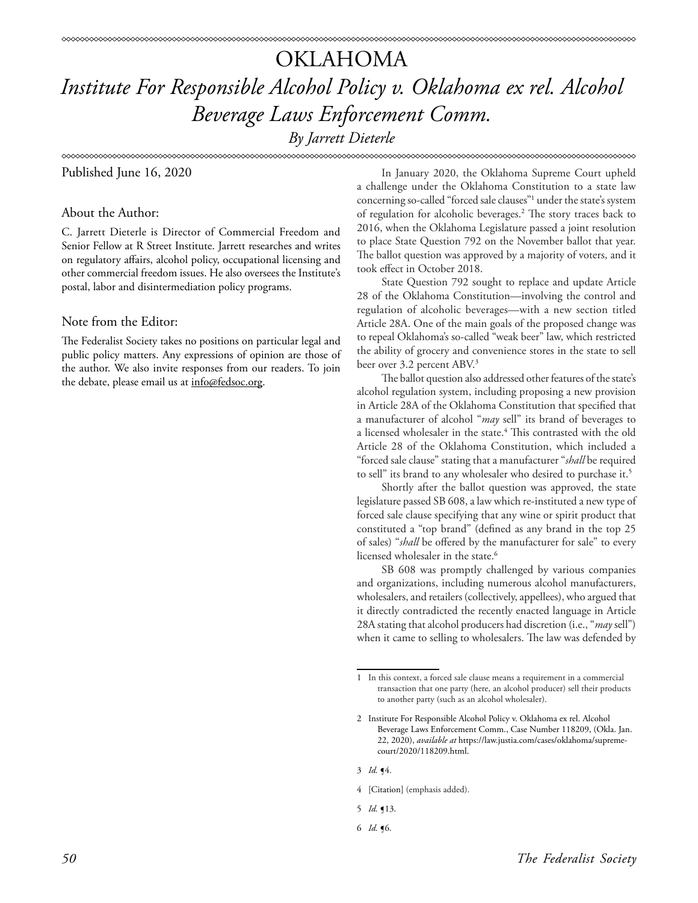# OKLAHOMA

## *Institute For Responsible Alcohol Policy v. Oklahoma ex rel. Alcohol Beverage Laws Enforcement Comm.*

*By Jarrett Dieterle*

Published June 16, 2020

### About the Author:

C. Jarrett Dieterle is Director of Commercial Freedom and Senior Fellow at R Street Institute. Jarrett researches and writes on regulatory affairs, alcohol policy, occupational licensing and other commercial freedom issues. He also oversees the Institute's postal, labor and disintermediation policy programs.

### Note from the Editor:

The Federalist Society takes no positions on particular legal and public policy matters. Any expressions of opinion are those of the author. We also invite responses from our readers. To join the debate, please email us at info@fedsoc.org.

In January 2020, the Oklahoma Supreme Court upheld a challenge under the Oklahoma Constitution to a state law concerning so-called "forced sale clauses"[1] under the state's system of regulation for alcoholic beverages.[2] The story traces back to 2016, when the Oklahoma Legislature passed a joint resolution to place State Question 792 on the November ballot that year. The ballot question was approved by a majority of voters, and it took effect in October 2018.

State Question 792 sought to replace and update Article 28 of the Oklahoma Constitution—involving the control and regulation of alcoholic beverages—with a new section titled Article 28A. One of the main goals of the proposed change was to repeal Oklahoma's so-called "weak beer" law, which restricted the ability of grocery and convenience stores in the state to sell beer over 3.2 percent ABV.[3]

The ballot question also addressed other features of the state's alcohol regulation system, including proposing a new provision in Article 28A of the Oklahoma Constitution that specified that a manufacturer of alcohol "*may* sell" its brand of beverages to a licensed wholesaler in the state.[4] This contrasted with the old Article 28 of the Oklahoma Constitution, which included a "forced sale clause" stating that a manufacturer "*shall* be required to sell" its brand to any wholesaler who desired to purchase it.[5]

Shortly after the ballot question was approved, the state legislature passed SB 608, a law which re-instituted a new type of forced sale clause specifying that any wine or spirit product that constituted a "top brand" (defined as any brand in the top 25 of sales) "*shall* be offered by the manufacturer for sale" to every licensed wholesaler in the state.[6]

SB 608 was promptly challenged by various companies and organizations, including numerous alcohol manufacturers, wholesalers, and retailers (collectively, appellees), who argued that it directly contradicted the recently enacted language in Article 28A stating that alcohol producers had discretion (i.e., "*may* sell") when it came to selling to wholesalers. The law was defended by

---

1 In this context, a forced sale clause means a requirement in a commercial transaction that one party (here, an alcohol producer) sell their products to another party (such as an alcohol wholesaler).

2 Institute For Responsible Alcohol Policy v. Oklahoma ex rel. Alcohol Beverage Laws Enforcement Comm., Case Number 118209, (Okla. Jan. 22, 2020), *available at* https://law.justia.com/cases/oklahoma/supreme-court/2020/118209.html.

3 *Id.* ¶4.

4 [Citation] (emphasis added).

5 *Id.* ¶13.

6 *Id.* ¶6.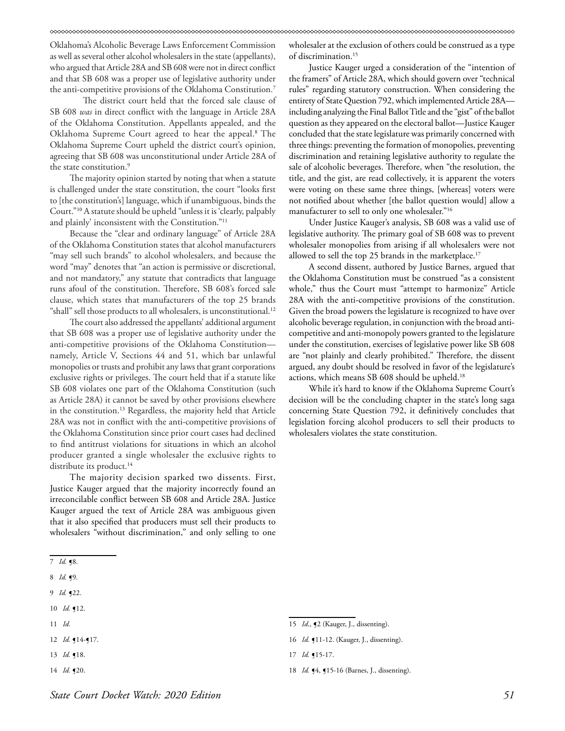Oklahoma's Alcoholic Beverage Laws Enforcement Commission as well as several other alcohol wholesalers in the state (appellants), who argued that Article 28A and SB 608 were not in direct conflict and that SB 608 was a proper use of legislative authority under the anti-competitive provisions of the Oklahoma Constitution.[7]

The district court held that the forced sale clause of SB 608 *was* in direct conflict with the language in Article 28A of the Oklahoma Constitution. Appellants appealed, and the Oklahoma Supreme Court agreed to hear the appeal.[8] The Oklahoma Supreme Court upheld the district court's opinion, agreeing that SB 608 was unconstitutional under Article 28A of the state constitution.[9]

The majority opinion started by noting that when a statute is challenged under the state constitution, the court "looks first to [the constitution's] language, which if unambiguous, binds the Court."[10] A statute should be upheld "unless it is 'clearly, palpably and plainly' inconsistent with the Constitution."[11]

Because the "clear and ordinary language" of Article 28A of the Oklahoma Constitution states that alcohol manufacturers "may sell such brands" to alcohol wholesalers, and because the word "may" denotes that "an action is permissive or discretional, and not mandatory," any statute that contradicts that language runs afoul of the constitution. Therefore, SB 608's forced sale clause, which states that manufacturers of the top 25 brands "shall" sell those products to all wholesalers, is unconstitutional.[12]

The court also addressed the appellants' additional argument that SB 608 was a proper use of legislative authority under the anti-competitive provisions of the Oklahoma Constitution—namely, Article V, Sections 44 and 51, which bar unlawful monopolies or trusts and prohibit any laws that grant corporations exclusive rights or privileges. The court held that if a statute like SB 608 violates one part of the Oklahoma Constitution (such as Article 28A) it cannot be saved by other provisions elsewhere in the constitution.[13] Regardless, the majority held that Article 28A was not in conflict with the anti-competitive provisions of the Oklahoma Constitution since prior court cases had declined to find antitrust violations for situations in which an alcohol producer granted a single wholesaler the exclusive rights to distribute its product.[14]

The majority decision sparked two dissents. First, Justice Kauger argued that the majority incorrectly found an irreconcilable conflict between SB 608 and Article 28A. Justice Kauger argued the text of Article 28A was ambiguous given that it also specified that producers must sell their products to wholesalers "without discrimination," and only selling to one wholesaler at the exclusion of others could be construed as a type of discrimination.[15]

Justice Kauger urged a consideration of the "intention of the framers" of Article 28A, which should govern over "technical rules" regarding statutory construction. When considering the entirety of State Question 792, which implemented Article 28A—including analyzing the Final Ballot Title and the "gist" of the ballot question as they appeared on the electoral ballot—Justice Kauger concluded that the state legislature was primarily concerned with three things: preventing the formation of monopolies, preventing discrimination and retaining legislative authority to regulate the sale of alcoholic beverages. Therefore, when "the resolution, the title, and the gist, are read collectively, it is apparent the voters were voting on these same three things, [whereas] voters were not notified about whether [the ballot question would] allow a manufacturer to sell to only one wholesaler."[16]

Under Justice Kauger's analysis, SB 608 was a valid use of legislative authority. The primary goal of SB 608 was to prevent wholesaler monopolies from arising if all wholesalers were not allowed to sell the top 25 brands in the marketplace.[17]

A second dissent, authored by Justice Barnes, argued that the Oklahoma Constitution must be construed "as a consistent whole," thus the Court must "attempt to harmonize" Article 28A with the anti-competitive provisions of the constitution. Given the broad powers the legislature is recognized to have over alcoholic beverage regulation, in conjunction with the broad anti-competitive and anti-monopoly powers granted to the legislature under the constitution, exercises of legislative power like SB 608 are "not plainly and clearly prohibited." Therefore, the dissent argued, any doubt should be resolved in favor of the legislature's actions, which means SB 608 should be upheld.[18]

While it's hard to know if the Oklahoma Supreme Court's decision will be the concluding chapter in the state's long saga concerning State Question 792, it definitively concludes that legislation forcing alcohol producers to sell their products to wholesalers violates the state constitution.

---

7 *Id.* ¶8.

8 *Id.* ¶9.

9 *Id.* ¶22.

10 *Id.* ¶12.

11 *Id.*

12 *Id.* ¶14-¶17.

13 *Id.* ¶18.

14 *Id.* ¶20.

15 *Id.*, ¶2 (Kauger, J., dissenting).

16 *Id.* ¶11-12. (Kauger, J., dissenting).

17 *Id.* ¶15-17.

18 *Id.* ¶4, ¶15-16 (Barnes, J., dissenting).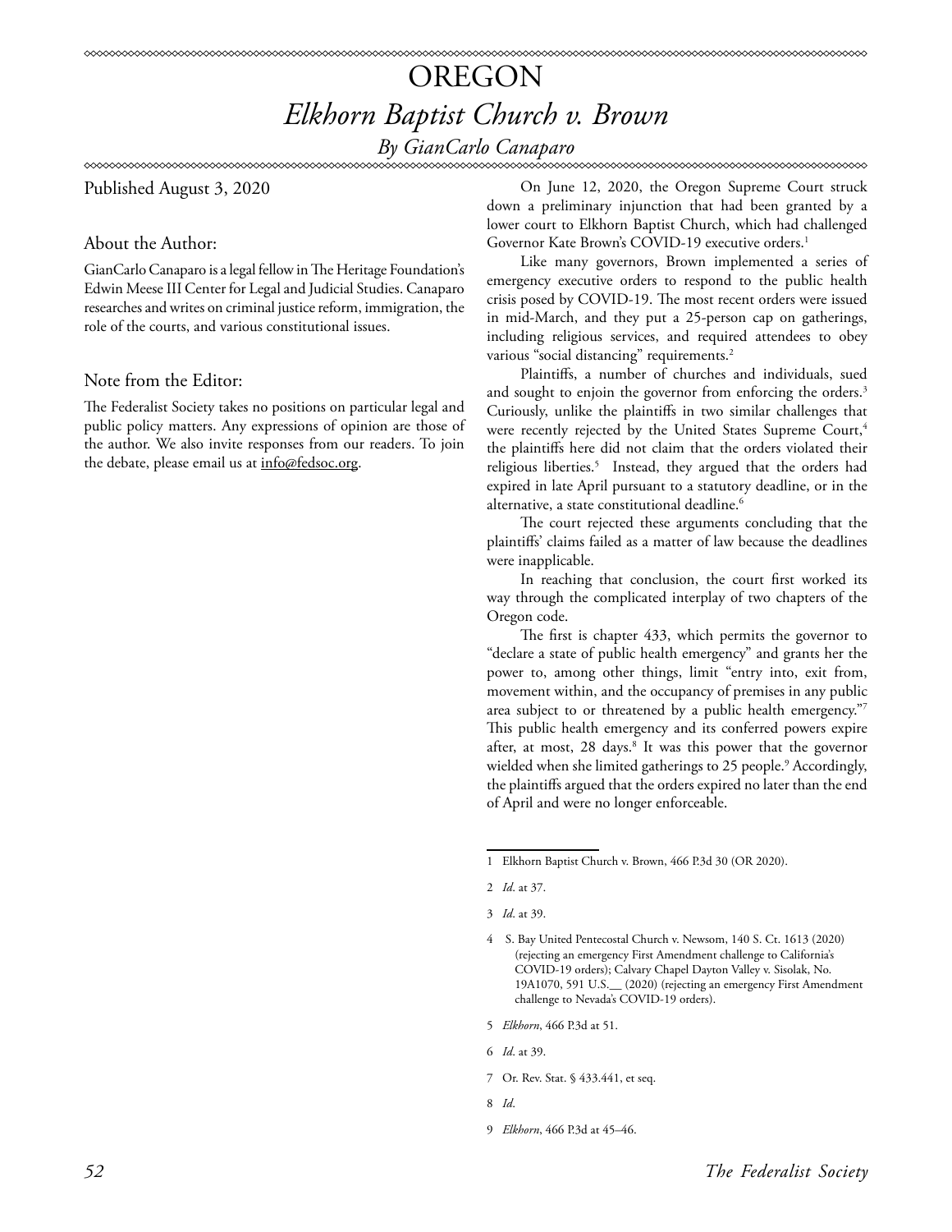# OREGON

## *Elkhorn Baptist Church v. Brown*

### *By GianCarlo Canaparo*

Published August 3, 2020

### About the Author:

GianCarlo Canaparo is a legal fellow in The Heritage Foundation's Edwin Meese III Center for Legal and Judicial Studies. Canaparo researches and writes on criminal justice reform, immigration, the role of the courts, and various constitutional issues.

### Note from the Editor:

The Federalist Society takes no positions on particular legal and public policy matters. Any expressions of opinion are those of the author. We also invite responses from our readers. To join the debate, please email us at info@fedsoc.org.

On June 12, 2020, the Oregon Supreme Court struck down a preliminary injunction that had been granted by a lower court to Elkhorn Baptist Church, which had challenged Governor Kate Brown's COVID-19 executive orders.[1]

Like many governors, Brown implemented a series of emergency executive orders to respond to the public health crisis posed by COVID-19. The most recent orders were issued in mid-March, and they put a 25-person cap on gatherings, including religious services, and required attendees to obey various "social distancing" requirements.[2]

Plaintiffs, a number of churches and individuals, sued and sought to enjoin the governor from enforcing the orders.[3] Curiously, unlike the plaintiffs in two similar challenges that were recently rejected by the United States Supreme Court,[4] the plaintiffs here did not claim that the orders violated their religious liberties.[5] Instead, they argued that the orders had expired in late April pursuant to a statutory deadline, or in the alternative, a state constitutional deadline.[6]

The court rejected these arguments concluding that the plaintiffs' claims failed as a matter of law because the deadlines were inapplicable.

In reaching that conclusion, the court first worked its way through the complicated interplay of two chapters of the Oregon code.

The first is chapter 433, which permits the governor to "declare a state of public health emergency" and grants her the power to, among other things, limit "entry into, exit from, movement within, and the occupancy of premises in any public area subject to or threatened by a public health emergency."[7] This public health emergency and its conferred powers expire after, at most, 28 days.[8] It was this power that the governor wielded when she limited gatherings to 25 people.[9] Accordingly, the plaintiffs argued that the orders expired no later than the end of April and were no longer enforceable.

---

1 Elkhorn Baptist Church v. Brown, 466 P.3d 30 (OR 2020).

2 *Id*. at 37.

3 *Id*. at 39.

4 S. Bay United Pentecostal Church v. Newsom, 140 S. Ct. 1613 (2020) (rejecting an emergency First Amendment challenge to California's COVID-19 orders); Calvary Chapel Dayton Valley v. Sisolak, No. 19A1070, 591 U.S.__ (2020) (rejecting an emergency First Amendment challenge to Nevada's COVID-19 orders).

5 *Elkhorn*, 466 P.3d at 51.

6 *Id*. at 39.

7 Or. Rev. Stat. § 433.441, et seq.

8 *Id*.

9 *Elkhorn*, 466 P.3d at 45–46.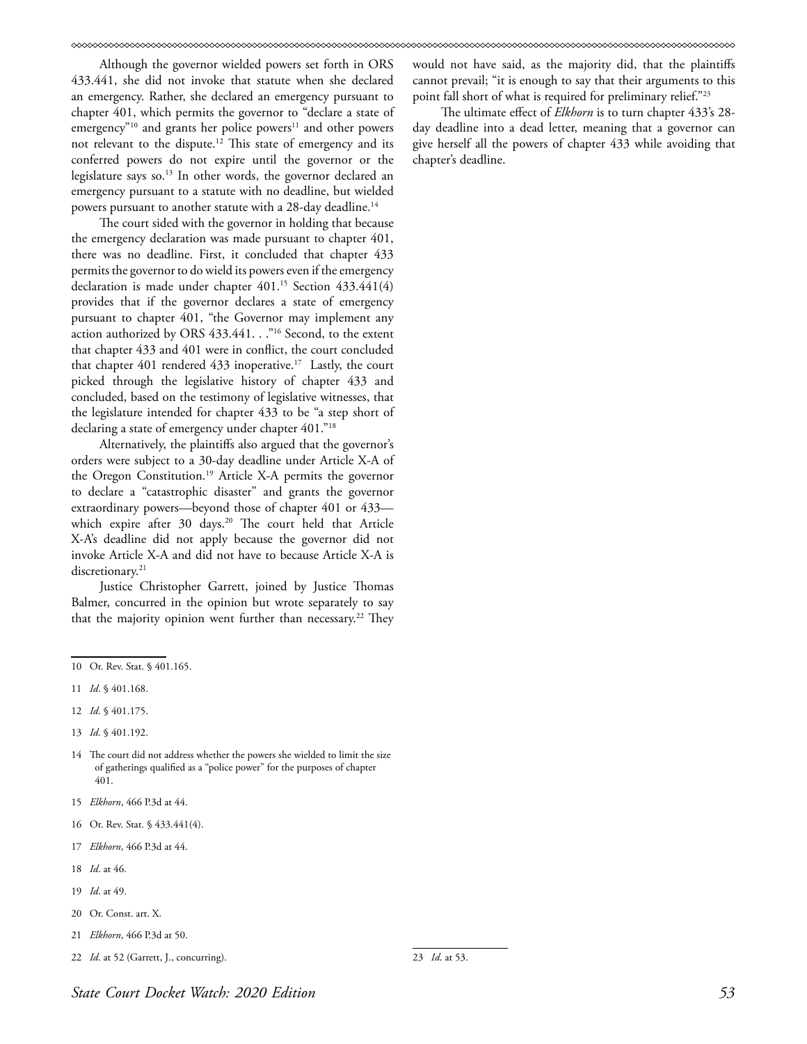Although the governor wielded powers set forth in ORS 433.441, she did not invoke that statute when she declared an emergency. Rather, she declared an emergency pursuant to chapter 401, which permits the governor to "declare a state of emergency"[10] and grants her police powers[11] and other powers not relevant to the dispute.[12] This state of emergency and its conferred powers do not expire until the governor or the legislature says so.[13] In other words, the governor declared an emergency pursuant to a statute with no deadline, but wielded powers pursuant to another statute with a 28-day deadline.[14]

The court sided with the governor in holding that because the emergency declaration was made pursuant to chapter 401, there was no deadline. First, it concluded that chapter 433 permits the governor to do wield its powers even if the emergency declaration is made under chapter 401.[15] Section 433.441(4) provides that if the governor declares a state of emergency pursuant to chapter 401, "the Governor may implement any action authorized by ORS 433.441. . ."[16] Second, to the extent that chapter 433 and 401 were in conflict, the court concluded that chapter 401 rendered 433 inoperative.[17] Lastly, the court picked through the legislative history of chapter 433 and concluded, based on the testimony of legislative witnesses, that the legislature intended for chapter 433 to be "a step short of declaring a state of emergency under chapter 401."[18]

Alternatively, the plaintiffs also argued that the governor's orders were subject to a 30-day deadline under Article X-A of the Oregon Constitution.[19] Article X-A permits the governor to declare a "catastrophic disaster" and grants the governor extraordinary powers—beyond those of chapter 401 or 433—which expire after 30 days.[20] The court held that Article X-A's deadline did not apply because the governor did not invoke Article X-A and did not have to because Article X-A is discretionary.[21]

Justice Christopher Garrett, joined by Justice Thomas Balmer, concurred in the opinion but wrote separately to say that the majority opinion went further than necessary.[22] They would not have said, as the majority did, that the plaintiffs cannot prevail; "it is enough to say that their arguments to this point fall short of what is required for preliminary relief."[23]

The ultimate effect of *Elkhorn* is to turn chapter 433's 28-day deadline into a dead letter, meaning that a governor can give herself all the powers of chapter 433 while avoiding that chapter's deadline.

---

10 Or. Rev. Stat. § 401.165.

11 *Id*. § 401.168.

12 *Id*. § 401.175.

13 *Id*. § 401.192.

14 The court did not address whether the powers she wielded to limit the size of gatherings qualified as a "police power" for the purposes of chapter 401.

15 *Elkhorn*, 466 P.3d at 44.

16 Or. Rev. Stat. § 433.441(4).

17 *Elkhorn*, 466 P.3d at 44.

18 *Id*. at 46.

19 *Id*. at 49.

20 Or. Const. art. X.

21 *Elkhorn*, 466 P.3d at 50.

22 *Id*. at 52 (Garrett, J., concurring).

23 *Id*. at 53.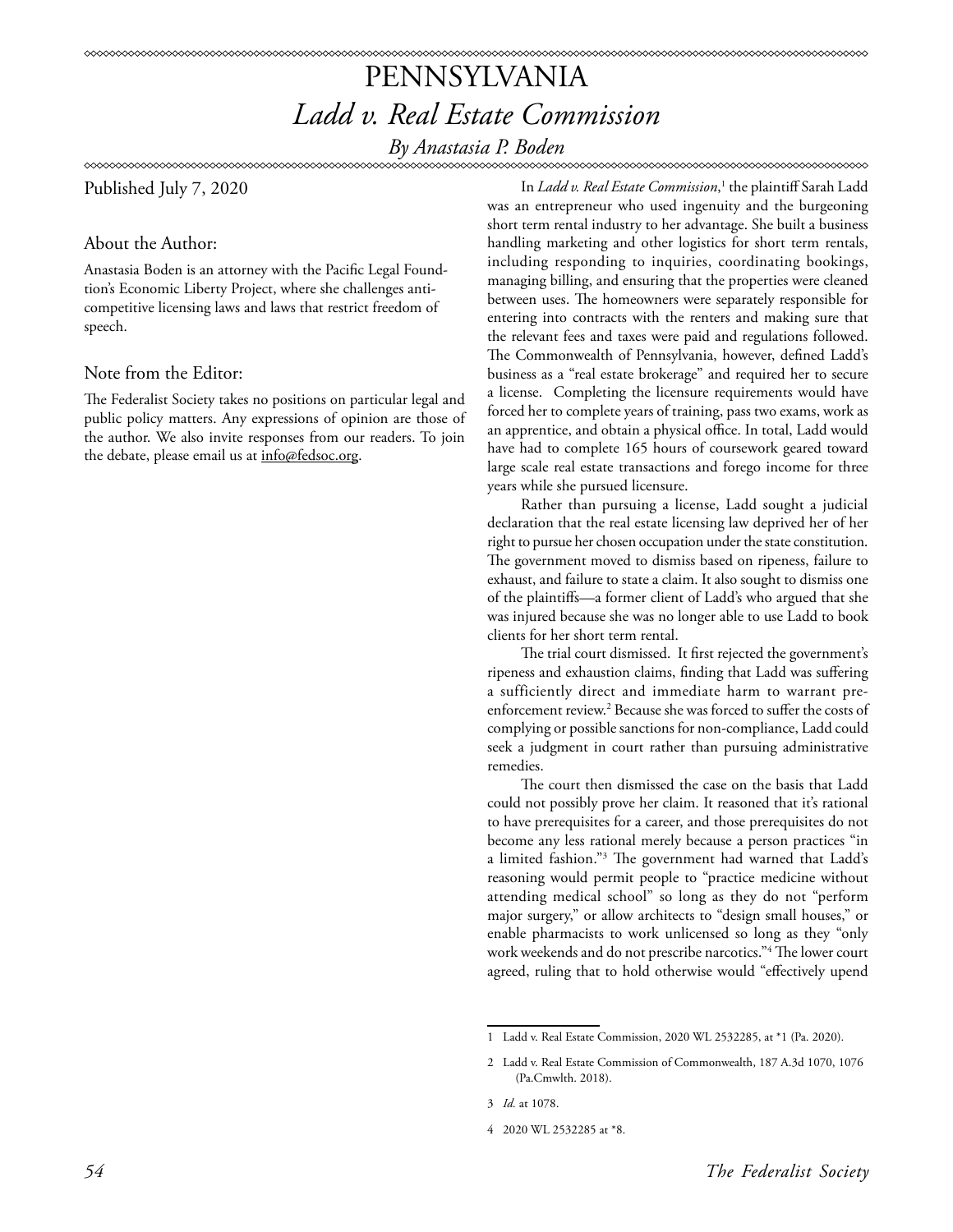# PENNSYLVANIA

## *Ladd v. Real Estate Commission*

*By Anastasia P. Boden*

Published July 7, 2020

### About the Author:

Anastasia Boden is an attorney with the Pacific Legal Foundation's Economic Liberty Project, where she challenges anti-competitive licensing laws and laws that restrict freedom of speech.

### Note from the Editor:

The Federalist Society takes no positions on particular legal and public policy matters. Any expressions of opinion are those of the author. We also invite responses from our readers. To join the debate, please email us at info@fedsoc.org.

In *Ladd v. Real Estate Commission*,[1] the plaintiff Sarah Ladd was an entrepreneur who used ingenuity and the burgeoning short term rental industry to her advantage. She built a business handling marketing and other logistics for short term rentals, including responding to inquiries, coordinating bookings, managing billing, and ensuring that the properties were cleaned between uses. The homeowners were separately responsible for entering into contracts with the renters and making sure that the relevant fees and taxes were paid and regulations followed. The Commonwealth of Pennsylvania, however, defined Ladd's business as a "real estate brokerage" and required her to secure a license. Completing the licensure requirements would have forced her to complete years of training, pass two exams, work as an apprentice, and obtain a physical office. In total, Ladd would have had to complete 165 hours of coursework geared toward large scale real estate transactions and forego income for three years while she pursued licensure.

Rather than pursuing a license, Ladd sought a judicial declaration that the real estate licensing law deprived her of her right to pursue her chosen occupation under the state constitution. The government moved to dismiss based on ripeness, failure to exhaust, and failure to state a claim. It also sought to dismiss one of the plaintiffs—a former client of Ladd's who argued that she was injured because she was no longer able to use Ladd to book clients for her short term rental.

The trial court dismissed. It first rejected the government's ripeness and exhaustion claims, finding that Ladd was suffering a sufficiently direct and immediate harm to warrant pre-enforcement review.[2] Because she was forced to suffer the costs of complying or possible sanctions for non-compliance, Ladd could seek a judgment in court rather than pursuing administrative remedies.

The court then dismissed the case on the basis that Ladd could not possibly prove her claim. It reasoned that it's rational to have prerequisites for a career, and those prerequisites do not become any less rational merely because a person practices "in a limited fashion."[3] The government had warned that Ladd's reasoning would permit people to "practice medicine without attending medical school" so long as they do not "perform major surgery," or allow architects to "design small houses," or enable pharmacists to work unlicensed so long as they "only work weekends and do not prescribe narcotics."[4] The lower court agreed, ruling that to hold otherwise would "effectively upend

---

1 Ladd v. Real Estate Commission, 2020 WL 2532285, at *1 (Pa. 2020).

2 Ladd v. Real Estate Commission of Commonwealth, 187 A.3d 1070, 1076 (Pa.Cmwlth. 2018).

3 *Id.* at 1078.

4 2020 WL 2532285 at *8.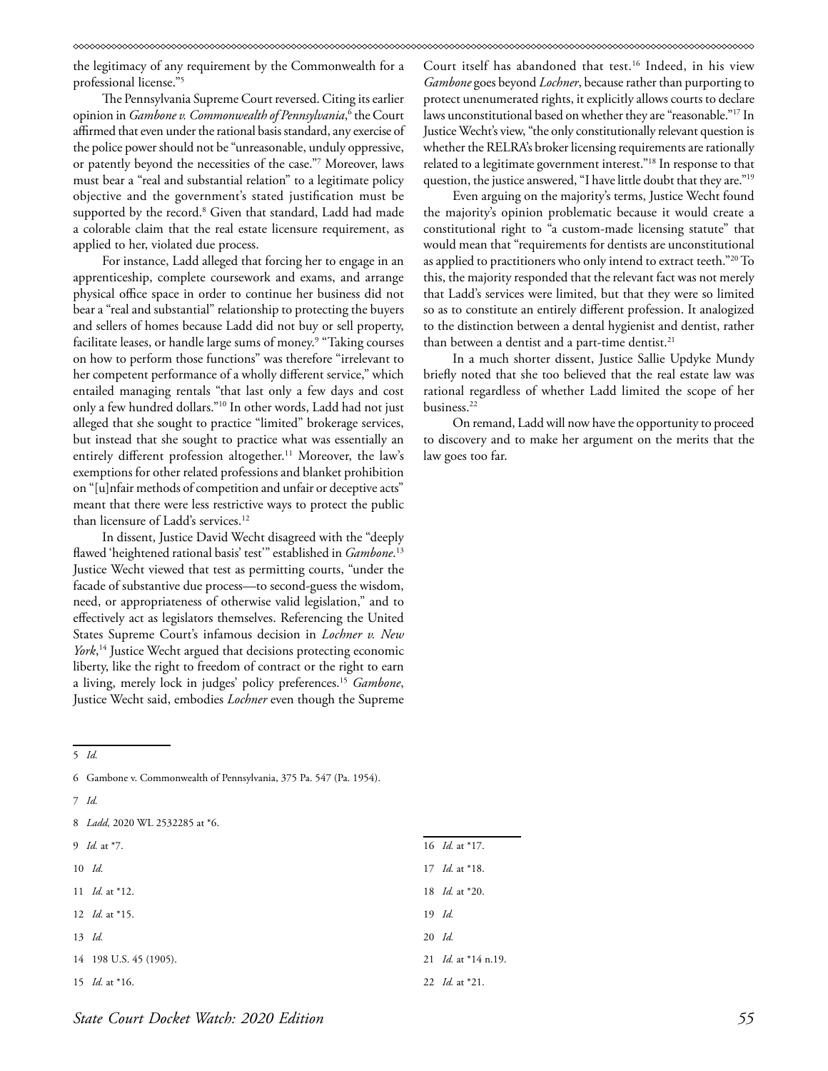the legitimacy of any requirement by the Commonwealth for a professional license."[5]

The Pennsylvania Supreme Court reversed. Citing its earlier opinion in *Gambone v. Commonwealth of Pennsylvania*,[6] the Court affirmed that even under the rational basis standard, any exercise of the police power should not be "unreasonable, unduly oppressive, or patently beyond the necessities of the case."[7] Moreover, laws must bear a "real and substantial relation" to a legitimate policy objective and the government's stated justification must be supported by the record.[8] Given that standard, Ladd had made a colorable claim that the real estate licensure requirement, as applied to her, violated due process.

For instance, Ladd alleged that forcing her to engage in an apprenticeship, complete coursework and exams, and arrange physical office space in order to continue her business did not bear a "real and substantial" relationship to protecting the buyers and sellers of homes because Ladd did not buy or sell property, facilitate leases, or handle large sums of money.[9] "Taking courses on how to perform those functions" was therefore "irrelevant to her competent performance of a wholly different service," which entailed managing rentals "that last only a few days and cost only a few hundred dollars."[10] In other words, Ladd had not just alleged that she sought to practice "limited" brokerage services, but instead that she sought to practice what was essentially an entirely different profession altogether.[11] Moreover, the law's exemptions for other related professions and blanket prohibition on "[u]nfair methods of competition and unfair or deceptive acts" meant that there were less restrictive ways to protect the public than licensure of Ladd's services.[12]

In dissent, Justice David Wecht disagreed with the "deeply flawed 'heightened rational basis' test'" established in *Gambone*.[13] Justice Wecht viewed that test as permitting courts, "under the facade of substantive due process—to second-guess the wisdom, need, or appropriateness of otherwise valid legislation," and to effectively act as legislators themselves. Referencing the United States Supreme Court's infamous decision in *Lochner v. New York*,[14] Justice Wecht argued that decisions protecting economic liberty, like the right to freedom of contract or the right to earn a living, merely lock in judges' policy preferences.[15] *Gambone*, Justice Wecht said, embodies *Lochner* even though the Supreme Court itself has abandoned that test.[16] Indeed, in his view *Gambone* goes beyond *Lochner*, because rather than purporting to protect unenumerated rights, it explicitly allows courts to declare laws unconstitutional based on whether they are "reasonable."[17] In Justice Wecht's view, "the only constitutionally relevant question is whether the RELRA's broker licensing requirements are rationally related to a legitimate government interest."[18] In response to that question, the justice answered, "I have little doubt that they are."[19]

Even arguing on the majority's terms, Justice Wecht found the majority's opinion problematic because it would create a constitutional right to "a custom-made licensing statute" that would mean that "requirements for dentists are unconstitutional as applied to practitioners who only intend to extract teeth."[20] To this, the majority responded that the relevant fact was not merely that Ladd's services were limited, but that they were so limited so as to constitute an entirely different profession. It analogized to the distinction between a dental hygienist and dentist, rather than between a dentist and a part-time dentist.[21]

In a much shorter dissent, Justice Sallie Updyke Mundy briefly noted that she too believed that the real estate law was rational regardless of whether Ladd limited the scope of her business.[22]

On remand, Ladd will now have the opportunity to proceed to discovery and to make her argument on the merits that the law goes too far.

---

5 *Id.*

6 Gambone v. Commonwealth of Pennsylvania, 375 Pa. 547 (Pa. 1954).

7 *Id.*

8 *Ladd,* 2020 WL 2532285 at *6.

9 *Id.* at *7.

10 *Id.*

11 *Id.* at *12.

12 *Id.* at *15.

13 *Id.*

14 198 U.S. 45 (1905).

15 *Id.* at *16.

16 *Id.* at *17.

17 *Id.* at *18.

18 *Id.* at *20.

19 *Id.*

20 *Id.*

21 *Id.* at *14 n.19.

22 *Id.* at *21.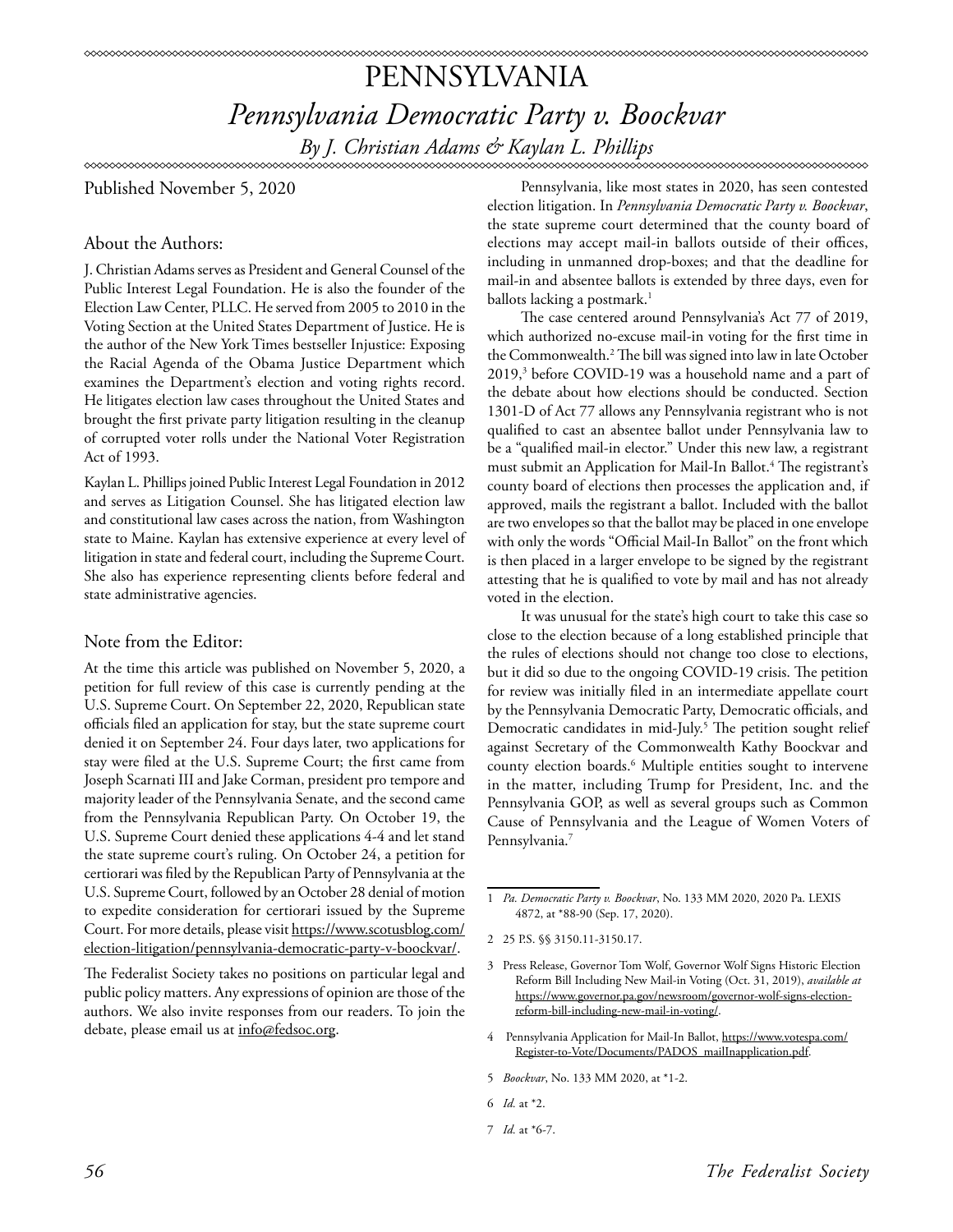# PENNSYLVANIA

## *Pennsylvania Democratic Party v. Boockvar*

*By J. Christian Adams & Kaylan L. Phillips*

Published November 5, 2020

### About the Authors:

J. Christian Adams serves as President and General Counsel of the Public Interest Legal Foundation. He is also the founder of the Election Law Center, PLLC. He served from 2005 to 2010 in the Voting Section at the United States Department of Justice. He is the author of the New York Times bestseller Injustice: Exposing the Racial Agenda of the Obama Justice Department which examines the Department's election and voting rights record. He litigates election law cases throughout the United States and brought the first private party litigation resulting in the cleanup of corrupted voter rolls under the National Voter Registration Act of 1993.

Kaylan L. Phillips joined Public Interest Legal Foundation in 2012 and serves as Litigation Counsel. She has litigated election law and constitutional law cases across the nation, from Washington state to Maine. Kaylan has extensive experience at every level of litigation in state and federal court, including the Supreme Court. She also has experience representing clients before federal and state administrative agencies.

### Note from the Editor:

At the time this article was published on November 5, 2020, a petition for full review of this case is currently pending at the U.S. Supreme Court. On September 22, 2020, Republican state officials filed an application for stay, but the state supreme court denied it on September 24. Four days later, two applications for stay were filed at the U.S. Supreme Court; the first came from Joseph Scarnati III and Jake Corman, president pro tempore and majority leader of the Pennsylvania Senate, and the second came from the Pennsylvania Republican Party. On October 19, the U.S. Supreme Court denied these applications 4-4 and let stand the state supreme court's ruling. On October 24, a petition for certiorari was filed by the Republican Party of Pennsylvania at the U.S. Supreme Court, followed by an October 28 denial of motion to expedite consideration for certiorari issued by the Supreme Court. For more details, please visit https://www.scotusblog.com/election-litigation/pennsylvania-democratic-party-v-boockvar/.

The Federalist Society takes no positions on particular legal and public policy matters. Any expressions of opinion are those of the authors. We also invite responses from our readers. To join the debate, please email us at info@fedsoc.org.

Pennsylvania, like most states in 2020, has seen contested election litigation. In *Pennsylvania Democratic Party v. Boockvar*, the state supreme court determined that the county board of elections may accept mail-in ballots outside of their offices, including in unmanned drop-boxes; and that the deadline for mail-in and absentee ballots is extended by three days, even for ballots lacking a postmark.[1]

The case centered around Pennsylvania's Act 77 of 2019, which authorized no-excuse mail-in voting for the first time in the Commonwealth.[2] The bill was signed into law in late October 2019,[3] before COVID-19 was a household name and a part of the debate about how elections should be conducted. Section 1301-D of Act 77 allows any Pennsylvania registrant who is not qualified to cast an absentee ballot under Pennsylvania law to be a "qualified mail-in elector." Under this new law, a registrant must submit an Application for Mail-In Ballot.[4] The registrant's county board of elections then processes the application and, if approved, mails the registrant a ballot. Included with the ballot are two envelopes so that the ballot may be placed in one envelope with only the words "Official Mail-In Ballot" on the front which is then placed in a larger envelope to be signed by the registrant attesting that he is qualified to vote by mail and has not already voted in the election.

It was unusual for the state's high court to take this case so close to the election because of a long established principle that the rules of elections should not change too close to elections, but it did so due to the ongoing COVID-19 crisis. The petition for review was initially filed in an intermediate appellate court by the Pennsylvania Democratic Party, Democratic officials, and Democratic candidates in mid-July.[5] The petition sought relief against Secretary of the Commonwealth Kathy Boockvar and county election boards.[6] Multiple entities sought to intervene in the matter, including Trump for President, Inc. and the Pennsylvania GOP, as well as several groups such as Common Cause of Pennsylvania and the League of Women Voters of Pennsylvania.[7]

---

1 *Pa. Democratic Party v. Boockvar*, No. 133 MM 2020, 2020 Pa. LEXIS 4872, at *88-90 (Sep. 17, 2020).

2 25 P.S. §§ 3150.11-3150.17.

3 Press Release, Governor Tom Wolf, Governor Wolf Signs Historic Election Reform Bill Including New Mail-in Voting (Oct. 31, 2019), *available at* https://www.governor.pa.gov/newsroom/governor-wolf-signs-election-reform-bill-including-new-mail-in-voting/.

4 Pennsylvania Application for Mail-In Ballot, https://www.votespa.com/Register-to-Vote/Documents/PADOS_mailInapplication.pdf.

5 *Boockvar*, No. 133 MM 2020, at *1-2.

6 *Id.* at *2.

7 *Id.* at *6-7.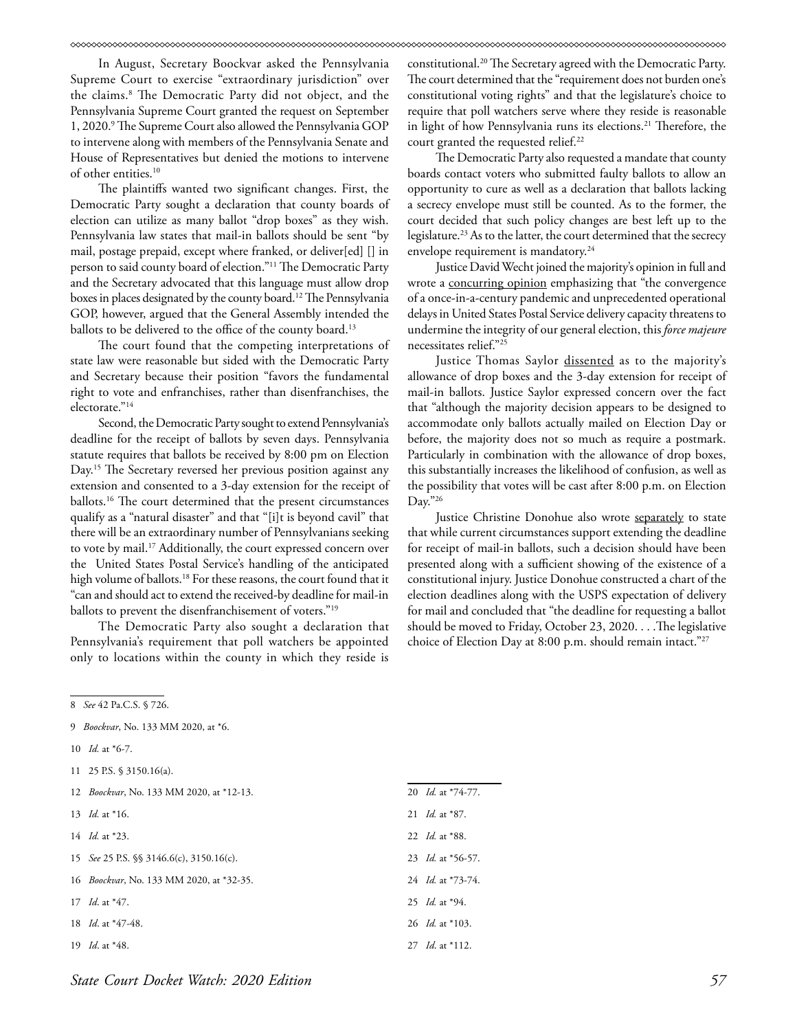In August, Secretary Boockvar asked the Pennsylvania Supreme Court to exercise "extraordinary jurisdiction" over the claims.[8] The Democratic Party did not object, and the Pennsylvania Supreme Court granted the request on September 1, 2020.[9] The Supreme Court also allowed the Pennsylvania GOP to intervene along with members of the Pennsylvania Senate and House of Representatives but denied the motions to intervene of other entities.[10]

The plaintiffs wanted two significant changes. First, the Democratic Party sought a declaration that county boards of election can utilize as many ballot "drop boxes" as they wish. Pennsylvania law states that mail-in ballots should be sent "by mail, postage prepaid, except where franked, or deliver[ed] [] in person to said county board of election."[11] The Democratic Party and the Secretary advocated that this language must allow drop boxes in places designated by the county board.[12] The Pennsylvania GOP, however, argued that the General Assembly intended the ballots to be delivered to the office of the county board.[13]

The court found that the competing interpretations of state law were reasonable but sided with the Democratic Party and Secretary because their position "favors the fundamental right to vote and enfranchises, rather than disenfranchises, the electorate."[14]

Second, the Democratic Party sought to extend Pennsylvania's deadline for the receipt of ballots by seven days. Pennsylvania statute requires that ballots be received by 8:00 pm on Election Day.[15] The Secretary reversed her previous position against any extension and consented to a 3-day extension for the receipt of ballots.[16] The court determined that the present circumstances qualify as a "natural disaster" and that "[i]t is beyond cavil" that there will be an extraordinary number of Pennsylvanians seeking to vote by mail.[17] Additionally, the court expressed concern over the United States Postal Service's handling of the anticipated high volume of ballots.[18] For these reasons, the court found that it "can and should act to extend the received-by deadline for mail-in ballots to prevent the disenfranchisement of voters."[19]

The Democratic Party also sought a declaration that Pennsylvania's requirement that poll watchers be appointed only to locations within the county in which they reside is constitutional.[20] The Secretary agreed with the Democratic Party. The court determined that the "requirement does not burden one's constitutional voting rights" and that the legislature's choice to require that poll watchers serve where they reside is reasonable in light of how Pennsylvania runs its elections.[21] Therefore, the court granted the requested relief.[22]

The Democratic Party also requested a mandate that county boards contact voters who submitted faulty ballots to allow an opportunity to cure as well as a declaration that ballots lacking a secrecy envelope must still be counted. As to the former, the court decided that such policy changes are best left up to the legislature.[23] As to the latter, the court determined that the secrecy envelope requirement is mandatory.[24]

Justice David Wecht joined the majority's opinion in full and wrote a concurring opinion emphasizing that "the convergence of a once-in-a-century pandemic and unprecedented operational delays in United States Postal Service delivery capacity threatens to undermine the integrity of our general election, this *force majeure* necessitates relief."[25]

Justice Thomas Saylor dissented as to the majority's allowance of drop boxes and the 3-day extension for receipt of mail-in ballots. Justice Saylor expressed concern over the fact that "although the majority decision appears to be designed to accommodate only ballots actually mailed on Election Day or before, the majority does not so much as require a postmark. Particularly in combination with the allowance of drop boxes, this substantially increases the likelihood of confusion, as well as the possibility that votes will be cast after 8:00 p.m. on Election Day."[26]

Justice Christine Donohue also wrote separately to state that while current circumstances support extending the deadline for receipt of mail-in ballots, such a decision should have been presented along with a sufficient showing of the existence of a constitutional injury. Justice Donohue constructed a chart of the election deadlines along with the USPS expectation of delivery for mail and concluded that "the deadline for requesting a ballot should be moved to Friday, October 23, 2020. . . .The legislative choice of Election Day at 8:00 p.m. should remain intact."[27]

---

8 *See* 42 Pa.C.S. § 726.

9 *Boockvar*, No. 133 MM 2020, at *6.

10 *Id.* at *6-7.

11 25 P.S. § 3150.16(a).

12 *Boockvar*, No. 133 MM 2020, at *12-13.

13 *Id.* at *16.

14 *Id.* at *23.

15 *See* 25 P.S. §§ 3146.6(c), 3150.16(c).

16 *Boockvar*, No. 133 MM 2020, at *32-35.

17 *Id*. at *47.

18 *Id*. at *47-48.

19 *Id*. at *48.

20 *Id.* at *74-77.

21 *Id.* at *87.

22 *Id.* at *88.

23 *Id.* at *56-57.

24 *Id.* at *73-74.

25 *Id.* at *94.

26 *Id.* at *103.

27 *Id*. at *112.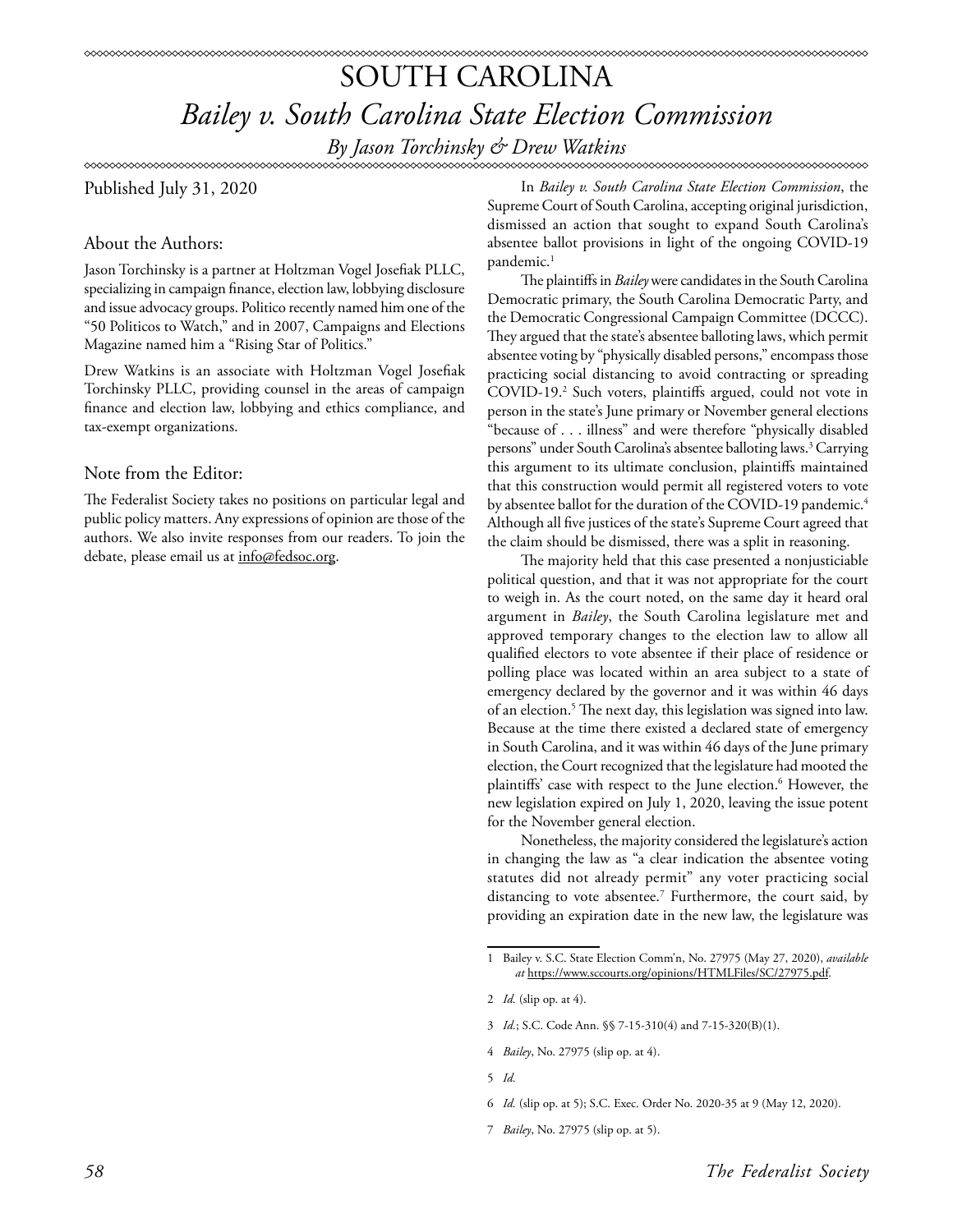# SOUTH CAROLINA

## *Bailey v. South Carolina State Election Commission*

*By Jason Torchinsky & Drew Watkins*

Published July 31, 2020

### About the Authors:

Jason Torchinsky is a partner at Holtzman Vogel Josefiak PLLC, specializing in campaign finance, election law, lobbying disclosure and issue advocacy groups. Politico recently named him one of the "50 Politicos to Watch," and in 2007, Campaigns and Elections Magazine named him a "Rising Star of Politics."

Drew Watkins is an associate with Holtzman Vogel Josefiak Torchinsky PLLC, providing counsel in the areas of campaign finance and election law, lobbying and ethics compliance, and tax-exempt organizations.

### Note from the Editor:

The Federalist Society takes no positions on particular legal and public policy matters. Any expressions of opinion are those of the authors. We also invite responses from our readers. To join the debate, please email us at info@fedsoc.org.

In *Bailey v. South Carolina State Election Commission*, the Supreme Court of South Carolina, accepting original jurisdiction, dismissed an action that sought to expand South Carolina's absentee ballot provisions in light of the ongoing COVID-19 pandemic.[1]

The plaintiffs in *Bailey* were candidates in the South Carolina Democratic primary, the South Carolina Democratic Party, and the Democratic Congressional Campaign Committee (DCCC). They argued that the state's absentee balloting laws, which permit absentee voting by "physically disabled persons," encompass those practicing social distancing to avoid contracting or spreading COVID-19.[2] Such voters, plaintiffs argued, could not vote in person in the state's June primary or November general elections "because of . . . illness" and were therefore "physically disabled persons" under South Carolina's absentee balloting laws.[3] Carrying this argument to its ultimate conclusion, plaintiffs maintained that this construction would permit all registered voters to vote by absentee ballot for the duration of the COVID-19 pandemic.[4] Although all five justices of the state's Supreme Court agreed that the claim should be dismissed, there was a split in reasoning.

The majority held that this case presented a nonjusticiable political question, and that it was not appropriate for the court to weigh in. As the court noted, on the same day it heard oral argument in *Bailey*, the South Carolina legislature met and approved temporary changes to the election law to allow all qualified electors to vote absentee if their place of residence or polling place was located within an area subject to a state of emergency declared by the governor and it was within 46 days of an election.[5] The next day, this legislation was signed into law. Because at the time there existed a declared state of emergency in South Carolina, and it was within 46 days of the June primary election, the Court recognized that the legislature had mooted the plaintiffs' case with respect to the June election.[6] However, the new legislation expired on July 1, 2020, leaving the issue potent for the November general election.

Nonetheless, the majority considered the legislature's action in changing the law as "a clear indication the absentee voting statutes did not already permit" any voter practicing social distancing to vote absentee.[7] Furthermore, the court said, by providing an expiration date in the new law, the legislature was

---

1 Bailey v. S.C. State Election Comm'n, No. 27975 (May 27, 2020), *available at* https://www.sccourts.org/opinions/HTMLFiles/SC/27975.pdf.

2 *Id.* (slip op. at 4).

3 *Id.*; S.C. Code Ann. §§ 7-15-310(4) and 7-15-320(B)(1).

4 *Bailey*, No. 27975 (slip op. at 4).

5 *Id.*

6 *Id.* (slip op. at 5); S.C. Exec. Order No. 2020-35 at 9 (May 12, 2020).

7 *Bailey*, No. 27975 (slip op. at 5).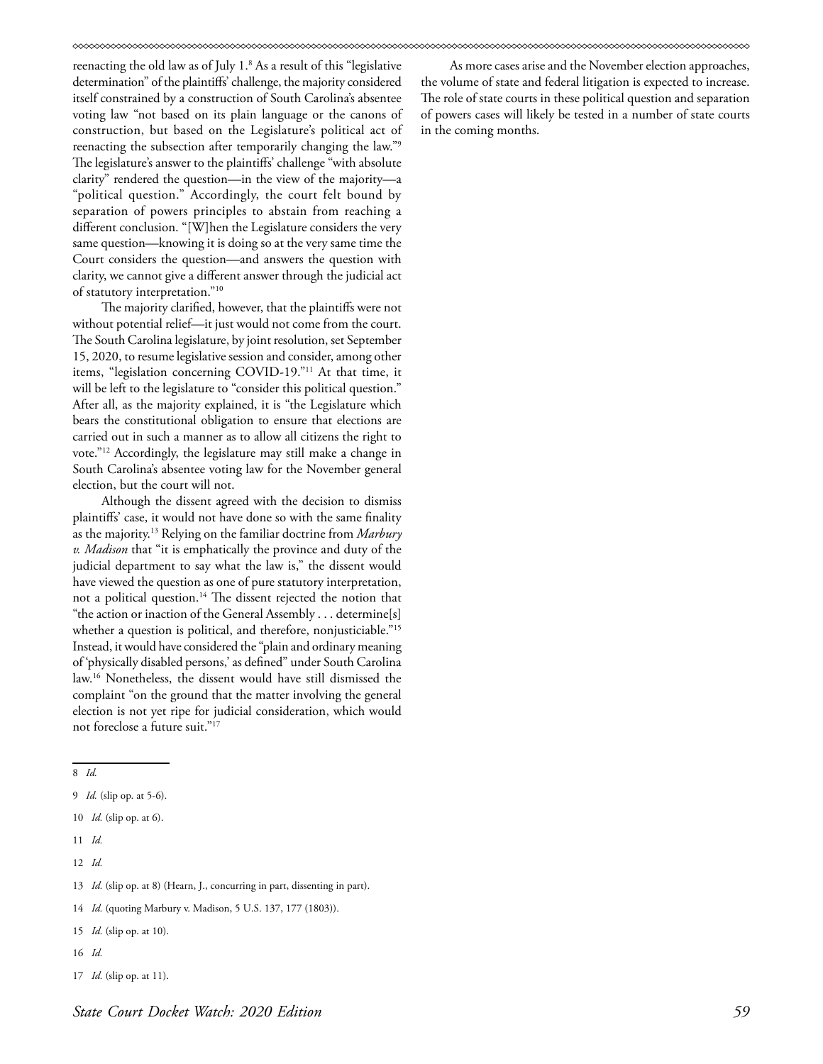reenacting the old law as of July 1.[8] As a result of this "legislative determination" of the plaintiffs' challenge, the majority considered itself constrained by a construction of South Carolina's absentee voting law "not based on its plain language or the canons of construction, but based on the Legislature's political act of reenacting the subsection after temporarily changing the law."[9] The legislature's answer to the plaintiffs' challenge "with absolute clarity" rendered the question—in the view of the majority—a "political question." Accordingly, the court felt bound by separation of powers principles to abstain from reaching a different conclusion. "[W]hen the Legislature considers the very same question—knowing it is doing so at the very same time the Court considers the question—and answers the question with clarity, we cannot give a different answer through the judicial act of statutory interpretation."[10]

The majority clarified, however, that the plaintiffs were not without potential relief—it just would not come from the court. The South Carolina legislature, by joint resolution, set September 15, 2020, to resume legislative session and consider, among other items, "legislation concerning COVID-19."[11] At that time, it will be left to the legislature to "consider this political question." After all, as the majority explained, it is "the Legislature which bears the constitutional obligation to ensure that elections are carried out in such a manner as to allow all citizens the right to vote."[12] Accordingly, the legislature may still make a change in South Carolina's absentee voting law for the November general election, but the court will not.

Although the dissent agreed with the decision to dismiss plaintiffs' case, it would not have done so with the same finality as the majority.[13] Relying on the familiar doctrine from *Marbury v. Madison* that "it is emphatically the province and duty of the judicial department to say what the law is," the dissent would have viewed the question as one of pure statutory interpretation, not a political question.[14] The dissent rejected the notion that "the action or inaction of the General Assembly . . . determine[s] whether a question is political, and therefore, nonjusticiable."[15] Instead, it would have considered the "plain and ordinary meaning of 'physically disabled persons,' as defined" under South Carolina law.[16] Nonetheless, the dissent would have still dismissed the complaint "on the ground that the matter involving the general election is not yet ripe for judicial consideration, which would not foreclose a future suit."[17]

As more cases arise and the November election approaches, the volume of state and federal litigation is expected to increase. The role of state courts in these political question and separation of powers cases will likely be tested in a number of state courts in the coming months.

---

8 *Id.*

9 *Id.* (slip op. at 5-6).

10 *Id.* (slip op. at 6).

11 *Id.*

12 *Id.*

13 *Id.* (slip op. at 8) (Hearn, J., concurring in part, dissenting in part).

14 *Id.* (quoting Marbury v. Madison, 5 U.S. 137, 177 (1803)).

15 *Id.* (slip op. at 10).

16 *Id.*

17 *Id.* (slip op. at 11).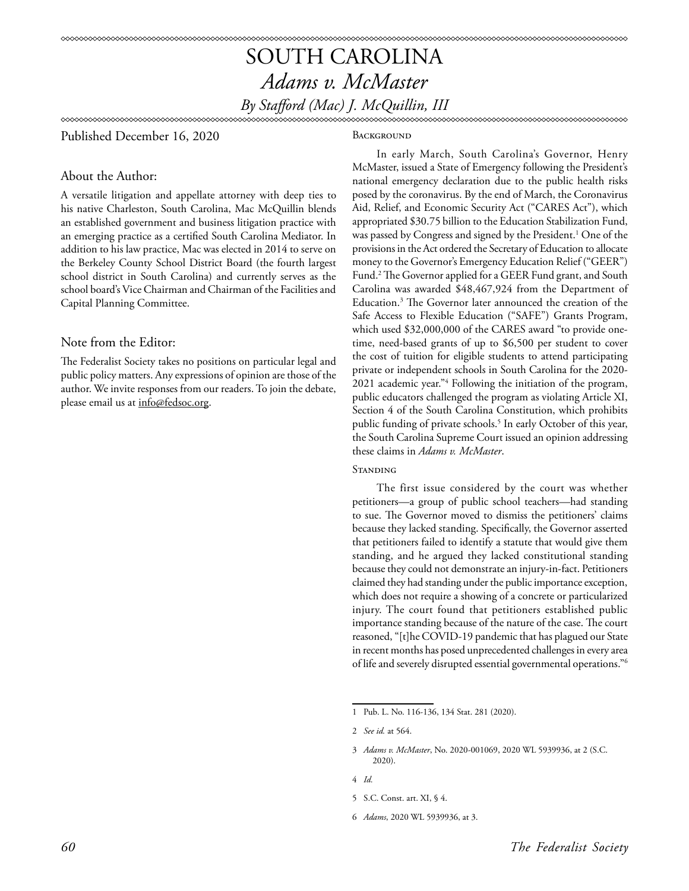# SOUTH CAROLINA

## *Adams v. McMaster*

### *By Stafford (Mac) J. McQuillin, III*

Published December 16, 2020

### About the Author:

A versatile litigation and appellate attorney with deep ties to his native Charleston, South Carolina, Mac McQuillin blends an established government and business litigation practice with an emerging practice as a certified South Carolina Mediator. In addition to his law practice, Mac was elected in 2014 to serve on the Berkeley County School District Board (the fourth largest school district in South Carolina) and currently serves as the school board's Vice Chairman and Chairman of the Facilities and Capital Planning Committee.

### Note from the Editor:

The Federalist Society takes no positions on particular legal and public policy matters. Any expressions of opinion are those of the author. We invite responses from our readers. To join the debate, please email us at info@fedsoc.org.

#### Background

In early March, South Carolina's Governor, Henry McMaster, issued a State of Emergency following the President's national emergency declaration due to the public health risks posed by the coronavirus. By the end of March, the Coronavirus Aid, Relief, and Economic Security Act ("CARES Act"), which appropriated $30.75 billion to the Education Stabilization Fund, was passed by Congress and signed by the President.[1] One of the provisions in the Act ordered the Secretary of Education to allocate money to the Governor's Emergency Education Relief ("GEER") Fund.[2] The Governor applied for a GEER Fund grant, and South Carolina was awarded $48,467,924 from the Department of Education.[3] The Governor later announced the creation of the Safe Access to Flexible Education ("SAFE") Grants Program, which used $32,000,000 of the CARES award "to provide one-time, need-based grants of up to $6,500 per student to cover the cost of tuition for eligible students to attend participating private or independent schools in South Carolina for the 2020-2021 academic year."[4] Following the initiation of the program, public educators challenged the program as violating Article XI, Section 4 of the South Carolina Constitution, which prohibits public funding of private schools.[5] In early October of this year, the South Carolina Supreme Court issued an opinion addressing these claims in *Adams v. McMaster*.

#### Standing

The first issue considered by the court was whether petitioners—a group of public school teachers—had standing to sue. The Governor moved to dismiss the petitioners' claims because they lacked standing. Specifically, the Governor asserted that petitioners failed to identify a statute that would give them standing, and he argued they lacked constitutional standing because they could not demonstrate an injury-in-fact. Petitioners claimed they had standing under the public importance exception, which does not require a showing of a concrete or particularized injury. The court found that petitioners established public importance standing because of the nature of the case. The court reasoned, "[t]he COVID-19 pandemic that has plagued our State in recent months has posed unprecedented challenges in every area of life and severely disrupted essential governmental operations."[6]

---

1 Pub. L. No. 116-136, 134 Stat. 281 (2020).

2 *See id.* at 564.

3 *Adams v. McMaster*, No. 2020-001069, 2020 WL 5939936, at 2 (S.C. 2020).

4 *Id.*

5 S.C. Const. art. XI, § 4.

6 *Adams*, 2020 WL 5939936, at 3.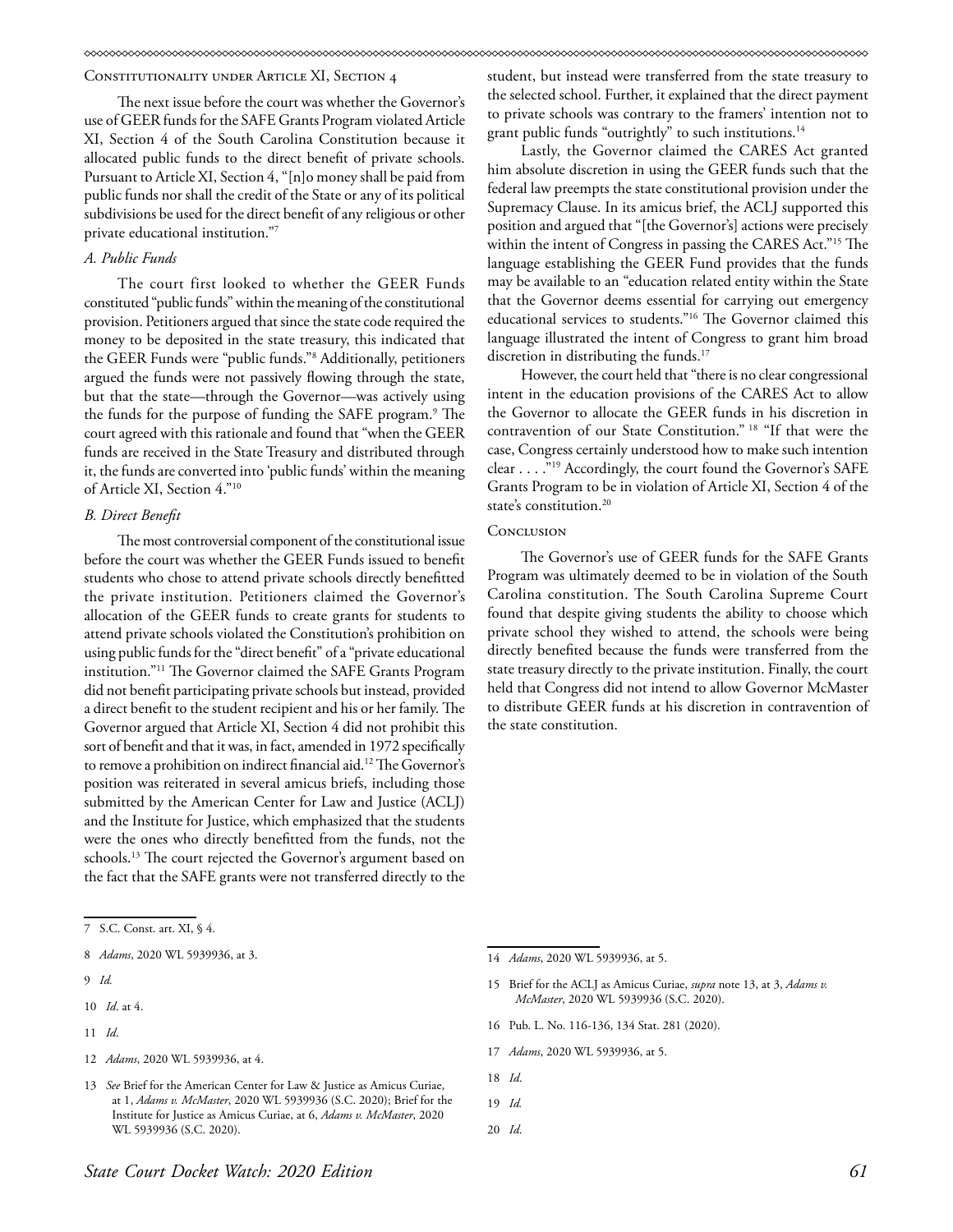### Constitutionality under Article XI, Section 4

The next issue before the court was whether the Governor's use of GEER funds for the SAFE Grants Program violated Article XI, Section 4 of the South Carolina Constitution because it allocated public funds to the direct benefit of private schools. Pursuant to Article XI, Section 4, "[n]o money shall be paid from public funds nor shall the credit of the State or any of its political subdivisions be used for the direct benefit of any religious or other private educational institution."[7]

#### *A. Public Funds*

The court first looked to whether the GEER Funds constituted "public funds" within the meaning of the constitutional provision. Petitioners argued that since the state code required the money to be deposited in the state treasury, this indicated that the GEER Funds were "public funds."[8] Additionally, petitioners argued the funds were not passively flowing through the state, but that the state—through the Governor—was actively using the funds for the purpose of funding the SAFE program.[9] The court agreed with this rationale and found that "when the GEER funds are received in the State Treasury and distributed through it, the funds are converted into 'public funds' within the meaning of Article XI, Section 4."[10]

#### *B. Direct Benefit*

The most controversial component of the constitutional issue before the court was whether the GEER Funds issued to benefit students who chose to attend private schools directly benefitted the private institution. Petitioners claimed the Governor's allocation of the GEER funds to create grants for students to attend private schools violated the Constitution's prohibition on using public funds for the "direct benefit" of a "private educational institution."[11] The Governor claimed the SAFE Grants Program did not benefit participating private schools but instead, provided a direct benefit to the student recipient and his or her family. The Governor argued that Article XI, Section 4 did not prohibit this sort of benefit and that it was, in fact, amended in 1972 specifically to remove a prohibition on indirect financial aid.[12] The Governor's position was reiterated in several amicus briefs, including those submitted by the American Center for Law and Justice (ACLJ) and the Institute for Justice, which emphasized that the students were the ones who directly benefitted from the funds, not the schools.[13] The court rejected the Governor's argument based on the fact that the SAFE grants were not transferred directly to the student, but instead were transferred from the state treasury to the selected school. Further, it explained that the direct payment to private schools was contrary to the framers' intention not to grant public funds "outrightly" to such institutions.[14]

Lastly, the Governor claimed the CARES Act granted him absolute discretion in using the GEER funds such that the federal law preempts the state constitutional provision under the Supremacy Clause. In its amicus brief, the ACLJ supported this position and argued that "[the Governor's] actions were precisely within the intent of Congress in passing the CARES Act."[15] The language establishing the GEER Fund provides that the funds may be available to an "education related entity within the State that the Governor deems essential for carrying out emergency educational services to students."[16] The Governor claimed this language illustrated the intent of Congress to grant him broad discretion in distributing the funds.[17]

However, the court held that "there is no clear congressional intent in the education provisions of the CARES Act to allow the Governor to allocate the GEER funds in his discretion in contravention of our State Constitution." [18] "If that were the case, Congress certainly understood how to make such intention clear . . . ."[19] Accordingly, the court found the Governor's SAFE Grants Program to be in violation of Article XI, Section 4 of the state's constitution.[20]

### Conclusion

The Governor's use of GEER funds for the SAFE Grants Program was ultimately deemed to be in violation of the South Carolina constitution. The South Carolina Supreme Court found that despite giving students the ability to choose which private school they wished to attend, the schools were being directly benefited because the funds were transferred from the state treasury directly to the private institution. Finally, the court held that Congress did not intend to allow Governor McMaster to distribute GEER funds at his discretion in contravention of the state constitution.

---

7 S.C. Const. art. XI, § 4.

8 *Adams*, 2020 WL 5939936, at 3.

9 *Id.*

10 *Id*. at 4.

11 *Id*.

12 *Adams*, 2020 WL 5939936, at 4.

13 *See* Brief for the American Center for Law & Justice as Amicus Curiae, at 1, *Adams v. McMaster*, 2020 WL 5939936 (S.C. 2020); Brief for the Institute for Justice as Amicus Curiae, at 6, *Adams v. McMaster*, 2020 WL 5939936 (S.C. 2020).

14 *Adams*, 2020 WL 5939936, at 5.

15 Brief for the ACLJ as Amicus Curiae, *supra* note 13, at 3, *Adams v. McMaster*, 2020 WL 5939936 (S.C. 2020).

16 Pub. L. No. 116-136, 134 Stat. 281 (2020).

17 *Adams*, 2020 WL 5939936, at 5.

18 *Id*.

19 *Id.*

20 *Id*.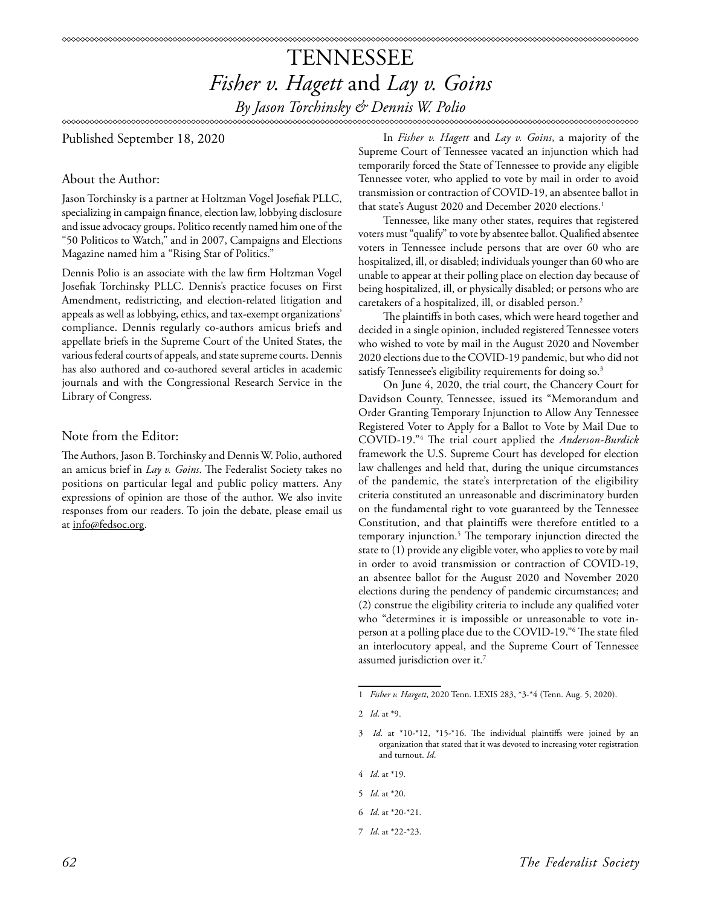# TENNESSEE

## *Fisher v. Hagett* and *Lay v. Goins*

### *By Jason Torchinsky & Dennis W. Polio*

Published September 18, 2020

### About the Author:

Jason Torchinsky is a partner at Holtzman Vogel Josefiak PLLC, specializing in campaign finance, election law, lobbying disclosure and issue advocacy groups. Politico recently named him one of the "50 Politicos to Watch," and in 2007, Campaigns and Elections Magazine named him a "Rising Star of Politics."

Dennis Polio is an associate with the law firm Holtzman Vogel Josefiak Torchinsky PLLC. Dennis's practice focuses on First Amendment, redistricting, and election-related litigation and appeals as well as lobbying, ethics, and tax-exempt organizations' compliance. Dennis regularly co-authors amicus briefs and appellate briefs in the Supreme Court of the United States, the various federal courts of appeals, and state supreme courts. Dennis has also authored and co-authored several articles in academic journals and with the Congressional Research Service in the Library of Congress.

### Note from the Editor:

The Authors, Jason B. Torchinsky and Dennis W. Polio, authored an amicus brief in *Lay v. Goins*. The Federalist Society takes no positions on particular legal and public policy matters. Any expressions of opinion are those of the author. We also invite responses from our readers. To join the debate, please email us at info@fedsoc.org.

In *Fisher v. Hagett* and *Lay v. Goins*, a majority of the Supreme Court of Tennessee vacated an injunction which had temporarily forced the State of Tennessee to provide any eligible Tennessee voter, who applied to vote by mail in order to avoid transmission or contraction of COVID-19, an absentee ballot in that state's August 2020 and December 2020 elections.[1]

Tennessee, like many other states, requires that registered voters must "qualify" to vote by absentee ballot. Qualified absentee voters in Tennessee include persons that are over 60 who are hospitalized, ill, or disabled; individuals younger than 60 who are unable to appear at their polling place on election day because of being hospitalized, ill, or physically disabled; or persons who are caretakers of a hospitalized, ill, or disabled person.[2]

The plaintiffs in both cases, which were heard together and decided in a single opinion, included registered Tennessee voters who wished to vote by mail in the August 2020 and November 2020 elections due to the COVID-19 pandemic, but who did not satisfy Tennessee's eligibility requirements for doing so.[3]

On June 4, 2020, the trial court, the Chancery Court for Davidson County, Tennessee, issued its "Memorandum and Order Granting Temporary Injunction to Allow Any Tennessee Registered Voter to Apply for a Ballot to Vote by Mail Due to COVID-19."[4] The trial court applied the *Anderson-Burdick* framework the U.S. Supreme Court has developed for election law challenges and held that, during the unique circumstances of the pandemic, the state's interpretation of the eligibility criteria constituted an unreasonable and discriminatory burden on the fundamental right to vote guaranteed by the Tennessee Constitution, and that plaintiffs were therefore entitled to a temporary injunction.[5] The temporary injunction directed the state to (1) provide any eligible voter, who applies to vote by mail in order to avoid transmission or contraction of COVID-19, an absentee ballot for the August 2020 and November 2020 elections during the pendency of pandemic circumstances; and (2) construe the eligibility criteria to include any qualified voter who "determines it is impossible or unreasonable to vote in-person at a polling place due to the COVID-19."[6] The state filed an interlocutory appeal, and the Supreme Court of Tennessee assumed jurisdiction over it.[7]

---

1 *Fisher v. Hargett*, 2020 Tenn. LEXIS 283, \*3-\*4 (Tenn. Aug. 5, 2020).

2 *Id*. at \*9.

3 *Id*. at \*10-\*12, \*15-\*16. The individual plaintiffs were joined by an organization that stated that it was devoted to increasing voter registration and turnout. *Id*.

4 *Id*. at \*19.

5 *Id*. at \*20.

6 *Id*. at \*20-\*21.

7 *Id*. at \*22-\*23.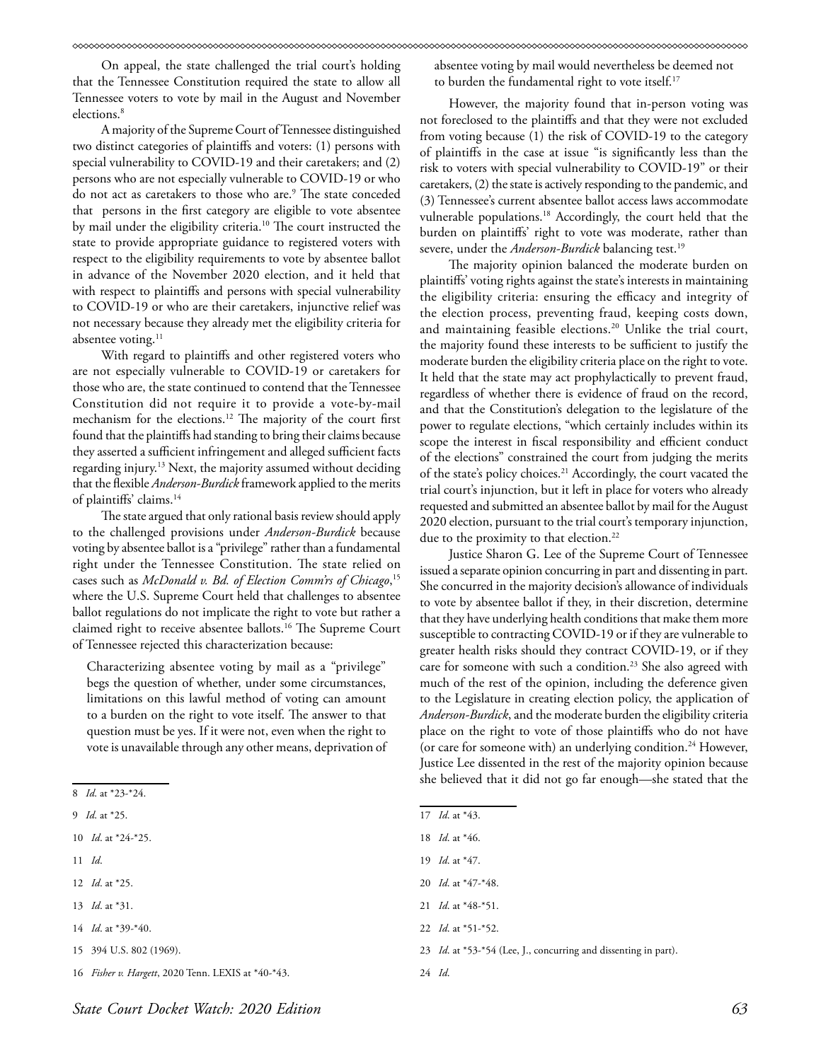On appeal, the state challenged the trial court's holding that the Tennessee Constitution required the state to allow all Tennessee voters to vote by mail in the August and November elections.[8]

A majority of the Supreme Court of Tennessee distinguished two distinct categories of plaintiffs and voters: (1) persons with special vulnerability to COVID-19 and their caretakers; and (2) persons who are not especially vulnerable to COVID-19 or who do not act as caretakers to those who are.[9] The state conceded that persons in the first category are eligible to vote absentee by mail under the eligibility criteria.[10] The court instructed the state to provide appropriate guidance to registered voters with respect to the eligibility requirements to vote by absentee ballot in advance of the November 2020 election, and it held that with respect to plaintiffs and persons with special vulnerability to COVID-19 or who are their caretakers, injunctive relief was not necessary because they already met the eligibility criteria for absentee voting.[11]

With regard to plaintiffs and other registered voters who are not especially vulnerable to COVID-19 or caretakers for those who are, the state continued to contend that the Tennessee Constitution did not require it to provide a vote-by-mail mechanism for the elections.[12] The majority of the court first found that the plaintiffs had standing to bring their claims because they asserted a sufficient infringement and alleged sufficient facts regarding injury.[13] Next, the majority assumed without deciding that the flexible *Anderson-Burdick* framework applied to the merits of plaintiffs' claims.[14]

The state argued that only rational basis review should apply to the challenged provisions under *Anderson-Burdick* because voting by absentee ballot is a "privilege" rather than a fundamental right under the Tennessee Constitution. The state relied on cases such as *McDonald v. Bd. of Election Comm'rs of Chicago*,[15] where the U.S. Supreme Court held that challenges to absentee ballot regulations do not implicate the right to vote but rather a claimed right to receive absentee ballots.[16] The Supreme Court of Tennessee rejected this characterization because:

> Characterizing absentee voting by mail as a "privilege" begs the question of whether, under some circumstances, limitations on this lawful method of voting can amount to a burden on the right to vote itself. The answer to that question must be yes. If it were not, even when the right to vote is unavailable through any other means, deprivation of absentee voting by mail would nevertheless be deemed not to burden the fundamental right to vote itself.[17]

However, the majority found that in-person voting was not foreclosed to the plaintiffs and that they were not excluded from voting because (1) the risk of COVID-19 to the category of plaintiffs in the case at issue "is significantly less than the risk to voters with special vulnerability to COVID-19" or their caretakers, (2) the state is actively responding to the pandemic, and (3) Tennessee's current absentee ballot access laws accommodate vulnerable populations.[18] Accordingly, the court held that the burden on plaintiffs' right to vote was moderate, rather than severe, under the *Anderson-Burdick* balancing test.[19]

The majority opinion balanced the moderate burden on plaintiffs' voting rights against the state's interests in maintaining the eligibility criteria: ensuring the efficacy and integrity of the election process, preventing fraud, keeping costs down, and maintaining feasible elections.[20] Unlike the trial court, the majority found these interests to be sufficient to justify the moderate burden the eligibility criteria place on the right to vote. It held that the state may act prophylactically to prevent fraud, regardless of whether there is evidence of fraud on the record, and that the Constitution's delegation to the legislature of the power to regulate elections, "which certainly includes within its scope the interest in fiscal responsibility and efficient conduct of the elections" constrained the court from judging the merits of the state's policy choices.[21] Accordingly, the court vacated the trial court's injunction, but it left in place for voters who already requested and submitted an absentee ballot by mail for the August 2020 election, pursuant to the trial court's temporary injunction, due to the proximity to that election.[22]

Justice Sharon G. Lee of the Supreme Court of Tennessee issued a separate opinion concurring in part and dissenting in part. She concurred in the majority decision's allowance of individuals to vote by absentee ballot if they, in their discretion, determine that they have underlying health conditions that make them more susceptible to contracting COVID-19 or if they are vulnerable to greater health risks should they contract COVID-19, or if they care for someone with such a condition.[23] She also agreed with much of the rest of the opinion, including the deference given to the Legislature in creating election policy, the application of *Anderson-Burdick*, and the moderate burden the eligibility criteria place on the right to vote of those plaintiffs who do not have (or care for someone with) an underlying condition.[24] However, Justice Lee dissented in the rest of the majority opinion because she believed that it did not go far enough—she stated that the

---

8 *Id*. at *23-*24.

9 *Id*. at *25.

10 *Id*. at *24-*25.

11 *Id*.

12 *Id*. at *25.

13 *Id*. at *31.

14 *Id*. at *39-*40.

15 394 U.S. 802 (1969).

16 *Fisher v. Hargett*, 2020 Tenn. LEXIS at *40-*43.

17 *Id*. at *43.

18 *Id*. at *46.

19 *Id*. at *47.

20 *Id*. at *47-*48.

21 *Id*. at *48-*51.

22 *Id*. at *51-*52.

23 *Id*. at *53-*54 (Lee, J., concurring and dissenting in part).

24 *Id*.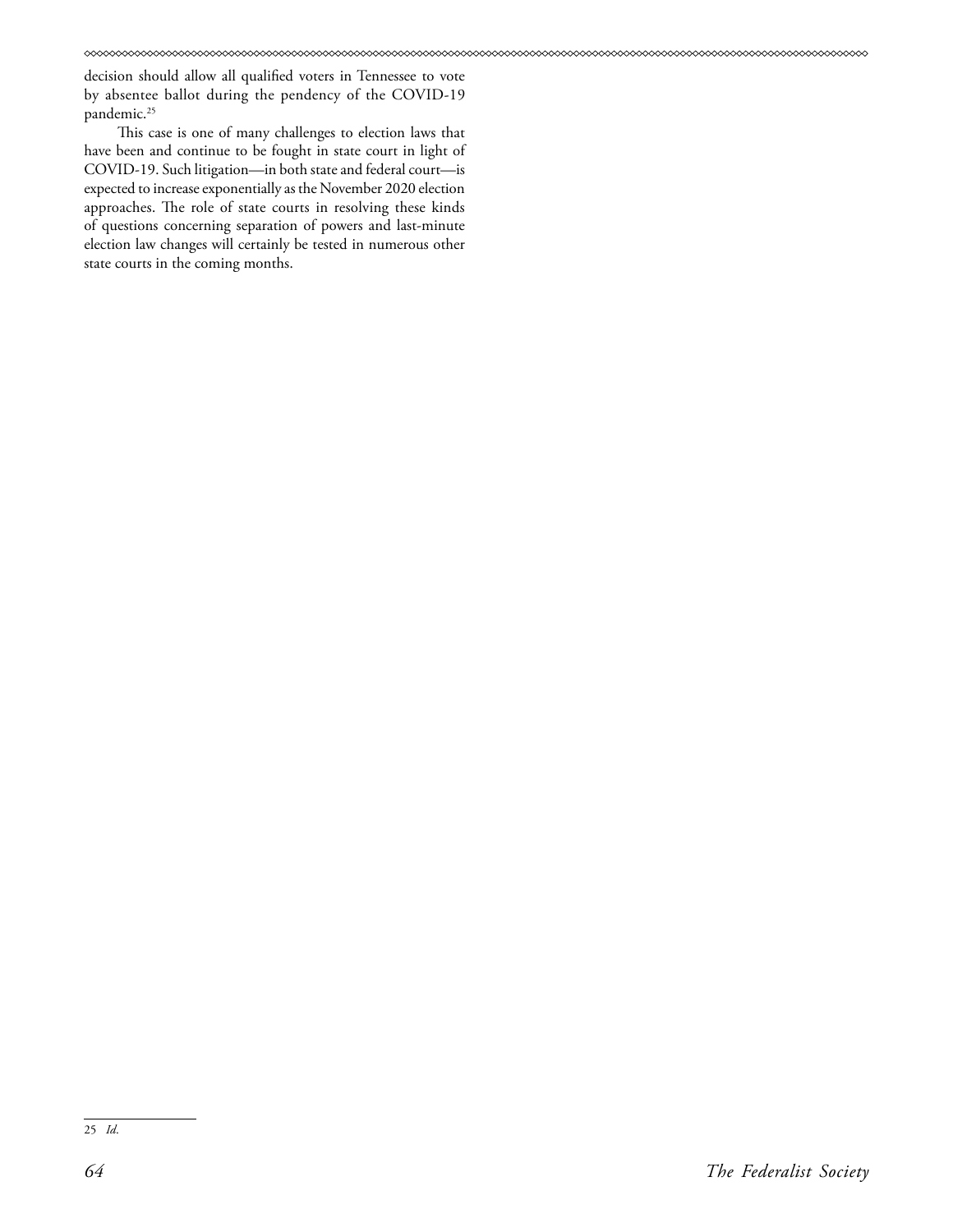decision should allow all qualified voters in Tennessee to vote by absentee ballot during the pendency of the COVID-19 pandemic.[25]

This case is one of many challenges to election laws that have been and continue to be fought in state court in light of COVID-19. Such litigation—in both state and federal court—is expected to increase exponentially as the November 2020 election approaches. The role of state courts in resolving these kinds of questions concerning separation of powers and last-minute election law changes will certainly be tested in numerous other state courts in the coming months.

---

25 *Id.*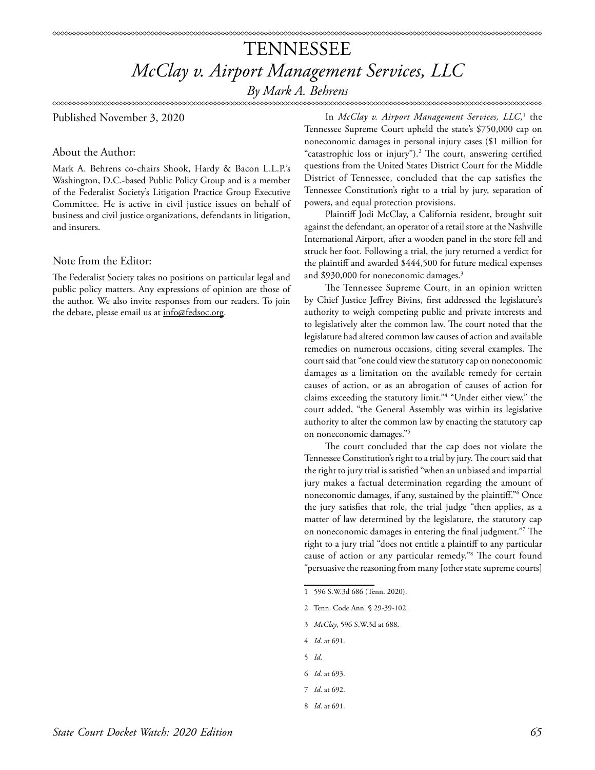# TENNESSEE

## *McClay v. Airport Management Services, LLC*

### *By Mark A. Behrens*

Published November 3, 2020

### About the Author:

Mark A. Behrens co-chairs Shook, Hardy & Bacon L.L.P.'s Washington, D.C.-based Public Policy Group and is a member of the Federalist Society's Litigation Practice Group Executive Committee. He is active in civil justice issues on behalf of business and civil justice organizations, defendants in litigation, and insurers.

### Note from the Editor:

The Federalist Society takes no positions on particular legal and public policy matters. Any expressions of opinion are those of the author. We also invite responses from our readers. To join the debate, please email us at info@fedsoc.org.

In *McClay v. Airport Management Services, LLC*,[1] the Tennessee Supreme Court upheld the state's $750,000 cap on noneconomic damages in personal injury cases ($1 million for "catastrophic loss or injury").[2] The court, answering certified questions from the United States District Court for the Middle District of Tennessee, concluded that the cap satisfies the Tennessee Constitution's right to a trial by jury, separation of powers, and equal protection provisions.

Plaintiff Jodi McClay, a California resident, brought suit against the defendant, an operator of a retail store at the Nashville International Airport, after a wooden panel in the store fell and struck her foot. Following a trial, the jury returned a verdict for the plaintiff and awarded $444,500 for future medical expenses and $930,000 for noneconomic damages.[3]

The Tennessee Supreme Court, in an opinion written by Chief Justice Jeffrey Bivins, first addressed the legislature's authority to weigh competing public and private interests and to legislatively alter the common law. The court noted that the legislature had altered common law causes of action and available remedies on numerous occasions, citing several examples. The court said that "one could view the statutory cap on noneconomic damages as a limitation on the available remedy for certain causes of action, or as an abrogation of causes of action for claims exceeding the statutory limit."[4] "Under either view," the court added, "the General Assembly was within its legislative authority to alter the common law by enacting the statutory cap on noneconomic damages."[5]

The court concluded that the cap does not violate the Tennessee Constitution's right to a trial by jury. The court said that the right to jury trial is satisfied "when an unbiased and impartial jury makes a factual determination regarding the amount of noneconomic damages, if any, sustained by the plaintiff."[6] Once the jury satisfies that role, the trial judge "then applies, as a matter of law determined by the legislature, the statutory cap on noneconomic damages in entering the final judgment."[7] The right to a jury trial "does not entitle a plaintiff to any particular cause of action or any particular remedy."[8] The court found "persuasive the reasoning from many [other state supreme courts]

1 596 S.W.3d 686 (Tenn. 2020).

2 Tenn. Code Ann. § 29-39-102.

3 *McClay*, 596 S.W.3d at 688.

4 *Id*. at 691.

5 *Id*.

6 *Id*. at 693.

7 *Id*. at 692.

8 *Id*. at 691.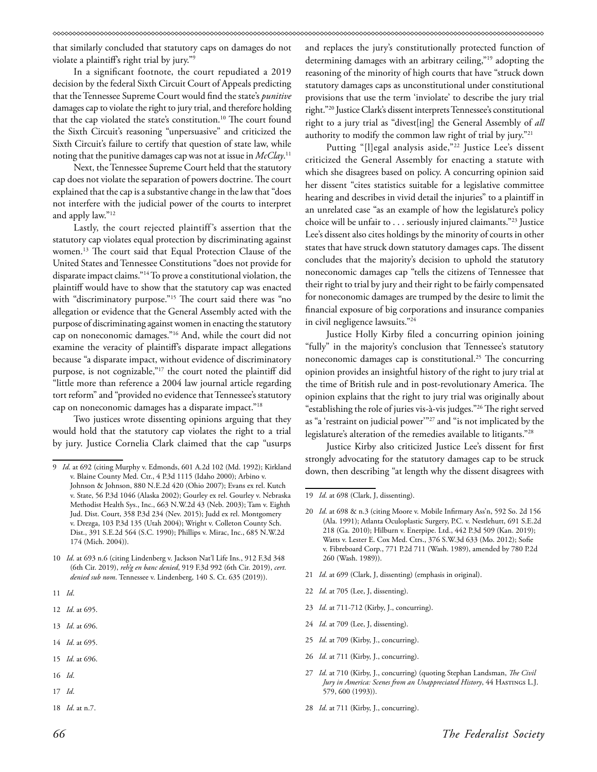that similarly concluded that statutory caps on damages do not violate a plaintiff's right trial by jury."[9]

In a significant footnote, the court repudiated a 2019 decision by the federal Sixth Circuit Court of Appeals predicting that the Tennessee Supreme Court would find the state's *punitive* damages cap to violate the right to jury trial, and therefore holding that the cap violated the state's constitution.[10] The court found the Sixth Circuit's reasoning "unpersuasive" and criticized the Sixth Circuit's failure to certify that question of state law, while noting that the punitive damages cap was not at issue in *McClay*.[11]

Next, the Tennessee Supreme Court held that the statutory cap does not violate the separation of powers doctrine. The court explained that the cap is a substantive change in the law that "does not interfere with the judicial power of the courts to interpret and apply law."[12]

Lastly, the court rejected plaintiff's assertion that the statutory cap violates equal protection by discriminating against women.[13] The court said that Equal Protection Clause of the United States and Tennessee Constitutions "does not provide for disparate impact claims."[14] To prove a constitutional violation, the plaintiff would have to show that the statutory cap was enacted with "discriminatory purpose."[15] The court said there was "no allegation or evidence that the General Assembly acted with the purpose of discriminating against women in enacting the statutory cap on noneconomic damages."[16] And, while the court did not examine the veracity of plaintiff's disparate impact allegations because "a disparate impact, without evidence of discriminatory purpose, is not cognizable,"[17] the court noted the plaintiff did "little more than reference a 2004 law journal article regarding tort reform" and "provided no evidence that Tennessee's statutory cap on noneconomic damages has a disparate impact."[18]

Two justices wrote dissenting opinions arguing that they would hold that the statutory cap violates the right to a trial by jury. Justice Cornelia Clark claimed that the cap "usurps and replaces the jury's constitutionally protected function of determining damages with an arbitrary ceiling,"[19] adopting the reasoning of the minority of high courts that have "struck down statutory damages caps as unconstitutional under constitutional provisions that use the term 'inviolate' to describe the jury trial right."[20] Justice Clark's dissent interprets Tennessee's constitutional right to a jury trial as "divest[ing] the General Assembly of *all* authority to modify the common law right of trial by jury."[21]

Putting "[l]egal analysis aside,"[22] Justice Lee's dissent criticized the General Assembly for enacting a statute with which she disagrees based on policy. A concurring opinion said her dissent "cites statistics suitable for a legislative committee hearing and describes in vivid detail the injuries" to a plaintiff in an unrelated case "as an example of how the legislature's policy choice will be unfair to . . . seriously injured claimants."[23] Justice Lee's dissent also cites holdings by the minority of courts in other states that have struck down statutory damages caps. The dissent concludes that the majority's decision to uphold the statutory noneconomic damages cap "tells the citizens of Tennessee that their right to trial by jury and their right to be fairly compensated for noneconomic damages are trumped by the desire to limit the financial exposure of big corporations and insurance companies in civil negligence lawsuits."[24]

Justice Holly Kirby filed a concurring opinion joining "fully" in the majority's conclusion that Tennessee's statutory noneconomic damages cap is constitutional.[25] The concurring opinion provides an insightful history of the right to jury trial at the time of British rule and in post-revolutionary America. The opinion explains that the right to jury trial was originally about "establishing the role of juries vis-à-vis judges."[26] The right served as a 'restraint on judicial power'"[27] and "is not implicated by the legislature's alteration of the remedies available to litigants."[28]

Justice Kirby also criticized Justice Lee's dissent for first strongly advocating for the statutory damages cap to be struck down, then describing "at length why the dissent disagrees with

---

9 *Id*. at 692 (citing Murphy v. Edmonds, 601 A.2d 102 (Md. 1992); Kirkland v. Blaine County Med. Ctr., 4 P.3d 1115 (Idaho 2000); Arbino v. Johnson & Johnson, 880 N.E.2d 420 (Ohio 2007); Evans ex rel. Kutch v. State, 56 P.3d 1046 (Alaska 2002); Gourley ex rel. Gourley v. Nebraska Methodist Health Sys., Inc., 663 N.W.2d 43 (Neb. 2003); Tam v. Eighth Jud. Dist. Court, 358 P.3d 234 (Nev. 2015); Judd ex rel. Montgomery v. Drezga, 103 P.3d 135 (Utah 2004); Wright v. Colleton County Sch. Dist., 391 S.E.2d 564 (S.C. 1990); Phillips v. Mirac, Inc., 685 N.W.2d 174 (Mich. 2004)).

10 *Id*. at 693 n.6 (citing Lindenberg v. Jackson Nat'l Life Ins., 912 F.3d 348 (6th Cir. 2019), *reh'g en banc denied*, 919 F.3d 992 (6th Cir. 2019), *cert. denied sub nom*. Tennessee v. Lindenberg, 140 S. Ct. 635 (2019)).

11 *Id*.

12 *Id*. at 695.

13 *Id*. at 696.

14 *Id*. at 695.

15 *Id*. at 696.

16 *Id*.

17 *Id*.

18 *Id*. at n.7.

19 *Id*. at 698 (Clark, J, dissenting).

20 *Id*. at 698 & n.3 (citing Moore v. Mobile Infirmary Ass'n, 592 So. 2d 156 (Ala. 1991); Atlanta Oculoplastic Surgery, P.C. v. Nestlehutt, 691 S.E.2d 218 (Ga. 2010); Hilburn v. Enerpipe. Ltd., 442 P.3d 509 (Kan. 2019); Watts v. Lester E. Cox Med. Ctrs., 376 S.W.3d 633 (Mo. 2012); Sofie v. Fibreboard Corp., 771 P.2d 711 (Wash. 1989), amended by 780 P.2d 260 (Wash. 1989)).

21 *Id*. at 699 (Clark, J, dissenting) (emphasis in original).

22 *Id*. at 705 (Lee, J, dissenting).

23 *Id*. at 711-712 (Kirby, J., concurring).

24 *Id*. at 709 (Lee, J, dissenting).

25 *Id*. at 709 (Kirby, J., concurring).

26 *Id*. at 711 (Kirby, J., concurring).

27 *Id*. at 710 (Kirby, J., concurring) (quoting Stephan Landsman, *The Civil Jury in America: Scenes from an Unappreciated History*, 44 Hastings L.J. 579, 600 (1993)).

28 *Id*. at 711 (Kirby, J., concurring).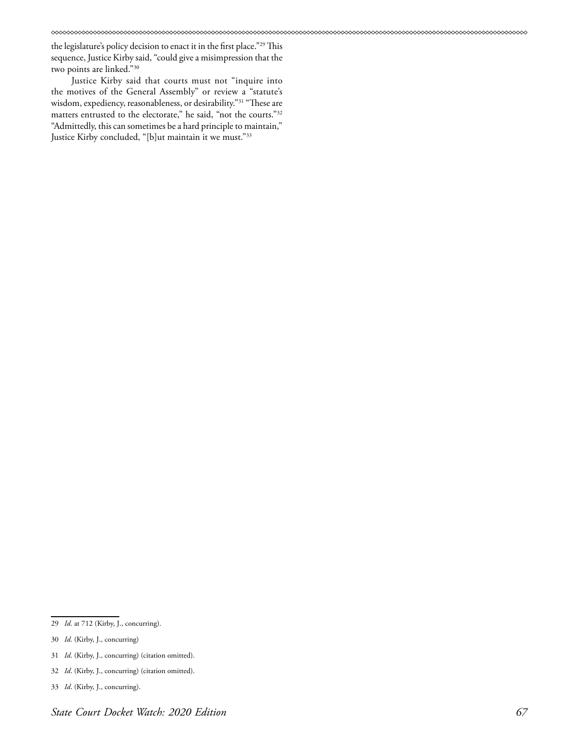the legislature's policy decision to enact it in the first place."[29] This sequence, Justice Kirby said, "could give a misimpression that the two points are linked."[30]

Justice Kirby said that courts must not "inquire into the motives of the General Assembly" or review a "statute's wisdom, expediency, reasonableness, or desirability."[31] "These are matters entrusted to the electorate," he said, "not the courts."[32] "Admittedly, this can sometimes be a hard principle to maintain," Justice Kirby concluded, "[b]ut maintain it we must."[33]

---

29 *Id*. at 712 (Kirby, J., concurring).

30 *Id*. (Kirby, J., concurring)

31 *Id*. (Kirby, J., concurring) (citation omitted).

32 *Id*. (Kirby, J., concurring) (citation omitted).

33 *Id*. (Kirby, J., concurring).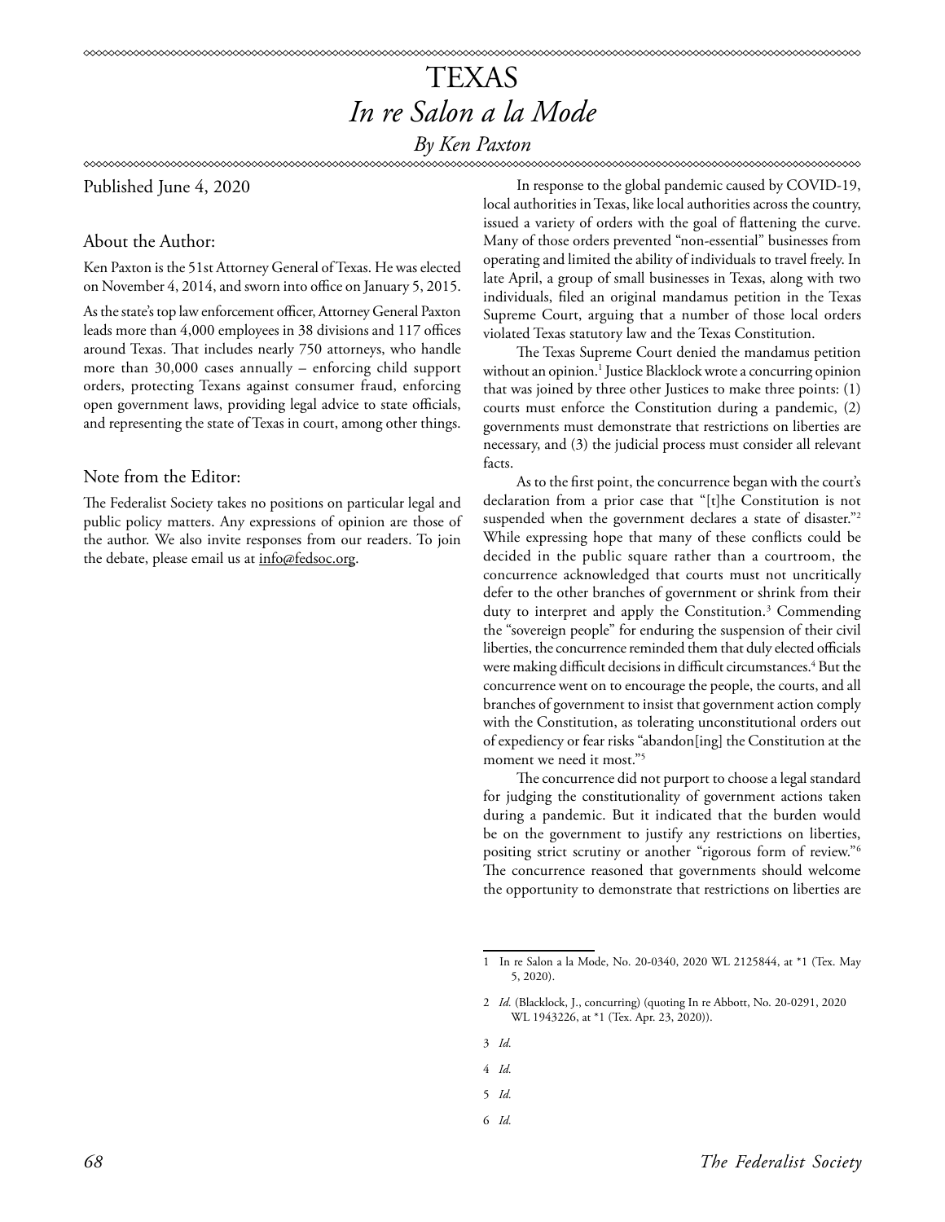# TEXAS
## *In re Salon a la Mode*
### *By Ken Paxton*

Published June 4, 2020

### About the Author:

Ken Paxton is the 51st Attorney General of Texas. He was elected on November 4, 2014, and sworn into office on January 5, 2015.

As the state's top law enforcement officer, Attorney General Paxton leads more than 4,000 employees in 38 divisions and 117 offices around Texas. That includes nearly 750 attorneys, who handle more than 30,000 cases annually – enforcing child support orders, protecting Texans against consumer fraud, enforcing open government laws, providing legal advice to state officials, and representing the state of Texas in court, among other things.

### Note from the Editor:

The Federalist Society takes no positions on particular legal and public policy matters. Any expressions of opinion are those of the author. We also invite responses from our readers. To join the debate, please email us at info@fedsoc.org.

In response to the global pandemic caused by COVID-19, local authorities in Texas, like local authorities across the country, issued a variety of orders with the goal of flattening the curve. Many of those orders prevented "non-essential" businesses from operating and limited the ability of individuals to travel freely. In late April, a group of small businesses in Texas, along with two individuals, filed an original mandamus petition in the Texas Supreme Court, arguing that a number of those local orders violated Texas statutory law and the Texas Constitution.

The Texas Supreme Court denied the mandamus petition without an opinion.[1] Justice Blacklock wrote a concurring opinion that was joined by three other Justices to make three points: (1) courts must enforce the Constitution during a pandemic, (2) governments must demonstrate that restrictions on liberties are necessary, and (3) the judicial process must consider all relevant facts.

As to the first point, the concurrence began with the court's declaration from a prior case that "[t]he Constitution is not suspended when the government declares a state of disaster."[2] While expressing hope that many of these conflicts could be decided in the public square rather than a courtroom, the concurrence acknowledged that courts must not uncritically defer to the other branches of government or shrink from their duty to interpret and apply the Constitution.[3] Commending the "sovereign people" for enduring the suspension of their civil liberties, the concurrence reminded them that duly elected officials were making difficult decisions in difficult circumstances.[4] But the concurrence went on to encourage the people, the courts, and all branches of government to insist that government action comply with the Constitution, as tolerating unconstitutional orders out of expediency or fear risks "abandon[ing] the Constitution at the moment we need it most."[5]

The concurrence did not purport to choose a legal standard for judging the constitutionality of government actions taken during a pandemic. But it indicated that the burden would be on the government to justify any restrictions on liberties, positing strict scrutiny or another "rigorous form of review."[6] The concurrence reasoned that governments should welcome the opportunity to demonstrate that restrictions on liberties are

1 In re Salon a la Mode, No. 20-0340, 2020 WL 2125844, at *1 (Tex. May 5, 2020).

2 *Id.* (Blacklock, J., concurring) (quoting In re Abbott, No. 20-0291, 2020 WL 1943226, at *1 (Tex. Apr. 23, 2020)).

3 *Id.*

4 *Id.*

5 *Id.*

6 *Id.*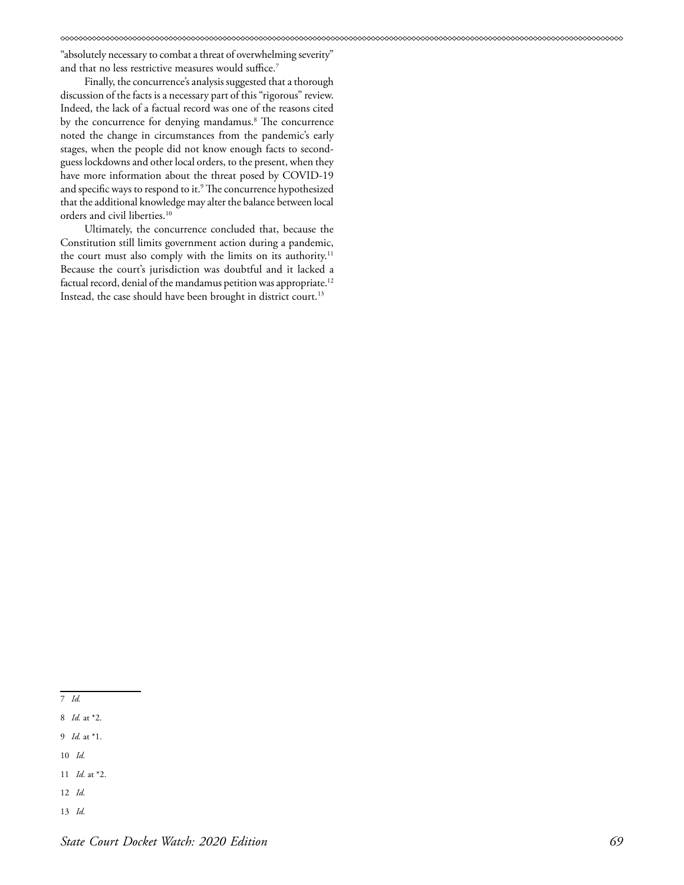"absolutely necessary to combat a threat of overwhelming severity" and that no less restrictive measures would suffice.[7]

Finally, the concurrence's analysis suggested that a thorough discussion of the facts is a necessary part of this "rigorous" review. Indeed, the lack of a factual record was one of the reasons cited by the concurrence for denying mandamus.[8] The concurrence noted the change in circumstances from the pandemic's early stages, when the people did not know enough facts to second-guess lockdowns and other local orders, to the present, when they have more information about the threat posed by COVID-19 and specific ways to respond to it.[9] The concurrence hypothesized that the additional knowledge may alter the balance between local orders and civil liberties.[10]

Ultimately, the concurrence concluded that, because the Constitution still limits government action during a pandemic, the court must also comply with the limits on its authority.[11] Because the court's jurisdiction was doubtful and it lacked a factual record, denial of the mandamus petition was appropriate.[12] Instead, the case should have been brought in district court.[13]

---

7 *Id.*

8 *Id.* at *2.

9 *Id.* at *1.

10 *Id.*

11 *Id.* at *2.

12 *Id.*

13 *Id.*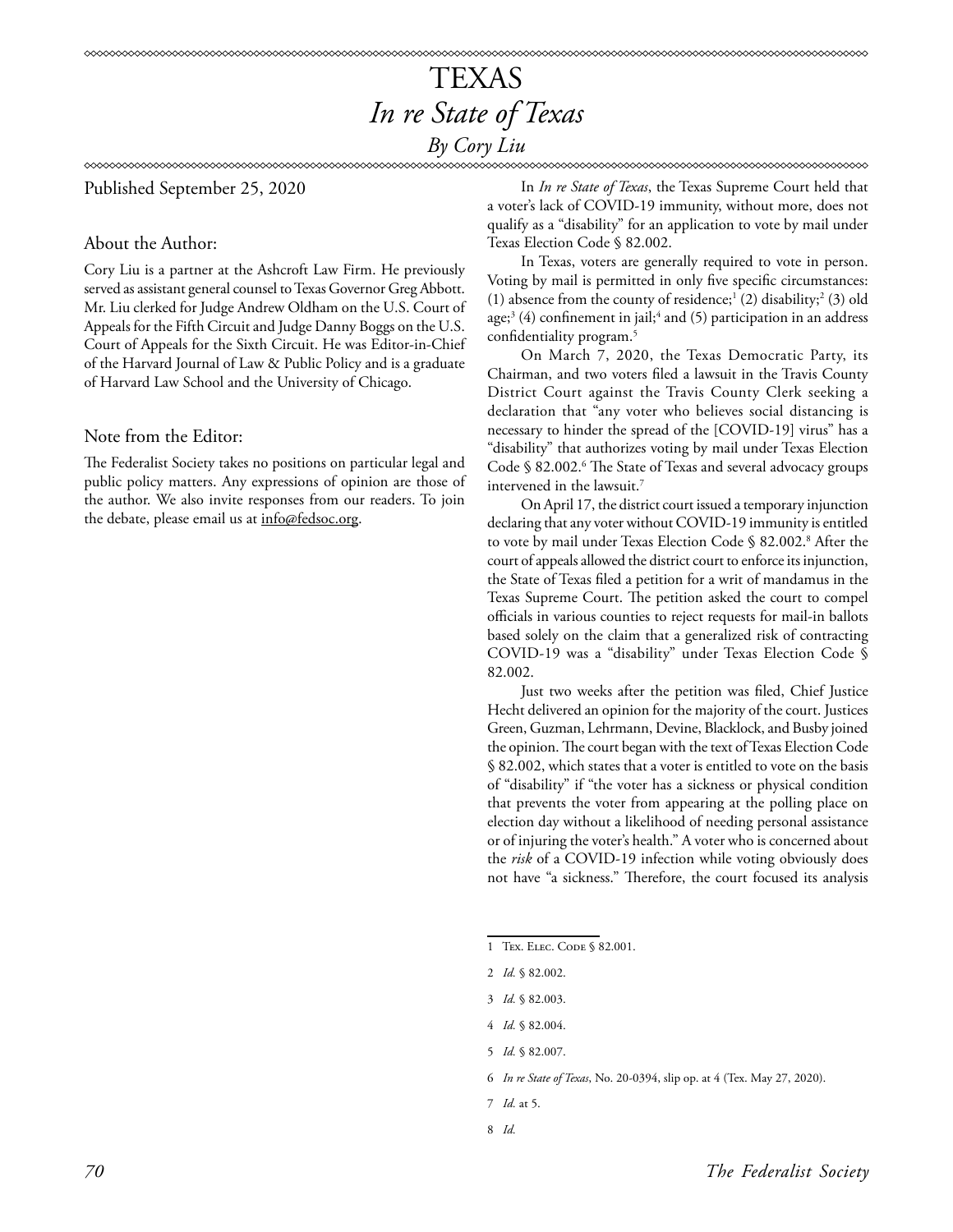# TEXAS
## *In re State of Texas*
### *By Cory Liu*

Published September 25, 2020

### About the Author:

Cory Liu is a partner at the Ashcroft Law Firm. He previously served as assistant general counsel to Texas Governor Greg Abbott. Mr. Liu clerked for Judge Andrew Oldham on the U.S. Court of Appeals for the Fifth Circuit and Judge Danny Boggs on the U.S. Court of Appeals for the Sixth Circuit. He was Editor-in-Chief of the Harvard Journal of Law & Public Policy and is a graduate of Harvard Law School and the University of Chicago.

### Note from the Editor:

The Federalist Society takes no positions on particular legal and public policy matters. Any expressions of opinion are those of the author. We also invite responses from our readers. To join the debate, please email us at info@fedsoc.org.

In *In re State of Texas*, the Texas Supreme Court held that a voter's lack of COVID-19 immunity, without more, does not qualify as a "disability" for an application to vote by mail under Texas Election Code § 82.002.

In Texas, voters are generally required to vote in person. Voting by mail is permitted in only five specific circumstances: (1) absence from the county of residence;[1] (2) disability;[2] (3) old age;[3] (4) confinement in jail;[4] and (5) participation in an address confidentiality program.[5]

On March 7, 2020, the Texas Democratic Party, its Chairman, and two voters filed a lawsuit in the Travis County District Court against the Travis County Clerk seeking a declaration that "any voter who believes social distancing is necessary to hinder the spread of the [COVID-19] virus" has a "disability" that authorizes voting by mail under Texas Election Code § 82.002.[6] The State of Texas and several advocacy groups intervened in the lawsuit.[7]

On April 17, the district court issued a temporary injunction declaring that any voter without COVID-19 immunity is entitled to vote by mail under Texas Election Code § 82.002.[8] After the court of appeals allowed the district court to enforce its injunction, the State of Texas filed a petition for a writ of mandamus in the Texas Supreme Court. The petition asked the court to compel officials in various counties to reject requests for mail-in ballots based solely on the claim that a generalized risk of contracting COVID-19 was a "disability" under Texas Election Code § 82.002.

Just two weeks after the petition was filed, Chief Justice Hecht delivered an opinion for the majority of the court. Justices Green, Guzman, Lehrmann, Devine, Blacklock, and Busby joined the opinion. The court began with the text of Texas Election Code § 82.002, which states that a voter is entitled to vote on the basis of "disability" if "the voter has a sickness or physical condition that prevents the voter from appearing at the polling place on election day without a likelihood of needing personal assistance or of injuring the voter's health." A voter who is concerned about the *risk* of a COVID-19 infection while voting obviously does not have "a sickness." Therefore, the court focused its analysis

---

1 Tex. Elec. Code § 82.001.

2 *Id.* § 82.002.

3 *Id.* § 82.003.

4 *Id.* § 82.004.

5 *Id.* § 82.007.

6 *In re State of Texas*, No. 20-0394, slip op. at 4 (Tex. May 27, 2020).

7 *Id.* at 5.

8 *Id.*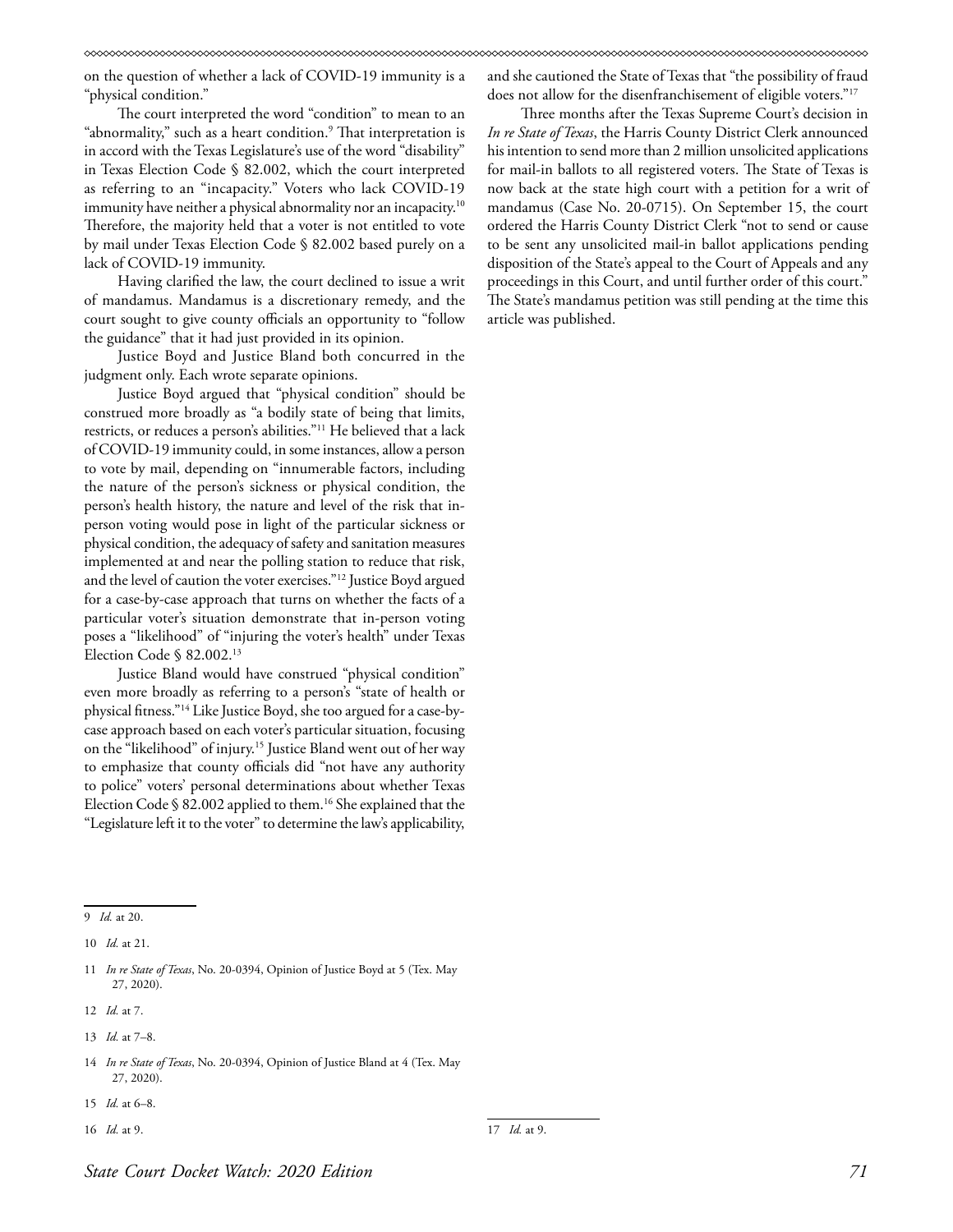on the question of whether a lack of COVID-19 immunity is a "physical condition."

The court interpreted the word "condition" to mean to an "abnormality," such as a heart condition.[9] That interpretation is in accord with the Texas Legislature's use of the word "disability" in Texas Election Code § 82.002, which the court interpreted as referring to an "incapacity." Voters who lack COVID-19 immunity have neither a physical abnormality nor an incapacity.[10] Therefore, the majority held that a voter is not entitled to vote by mail under Texas Election Code § 82.002 based purely on a lack of COVID-19 immunity.

Having clarified the law, the court declined to issue a writ of mandamus. Mandamus is a discretionary remedy, and the court sought to give county officials an opportunity to "follow the guidance" that it had just provided in its opinion.

Justice Boyd and Justice Bland both concurred in the judgment only. Each wrote separate opinions.

Justice Boyd argued that "physical condition" should be construed more broadly as "a bodily state of being that limits, restricts, or reduces a person's abilities."[11] He believed that a lack of COVID-19 immunity could, in some instances, allow a person to vote by mail, depending on "innumerable factors, including the nature of the person's sickness or physical condition, the person's health history, the nature and level of the risk that in-person voting would pose in light of the particular sickness or physical condition, the adequacy of safety and sanitation measures implemented at and near the polling station to reduce that risk, and the level of caution the voter exercises."[12] Justice Boyd argued for a case-by-case approach that turns on whether the facts of a particular voter's situation demonstrate that in-person voting poses a "likelihood" of "injuring the voter's health" under Texas Election Code § 82.002.[13]

Justice Bland would have construed "physical condition" even more broadly as referring to a person's "state of health or physical fitness."[14] Like Justice Boyd, she too argued for a case-by-case approach based on each voter's particular situation, focusing on the "likelihood" of injury.[15] Justice Bland went out of her way to emphasize that county officials did "not have any authority to police" voters' personal determinations about whether Texas Election Code § 82.002 applied to them.[16] She explained that the "Legislature left it to the voter" to determine the law's applicability, and she cautioned the State of Texas that "the possibility of fraud does not allow for the disenfranchisement of eligible voters."[17]

Three months after the Texas Supreme Court's decision in *In re State of Texas*, the Harris County District Clerk announced his intention to send more than 2 million unsolicited applications for mail-in ballots to all registered voters. The State of Texas is now back at the state high court with a petition for a writ of mandamus (Case No. 20-0715). On September 15, the court ordered the Harris County District Clerk "not to send or cause to be sent any unsolicited mail-in ballot applications pending disposition of the State's appeal to the Court of Appeals and any proceedings in this Court, and until further order of this court." The State's mandamus petition was still pending at the time this article was published.

---

9 *Id.* at 20.

10 *Id.* at 21.

11 *In re State of Texas*, No. 20-0394, Opinion of Justice Boyd at 5 (Tex. May 27, 2020).

12 *Id.* at 7.

13 *Id.* at 7–8.

14 *In re State of Texas*, No. 20-0394, Opinion of Justice Bland at 4 (Tex. May 27, 2020).

15 *Id.* at 6–8.

16 *Id.* at 9.

17 *Id.* at 9.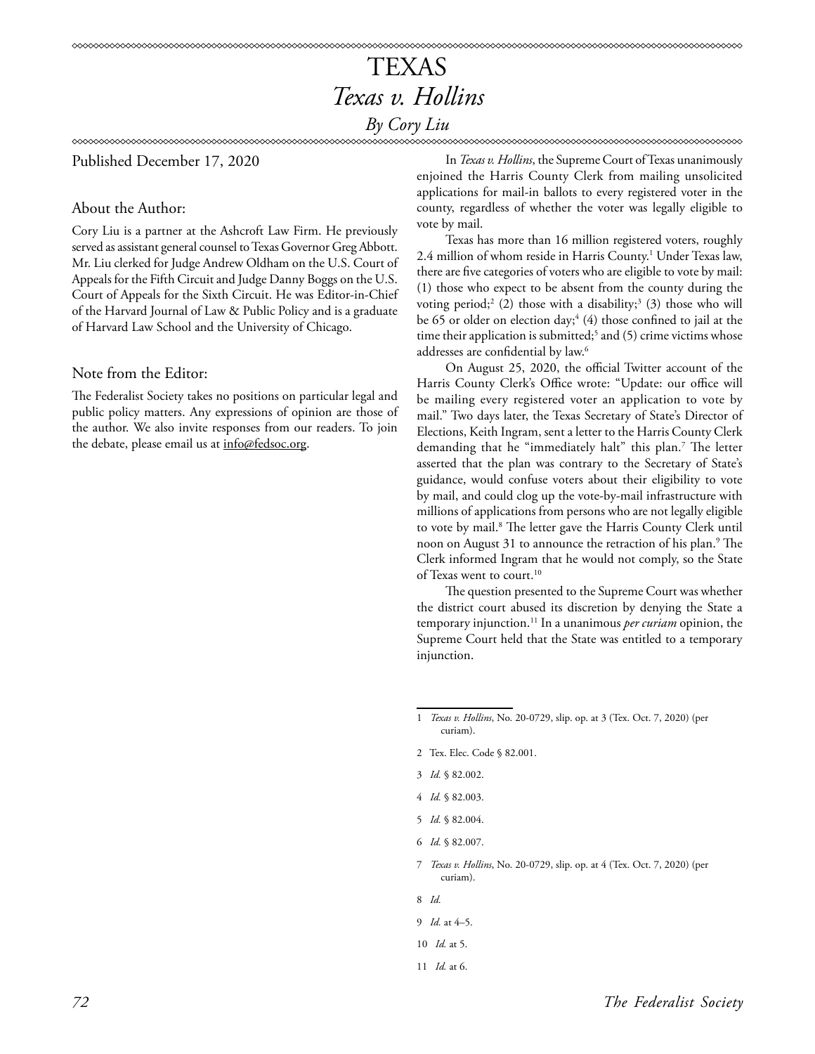# TEXAS

## *Texas v. Hollins*

### *By Cory Liu*

Published December 17, 2020

### About the Author:

Cory Liu is a partner at the Ashcroft Law Firm. He previously served as assistant general counsel to Texas Governor Greg Abbott. Mr. Liu clerked for Judge Andrew Oldham on the U.S. Court of Appeals for the Fifth Circuit and Judge Danny Boggs on the U.S. Court of Appeals for the Sixth Circuit. He was Editor-in-Chief of the Harvard Journal of Law & Public Policy and is a graduate of Harvard Law School and the University of Chicago.

### Note from the Editor:

The Federalist Society takes no positions on particular legal and public policy matters. Any expressions of opinion are those of the author. We also invite responses from our readers. To join the debate, please email us at info@fedsoc.org.

In *Texas v. Hollins*, the Supreme Court of Texas unanimously enjoined the Harris County Clerk from mailing unsolicited applications for mail-in ballots to every registered voter in the county, regardless of whether the voter was legally eligible to vote by mail.

Texas has more than 16 million registered voters, roughly 2.4 million of whom reside in Harris County.[1] Under Texas law, there are five categories of voters who are eligible to vote by mail: (1) those who expect to be absent from the county during the voting period;[2] (2) those with a disability;[3] (3) those who will be 65 or older on election day;[4] (4) those confined to jail at the time their application is submitted;[5] and (5) crime victims whose addresses are confidential by law.[6]

On August 25, 2020, the official Twitter account of the Harris County Clerk's Office wrote: "Update: our office will be mailing every registered voter an application to vote by mail." Two days later, the Texas Secretary of State's Director of Elections, Keith Ingram, sent a letter to the Harris County Clerk demanding that he "immediately halt" this plan.[7] The letter asserted that the plan was contrary to the Secretary of State's guidance, would confuse voters about their eligibility to vote by mail, and could clog up the vote-by-mail infrastructure with millions of applications from persons who are not legally eligible to vote by mail.[8] The letter gave the Harris County Clerk until noon on August 31 to announce the retraction of his plan.[9] The Clerk informed Ingram that he would not comply, so the State of Texas went to court.[10]

The question presented to the Supreme Court was whether the district court abused its discretion by denying the State a temporary injunction.[11] In a unanimous *per curiam* opinion, the Supreme Court held that the State was entitled to a temporary injunction.

---

1 *Texas v. Hollins*, No. 20-0729, slip. op. at 3 (Tex. Oct. 7, 2020) (per curiam).

2 Tex. Elec. Code § 82.001.

3 *Id.* § 82.002.

4 *Id.* § 82.003.

5 *Id.* § 82.004.

6 *Id.* § 82.007.

7 *Texas v. Hollins*, No. 20-0729, slip. op. at 4 (Tex. Oct. 7, 2020) (per curiam).

8 *Id.*

9 *Id.* at 4–5.

10 *Id.* at 5.

11 *Id.* at 6.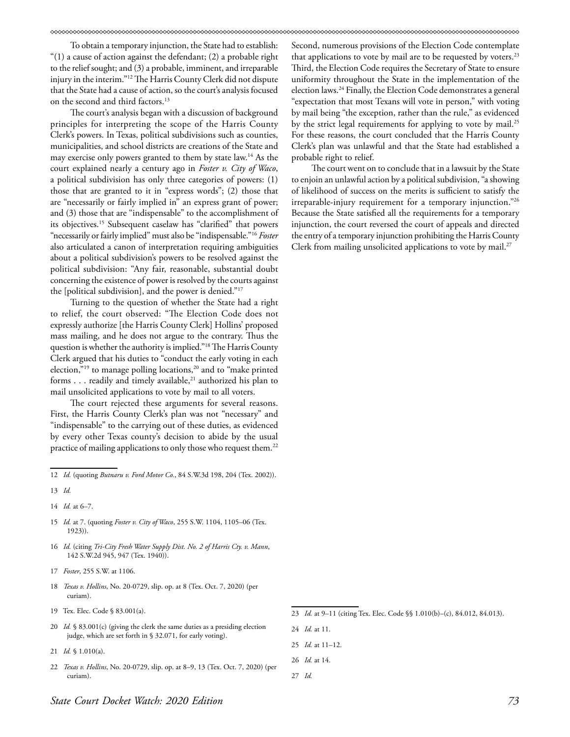To obtain a temporary injunction, the State had to establish: "(1) a cause of action against the defendant; (2) a probable right to the relief sought; and (3) a probable, imminent, and irreparable injury in the interim."[12] The Harris County Clerk did not dispute that the State had a cause of action, so the court's analysis focused on the second and third factors.[13]

The court's analysis began with a discussion of background principles for interpreting the scope of the Harris County Clerk's powers. In Texas, political subdivisions such as counties, municipalities, and school districts are creations of the State and may exercise only powers granted to them by state law.[14] As the court explained nearly a century ago in *Foster v. City of Waco*, a political subdivision has only three categories of powers: (1) those that are granted to it in "express words"; (2) those that are "necessarily or fairly implied in" an express grant of power; and (3) those that are "indispensable" to the accomplishment of its objectives.[15] Subsequent caselaw has "clarified" that powers "necessarily or fairly implied" must also be "indispensable."[16] *Foster* also articulated a canon of interpretation requiring ambiguities about a political subdivision's powers to be resolved against the political subdivision: "Any fair, reasonable, substantial doubt concerning the existence of power is resolved by the courts against the [political subdivision], and the power is denied."[17]

Turning to the question of whether the State had a right to relief, the court observed: "The Election Code does not expressly authorize [the Harris County Clerk] Hollins' proposed mass mailing, and he does not argue to the contrary. Thus the question is whether the authority is implied."[18] The Harris County Clerk argued that his duties to "conduct the early voting in each election,"[19] to manage polling locations,[20] and to "make printed forms . . . readily and timely available,[21] authorized his plan to mail unsolicited applications to vote by mail to all voters.

The court rejected these arguments for several reasons. First, the Harris County Clerk's plan was not "necessary" and "indispensable" to the carrying out of these duties, as evidenced by every other Texas county's decision to abide by the usual practice of mailing applications to only those who request them.[22] Second, numerous provisions of the Election Code contemplate that applications to vote by mail are to be requested by voters.[23] Third, the Election Code requires the Secretary of State to ensure uniformity throughout the State in the implementation of the election laws.[24] Finally, the Election Code demonstrates a general "expectation that most Texans will vote in person," with voting by mail being "the exception, rather than the rule," as evidenced by the strict legal requirements for applying to vote by mail.[25] For these reasons, the court concluded that the Harris County Clerk's plan was unlawful and that the State had established a probable right to relief.

The court went on to conclude that in a lawsuit by the State to enjoin an unlawful action by a political subdivision, "a showing of likelihood of success on the merits is sufficient to satisfy the irreparable-injury requirement for a temporary injunction."[26] Because the State satisfied all the requirements for a temporary injunction, the court reversed the court of appeals and directed the entry of a temporary injunction prohibiting the Harris County Clerk from mailing unsolicited applications to vote by mail.[27]

---

12 *Id.* (quoting *Butnaru v. Ford Motor Co.*, 84 S.W.3d 198, 204 (Tex. 2002)).

13 *Id.*

14 *Id.* at 6–7.

15 *Id.* at 7. (quoting *Foster v. City of Waco*, 255 S.W. 1104, 1105–06 (Tex. 1923)).

16 *Id.* (citing *Tri-City Fresh Water Supply Dist. No. 2 of Harris Cty. v. Mann*, 142 S.W.2d 945, 947 (Tex. 1940)).

17 *Foster*, 255 S.W. at 1106.

18 *Texas v. Hollins*, No. 20-0729, slip. op. at 8 (Tex. Oct. 7, 2020) (per curiam).

19 Tex. Elec. Code § 83.001(a).

20 *Id.* § 83.001(c) (giving the clerk the same duties as a presiding election judge, which are set forth in § 32.071, for early voting).

21 *Id.* § 1.010(a).

22 *Texas v. Hollins*, No. 20-0729, slip. op. at 8–9, 13 (Tex. Oct. 7, 2020) (per curiam).

23 *Id.* at 9–11 (citing Tex. Elec. Code §§ 1.010(b)–(c), 84.012, 84.013).

24 *Id.* at 11.

25 *Id.* at 11–12.

26 *Id.* at 14.

27 *Id.*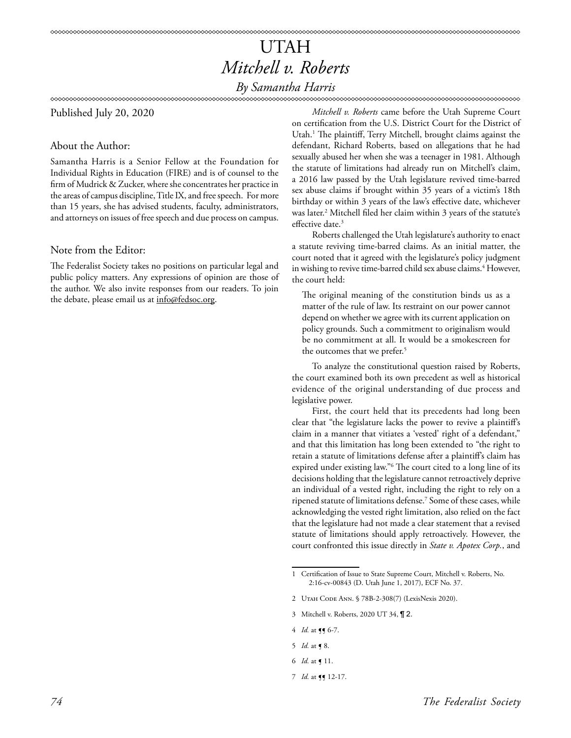# UTAH

## *Mitchell v. Roberts*

*By Samantha Harris*

Published July 20, 2020

### About the Author:

Samantha Harris is a Senior Fellow at the Foundation for Individual Rights in Education (FIRE) and is of counsel to the firm of Mudrick & Zucker, where she concentrates her practice in the areas of campus discipline, Title IX, and free speech. For more than 15 years, she has advised students, faculty, administrators, and attorneys on issues of free speech and due process on campus.

### Note from the Editor:

The Federalist Society takes no positions on particular legal and public policy matters. Any expressions of opinion are those of the author. We also invite responses from our readers. To join the debate, please email us at info@fedsoc.org.

*Mitchell v. Roberts* came before the Utah Supreme Court on certification from the U.S. District Court for the District of Utah.[1] The plaintiff, Terry Mitchell, brought claims against the defendant, Richard Roberts, based on allegations that he had sexually abused her when she was a teenager in 1981. Although the statute of limitations had already run on Mitchell's claim, a 2016 law passed by the Utah legislature revived time-barred sex abuse claims if brought within 35 years of a victim's 18th birthday or within 3 years of the law's effective date, whichever was later.[2] Mitchell filed her claim within 3 years of the statute's effective date.[3]

Roberts challenged the Utah legislature's authority to enact a statute reviving time-barred claims. As an initial matter, the court noted that it agreed with the legislature's policy judgment in wishing to revive time-barred child sex abuse claims.[4] However, the court held:

> The original meaning of the constitution binds us as a matter of the rule of law. Its restraint on our power cannot depend on whether we agree with its current application on policy grounds. Such a commitment to originalism would be no commitment at all. It would be a smokescreen for the outcomes that we prefer.[5]

To analyze the constitutional question raised by Roberts, the court examined both its own precedent as well as historical evidence of the original understanding of due process and legislative power.

First, the court held that its precedents had long been clear that "the legislature lacks the power to revive a plaintiff's claim in a manner that vitiates a 'vested' right of a defendant," and that this limitation has long been extended to "the right to retain a statute of limitations defense after a plaintiff's claim has expired under existing law."[6] The court cited to a long line of its decisions holding that the legislature cannot retroactively deprive an individual of a vested right, including the right to rely on a ripened statute of limitations defense.[7] Some of these cases, while acknowledging the vested right limitation, also relied on the fact that the legislature had not made a clear statement that a revised statute of limitations should apply retroactively. However, the court confronted this issue directly in *State v. Apotex Corp.*, and

---

1 Certification of Issue to State Supreme Court, Mitchell v. Roberts, No. 2:16-cv-00843 (D. Utah June 1, 2017), ECF No. 37.

2 Utah Code Ann. § 78B-2-308(7) (LexisNexis 2020).

3 Mitchell v. Roberts, 2020 UT 34, ¶ 2.

4 *Id.* at ¶¶ 6-7.

5 *Id.* at ¶ 8.

6 *Id.* at ¶ 11.

7 *Id.* at ¶¶ 12-17.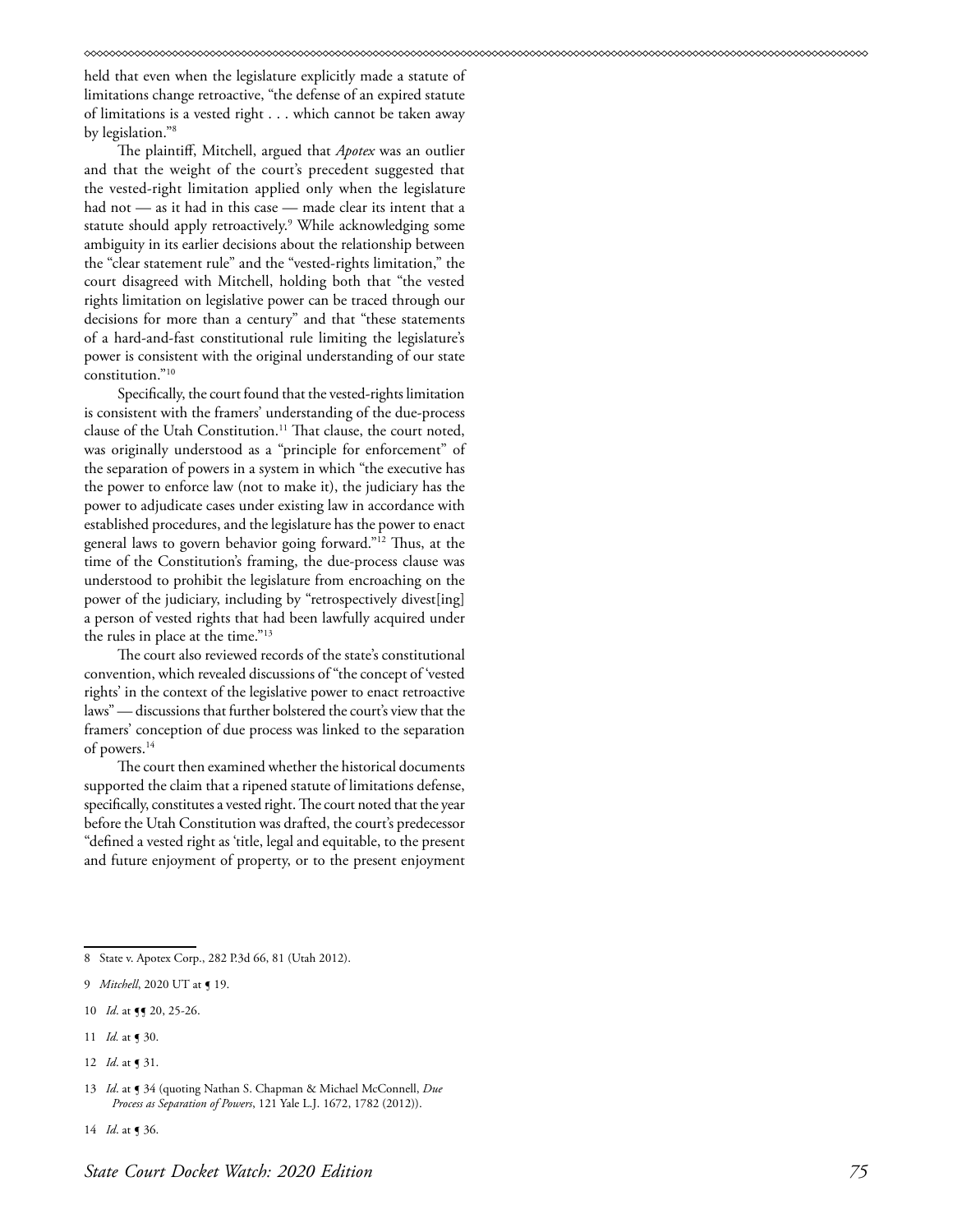held that even when the legislature explicitly made a statute of limitations change retroactive, "the defense of an expired statute of limitations is a vested right . . . which cannot be taken away by legislation."[8]

The plaintiff, Mitchell, argued that *Apotex* was an outlier and that the weight of the court's precedent suggested that the vested-right limitation applied only when the legislature had not — as it had in this case — made clear its intent that a statute should apply retroactively.[9] While acknowledging some ambiguity in its earlier decisions about the relationship between the "clear statement rule" and the "vested-rights limitation," the court disagreed with Mitchell, holding both that "the vested rights limitation on legislative power can be traced through our decisions for more than a century" and that "these statements of a hard-and-fast constitutional rule limiting the legislature's power is consistent with the original understanding of our state constitution."[10]

Specifically, the court found that the vested-rights limitation is consistent with the framers' understanding of the due-process clause of the Utah Constitution.[11] That clause, the court noted, was originally understood as a "principle for enforcement" of the separation of powers in a system in which "the executive has the power to enforce law (not to make it), the judiciary has the power to adjudicate cases under existing law in accordance with established procedures, and the legislature has the power to enact general laws to govern behavior going forward."[12] Thus, at the time of the Constitution's framing, the due-process clause was understood to prohibit the legislature from encroaching on the power of the judiciary, including by "retrospectively divest[ing] a person of vested rights that had been lawfully acquired under the rules in place at the time."[13]

The court also reviewed records of the state's constitutional convention, which revealed discussions of "the concept of 'vested rights' in the context of the legislative power to enact retroactive laws" — discussions that further bolstered the court's view that the framers' conception of due process was linked to the separation of powers.[14]

The court then examined whether the historical documents supported the claim that a ripened statute of limitations defense, specifically, constitutes a vested right. The court noted that the year before the Utah Constitution was drafted, the court's predecessor "defined a vested right as 'title, legal and equitable, to the present and future enjoyment of property, or to the present enjoyment

---

8 State v. Apotex Corp., 282 P.3d 66, 81 (Utah 2012).

9 *Mitchell*, 2020 UT at ¶ 19.

10 *Id*. at ¶¶ 20, 25-26.

11 *Id.* at ¶ 30.

12 *Id*. at ¶ 31.

13 *Id*. at ¶ 34 (quoting Nathan S. Chapman & Michael McConnell, *Due Process as Separation of Powers*, 121 Yale L.J. 1672, 1782 (2012)).

14 *Id*. at ¶ 36.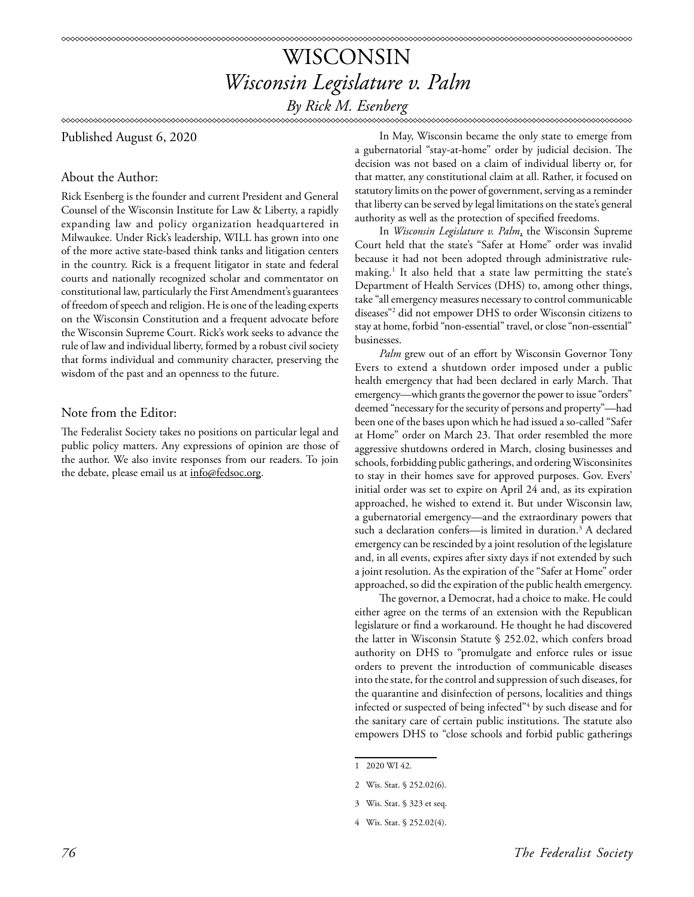# WISCONSIN

## *Wisconsin Legislature v. Palm*

### *By Rick M. Esenberg*

Published August 6, 2020

### About the Author:

Rick Esenberg is the founder and current President and General Counsel of the Wisconsin Institute for Law & Liberty, a rapidly expanding law and policy organization headquartered in Milwaukee. Under Rick's leadership, WILL has grown into one of the more active state-based think tanks and litigation centers in the country. Rick is a frequent litigator in state and federal courts and nationally recognized scholar and commentator on constitutional law, particularly the First Amendment's guarantees of freedom of speech and religion. He is one of the leading experts on the Wisconsin Constitution and a frequent advocate before the Wisconsin Supreme Court. Rick's work seeks to advance the rule of law and individual liberty, formed by a robust civil society that forms individual and community character, preserving the wisdom of the past and an openness to the future.

### Note from the Editor:

The Federalist Society takes no positions on particular legal and public policy matters. Any expressions of opinion are those of the author. We also invite responses from our readers. To join the debate, please email us at info@fedsoc.org.

In May, Wisconsin became the only state to emerge from a gubernatorial "stay-at-home" order by judicial decision. The decision was not based on a claim of individual liberty or, for that matter, any constitutional claim at all. Rather, it focused on statutory limits on the power of government, serving as a reminder that liberty can be served by legal limitations on the state's general authority as well as the protection of specified freedoms.

In *Wisconsin Legislature v. Palm*, the Wisconsin Supreme Court held that the state's "Safer at Home" order was invalid because it had not been adopted through administrative rule-making.[1] It also held that a state law permitting the state's Department of Health Services (DHS) to, among other things, take "all emergency measures necessary to control communicable diseases"[2] did not empower DHS to order Wisconsin citizens to stay at home, forbid "non-essential" travel, or close "non-essential" businesses.

*Palm* grew out of an effort by Wisconsin Governor Tony Evers to extend a shutdown order imposed under a public health emergency that had been declared in early March. That emergency—which grants the governor the power to issue "orders" deemed "necessary for the security of persons and property"—had been one of the bases upon which he had issued a so-called "Safer at Home" order on March 23. That order resembled the more aggressive shutdowns ordered in March, closing businesses and schools, forbidding public gatherings, and ordering Wisconsinites to stay in their homes save for approved purposes. Gov. Evers' initial order was set to expire on April 24 and, as its expiration approached, he wished to extend it. But under Wisconsin law, a gubernatorial emergency—and the extraordinary powers that such a declaration confers—is limited in duration.[3] A declared emergency can be rescinded by a joint resolution of the legislature and, in all events, expires after sixty days if not extended by such a joint resolution. As the expiration of the "Safer at Home" order approached, so did the expiration of the public health emergency.

The governor, a Democrat, had a choice to make. He could either agree on the terms of an extension with the Republican legislature or find a workaround. He thought he had discovered the latter in Wisconsin Statute § 252.02, which confers broad authority on DHS to "promulgate and enforce rules or issue orders to prevent the introduction of communicable diseases into the state, for the control and suppression of such diseases, for the quarantine and disinfection of persons, localities and things infected or suspected of being infected"[4] by such disease and for the sanitary care of certain public institutions. The statute also empowers DHS to "close schools and forbid public gatherings

---

1 2020 WI 42.

2 Wis. Stat. § 252.02(6).

3 Wis. Stat. § 323 et seq.

4 Wis. Stat. § 252.02(4).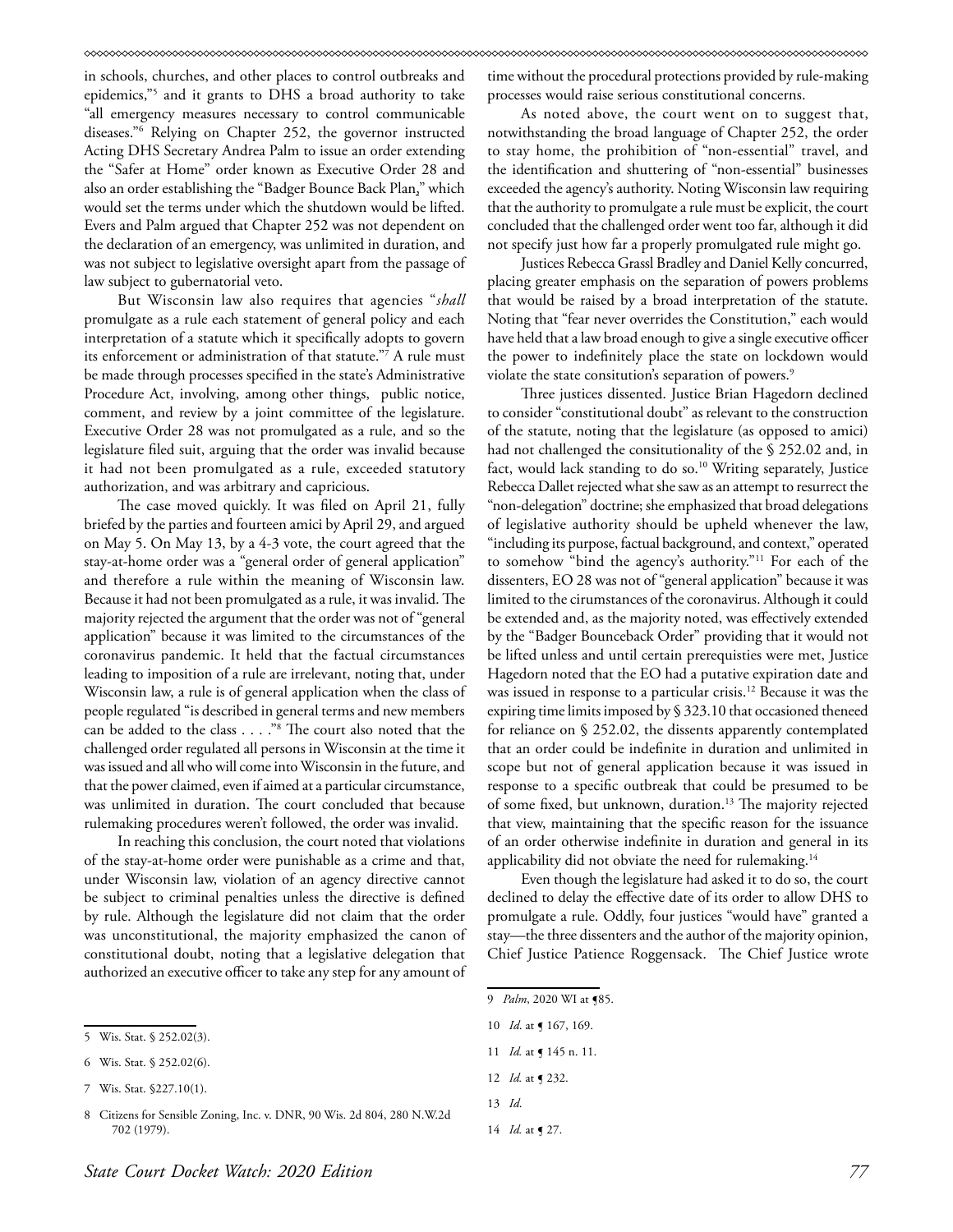in schools, churches, and other places to control outbreaks and epidemics,"[5] and it grants to DHS a broad authority to take "all emergency measures necessary to control communicable diseases."[6] Relying on Chapter 252, the governor instructed Acting DHS Secretary Andrea Palm to issue an order extending the "Safer at Home" order known as Executive Order 28 and also an order establishing the "Badger Bounce Back Plan," which would set the terms under which the shutdown would be lifted. Evers and Palm argued that Chapter 252 was not dependent on the declaration of an emergency, was unlimited in duration, and was not subject to legislative oversight apart from the passage of law subject to gubernatorial veto.

But Wisconsin law also requires that agencies "*shall* promulgate as a rule each statement of general policy and each interpretation of a statute which it specifically adopts to govern its enforcement or administration of that statute."[7] A rule must be made through processes specified in the state's Administrative Procedure Act, involving, among other things, public notice, comment, and review by a joint committee of the legislature. Executive Order 28 was not promulgated as a rule, and so the legislature filed suit, arguing that the order was invalid because it had not been promulgated as a rule, exceeded statutory authorization, and was arbitrary and capricious.

The case moved quickly. It was filed on April 21, fully briefed by the parties and fourteen amici by April 29, and argued on May 5. On May 13, by a 4-3 vote, the court agreed that the stay-at-home order was a "general order of general application" and therefore a rule within the meaning of Wisconsin law. Because it had not been promulgated as a rule, it was invalid. The majority rejected the argument that the order was not of "general application" because it was limited to the circumstances of the coronavirus pandemic. It held that the factual circumstances leading to imposition of a rule are irrelevant, noting that, under Wisconsin law, a rule is of general application when the class of people regulated "is described in general terms and new members can be added to the class . . . ."[8] The court also noted that the challenged order regulated all persons in Wisconsin at the time it was issued and all who will come into Wisconsin in the future, and that the power claimed, even if aimed at a particular circumstance, was unlimited in duration. The court concluded that because rulemaking procedures weren't followed, the order was invalid.

In reaching this conclusion, the court noted that violations of the stay-at-home order were punishable as a crime and that, under Wisconsin law, violation of an agency directive cannot be subject to criminal penalties unless the directive is defined by rule. Although the legislature did not claim that the order was unconstitutional, the majority emphasized the canon of constitutional doubt, noting that a legislative delegation that authorized an executive officer to take any step for any amount of time without the procedural protections provided by rule-making processes would raise serious constitutional concerns.

As noted above, the court went on to suggest that, notwithstanding the broad language of Chapter 252, the order to stay home, the prohibition of "non-essential" travel, and the identification and shuttering of "non-essential" businesses exceeded the agency's authority. Noting Wisconsin law requiring that the authority to promulgate a rule must be explicit, the court concluded that the challenged order went too far, although it did not specify just how far a properly promulgated rule might go.

Justices Rebecca Grassl Bradley and Daniel Kelly concurred, placing greater emphasis on the separation of powers problems that would be raised by a broad interpretation of the statute. Noting that "fear never overrides the Constitution," each would have held that a law broad enough to give a single executive officer the power to indefinitely place the state on lockdown would violate the state consitution's separation of powers.[9]

Three justices dissented. Justice Brian Hagedorn declined to consider "constitutional doubt" as relevant to the construction of the statute, noting that the legislature (as opposed to amici) had not challenged the consitutionality of the § 252.02 and, in fact, would lack standing to do so.[10] Writing separately, Justice Rebecca Dallet rejected what she saw as an attempt to resurrect the "non-delegation" doctrine; she emphasized that broad delegations of legislative authority should be upheld whenever the law, "including its purpose, factual background, and context," operated to somehow "bind the agency's authority."[11] For each of the dissenters, EO 28 was not of "general application" because it was limited to the cirumstances of the coronavirus. Although it could be extended and, as the majority noted, was effectively extended by the "Badger Bounceback Order" providing that it would not be lifted unless and until certain prerequisties were met, Justice Hagedorn noted that the EO had a putative expiration date and was issued in response to a particular crisis.[12] Because it was the expiring time limits imposed by § 323.10 that occasioned theneed for reliance on § 252.02, the dissents apparently contemplated that an order could be indefinite in duration and unlimited in scope but not of general application because it was issued in response to a specific outbreak that could be presumed to be of some fixed, but unknown, duration.[13] The majority rejected that view, maintaining that the specific reason for the issuance of an order otherwise indefinite in duration and general in its applicability did not obviate the need for rulemaking.[14]

Even though the legislature had asked it to do so, the court declined to delay the effective date of its order to allow DHS to promulgate a rule. Oddly, four justices "would have" granted a stay—the three dissenters and the author of the majority opinion, Chief Justice Patience Roggensack. The Chief Justice wrote

---

5 Wis. Stat. § 252.02(3).

6 Wis. Stat. § 252.02(6).

7 Wis. Stat. §227.10(1).

8 Citizens for Sensible Zoning, Inc. v. DNR, 90 Wis. 2d 804, 280 N.W.2d 702 (1979).

9 *Palm*, 2020 WI at ¶85.

10 *Id*. at ¶ 167, 169.

11 *Id.* at ¶ 145 n. 11.

12 *Id.* at ¶ 232.

13 *Id*.

14 *Id.* at ¶ 27.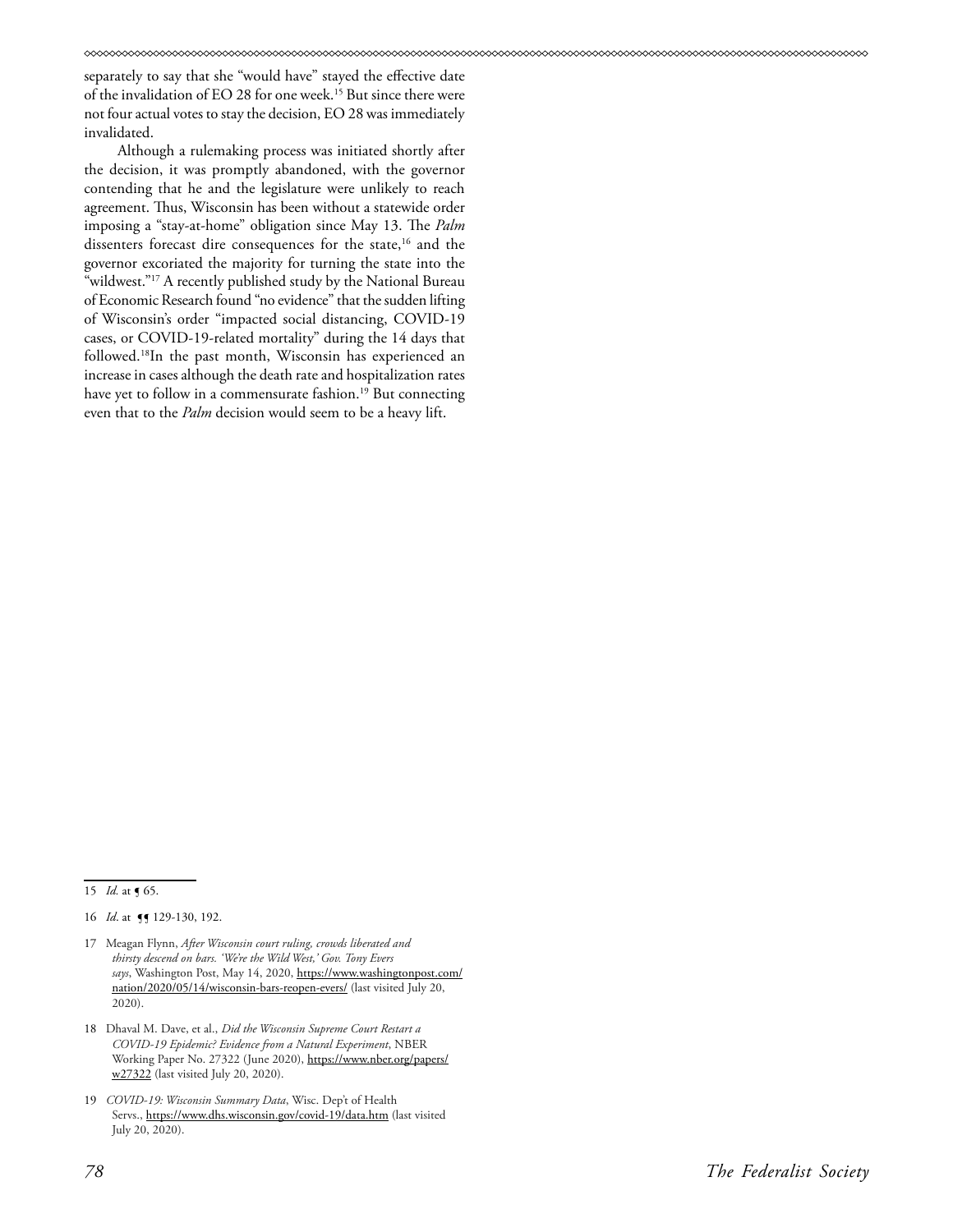separately to say that she "would have" stayed the effective date of the invalidation of EO 28 for one week.[15] But since there were not four actual votes to stay the decision, EO 28 was immediately invalidated.

Although a rulemaking process was initiated shortly after the decision, it was promptly abandoned, with the governor contending that he and the legislature were unlikely to reach agreement. Thus, Wisconsin has been without a statewide order imposing a "stay-at-home" obligation since May 13. The *Palm* dissenters forecast dire consequences for the state,[16] and the governor excoriated the majority for turning the state into the "wildwest."[17] A recently published study by the National Bureau of Economic Research found "no evidence" that the sudden lifting of Wisconsin's order "impacted social distancing, COVID-19 cases, or COVID-19-related mortality" during the 14 days that followed.[18]In the past month, Wisconsin has experienced an increase in cases although the death rate and hospitalization rates have yet to follow in a commensurate fashion.[19] But connecting even that to the *Palm* decision would seem to be a heavy lift.

---

15 *Id.* at ¶ 65.

16 *Id*. at ¶¶ 129-130, 192.

17 Meagan Flynn, *After Wisconsin court ruling, crowds liberated and thirsty descend on bars. 'We're the Wild West,' Gov. Tony Evers says*, Washington Post, May 14, 2020, https://www.washingtonpost.com/nation/2020/05/14/wisconsin-bars-reopen-evers/ (last visited July 20, 2020).

18 Dhaval M. Dave, et al., *Did the Wisconsin Supreme Court Restart a COVID-19 Epidemic? Evidence from a Natural Experiment*, NBER Working Paper No. 27322 (June 2020), https://www.nber.org/papers/w27322 (last visited July 20, 2020).

19 *COVID-19: Wisconsin Summary Data*, Wisc. Dep't of Health Servs., https://www.dhs.wisconsin.gov/covid-19/data.htm (last visited July 20, 2020).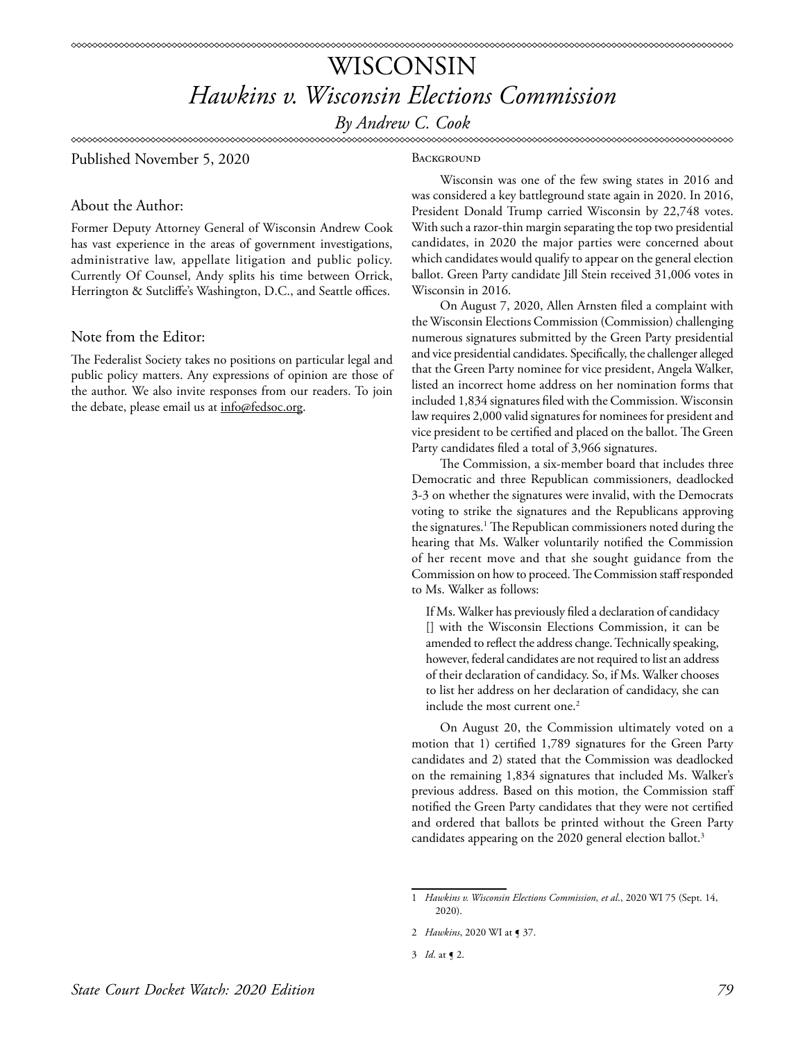# WISCONSIN

## *Hawkins v. Wisconsin Elections Commission*

*By Andrew C. Cook*

Published November 5, 2020

### About the Author:

Former Deputy Attorney General of Wisconsin Andrew Cook has vast experience in the areas of government investigations, administrative law, appellate litigation and public policy. Currently Of Counsel, Andy splits his time between Orrick, Herrington & Sutcliffe's Washington, D.C., and Seattle offices.

### Note from the Editor:

The Federalist Society takes no positions on particular legal and public policy matters. Any expressions of opinion are those of the author. We also invite responses from our readers. To join the debate, please email us at info@fedsoc.org.

### Background

Wisconsin was one of the few swing states in 2016 and was considered a key battleground state again in 2020. In 2016, President Donald Trump carried Wisconsin by 22,748 votes. With such a razor-thin margin separating the top two presidential candidates, in 2020 the major parties were concerned about which candidates would qualify to appear on the general election ballot. Green Party candidate Jill Stein received 31,006 votes in Wisconsin in 2016.

On August 7, 2020, Allen Arnsten filed a complaint with the Wisconsin Elections Commission (Commission) challenging numerous signatures submitted by the Green Party presidential and vice presidential candidates. Specifically, the challenger alleged that the Green Party nominee for vice president, Angela Walker, listed an incorrect home address on her nomination forms that included 1,834 signatures filed with the Commission. Wisconsin law requires 2,000 valid signatures for nominees for president and vice president to be certified and placed on the ballot. The Green Party candidates filed a total of 3,966 signatures.

The Commission, a six-member board that includes three Democratic and three Republican commissioners, deadlocked 3-3 on whether the signatures were invalid, with the Democrats voting to strike the signatures and the Republicans approving the signatures.[1] The Republican commissioners noted during the hearing that Ms. Walker voluntarily notified the Commission of her recent move and that she sought guidance from the Commission on how to proceed. The Commission staff responded to Ms. Walker as follows:

> If Ms. Walker has previously filed a declaration of candidacy [] with the Wisconsin Elections Commission, it can be amended to reflect the address change. Technically speaking, however, federal candidates are not required to list an address of their declaration of candidacy. So, if Ms. Walker chooses to list her address on her declaration of candidacy, she can include the most current one.[2]

On August 20, the Commission ultimately voted on a motion that 1) certified 1,789 signatures for the Green Party candidates and 2) stated that the Commission was deadlocked on the remaining 1,834 signatures that included Ms. Walker's previous address. Based on this motion, the Commission staff notified the Green Party candidates that they were not certified and ordered that ballots be printed without the Green Party candidates appearing on the 2020 general election ballot.[3]

---

1 *Hawkins v. Wisconsin Elections Commission, et al.*, 2020 WI 75 (Sept. 14, 2020).

2 *Hawkins*, 2020 WI at ¶ 37.

3 *Id.* at ¶ 2.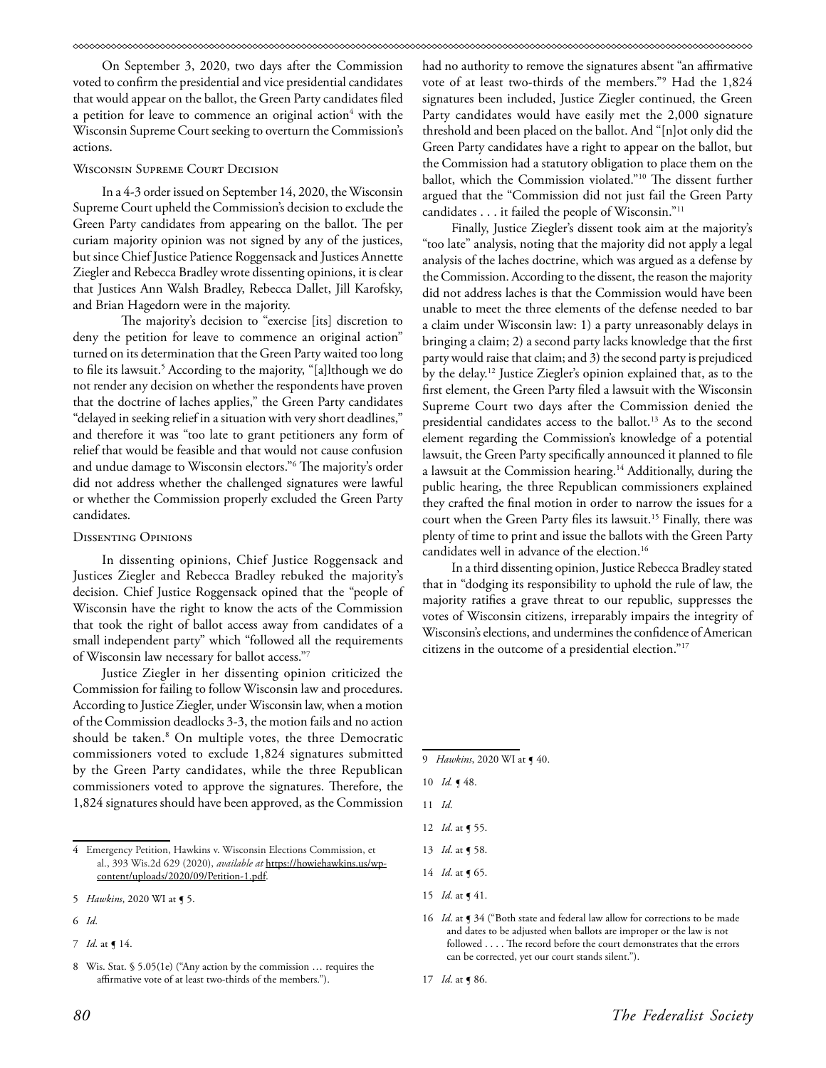On September 3, 2020, two days after the Commission voted to confirm the presidential and vice presidential candidates that would appear on the ballot, the Green Party candidates filed a petition for leave to commence an original action[4] with the Wisconsin Supreme Court seeking to overturn the Commission's actions.

### Wisconsin Supreme Court Decision

In a 4-3 order issued on September 14, 2020, the Wisconsin Supreme Court upheld the Commission's decision to exclude the Green Party candidates from appearing on the ballot. The per curiam majority opinion was not signed by any of the justices, but since Chief Justice Patience Roggensack and Justices Annette Ziegler and Rebecca Bradley wrote dissenting opinions, it is clear that Justices Ann Walsh Bradley, Rebecca Dallet, Jill Karofsky, and Brian Hagedorn were in the majority.

The majority's decision to "exercise [its] discretion to deny the petition for leave to commence an original action" turned on its determination that the Green Party waited too long to file its lawsuit.[5] According to the majority, "[a]lthough we do not render any decision on whether the respondents have proven that the doctrine of laches applies," the Green Party candidates "delayed in seeking relief in a situation with very short deadlines," and therefore it was "too late to grant petitioners any form of relief that would be feasible and that would not cause confusion and undue damage to Wisconsin electors."[6] The majority's order did not address whether the challenged signatures were lawful or whether the Commission properly excluded the Green Party candidates.

### Dissenting Opinions

In dissenting opinions, Chief Justice Roggensack and Justices Ziegler and Rebecca Bradley rebuked the majority's decision. Chief Justice Roggensack opined that the "people of Wisconsin have the right to know the acts of the Commission that took the right of ballot access away from candidates of a small independent party" which "followed all the requirements of Wisconsin law necessary for ballot access."[7]

Justice Ziegler in her dissenting opinion criticized the Commission for failing to follow Wisconsin law and procedures. According to Justice Ziegler, under Wisconsin law, when a motion of the Commission deadlocks 3-3, the motion fails and no action should be taken.[8] On multiple votes, the three Democratic commissioners voted to exclude 1,824 signatures submitted by the Green Party candidates, while the three Republican commissioners voted to approve the signatures. Therefore, the 1,824 signatures should have been approved, as the Commission had no authority to remove the signatures absent "an affirmative vote of at least two-thirds of the members."[9] Had the 1,824 signatures been included, Justice Ziegler continued, the Green Party candidates would have easily met the 2,000 signature threshold and been placed on the ballot. And "[n]ot only did the Green Party candidates have a right to appear on the ballot, but the Commission had a statutory obligation to place them on the ballot, which the Commission violated."[10] The dissent further argued that the "Commission did not just fail the Green Party candidates . . . it failed the people of Wisconsin."[11]

Finally, Justice Ziegler's dissent took aim at the majority's "too late" analysis, noting that the majority did not apply a legal analysis of the laches doctrine, which was argued as a defense by the Commission. According to the dissent, the reason the majority did not address laches is that the Commission would have been unable to meet the three elements of the defense needed to bar a claim under Wisconsin law: 1) a party unreasonably delays in bringing a claim; 2) a second party lacks knowledge that the first party would raise that claim; and 3) the second party is prejudiced by the delay.[12] Justice Ziegler's opinion explained that, as to the first element, the Green Party filed a lawsuit with the Wisconsin Supreme Court two days after the Commission denied the presidential candidates access to the ballot.[13] As to the second element regarding the Commission's knowledge of a potential lawsuit, the Green Party specifically announced it planned to file a lawsuit at the Commission hearing.[14] Additionally, during the public hearing, the three Republican commissioners explained they crafted the final motion in order to narrow the issues for a court when the Green Party files its lawsuit.[15] Finally, there was plenty of time to print and issue the ballots with the Green Party candidates well in advance of the election.[16]

In a third dissenting opinion, Justice Rebecca Bradley stated that in "dodging its responsibility to uphold the rule of law, the majority ratifies a grave threat to our republic, suppresses the votes of Wisconsin citizens, irreparably impairs the integrity of Wisconsin's elections, and undermines the confidence of American citizens in the outcome of a presidential election."[17]

---

4 Emergency Petition, Hawkins v. Wisconsin Elections Commission, et al., 393 Wis.2d 629 (2020), *available at* https://howiehawkins.us/wp-content/uploads/2020/09/Petition-1.pdf.

5 *Hawkins*, 2020 WI at ¶ 5.

6 *Id*.

7 *Id*. at ¶ 14.

8 Wis. Stat. § 5.05(1e) ("Any action by the commission … requires the affirmative vote of at least two-thirds of the members.").

9 *Hawkins*, 2020 WI at ¶ 40.

10 *Id.* ¶ 48.

11 *Id*.

12 *Id*. at ¶ 55.

13 *Id*. at ¶ 58.

14 *Id*. at ¶ 65.

15 *Id*. at ¶ 41.

16 *Id*. at ¶ 34 ("Both state and federal law allow for corrections to be made and dates to be adjusted when ballots are improper or the law is not followed . . . . The record before the court demonstrates that the errors can be corrected, yet our court stands silent.").

17 *Id*. at ¶ 86.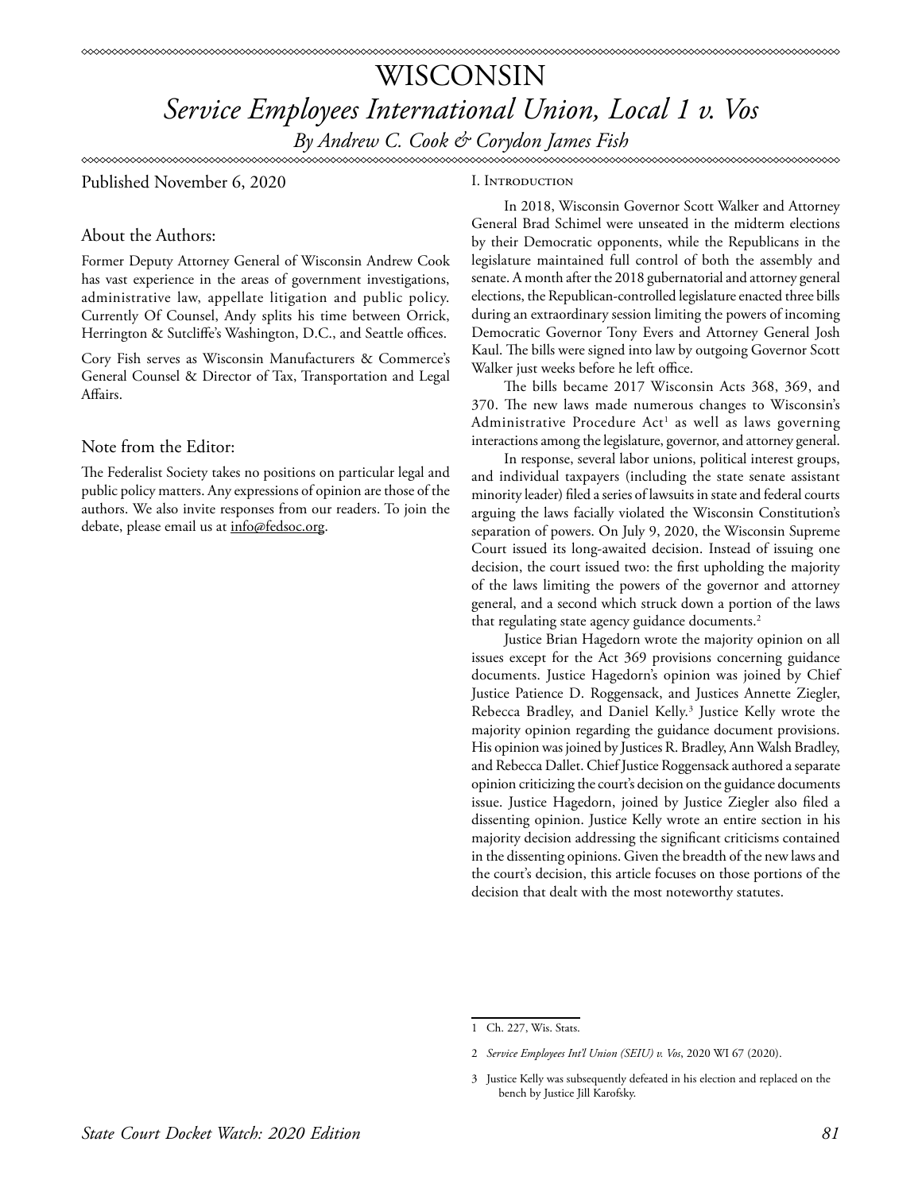# WISCONSIN

## *Service Employees International Union, Local 1 v. Vos*

*By Andrew C. Cook & Corydon James Fish*

Published November 6, 2020

### About the Authors:

Former Deputy Attorney General of Wisconsin Andrew Cook has vast experience in the areas of government investigations, administrative law, appellate litigation and public policy. Currently Of Counsel, Andy splits his time between Orrick, Herrington & Sutcliffe's Washington, D.C., and Seattle offices.

Cory Fish serves as Wisconsin Manufacturers & Commerce's General Counsel & Director of Tax, Transportation and Legal Affairs.

### Note from the Editor:

The Federalist Society takes no positions on particular legal and public policy matters. Any expressions of opinion are those of the authors. We also invite responses from our readers. To join the debate, please email us at info@fedsoc.org.

### I. Introduction

In 2018, Wisconsin Governor Scott Walker and Attorney General Brad Schimel were unseated in the midterm elections by their Democratic opponents, while the Republicans in the legislature maintained full control of both the assembly and senate. A month after the 2018 gubernatorial and attorney general elections, the Republican-controlled legislature enacted three bills during an extraordinary session limiting the powers of incoming Democratic Governor Tony Evers and Attorney General Josh Kaul. The bills were signed into law by outgoing Governor Scott Walker just weeks before he left office.

The bills became 2017 Wisconsin Acts 368, 369, and 370. The new laws made numerous changes to Wisconsin's Administrative Procedure Act[1] as well as laws governing interactions among the legislature, governor, and attorney general.

In response, several labor unions, political interest groups, and individual taxpayers (including the state senate assistant minority leader) filed a series of lawsuits in state and federal courts arguing the laws facially violated the Wisconsin Constitution's separation of powers. On July 9, 2020, the Wisconsin Supreme Court issued its long-awaited decision. Instead of issuing one decision, the court issued two: the first upholding the majority of the laws limiting the powers of the governor and attorney general, and a second which struck down a portion of the laws that regulating state agency guidance documents.[2]

Justice Brian Hagedorn wrote the majority opinion on all issues except for the Act 369 provisions concerning guidance documents. Justice Hagedorn's opinion was joined by Chief Justice Patience D. Roggensack, and Justices Annette Ziegler, Rebecca Bradley, and Daniel Kelly.[3] Justice Kelly wrote the majority opinion regarding the guidance document provisions. His opinion was joined by Justices R. Bradley, Ann Walsh Bradley, and Rebecca Dallet. Chief Justice Roggensack authored a separate opinion criticizing the court's decision on the guidance documents issue. Justice Hagedorn, joined by Justice Ziegler also filed a dissenting opinion. Justice Kelly wrote an entire section in his majority decision addressing the significant criticisms contained in the dissenting opinions. Given the breadth of the new laws and the court's decision, this article focuses on those portions of the decision that dealt with the most noteworthy statutes.

---

1 Ch. 227, Wis. Stats.

2 *Service Employees Int'l Union (SEIU) v. Vos*, 2020 WI 67 (2020).

3 Justice Kelly was subsequently defeated in his election and replaced on the bench by Justice Jill Karofsky.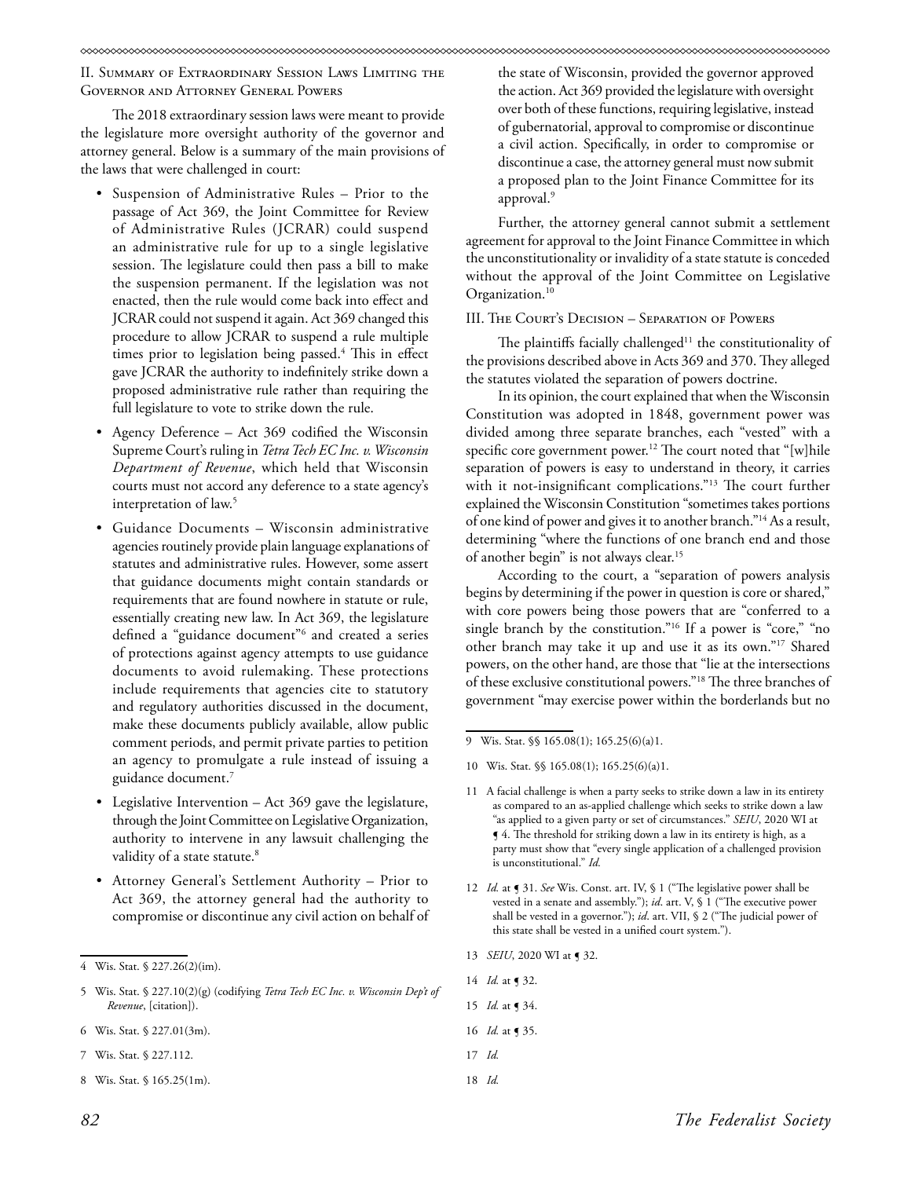## II. Summary of Extraordinary Session Laws Limiting the Governor and Attorney General Powers

The 2018 extraordinary session laws were meant to provide the legislature more oversight authority of the governor and attorney general. Below is a summary of the main provisions of the laws that were challenged in court:

- Suspension of Administrative Rules – Prior to the passage of Act 369, the Joint Committee for Review of Administrative Rules (JCRAR) could suspend an administrative rule for up to a single legislative session. The legislature could then pass a bill to make the suspension permanent. If the legislation was not enacted, then the rule would come back into effect and JCRAR could not suspend it again. Act 369 changed this procedure to allow JCRAR to suspend a rule multiple times prior to legislation being passed.[4] This in effect gave JCRAR the authority to indefinitely strike down a proposed administrative rule rather than requiring the full legislature to vote to strike down the rule.
- Agency Deference – Act 369 codified the Wisconsin Supreme Court's ruling in *Tetra Tech EC Inc. v. Wisconsin Department of Revenue*, which held that Wisconsin courts must not accord any deference to a state agency's interpretation of law.[5]
- Guidance Documents – Wisconsin administrative agencies routinely provide plain language explanations of statutes and administrative rules. However, some assert that guidance documents might contain standards or requirements that are found nowhere in statute or rule, essentially creating new law. In Act 369, the legislature defined a "guidance document"[6] and created a series of protections against agency attempts to use guidance documents to avoid rulemaking. These protections include requirements that agencies cite to statutory and regulatory authorities discussed in the document, make these documents publicly available, allow public comment periods, and permit private parties to petition an agency to promulgate a rule instead of issuing a guidance document.[7]
- Legislative Intervention – Act 369 gave the legislature, through the Joint Committee on Legislative Organization, authority to intervene in any lawsuit challenging the validity of a state statute.[8]
- Attorney General's Settlement Authority – Prior to Act 369, the attorney general had the authority to compromise or discontinue any civil action on behalf of the state of Wisconsin, provided the governor approved the action. Act 369 provided the legislature with oversight over both of these functions, requiring legislative, instead of gubernatorial, approval to compromise or discontinue a civil action. Specifically, in order to compromise or discontinue a case, the attorney general must now submit a proposed plan to the Joint Finance Committee for its approval.[9]

Further, the attorney general cannot submit a settlement agreement for approval to the Joint Finance Committee in which the unconstitutionality or invalidity of a state statute is conceded without the approval of the Joint Committee on Legislative Organization.[10]

## III. The Court's Decision – Separation of Powers

The plaintiffs facially challenged[11] the constitutionality of the provisions described above in Acts 369 and 370. They alleged the statutes violated the separation of powers doctrine.

In its opinion, the court explained that when the Wisconsin Constitution was adopted in 1848, government power was divided among three separate branches, each "vested" with a specific core government power.[12] The court noted that "[w]hile separation of powers is easy to understand in theory, it carries with it not-insignificant complications."[13] The court further explained the Wisconsin Constitution "sometimes takes portions of one kind of power and gives it to another branch."[14] As a result, determining "where the functions of one branch end and those of another begin" is not always clear.[15]

According to the court, a "separation of powers analysis begins by determining if the power in question is core or shared," with core powers being those powers that are "conferred to a single branch by the constitution."[16] If a power is "core," "no other branch may take it up and use it as its own."[17] Shared powers, on the other hand, are those that "lie at the intersections of these exclusive constitutional powers."[18] The three branches of government "may exercise power within the borderlands but no

---

4 Wis. Stat. § 227.26(2)(im).

5 Wis. Stat. § 227.10(2)(g) (codifying *Tetra Tech EC Inc. v. Wisconsin Dep't of Revenue*, [citation]).

6 Wis. Stat. § 227.01(3m).

7 Wis. Stat. § 227.112.

8 Wis. Stat. § 165.25(1m).

9 Wis. Stat. §§ 165.08(1); 165.25(6)(a)1.

10 Wis. Stat. §§ 165.08(1); 165.25(6)(a)1.

11 A facial challenge is when a party seeks to strike down a law in its entirety as compared to an as-applied challenge which seeks to strike down a law "as applied to a given party or set of circumstances." *SEIU*, 2020 WI at ¶ 4. The threshold for striking down a law in its entirety is high, as a party must show that "every single application of a challenged provision is unconstitutional." *Id.*

12 *Id.* at ¶ 31. *See* Wis. Const. art. IV, § 1 ("The legislative power shall be vested in a senate and assembly."); *id*. art. V, § 1 ("The executive power shall be vested in a governor."); *id*. art. VII, § 2 ("The judicial power of this state shall be vested in a unified court system.").

13 *SEIU*, 2020 WI at ¶ 32.

14 *Id.* at ¶ 32.

15 *Id.* at ¶ 34.

16 *Id.* at ¶ 35.

17 *Id.*

18 *Id.*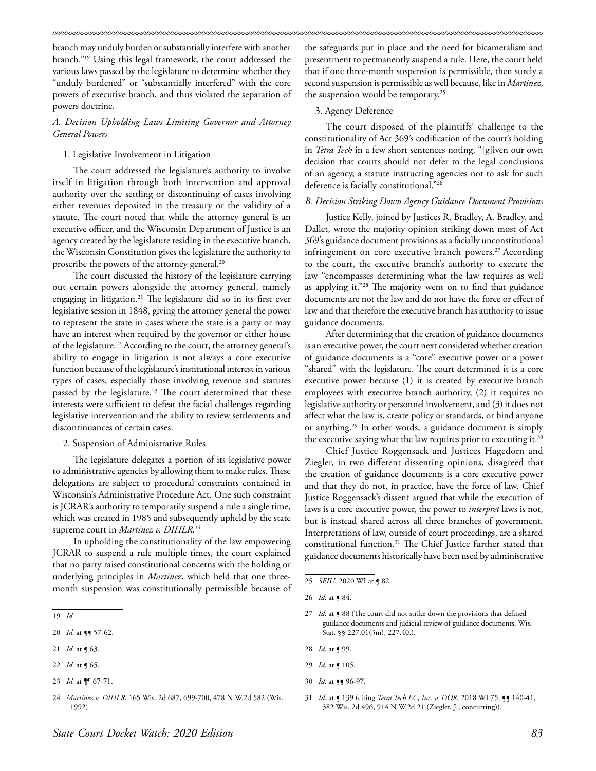branch may unduly burden or substantially interfere with another branch."[19] Using this legal framework, the court addressed the various laws passed by the legislature to determine whether they "unduly burdened" or "substantially interfered" with the core powers of executive branch, and thus violated the separation of powers doctrine.

### *A. Decision Upholding Laws Limiting Governor and Attorney General Powers*

1. Legislative Involvement in Litigation

The court addressed the legislature's authority to involve itself in litigation through both intervention and approval authority over the settling or discontinuing of cases involving either revenues deposited in the treasury or the validity of a statute. The court noted that while the attorney general is an executive officer, and the Wisconsin Department of Justice is an agency created by the legislature residing in the executive branch, the Wisconsin Constitution gives the legislature the authority to proscribe the powers of the attorney general.[20]

The court discussed the history of the legislature carrying out certain powers alongside the attorney general, namely engaging in litigation.[21] The legislature did so in its first ever legislative session in 1848, giving the attorney general the power to represent the state in cases where the state is a party or may have an interest when required by the governor or either house of the legislature.[22] According to the court, the attorney general's ability to engage in litigation is not always a core executive function because of the legislature's institutional interest in various types of cases, especially those involving revenue and statutes passed by the legislature.[23] The court determined that these interests were sufficient to defeat the facial challenges regarding legislative intervention and the ability to review settlements and discontinuances of certain cases.

2. Suspension of Administrative Rules

The legislature delegates a portion of its legislative power to administrative agencies by allowing them to make rules. These delegations are subject to procedural constraints contained in Wisconsin's Administrative Procedure Act. One such constraint is JCRAR's authority to temporarily suspend a rule a single time, which was created in 1985 and subsequently upheld by the state supreme court in *Martinez v. DIHLR*.[24]

In upholding the constitutionality of the law empowering JCRAR to suspend a rule multiple times, the court explained that no party raised constitutional concerns with the holding or underlying principles in *Martinez*, which held that one three-month suspension was constitutionally permissible because of the safeguards put in place and the need for bicameralism and presentment to permanently suspend a rule. Here, the court held that if one three-month suspension is permissible, then surely a second suspension is permissible as well because, like in *Martinez*, the suspension would be temporary.[25]

3. Agency Deference

The court disposed of the plaintiffs' challenge to the constitutionality of Act 369's codification of the court's holding in *Tetra Tech* in a few short sentences noting, "[g]iven our own decision that courts should not defer to the legal conclusions of an agency, a statute instructing agencies not to ask for such deference is facially constitutional."[26]

### *B. Decision Striking Down Agency Guidance Document Provisions*

Justice Kelly, joined by Justices R. Bradley, A. Bradley, and Dallet, wrote the majority opinion striking down most of Act 369's guidance document provisions as a facially unconstitutional infringement on core executive branch powers.[27] According to the court, the executive branch's authority to execute the law "encompasses determining what the law requires as well as applying it."[28] The majority went on to find that guidance documents are not the law and do not have the force or effect of law and that therefore the executive branch has authority to issue guidance documents.

After determining that the creation of guidance documents is an executive power, the court next considered whether creation of guidance documents is a "core" executive power or a power "shared" with the legislature. The court determined it is a core executive power because (1) it is created by executive branch employees with executive branch authority, (2) it requires no legislative authority or personnel involvement, and (3) it does not affect what the law is, create policy or standards, or bind anyone or anything.[29] In other words, a guidance document is simply the executive saying what the law requires prior to executing it.[30]

Chief Justice Roggensack and Justices Hagedorn and Ziegler, in two different dissenting opinions, disagreed that the creation of guidance documents is a core executive power and that they do not, in practice, have the force of law. Chief Justice Roggensack's dissent argued that while the execution of laws is a core executive power, the power to *interpret* laws is not, but is instead shared across all three branches of government. Interpretations of law, outside of court proceedings, are a shared constitutional function.[31] The Chief Justice further stated that guidance documents historically have been used by administrative

---

19 *Id.*

20 *Id.* at ¶¶ 57-62.

21 *Id.* at ¶ 63.

22 *Id.* at ¶ 65.

23 *Id.* at ¶¶ 67-71.

24 *Martinez v. DIHLR*, 165 Wis. 2d 687, 699-700, 478 N.W.2d 582 (Wis. 1992).

25 *SEIU*, 2020 WI at ¶ 82.

26 *Id.* at ¶ 84.

27 *Id.* at ¶ 88 (The court did not strike down the provisions that defined guidance documents and judicial review of guidance documents. Wis. Stat. §§ 227.01(3m), 227.40.).

28 *Id.* at ¶ 99.

29 *Id.* at ¶ 105.

30 *Id.* at ¶¶ 96-97.

31 *Id.* at ¶ 139 (citing *Tetra Tech EC, Inc. v. DOR*, 2018 WI 75, ¶¶ 140-41, 382 Wis. 2d 496, 914 N.W.2d 21 (Ziegler, J., concurring)).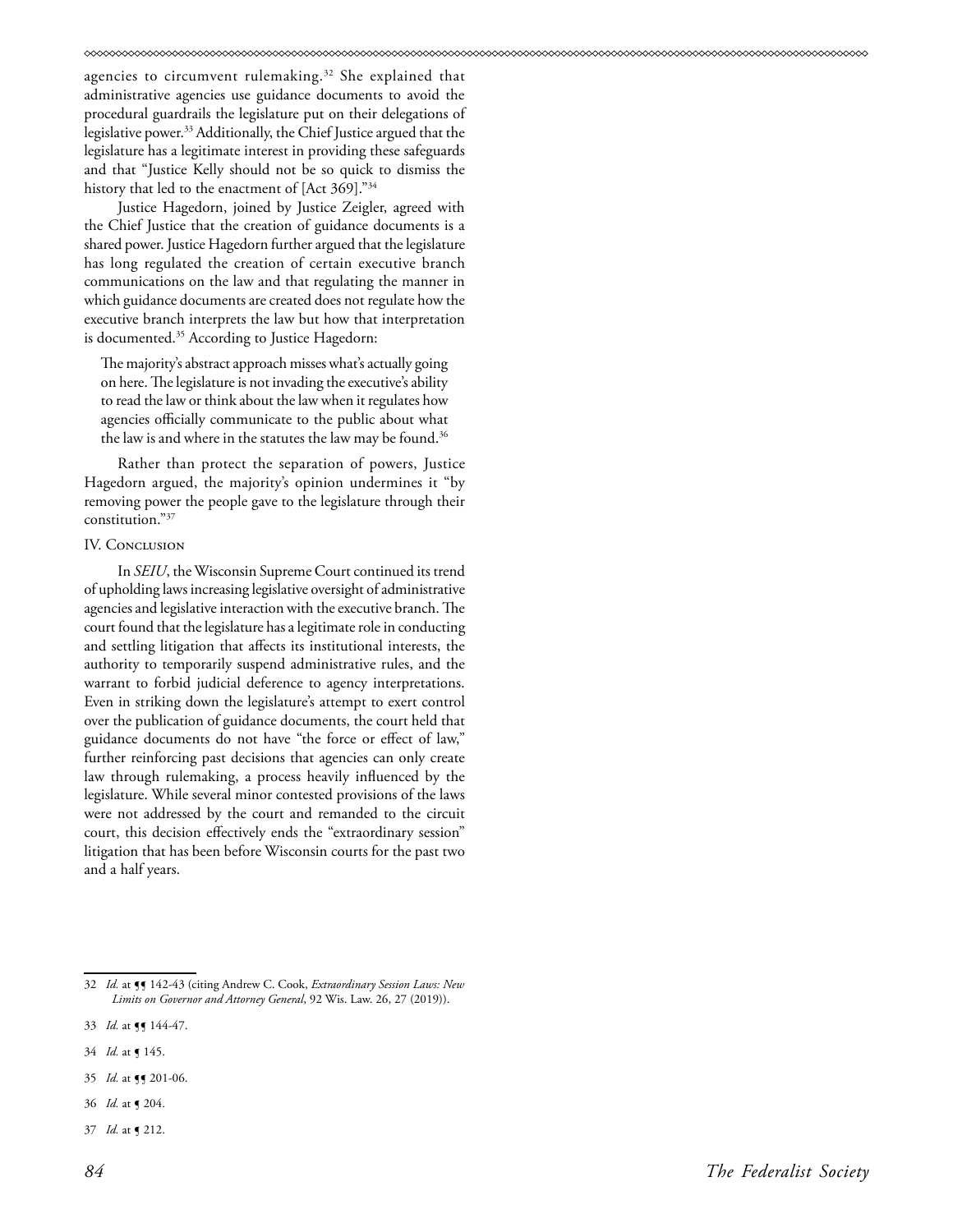agencies to circumvent rulemaking.[32] She explained that administrative agencies use guidance documents to avoid the procedural guardrails the legislature put on their delegations of legislative power.[33] Additionally, the Chief Justice argued that the legislature has a legitimate interest in providing these safeguards and that "Justice Kelly should not be so quick to dismiss the history that led to the enactment of [Act 369]."[34]

Justice Hagedorn, joined by Justice Zeigler, agreed with the Chief Justice that the creation of guidance documents is a shared power. Justice Hagedorn further argued that the legislature has long regulated the creation of certain executive branch communications on the law and that regulating the manner in which guidance documents are created does not regulate how the executive branch interprets the law but how that interpretation is documented.[35] According to Justice Hagedorn:

> The majority's abstract approach misses what's actually going on here. The legislature is not invading the executive's ability to read the law or think about the law when it regulates how agencies officially communicate to the public about what the law is and where in the statutes the law may be found.[36]

Rather than protect the separation of powers, Justice Hagedorn argued, the majority's opinion undermines it "by removing power the people gave to the legislature through their constitution."[37]

## IV. Conclusion

In *SEIU*, the Wisconsin Supreme Court continued its trend of upholding laws increasing legislative oversight of administrative agencies and legislative interaction with the executive branch. The court found that the legislature has a legitimate role in conducting and settling litigation that affects its institutional interests, the authority to temporarily suspend administrative rules, and the warrant to forbid judicial deference to agency interpretations. Even in striking down the legislature's attempt to exert control over the publication of guidance documents, the court held that guidance documents do not have "the force or effect of law," further reinforcing past decisions that agencies can only create law through rulemaking, a process heavily influenced by the legislature. While several minor contested provisions of the laws were not addressed by the court and remanded to the circuit court, this decision effectively ends the "extraordinary session" litigation that has been before Wisconsin courts for the past two and a half years.

---

32 *Id.* at ¶¶ 142-43 (citing Andrew C. Cook, *Extraordinary Session Laws: New Limits on Governor and Attorney General*, 92 Wis. Law. 26, 27 (2019)).

33 *Id.* at ¶¶ 144-47.

34 *Id.* at ¶ 145.

35 *Id.* at ¶¶ 201-06.

36 *Id.* at ¶ 204.

37 *Id.* at ¶ 212.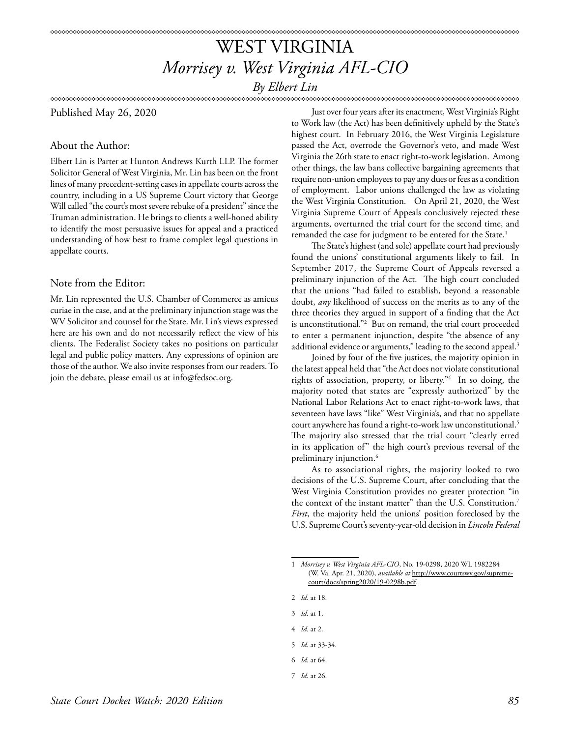# WEST VIRGINIA

## *Morrisey v. West Virginia AFL-CIO*

*By Elbert Lin*

Published May 26, 2020

### About the Author:

Elbert Lin is Parter at Hunton Andrews Kurth LLP. The former Solicitor General of West Virginia, Mr. Lin has been on the front lines of many precedent-setting cases in appellate courts across the country, including in a US Supreme Court victory that George Will called "the court's most severe rebuke of a president" since the Truman administration. He brings to clients a well-honed ability to identify the most persuasive issues for appeal and a practiced understanding of how best to frame complex legal questions in appellate courts.

### Note from the Editor:

Mr. Lin represented the U.S. Chamber of Commerce as amicus curiae in the case, and at the preliminary injunction stage was the WV Solicitor and counsel for the State. Mr. Lin's views expressed here are his own and do not necessarily reflect the view of his clients. The Federalist Society takes no positions on particular legal and public policy matters. Any expressions of opinion are those of the author. We also invite responses from our readers. To join the debate, please email us at info@fedsoc.org.

Just over four years after its enactment, West Virginia's Right to Work law (the Act) has been definitively upheld by the State's highest court. In February 2016, the West Virginia Legislature passed the Act, overrode the Governor's veto, and made West Virginia the 26th state to enact right-to-work legislation. Among other things, the law bans collective bargaining agreements that require non-union employees to pay any dues or fees as a condition of employment. Labor unions challenged the law as violating the West Virginia Constitution. On April 21, 2020, the West Virginia Supreme Court of Appeals conclusively rejected these arguments, overturned the trial court for the second time, and remanded the case for judgment to be entered for the State.[1]

The State's highest (and sole) appellate court had previously found the unions' constitutional arguments likely to fail. In September 2017, the Supreme Court of Appeals reversed a preliminary injunction of the Act. The high court concluded that the unions "had failed to establish, beyond a reasonable doubt, *any* likelihood of success on the merits as to any of the three theories they argued in support of a finding that the Act is unconstitutional."[2] But on remand, the trial court proceeded to enter a permanent injunction, despite "the absence of any additional evidence or arguments," leading to the second appeal.[3]

Joined by four of the five justices, the majority opinion in the latest appeal held that "the Act does not violate constitutional rights of association, property, or liberty."[4] In so doing, the majority noted that states are "expressly authorized" by the National Labor Relations Act to enact right-to-work laws, that seventeen have laws "like" West Virginia's, and that no appellate court anywhere has found a right-to-work law unconstitutional.[5] The majority also stressed that the trial court "clearly erred in its application of" the high court's previous reversal of the preliminary injunction.[6]

As to associational rights, the majority looked to two decisions of the U.S. Supreme Court, after concluding that the West Virginia Constitution provides no greater protection "in the context of the instant matter" than the U.S. Constitution.[7] *First*, the majority held the unions' position foreclosed by the U.S. Supreme Court's seventy-year-old decision in *Lincoln Federal*

---

1 *Morrisey v. West Virginia AFL-CIO*, No. 19-0298, 2020 WL 1982284 (W. Va. Apr. 21, 2020), *available at* http://www.courtswv.gov/supreme-court/docs/spring2020/19-0298b.pdf.

2 *Id.* at 18.

3 *Id.* at 1.

4 *Id.* at 2.

5 *Id.* at 33-34.

6 *Id.* at 64.

7 *Id.* at 26.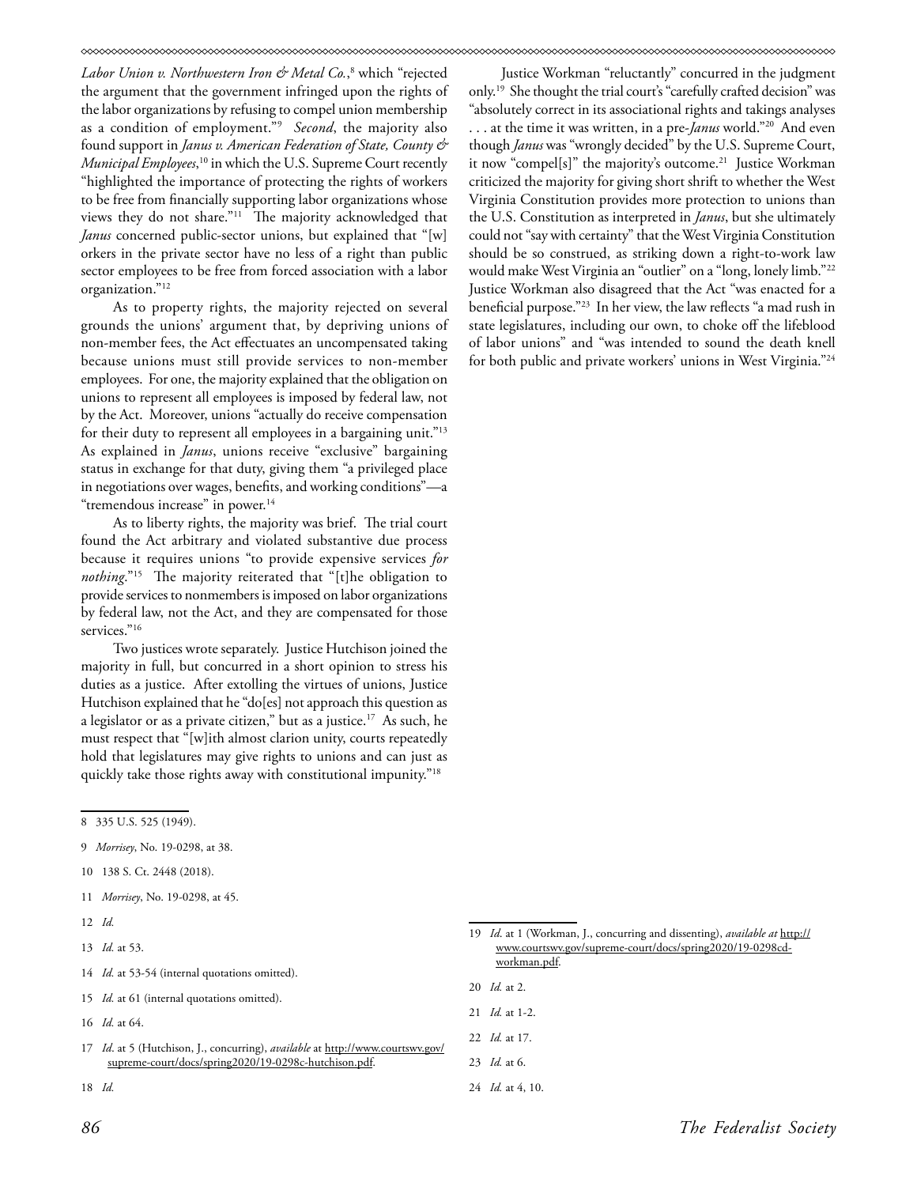*Labor Union v. Northwestern Iron & Metal Co.*,[8] which "rejected the argument that the government infringed upon the rights of the labor organizations by refusing to compel union membership as a condition of employment."[9] *Second*, the majority also found support in *Janus v. American Federation of State, County & Municipal Employees*,[10] in which the U.S. Supreme Court recently "highlighted the importance of protecting the rights of workers to be free from financially supporting labor organizations whose views they do not share."[11] The majority acknowledged that *Janus* concerned public-sector unions, but explained that "[w]orkers in the private sector have no less of a right than public sector employees to be free from forced association with a labor organization."[12]

As to property rights, the majority rejected on several grounds the unions' argument that, by depriving unions of non-member fees, the Act effectuates an uncompensated taking because unions must still provide services to non-member employees. For one, the majority explained that the obligation on unions to represent all employees is imposed by federal law, not by the Act. Moreover, unions "actually do receive compensation for their duty to represent all employees in a bargaining unit."[13] As explained in *Janus*, unions receive "exclusive" bargaining status in exchange for that duty, giving them "a privileged place in negotiations over wages, benefits, and working conditions"—a "tremendous increase" in power.[14]

As to liberty rights, the majority was brief. The trial court found the Act arbitrary and violated substantive due process because it requires unions "to provide expensive services *for nothing*."[15] The majority reiterated that "[t]he obligation to provide services to nonmembers is imposed on labor organizations by federal law, not the Act, and they are compensated for those services."[16]

Two justices wrote separately. Justice Hutchison joined the majority in full, but concurred in a short opinion to stress his duties as a justice. After extolling the virtues of unions, Justice Hutchison explained that he "do[es] not approach this question as a legislator or as a private citizen," but as a justice.[17] As such, he must respect that "[w]ith almost clarion unity, courts repeatedly hold that legislatures may give rights to unions and can just as quickly take those rights away with constitutional impunity."[18]

Justice Workman "reluctantly" concurred in the judgment only.[19] She thought the trial court's "carefully crafted decision" was "absolutely correct in its associational rights and takings analyses . . . at the time it was written, in a pre-*Janus* world."[20] And even though *Janus* was "wrongly decided" by the U.S. Supreme Court, it now "compel[s]" the majority's outcome.[21] Justice Workman criticized the majority for giving short shrift to whether the West Virginia Constitution provides more protection to unions than the U.S. Constitution as interpreted in *Janus*, but she ultimately could not "say with certainty" that the West Virginia Constitution should be so construed, as striking down a right-to-work law would make West Virginia an "outlier" on a "long, lonely limb."[22] Justice Workman also disagreed that the Act "was enacted for a beneficial purpose."[23] In her view, the law reflects "a mad rush in state legislatures, including our own, to choke off the lifeblood of labor unions" and "was intended to sound the death knell for both public and private workers' unions in West Virginia."[24]

---

8 335 U.S. 525 (1949).

9 *Morrisey*, No. 19-0298, at 38.

10 138 S. Ct. 2448 (2018).

11 *Morrisey*, No. 19-0298, at 45.

12 *Id.*

13 *Id.* at 53.

14 *Id.* at 53-54 (internal quotations omitted).

15 *Id.* at 61 (internal quotations omitted).

16 *Id.* at 64.

17 *Id*. at 5 (Hutchison, J., concurring), *available* at http://www.courtswv.gov/supreme-court/docs/spring2020/19-0298c-hutchison.pdf.

18 *Id.*

19 *Id*. at 1 (Workman, J., concurring and dissenting), *available at* http://www.courtswv.gov/supreme-court/docs/spring2020/19-0298cd-workman.pdf.

20 *Id.* at 2.

21 *Id.* at 1-2.

22 *Id.* at 17.

23 *Id.* at 6.

24 *Id.* at 4, 10.